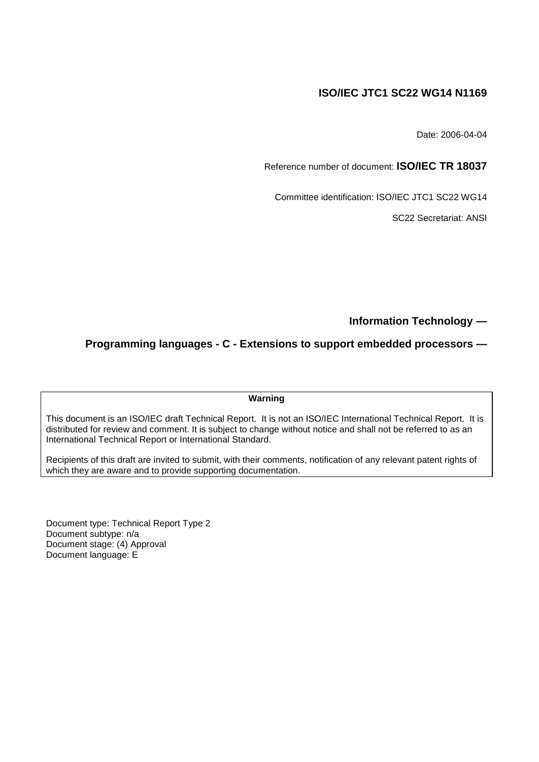**ISO/IEC JTC1 SC22 WG14 N1169**

Date: 2006-04-04

Reference number of document: **ISO/IEC TR 18037**

Committee identification: ISO/IEC JTC1 SC22 WG14

SC22 Secretariat: ANSI

**Information Technology —**

**Programming languages - C - Extensions to support embedded processors —**

| **Warning** |
| --- |
| This document is an ISO/IEC draft Technical Report. It is not an ISO/IEC International Technical Report. It is distributed for review and comment. It is subject to change without notice and shall not be referred to as an International Technical Report or International Standard.<br><br>Recipients of this draft are invited to submit, with their comments, notification of any relevant patent rights of which they are aware and to provide supporting documentation. |

Document type: Technical Report Type 2
Document subtype: n/a
Document stage: (4) Approval
Document language: E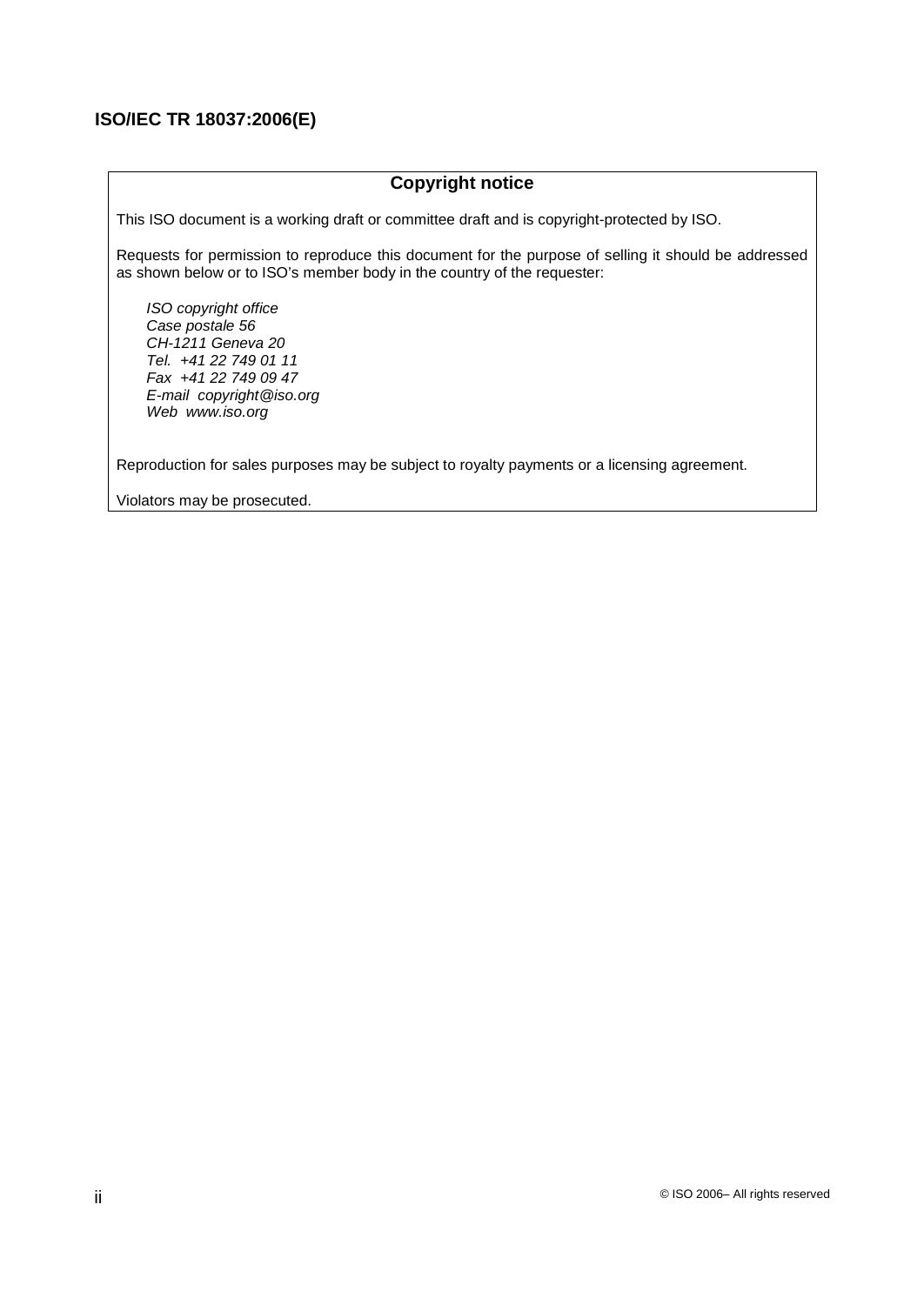## Copyright notice

This ISO document is a working draft or committee draft and is copyright-protected by ISO.

Requests for permission to reproduce this document for the purpose of selling it should be addressed as shown below or to ISO's member body in the country of the requester:

*ISO copyright office*
*Case postale 56*
*CH-1211 Geneva 20*
*Tel. +41 22 749 01 11*
*Fax +41 22 749 09 47*
*E-mail copyright@iso.org*
*Web www.iso.org*

Reproduction for sales purposes may be subject to royalty payments or a licensing agreement.

Violators may be prosecuted.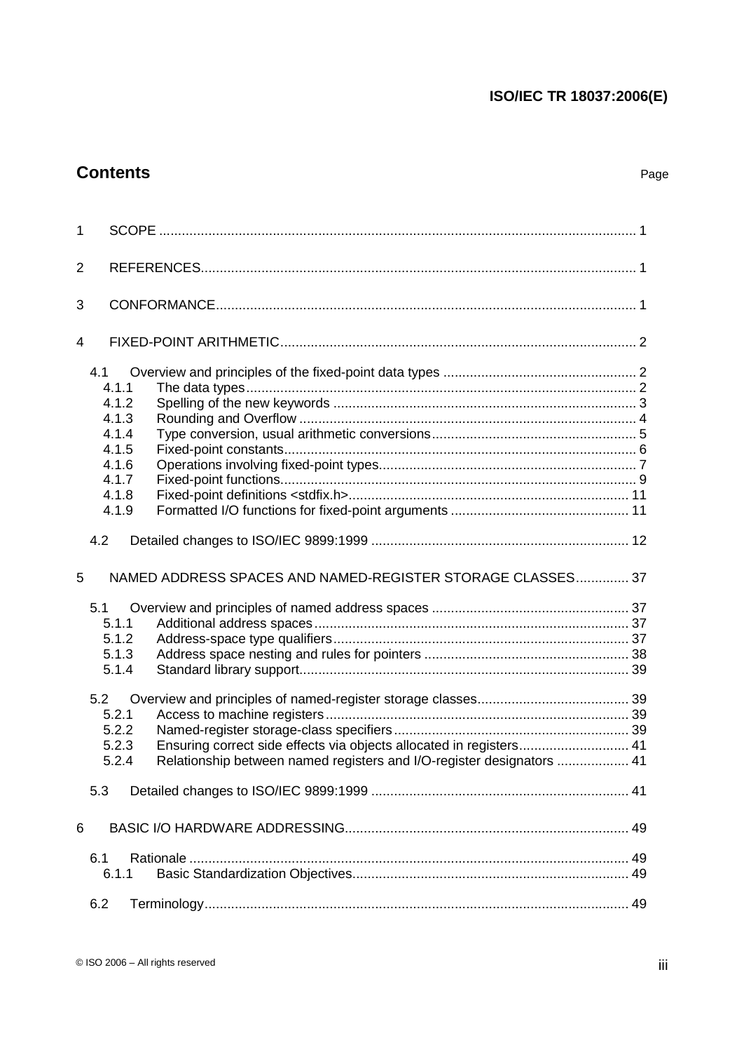## Contents

Page

1 SCOPE .......................................................... 1

2 REFERENCES .......................................................... 1

3 CONFORMANCE .......................................................... 1

4 FIXED-POINT ARITHMETIC .......................................................... 2

- 4.1 Overview and principles of the fixed-point data types .......................................................... 2
  - 4.1.1 The data types .......................................................... 2
  - 4.1.2 Spelling of the new keywords .......................................................... 3
  - 4.1.3 Rounding and Overflow .......................................................... 4
  - 4.1.4 Type conversion, usual arithmetic conversions .......................................................... 5
  - 4.1.5 Fixed-point constants .......................................................... 6
  - 4.1.6 Operations involving fixed-point types .......................................................... 7
  - 4.1.7 Fixed-point functions .......................................................... 9
  - 4.1.8 Fixed-point definitions <stdfix.h> .......................................................... 11
  - 4.1.9 Formatted I/O functions for fixed-point arguments .......................................................... 11
- 4.2 Detailed changes to ISO/IEC 9899:1999 .......................................................... 12

5 NAMED ADDRESS SPACES AND NAMED-REGISTER STORAGE CLASSES .......................................................... 37

- 5.1 Overview and principles of named address spaces .......................................................... 37
  - 5.1.1 Additional address spaces .......................................................... 37
  - 5.1.2 Address-space type qualifiers .......................................................... 37
  - 5.1.3 Address space nesting and rules for pointers .......................................................... 38
  - 5.1.4 Standard library support .......................................................... 39
- 5.2 Overview and principles of named-register storage classes .......................................................... 39
  - 5.2.1 Access to machine registers .......................................................... 39
  - 5.2.2 Named-register storage-class specifiers .......................................................... 39
  - 5.2.3 Ensuring correct side effects via objects allocated in registers .......................................................... 41
  - 5.2.4 Relationship between named registers and I/O-register designators .......................................................... 41
- 5.3 Detailed changes to ISO/IEC 9899:1999 .......................................................... 41

6 BASIC I/O HARDWARE ADDRESSING .......................................................... 49

- 6.1 Rationale .......................................................... 49
  - 6.1.1 Basic Standardization Objectives .......................................................... 49
- 6.2 Terminology .......................................................... 49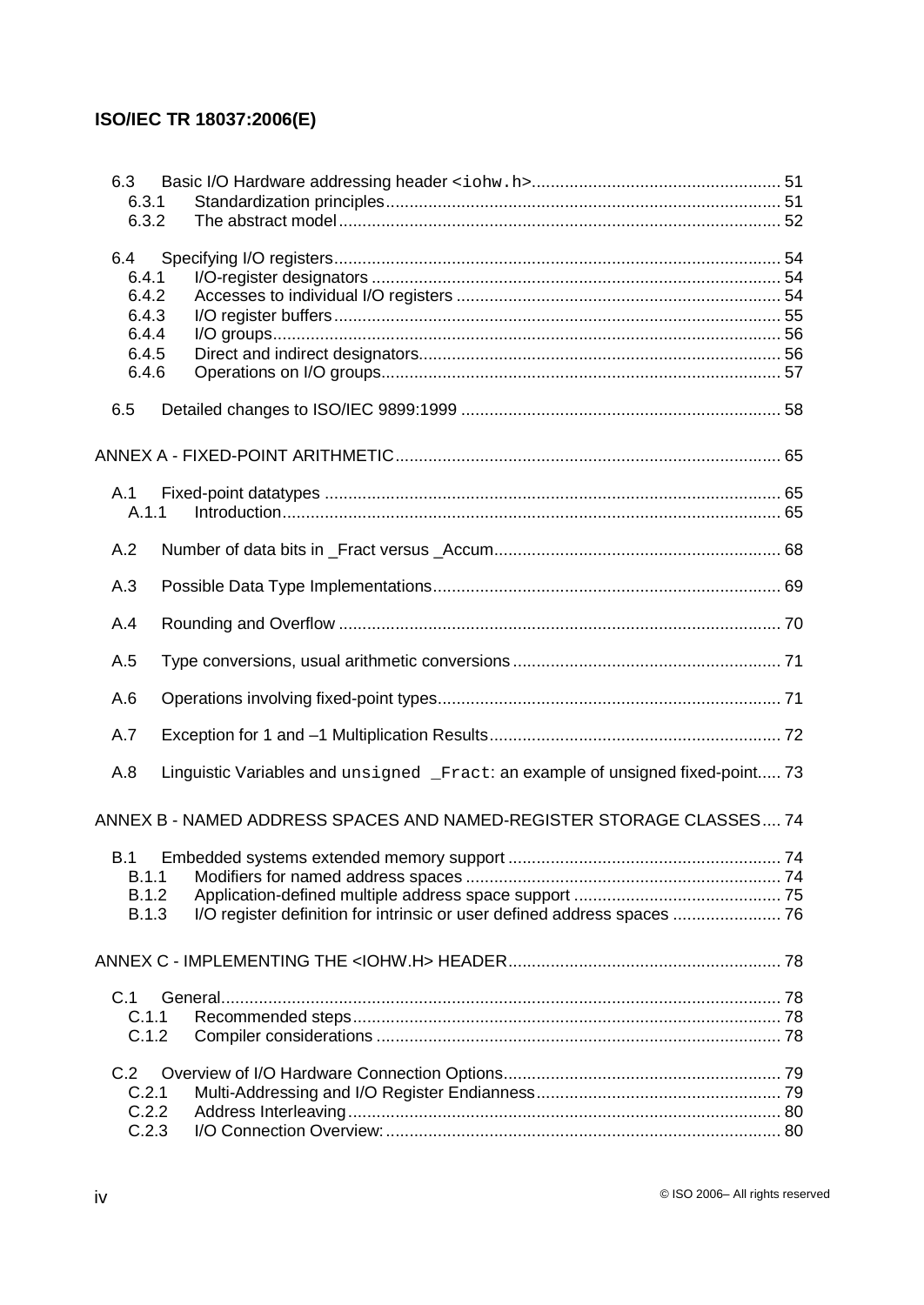6.3 Basic I/O Hardware addressing header <iohw.h> ..... 51
  6.3.1 Standardization principles ..... 51
  6.3.2 The abstract model ..... 52

6.4 Specifying I/O registers ..... 54
  6.4.1 I/O-register designators ..... 54
  6.4.2 Accesses to individual I/O registers ..... 54
  6.4.3 I/O register buffers ..... 55
  6.4.4 I/O groups ..... 56
  6.4.5 Direct and indirect designators ..... 56
  6.4.6 Operations on I/O groups ..... 57

6.5 Detailed changes to ISO/IEC 9899:1999 ..... 58

ANNEX A - FIXED-POINT ARITHMETIC ..... 65

A.1 Fixed-point datatypes ..... 65
  A.1.1 Introduction ..... 65

A.2 Number of data bits in _Fract versus _Accum ..... 68

A.3 Possible Data Type Implementations ..... 69

A.4 Rounding and Overflow ..... 70

A.5 Type conversions, usual arithmetic conversions ..... 71

A.6 Operations involving fixed-point types ..... 71

A.7 Exception for 1 and –1 Multiplication Results ..... 72

A.8 Linguistic Variables and `unsigned _Fract`: an example of unsigned fixed-point ..... 73

ANNEX B - NAMED ADDRESS SPACES AND NAMED-REGISTER STORAGE CLASSES ..... 74

B.1 Embedded systems extended memory support ..... 74
  B.1.1 Modifiers for named address spaces ..... 74
  B.1.2 Application-defined multiple address space support ..... 75
  B.1.3 I/O register definition for intrinsic or user defined address spaces ..... 76

ANNEX C - IMPLEMENTING THE <IOHW.H> HEADER ..... 78

C.1 General ..... 78
  C.1.1 Recommended steps ..... 78
  C.1.2 Compiler considerations ..... 78

C.2 Overview of I/O Hardware Connection Options ..... 79
  C.2.1 Multi-Addressing and I/O Register Endianness ..... 79
  C.2.2 Address Interleaving ..... 80
  C.2.3 I/O Connection Overview: ..... 80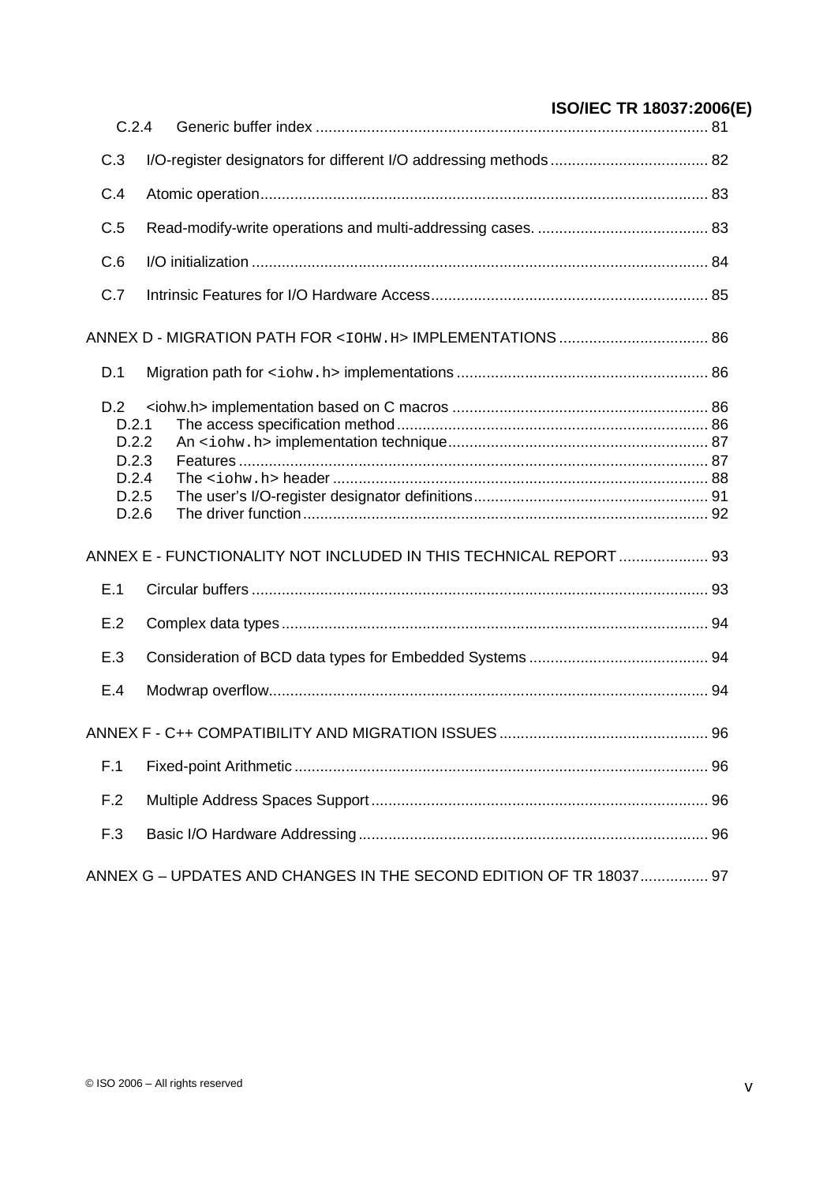C.2.4 Generic buffer index ........................................................................................... 81

C.3 I/O-register designators for different I/O addressing methods ..................................... 82

C.4 Atomic operation ......................................................................................................... 83

C.5 Read-modify-write operations and multi-addressing cases. ........................................ 83

C.6 I/O initialization ........................................................................................................... 84

C.7 Intrinsic Features for I/O Hardware Access ................................................................. 85

ANNEX D - MIGRATION PATH FOR <IOHW.H> IMPLEMENTATIONS ................................... 86

D.1 Migration path for <iohw.h> implementations ........................................................... 86

D.2 <iohw.h> implementation based on C macros ............................................................ 86
D.2.1 The access specification method ......................................................................... 86
D.2.2 An <iohw.h> implementation technique ............................................................ 87
D.2.3 Features ............................................................................................................. 87
D.2.4 The <iohw.h> header ........................................................................................ 88
D.2.5 The user's I/O-register designator definitions ...................................................... 91
D.2.6 The driver function .............................................................................................. 92

ANNEX E - FUNCTIONALITY NOT INCLUDED IN THIS TECHNICAL REPORT ..................... 93

E.1 Circular buffers ........................................................................................................... 93

E.2 Complex data types .................................................................................................... 94

E.3 Consideration of BCD data types for Embedded Systems .......................................... 94

E.4 Modwrap overflow ....................................................................................................... 94

ANNEX F - C++ COMPATIBILITY AND MIGRATION ISSUES ................................................. 96

F.1 Fixed-point Arithmetic ................................................................................................. 96

F.2 Multiple Address Spaces Support ............................................................................... 96

F.3 Basic I/O Hardware Addressing .................................................................................. 96

ANNEX G – UPDATES AND CHANGES IN THE SECOND EDITION OF TR 18037 ................ 97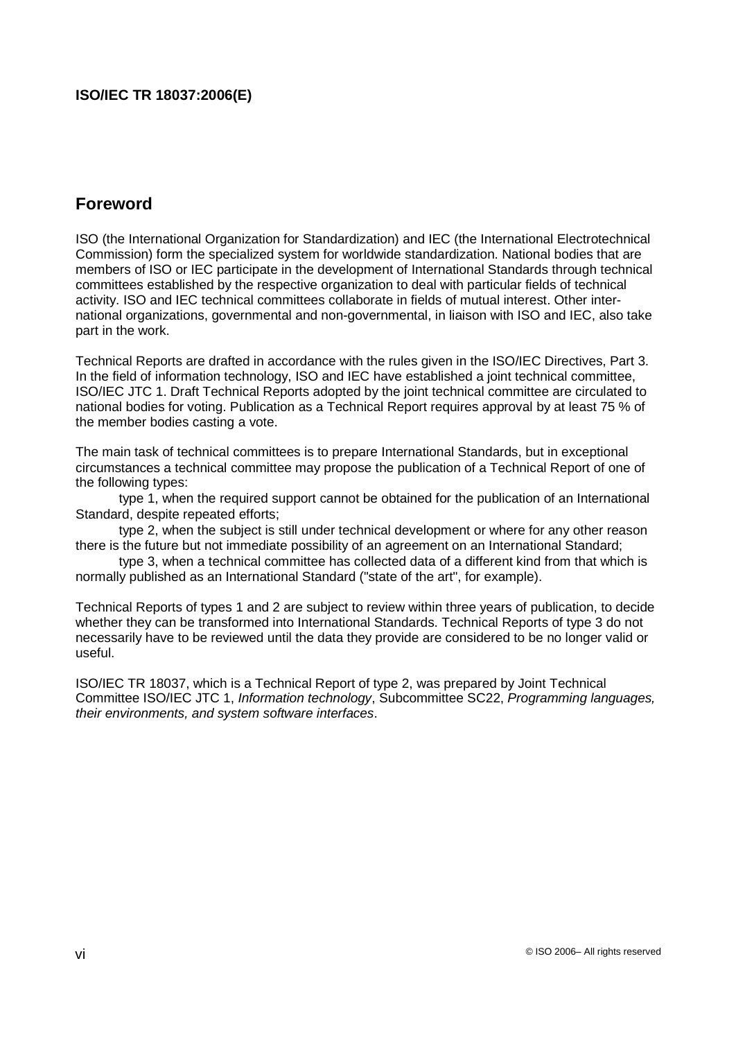## Foreword

ISO (the International Organization for Standardization) and IEC (the International Electrotechnical Commission) form the specialized system for worldwide standardization. National bodies that are members of ISO or IEC participate in the development of International Standards through technical committees established by the respective organization to deal with particular fields of technical activity. ISO and IEC technical committees collaborate in fields of mutual interest. Other international organizations, governmental and non-governmental, in liaison with ISO and IEC, also take part in the work.

Technical Reports are drafted in accordance with the rules given in the ISO/IEC Directives, Part 3. In the field of information technology, ISO and IEC have established a joint technical committee, ISO/IEC JTC 1. Draft Technical Reports adopted by the joint technical committee are circulated to national bodies for voting. Publication as a Technical Report requires approval by at least 75 % of the member bodies casting a vote.

The main task of technical committees is to prepare International Standards, but in exceptional circumstances a technical committee may propose the publication of a Technical Report of one of the following types:

type 1, when the required support cannot be obtained for the publication of an International Standard, despite repeated efforts;

type 2, when the subject is still under technical development or where for any other reason there is the future but not immediate possibility of an agreement on an International Standard;

type 3, when a technical committee has collected data of a different kind from that which is normally published as an International Standard ("state of the art", for example).

Technical Reports of types 1 and 2 are subject to review within three years of publication, to decide whether they can be transformed into International Standards. Technical Reports of type 3 do not necessarily have to be reviewed until the data they provide are considered to be no longer valid or useful.

ISO/IEC TR 18037, which is a Technical Report of type 2, was prepared by Joint Technical Committee ISO/IEC JTC 1, *Information technology*, Subcommittee SC22, *Programming languages, their environments, and system software interfaces*.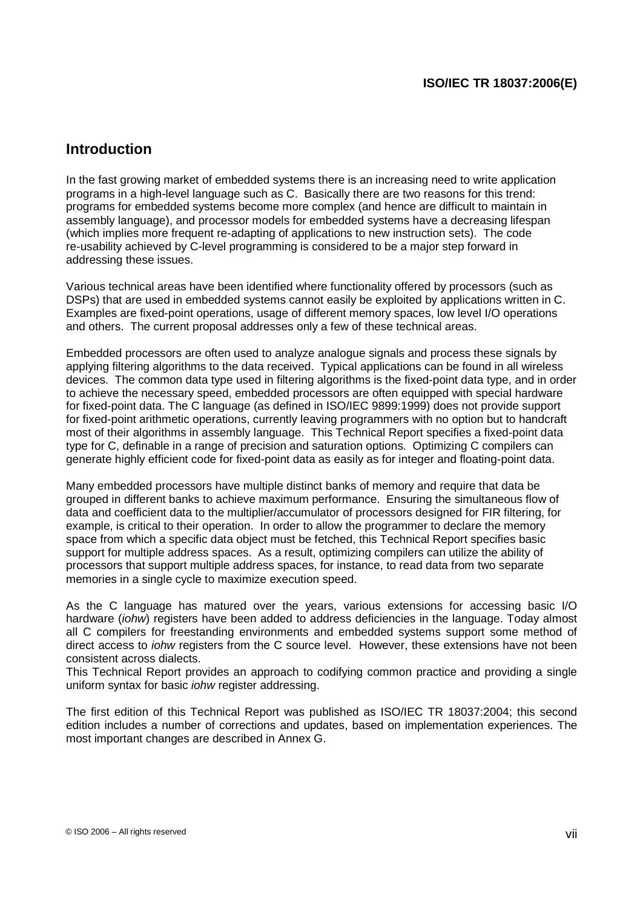# Introduction

In the fast growing market of embedded systems there is an increasing need to write application programs in a high-level language such as C. Basically there are two reasons for this trend: programs for embedded systems become more complex (and hence are difficult to maintain in assembly language), and processor models for embedded systems have a decreasing lifespan (which implies more frequent re-adapting of applications to new instruction sets). The code re-usability achieved by C-level programming is considered to be a major step forward in addressing these issues.

Various technical areas have been identified where functionality offered by processors (such as DSPs) that are used in embedded systems cannot easily be exploited by applications written in C. Examples are fixed-point operations, usage of different memory spaces, low level I/O operations and others. The current proposal addresses only a few of these technical areas.

Embedded processors are often used to analyze analogue signals and process these signals by applying filtering algorithms to the data received. Typical applications can be found in all wireless devices. The common data type used in filtering algorithms is the fixed-point data type, and in order to achieve the necessary speed, embedded processors are often equipped with special hardware for fixed-point data. The C language (as defined in ISO/IEC 9899:1999) does not provide support for fixed-point arithmetic operations, currently leaving programmers with no option but to handcraft most of their algorithms in assembly language. This Technical Report specifies a fixed-point data type for C, definable in a range of precision and saturation options. Optimizing C compilers can generate highly efficient code for fixed-point data as easily as for integer and floating-point data.

Many embedded processors have multiple distinct banks of memory and require that data be grouped in different banks to achieve maximum performance. Ensuring the simultaneous flow of data and coefficient data to the multiplier/accumulator of processors designed for FIR filtering, for example, is critical to their operation. In order to allow the programmer to declare the memory space from which a specific data object must be fetched, this Technical Report specifies basic support for multiple address spaces. As a result, optimizing compilers can utilize the ability of processors that support multiple address spaces, for instance, to read data from two separate memories in a single cycle to maximize execution speed.

As the C language has matured over the years, various extensions for accessing basic I/O hardware (*iohw*) registers have been added to address deficiencies in the language. Today almost all C compilers for freestanding environments and embedded systems support some method of direct access to *iohw* registers from the C source level. However, these extensions have not been consistent across dialects.
This Technical Report provides an approach to codifying common practice and providing a single uniform syntax for basic *iohw* register addressing.

The first edition of this Technical Report was published as ISO/IEC TR 18037:2004; this second edition includes a number of corrections and updates, based on implementation experiences. The most important changes are described in Annex G.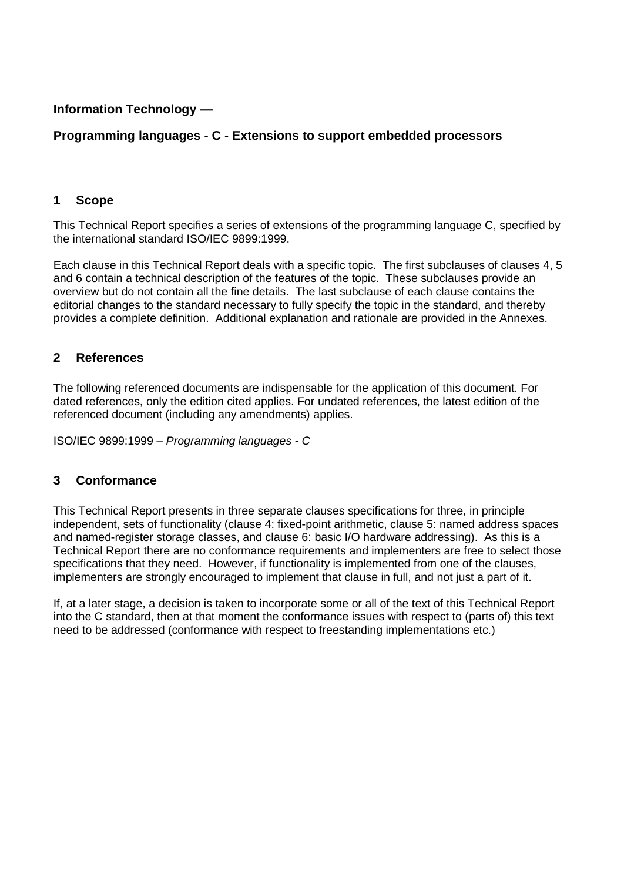**Information Technology —**

**Programming languages - C - Extensions to support embedded processors**

## 1 Scope

This Technical Report specifies a series of extensions of the programming language C, specified by the international standard ISO/IEC 9899:1999.

Each clause in this Technical Report deals with a specific topic. The first subclauses of clauses 4, 5 and 6 contain a technical description of the features of the topic. These subclauses provide an overview but do not contain all the fine details. The last subclause of each clause contains the editorial changes to the standard necessary to fully specify the topic in the standard, and thereby provides a complete definition. Additional explanation and rationale are provided in the Annexes.

## 2 References

The following referenced documents are indispensable for the application of this document. For dated references, only the edition cited applies. For undated references, the latest edition of the referenced document (including any amendments) applies.

ISO/IEC 9899:1999 – *Programming languages - C*

## 3 Conformance

This Technical Report presents in three separate clauses specifications for three, in principle independent, sets of functionality (clause 4: fixed-point arithmetic, clause 5: named address spaces and named-register storage classes, and clause 6: basic I/O hardware addressing). As this is a Technical Report there are no conformance requirements and implementers are free to select those specifications that they need. However, if functionality is implemented from one of the clauses, implementers are strongly encouraged to implement that clause in full, and not just a part of it.

If, at a later stage, a decision is taken to incorporate some or all of the text of this Technical Report into the C standard, then at that moment the conformance issues with respect to (parts of) this text need to be addressed (conformance with respect to freestanding implementations etc.)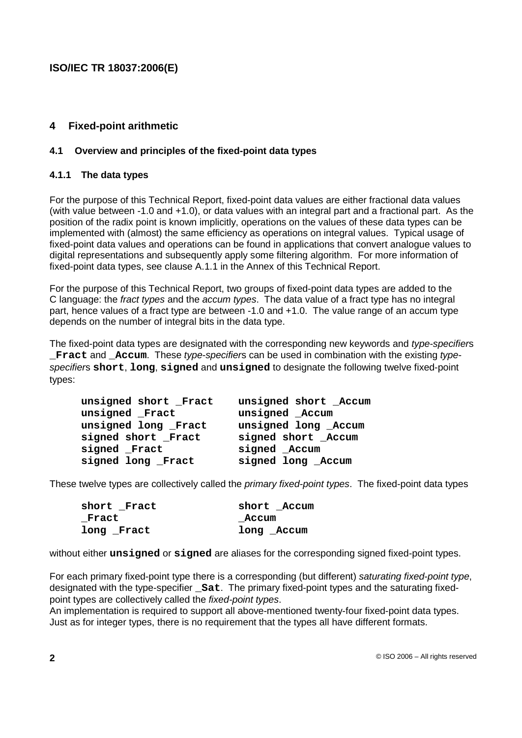# 4 Fixed-point arithmetic

## 4.1 Overview and principles of the fixed-point data types

### 4.1.1 The data types

For the purpose of this Technical Report, fixed-point data values are either fractional data values (with value between -1.0 and +1.0), or data values with an integral part and a fractional part. As the position of the radix point is known implicitly, operations on the values of these data types can be implemented with (almost) the same efficiency as operations on integral values. Typical usage of fixed-point data values and operations can be found in applications that convert analogue values to digital representations and subsequently apply some filtering algorithm. For more information of fixed-point data types, see clause A.1.1 in the Annex of this Technical Report.

For the purpose of this Technical Report, two groups of fixed-point data types are added to the C language: the *fract types* and the *accum types*. The data value of a fract type has no integral part, hence values of a fract type are between -1.0 and +1.0. The value range of an accum type depends on the number of integral bits in the data type.

The fixed-point data types are designated with the corresponding new keywords and *type-specifier*s **`_Fract`** and **`_Accum`**. These *type-specifier*s can be used in combination with the existing *type-specifier*s **`short`**, **`long`**, **`signed`** and **`unsigned`** to designate the following twelve fixed-point types:

```
unsigned short _Fract    unsigned short _Accum
unsigned _Fract          unsigned _Accum
unsigned long _Fract     unsigned long _Accum
signed short _Fract      signed short _Accum
signed _Fract            signed _Accum
signed long _Fract       signed long _Accum
```

These twelve types are collectively called the *primary fixed-point types*. The fixed-point data types

```
short _Fract             short _Accum
_Fract                   _Accum
long _Fract              long _Accum
```

without either **`unsigned`** or **`signed`** are aliases for the corresponding signed fixed-point types.

For each primary fixed-point type there is a corresponding (but different) *saturating fixed-point type*, designated with the type-specifier **`_Sat`**. The primary fixed-point types and the saturating fixed-point types are collectively called the *fixed-point types*.
An implementation is required to support all above-mentioned twenty-four fixed-point data types. Just as for integer types, there is no requirement that the types all have different formats.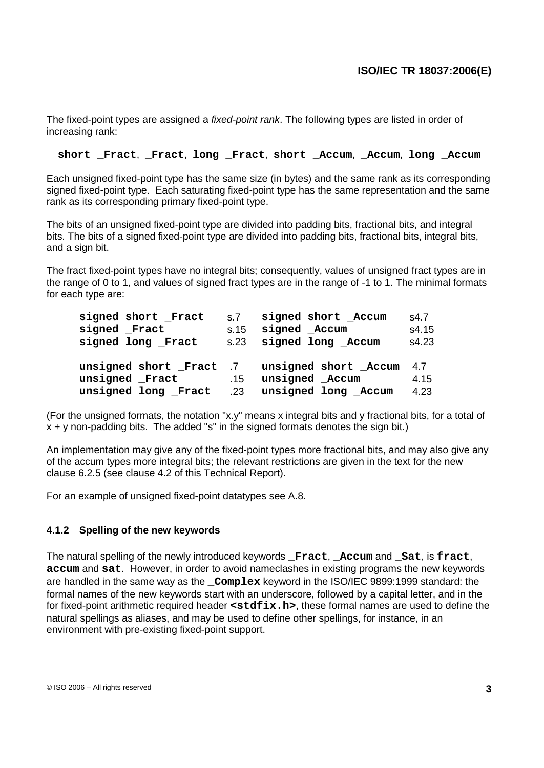The fixed-point types are assigned a *fixed-point rank*. The following types are listed in order of increasing rank:

**short _Fract**, **_Fract**, **long _Fract**, **short _Accum**, **_Accum**, **long _Accum**

Each unsigned fixed-point type has the same size (in bytes) and the same rank as its corresponding signed fixed-point type. Each saturating fixed-point type has the same representation and the same rank as its corresponding primary fixed-point type.

The bits of an unsigned fixed-point type are divided into padding bits, fractional bits, and integral bits. The bits of a signed fixed-point type are divided into padding bits, fractional bits, integral bits, and a sign bit.

The fract fixed-point types have no integral bits; consequently, values of unsigned fract types are in the range of 0 to 1, and values of signed fract types are in the range of -1 to 1. The minimal formats for each type are:

| | | | |
|---|---|---|---|
| **signed short _Fract** | s.7 | **signed short _Accum** | s4.7 |
| **signed _Fract** | s.15 | **signed _Accum** | s4.15 |
| **signed long _Fract** | s.23 | **signed long _Accum** | s4.23 |
| **unsigned short _Fract** | .7 | **unsigned short _Accum** | 4.7 |
| **unsigned _Fract** | .15 | **unsigned _Accum** | 4.15 |
| **unsigned long _Fract** | .23 | **unsigned long _Accum** | 4.23 |

(For the unsigned formats, the notation "x.y" means x integral bits and y fractional bits, for a total of x + y non-padding bits. The added "s" in the signed formats denotes the sign bit.)

An implementation may give any of the fixed-point types more fractional bits, and may also give any of the accum types more integral bits; the relevant restrictions are given in the text for the new clause 6.2.5 (see clause 4.2 of this Technical Report).

For an example of unsigned fixed-point datatypes see A.8.

### 4.1.2 Spelling of the new keywords

The natural spelling of the newly introduced keywords **_Fract**, **_Accum** and **_Sat**, is **fract**, **accum** and **sat**. However, in order to avoid nameclashes in existing programs the new keywords are handled in the same way as the **_Complex** keyword in the ISO/IEC 9899:1999 standard: the formal names of the new keywords start with an underscore, followed by a capital letter, and in the for fixed-point arithmetic required header **<stdfix.h>**, these formal names are used to define the natural spellings as aliases, and may be used to define other spellings, for instance, in an environment with pre-existing fixed-point support.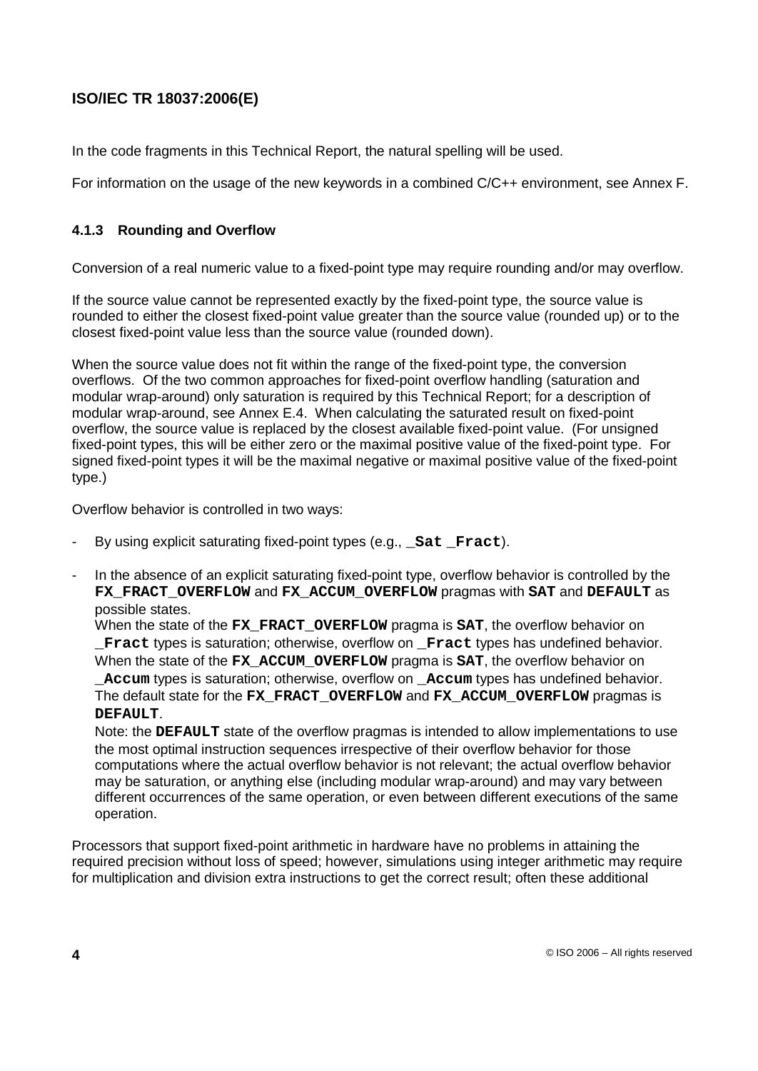In the code fragments in this Technical Report, the natural spelling will be used.

For information on the usage of the new keywords in a combined C/C++ environment, see Annex F.

### 4.1.3 Rounding and Overflow

Conversion of a real numeric value to a fixed-point type may require rounding and/or may overflow.

If the source value cannot be represented exactly by the fixed-point type, the source value is rounded to either the closest fixed-point value greater than the source value (rounded up) or to the closest fixed-point value less than the source value (rounded down).

When the source value does not fit within the range of the fixed-point type, the conversion overflows. Of the two common approaches for fixed-point overflow handling (saturation and modular wrap-around) only saturation is required by this Technical Report; for a description of modular wrap-around, see Annex E.4. When calculating the saturated result on fixed-point overflow, the source value is replaced by the closest available fixed-point value. (For unsigned fixed-point types, this will be either zero or the maximal positive value of the fixed-point type. For signed fixed-point types it will be the maximal negative or maximal positive value of the fixed-point type.)

Overflow behavior is controlled in two ways:

- By using explicit saturating fixed-point types (e.g., **`_Sat _Fract`**).
- In the absence of an explicit saturating fixed-point type, overflow behavior is controlled by the **`FX_FRACT_OVERFLOW`** and **`FX_ACCUM_OVERFLOW`** pragmas with **`SAT`** and **`DEFAULT`** as possible states.
  When the state of the **`FX_FRACT_OVERFLOW`** pragma is **`SAT`**, the overflow behavior on **`_Fract`** types is saturation; otherwise, overflow on **`_Fract`** types has undefined behavior. When the state of the **`FX_ACCUM_OVERFLOW`** pragma is **`SAT`**, the overflow behavior on **`_Accum`** types is saturation; otherwise, overflow on **`_Accum`** types has undefined behavior. The default state for the **`FX_FRACT_OVERFLOW`** and **`FX_ACCUM_OVERFLOW`** pragmas is **`DEFAULT`**.
  Note: the **`DEFAULT`** state of the overflow pragmas is intended to allow implementations to use the most optimal instruction sequences irrespective of their overflow behavior for those computations where the actual overflow behavior is not relevant; the actual overflow behavior may be saturation, or anything else (including modular wrap-around) and may vary between different occurrences of the same operation, or even between different executions of the same operation.

Processors that support fixed-point arithmetic in hardware have no problems in attaining the required precision without loss of speed; however, simulations using integer arithmetic may require for multiplication and division extra instructions to get the correct result; often these additional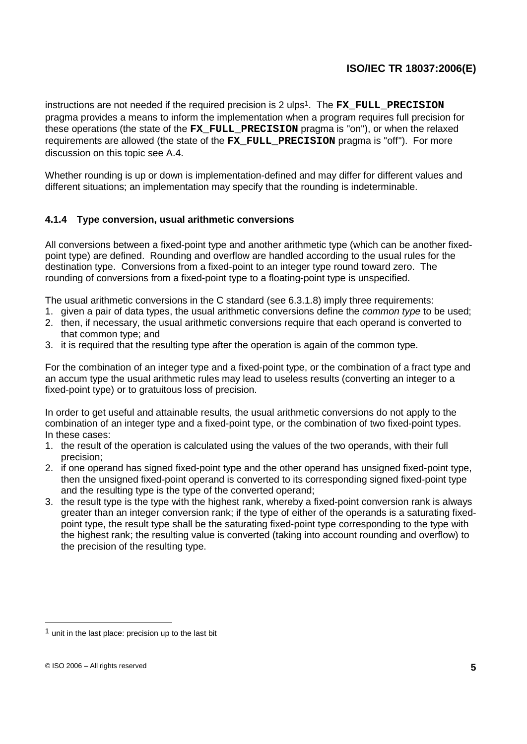instructions are not needed if the required precision is 2 ulps[1]. The **FX_FULL_PRECISION** pragma provides a means to inform the implementation when a program requires full precision for these operations (the state of the **FX_FULL_PRECISION** pragma is "on"), or when the relaxed requirements are allowed (the state of the **FX_FULL_PRECISION** pragma is "off"). For more discussion on this topic see A.4.

Whether rounding is up or down is implementation-defined and may differ for different values and different situations; an implementation may specify that the rounding is indeterminable.

#### 4.1.4 Type conversion, usual arithmetic conversions

All conversions between a fixed-point type and another arithmetic type (which can be another fixed-point type) are defined. Rounding and overflow are handled according to the usual rules for the destination type. Conversions from a fixed-point to an integer type round toward zero. The rounding of conversions from a fixed-point type to a floating-point type is unspecified.

The usual arithmetic conversions in the C standard (see 6.3.1.8) imply three requirements:

1. given a pair of data types, the usual arithmetic conversions define the *common type* to be used;
2. then, if necessary, the usual arithmetic conversions require that each operand is converted to that common type; and
3. it is required that the resulting type after the operation is again of the common type.

For the combination of an integer type and a fixed-point type, or the combination of a fract type and an accum type the usual arithmetic rules may lead to useless results (converting an integer to a fixed-point type) or to gratuitous loss of precision.

In order to get useful and attainable results, the usual arithmetic conversions do not apply to the combination of an integer type and a fixed-point type, or the combination of two fixed-point types. In these cases:

1. the result of the operation is calculated using the values of the two operands, with their full precision;
2. if one operand has signed fixed-point type and the other operand has unsigned fixed-point type, then the unsigned fixed-point operand is converted to its corresponding signed fixed-point type and the resulting type is the type of the converted operand;
3. the result type is the type with the highest rank, whereby a fixed-point conversion rank is always greater than an integer conversion rank; if the type of either of the operands is a saturating fixed-point type, the result type shall be the saturating fixed-point type corresponding to the type with the highest rank; the resulting value is converted (taking into account rounding and overflow) to the precision of the resulting type.

---

[1] unit in the last place: precision up to the last bit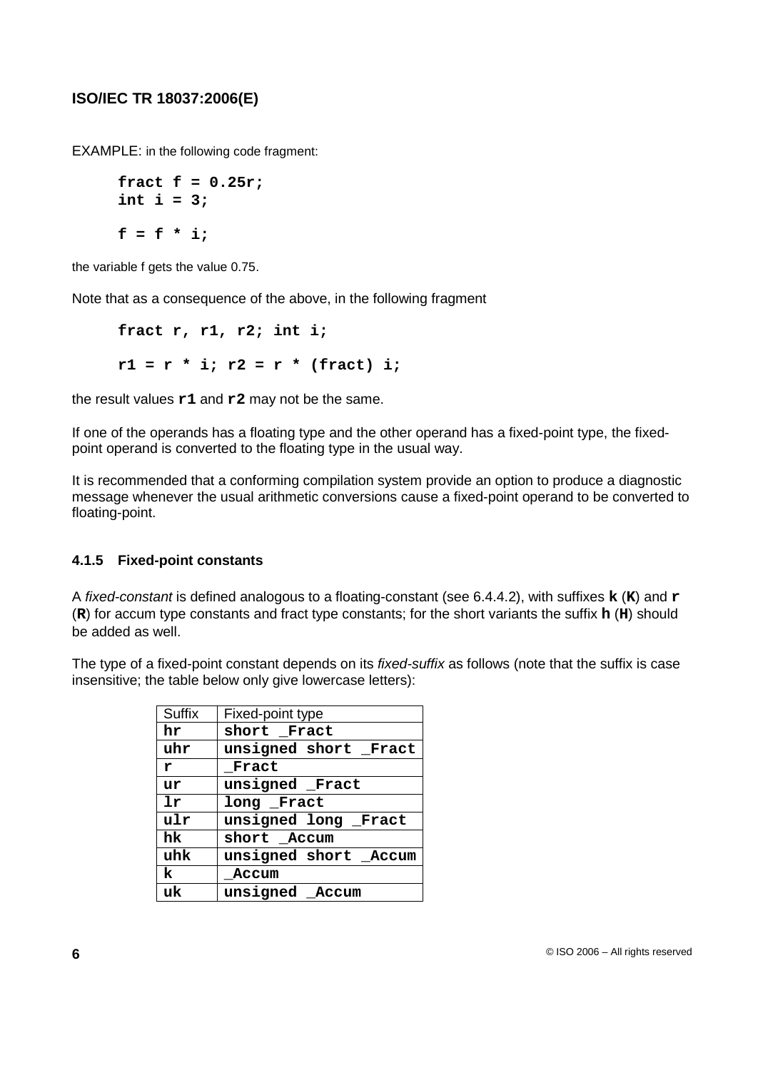EXAMPLE: in the following code fragment:

```
fract f = 0.25r;
int i = 3;

f = f * i;
```

the variable f gets the value 0.75.

Note that as a consequence of the above, in the following fragment

```
fract r, r1, r2; int i;

r1 = r * i; r2 = r * (fract) i;
```

the result values **r1** and **r2** may not be the same.

If one of the operands has a floating type and the other operand has a fixed-point type, the fixed-point operand is converted to the floating type in the usual way.

It is recommended that a conforming compilation system provide an option to produce a diagnostic message whenever the usual arithmetic conversions cause a fixed-point operand to be converted to floating-point.

### 4.1.5 Fixed-point constants

A *fixed-constant* is defined analogous to a floating-constant (see 6.4.4.2), with suffixes **k** (**K**) and **r** (**R**) for accum type constants and fract type constants; for the short variants the suffix **h** (**H**) should be added as well.

The type of a fixed-point constant depends on its *fixed-suffix* as follows (note that the suffix is case insensitive; the table below only give lowercase letters):

| Suffix | Fixed-point type |
|---|---|
| **hr** | **short _Fract** |
| **uhr** | **unsigned short _Fract** |
| **r** | **_Fract** |
| **ur** | **unsigned _Fract** |
| **lr** | **long _Fract** |
| **ulr** | **unsigned long _Fract** |
| **hk** | **short _Accum** |
| **uhk** | **unsigned short _Accum** |
| **k** | **_Accum** |
| **uk** | **unsigned _Accum** |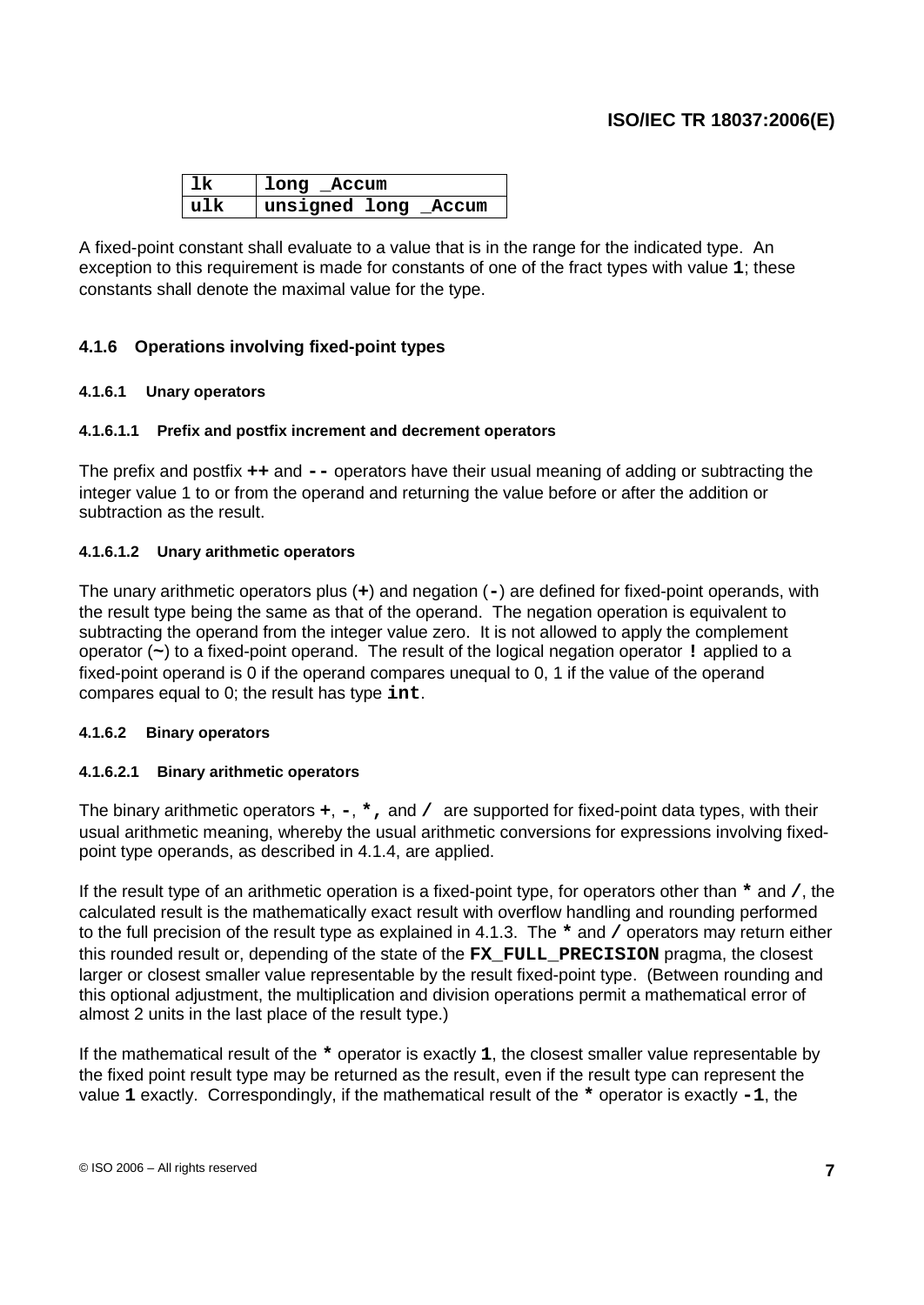| lk | long _Accum |
|---|---|
| ulk | unsigned long _Accum |

A fixed-point constant shall evaluate to a value that is in the range for the indicated type. An exception to this requirement is made for constants of one of the fract types with value **1**; these constants shall denote the maximal value for the type.

### 4.1.6 Operations involving fixed-point types

#### 4.1.6.1 Unary operators

##### 4.1.6.1.1 Prefix and postfix increment and decrement operators

The prefix and postfix **++** and **--** operators have their usual meaning of adding or subtracting the integer value 1 to or from the operand and returning the value before or after the addition or subtraction as the result.

##### 4.1.6.1.2 Unary arithmetic operators

The unary arithmetic operators plus (**+**) and negation (**-**) are defined for fixed-point operands, with the result type being the same as that of the operand. The negation operation is equivalent to subtracting the operand from the integer value zero. It is not allowed to apply the complement operator (**~**) to a fixed-point operand. The result of the logical negation operator **!** applied to a fixed-point operand is 0 if the operand compares unequal to 0, 1 if the value of the operand compares equal to 0; the result has type **int**.

#### 4.1.6.2 Binary operators

##### 4.1.6.2.1 Binary arithmetic operators

The binary arithmetic operators **+**, **-**, **\*,** and **/** are supported for fixed-point data types, with their usual arithmetic meaning, whereby the usual arithmetic conversions for expressions involving fixed-point type operands, as described in 4.1.4, are applied.

If the result type of an arithmetic operation is a fixed-point type, for operators other than **\*** and **/**, the calculated result is the mathematically exact result with overflow handling and rounding performed to the full precision of the result type as explained in 4.1.3. The **\*** and **/** operators may return either this rounded result or, depending of the state of the **FX_FULL_PRECISION** pragma, the closest larger or closest smaller value representable by the result fixed-point type. (Between rounding and this optional adjustment, the multiplication and division operations permit a mathematical error of almost 2 units in the last place of the result type.)

If the mathematical result of the **\*** operator is exactly **1**, the closest smaller value representable by the fixed point result type may be returned as the result, even if the result type can represent the value **1** exactly. Correspondingly, if the mathematical result of the **\*** operator is exactly **-1**, the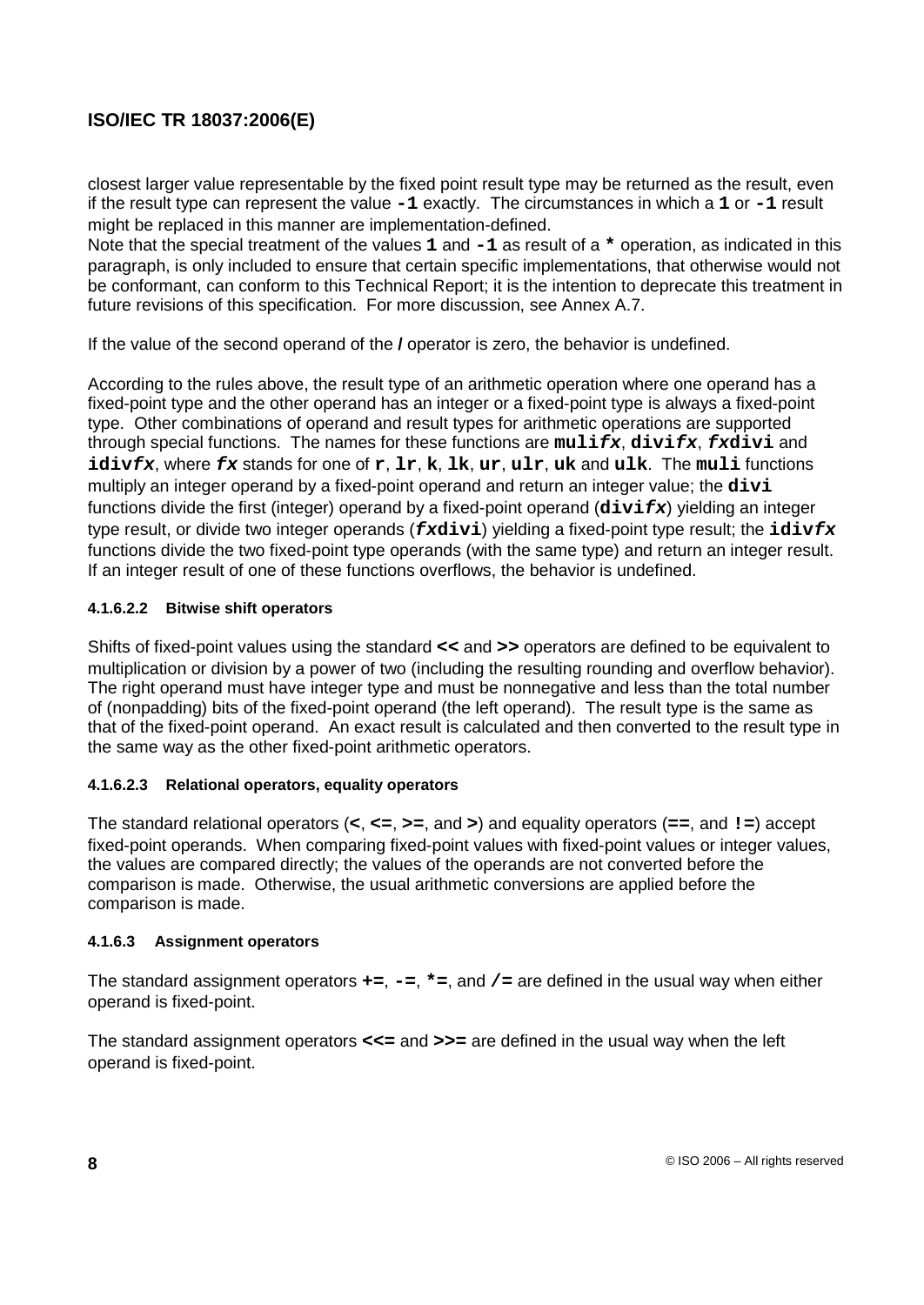closest larger value representable by the fixed point result type may be returned as the result, even if the result type can represent the value **-1** exactly. The circumstances in which a **1** or **-1** result might be replaced in this manner are implementation-defined.
Note that the special treatment of the values **1** and **-1** as result of a ***** operation, as indicated in this paragraph, is only included to ensure that certain specific implementations, that otherwise would not be conformant, can conform to this Technical Report; it is the intention to deprecate this treatment in future revisions of this specification. For more discussion, see Annex A.7.

If the value of the second operand of the **/** operator is zero, the behavior is undefined.

According to the rules above, the result type of an arithmetic operation where one operand has a fixed-point type and the other operand has an integer or a fixed-point type is always a fixed-point type. Other combinations of operand and result types for arithmetic operations are supported through special functions. The names for these functions are **muli*fx***, **divi*fx***, ***fx*divi** and **idiv*fx***, where ***fx*** stands for one of **r**, **lr**, **k**, **lk**, **ur**, **ulr**, **uk** and **ulk**. The **muli** functions multiply an integer operand by a fixed-point operand and return an integer value; the **divi** functions divide the first (integer) operand by a fixed-point operand (**divi*fx***) yielding an integer type result, or divide two integer operands (***fx*divi**) yielding a fixed-point type result; the **idiv*fx*** functions divide the two fixed-point type operands (with the same type) and return an integer result. If an integer result of one of these functions overflows, the behavior is undefined.

#### 4.1.6.2.2 Bitwise shift operators

Shifts of fixed-point values using the standard **<<** and **>>** operators are defined to be equivalent to multiplication or division by a power of two (including the resulting rounding and overflow behavior). The right operand must have integer type and must be nonnegative and less than the total number of (nonpadding) bits of the fixed-point operand (the left operand). The result type is the same as that of the fixed-point operand. An exact result is calculated and then converted to the result type in the same way as the other fixed-point arithmetic operators.

#### 4.1.6.2.3 Relational operators, equality operators

The standard relational operators (**<**, **<=**, **>=**, and **>**) and equality operators (**==**, and **!=**) accept fixed-point operands. When comparing fixed-point values with fixed-point values or integer values, the values are compared directly; the values of the operands are not converted before the comparison is made. Otherwise, the usual arithmetic conversions are applied before the comparison is made.

### 4.1.6.3 Assignment operators

The standard assignment operators **+=**, **-=**, ***=**, and **/=** are defined in the usual way when either operand is fixed-point.

The standard assignment operators **<<=** and **>>=** are defined in the usual way when the left operand is fixed-point.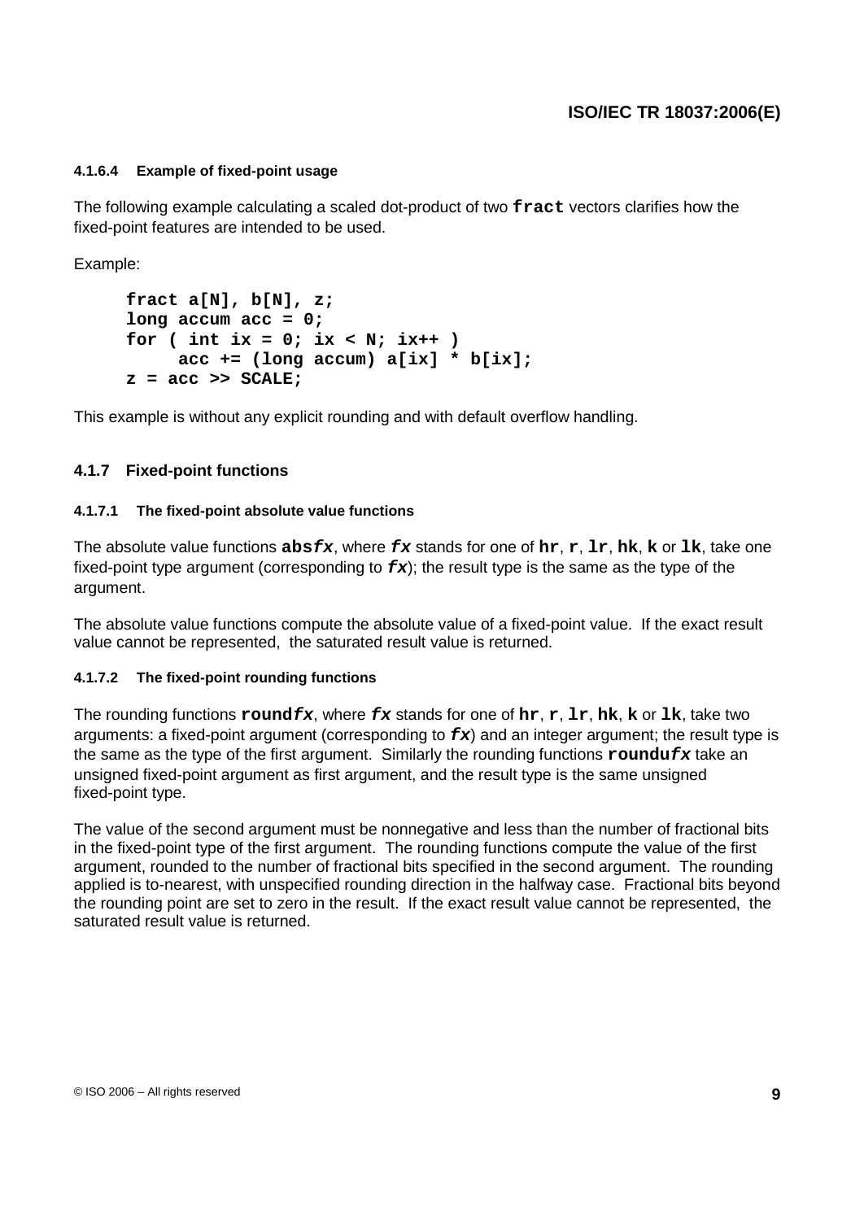#### 4.1.6.4 Example of fixed-point usage

The following example calculating a scaled dot-product of two **`fract`** vectors clarifies how the fixed-point features are intended to be used.

Example:

```
fract a[N], b[N], z;
long accum acc = 0;
for ( int ix = 0; ix < N; ix++ )
     acc += (long accum) a[ix] * b[ix];
z = acc >> SCALE;
```

This example is without any explicit rounding and with default overflow handling.

### 4.1.7 Fixed-point functions

#### 4.1.7.1 The fixed-point absolute value functions

The absolute value functions **`abs`*`fx`***, where ***`fx`*** stands for one of **`hr`**, **`r`**, **`lr`**, **`hk`**, **`k`** or **`lk`**, take one fixed-point type argument (corresponding to ***`fx`***); the result type is the same as the type of the argument.

The absolute value functions compute the absolute value of a fixed-point value. If the exact result value cannot be represented, the saturated result value is returned.

#### 4.1.7.2 The fixed-point rounding functions

The rounding functions **`round`*`fx`***, where ***`fx`*** stands for one of **`hr`**, **`r`**, **`lr`**, **`hk`**, **`k`** or **`lk`**, take two arguments: a fixed-point argument (corresponding to ***`fx`***) and an integer argument; the result type is the same as the type of the first argument. Similarly the rounding functions **`roundu`*`fx`*** take an unsigned fixed-point argument as first argument, and the result type is the same unsigned fixed-point type.

The value of the second argument must be nonnegative and less than the number of fractional bits in the fixed-point type of the first argument. The rounding functions compute the value of the first argument, rounded to the number of fractional bits specified in the second argument. The rounding applied is to-nearest, with unspecified rounding direction in the halfway case. Fractional bits beyond the rounding point are set to zero in the result. If the exact result value cannot be represented, the saturated result value is returned.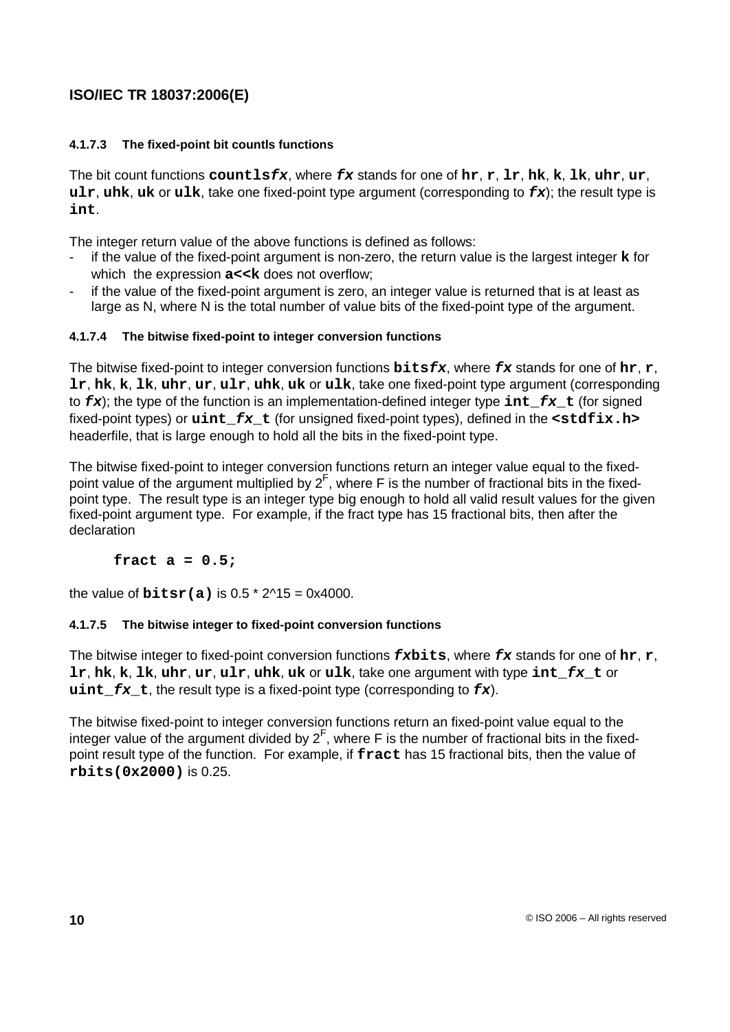#### 4.1.7.3 The fixed-point bit countls functions

The bit count functions **countls*fx***, where ***fx*** stands for one of **hr**, **r**, **lr**, **hk**, **k**, **lk**, **uhr**, **ur**, **ulr**, **uhk**, **uk** or **ulk**, take one fixed-point type argument (corresponding to ***fx***); the result type is **int**.

The integer return value of the above functions is defined as follows:

- if the value of the fixed-point argument is non-zero, the return value is the largest integer **k** for which the expression **a<<k** does not overflow;
- if the value of the fixed-point argument is zero, an integer value is returned that is at least as large as N, where N is the total number of value bits of the fixed-point type of the argument.

#### 4.1.7.4 The bitwise fixed-point to integer conversion functions

The bitwise fixed-point to integer conversion functions **bits*fx***, where ***fx*** stands for one of **hr**, **r**, **lr**, **hk**, **k**, **lk**, **uhr**, **ur**, **ulr**, **uhk**, **uk** or **ulk**, take one fixed-point type argument (corresponding to ***fx***); the type of the function is an implementation-defined integer type **int_*fx*_t** (for signed fixed-point types) or **uint_*fx*_t** (for unsigned fixed-point types), defined in the **<stdfix.h>** headerfile, that is large enough to hold all the bits in the fixed-point type.

The bitwise fixed-point to integer conversion functions return an integer value equal to the fixed-point value of the argument multiplied by $2^F$, where F is the number of fractional bits in the fixed-point type. The result type is an integer type big enough to hold all valid result values for the given fixed-point argument type. For example, if the fract type has 15 fractional bits, then after the declaration

```
fract a = 0.5;
```

the value of **bitsr(a)** is 0.5 * 2^15 = 0x4000.

#### 4.1.7.5 The bitwise integer to fixed-point conversion functions

The bitwise integer to fixed-point conversion functions ***fx*bits**, where ***fx*** stands for one of **hr**, **r**, **lr**, **hk**, **k**, **lk**, **uhr**, **ur**, **ulr**, **uhk**, **uk** or **ulk**, take one argument with type **int_*fx*_t** or **uint_*fx*_t**, the result type is a fixed-point type (corresponding to ***fx***).

The bitwise fixed-point to integer conversion functions return an fixed-point value equal to the integer value of the argument divided by $2^F$, where F is the number of fractional bits in the fixed-point result type of the function. For example, if **fract** has 15 fractional bits, then the value of **rbits(0x2000)** is 0.25.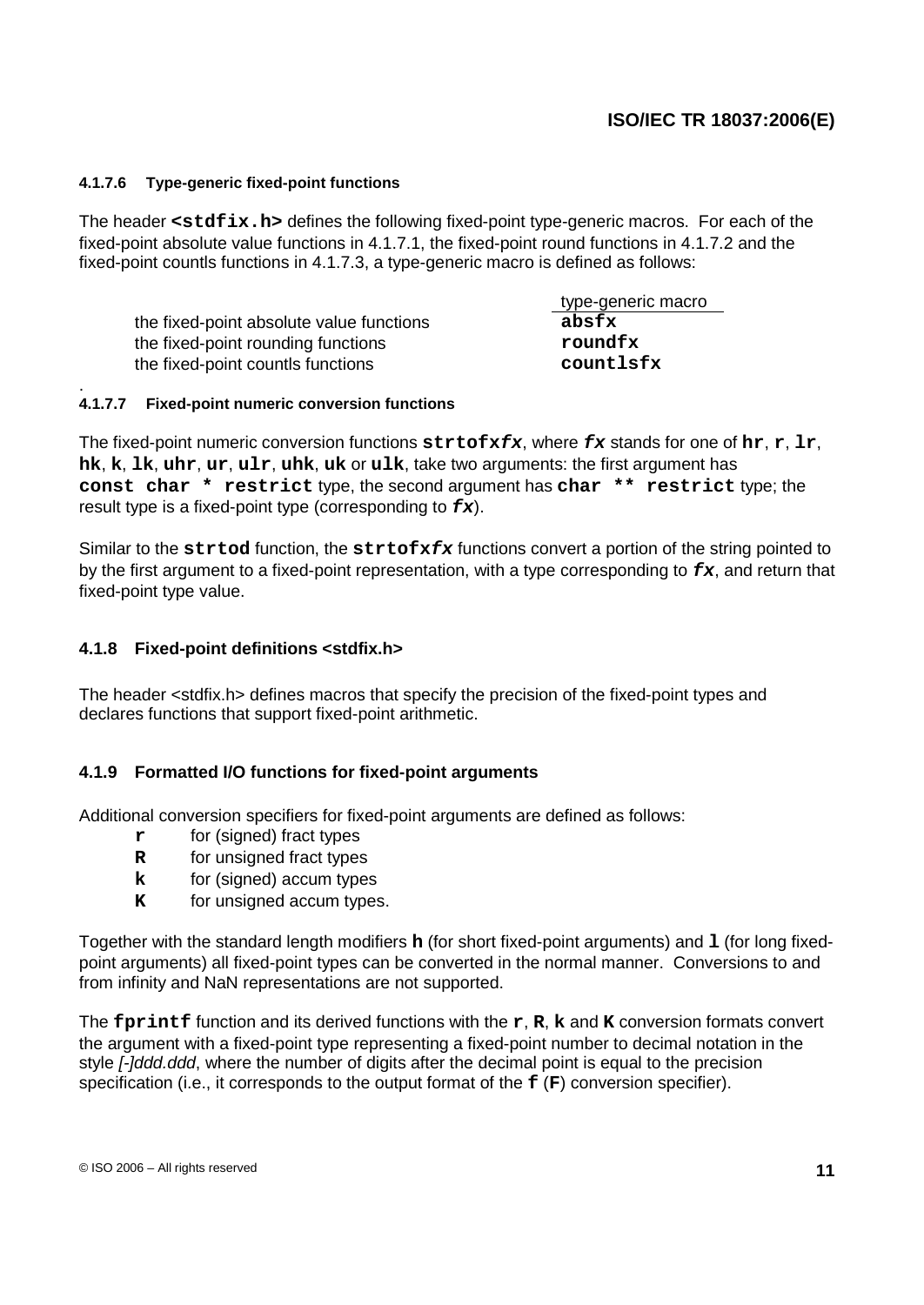#### 4.1.7.6 Type-generic fixed-point functions

The header **`<stdfix.h>`** defines the following fixed-point type-generic macros. For each of the fixed-point absolute value functions in 4.1.7.1, the fixed-point round functions in 4.1.7.2 and the fixed-point countls functions in 4.1.7.3, a type-generic macro is defined as follows:

| | type-generic macro |
|---|---|
| the fixed-point absolute value functions | **`absfx`** |
| the fixed-point rounding functions | **`roundfx`** |
| the fixed-point countls functions | **`countlsfx`** |

.

#### 4.1.7.7 Fixed-point numeric conversion functions

The fixed-point numeric conversion functions **`strtofx`*`fx`***, where ***`fx`*** stands for one of **`hr`**, **`r`**, **`lr`**, **`hk`**, **`k`**, **`lk`**, **`uhr`**, **`ur`**, **`ulr`**, **`uhk`**, **`uk`** or **`ulk`**, take two arguments: the first argument has **`const char * restrict`** type, the second argument has **`char ** restrict`** type; the result type is a fixed-point type (corresponding to ***`fx`***).

Similar to the **`strtod`** function, the **`strtofx`*`fx`*** functions convert a portion of the string pointed to by the first argument to a fixed-point representation, with a type corresponding to ***`fx`***, and return that fixed-point type value.

### 4.1.8 Fixed-point definitions <stdfix.h>

The header <stdfix.h> defines macros that specify the precision of the fixed-point types and declares functions that support fixed-point arithmetic.

### 4.1.9 Formatted I/O functions for fixed-point arguments

Additional conversion specifiers for fixed-point arguments are defined as follows:

- **`r`** for (signed) fract types
- **`R`** for unsigned fract types
- **`k`** for (signed) accum types
- **`K`** for unsigned accum types.

Together with the standard length modifiers **`h`** (for short fixed-point arguments) and **`l`** (for long fixed-point arguments) all fixed-point types can be converted in the normal manner. Conversions to and from infinity and NaN representations are not supported.

The **`fprintf`** function and its derived functions with the **`r`**, **`R`**, **`k`** and **`K`** conversion formats convert the argument with a fixed-point type representing a fixed-point number to decimal notation in the style *[-]ddd.ddd*, where the number of digits after the decimal point is equal to the precision specification (i.e., it corresponds to the output format of the **`f`** (**`F`**) conversion specifier).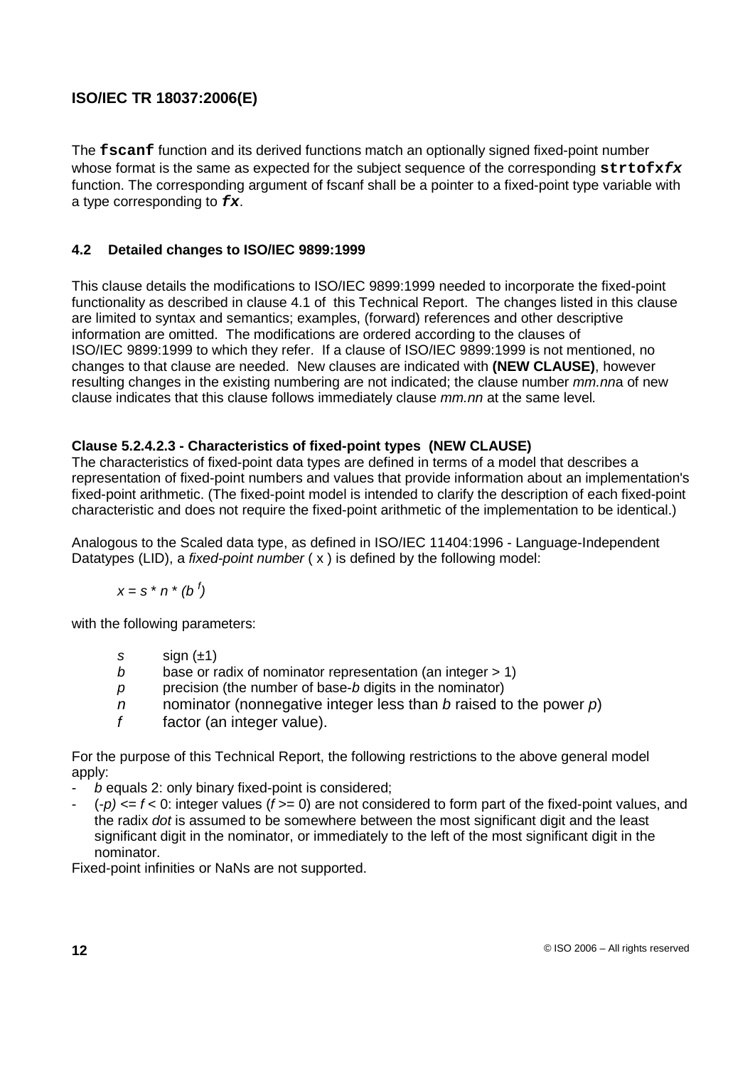The **`fscanf`** function and its derived functions match an optionally signed fixed-point number whose format is the same as expected for the subject sequence of the corresponding **`strtofx`*`fx`*** function. The corresponding argument of fscanf shall be a pointer to a fixed-point type variable with a type corresponding to ***`fx`***.

### 4.2 Detailed changes to ISO/IEC 9899:1999

This clause details the modifications to ISO/IEC 9899:1999 needed to incorporate the fixed-point functionality as described in clause 4.1 of this Technical Report. The changes listed in this clause are limited to syntax and semantics; examples, (forward) references and other descriptive information are omitted. The modifications are ordered according to the clauses of ISO/IEC 9899:1999 to which they refer. If a clause of ISO/IEC 9899:1999 is not mentioned, no changes to that clause are needed. New clauses are indicated with **(NEW CLAUSE)**, however resulting changes in the existing numbering are not indicated; the clause number *mm.nn*a of new clause indicates that this clause follows immediately clause *mm.nn* at the same level.

**Clause 5.2.4.2.3 - Characteristics of fixed-point types (NEW CLAUSE)**

The characteristics of fixed-point data types are defined in terms of a model that describes a representation of fixed-point numbers and values that provide information about an implementation's fixed-point arithmetic. (The fixed-point model is intended to clarify the description of each fixed-point characteristic and does not require the fixed-point arithmetic of the implementation to be identical.)

Analogous to the Scaled data type, as defined in ISO/IEC 11404:1996 - Language-Independent Datatypes (LID), a *fixed-point number* ( x ) is defined by the following model:

$$x = s * n * (b^{f})$$

with the following parameters:

- $s$ sign (±1)
- $b$ base or radix of nominator representation (an integer > 1)
- $p$ precision (the number of base-$b$ digits in the nominator)
- $n$ nominator (nonnegative integer less than $b$ raised to the power $p$)
- $f$ factor (an integer value).

For the purpose of this Technical Report, the following restrictions to the above general model apply:

- $b$ equals 2: only binary fixed-point is considered;
- $(-p) <= f < 0$: integer values ($f >= 0$) are not considered to form part of the fixed-point values, and the radix *dot* is assumed to be somewhere between the most significant digit and the least significant digit in the nominator, or immediately to the left of the most significant digit in the nominator.

Fixed-point infinities or NaNs are not supported.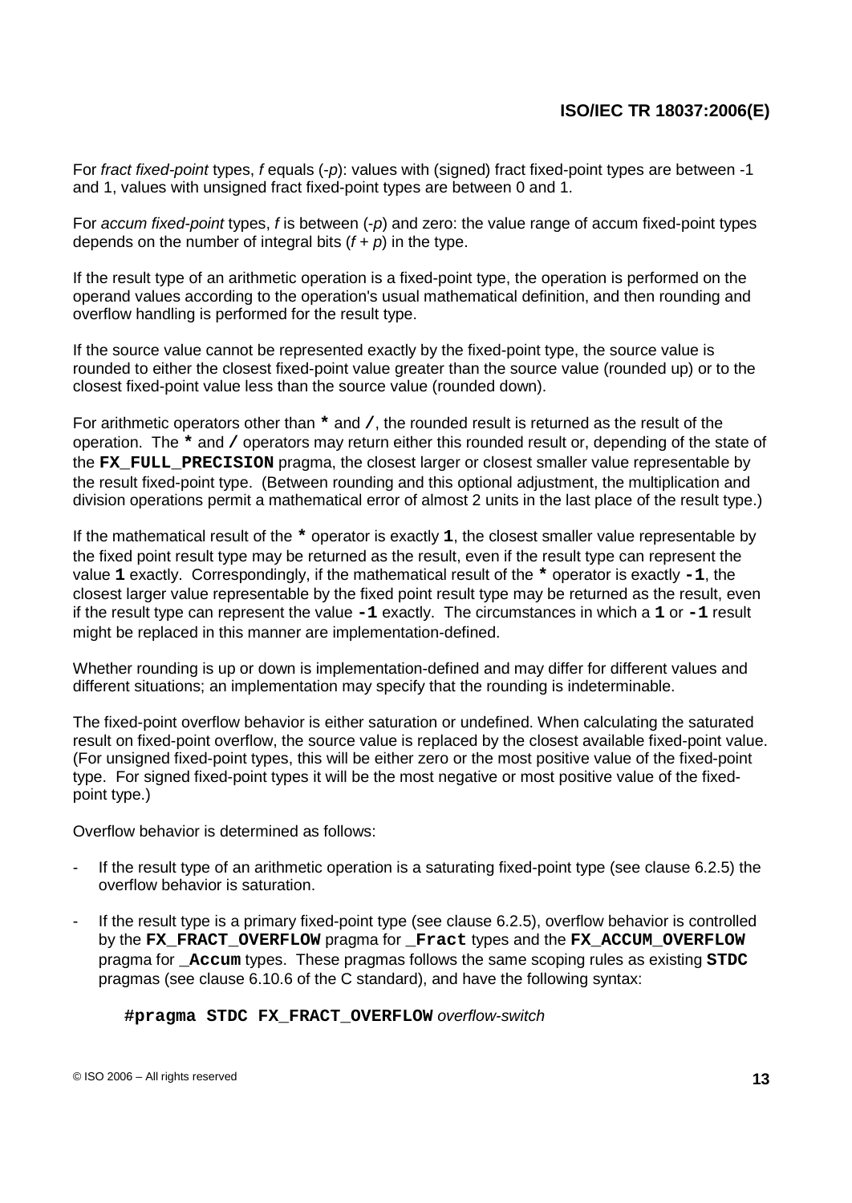For *fract fixed-point* types, $f$ equals ($-p$): values with (signed) fract fixed-point types are between -1 and 1, values with unsigned fract fixed-point types are between 0 and 1.

For *accum fixed-point* types, $f$ is between ($-p$) and zero: the value range of accum fixed-point types depends on the number of integral bits ($f + p$) in the type.

If the result type of an arithmetic operation is a fixed-point type, the operation is performed on the operand values according to the operation's usual mathematical definition, and then rounding and overflow handling is performed for the result type.

If the source value cannot be represented exactly by the fixed-point type, the source value is rounded to either the closest fixed-point value greater than the source value (rounded up) or to the closest fixed-point value less than the source value (rounded down).

For arithmetic operators other than **`*`** and **`/`**, the rounded result is returned as the result of the operation. The **`*`** and **`/`** operators may return either this rounded result or, depending of the state of the **`FX_FULL_PRECISION`** pragma, the closest larger or closest smaller value representable by the result fixed-point type. (Between rounding and this optional adjustment, the multiplication and division operations permit a mathematical error of almost 2 units in the last place of the result type.)

If the mathematical result of the **`*`** operator is exactly **`1`**, the closest smaller value representable by the fixed point result type may be returned as the result, even if the result type can represent the value **`1`** exactly. Correspondingly, if the mathematical result of the **`*`** operator is exactly **`-1`**, the closest larger value representable by the fixed point result type may be returned as the result, even if the result type can represent the value **`-1`** exactly. The circumstances in which a **`1`** or **`-1`** result might be replaced in this manner are implementation-defined.

Whether rounding is up or down is implementation-defined and may differ for different values and different situations; an implementation may specify that the rounding is indeterminable.

The fixed-point overflow behavior is either saturation or undefined. When calculating the saturated result on fixed-point overflow, the source value is replaced by the closest available fixed-point value. (For unsigned fixed-point types, this will be either zero or the most positive value of the fixed-point type. For signed fixed-point types it will be the most negative or most positive value of the fixed-point type.)

Overflow behavior is determined as follows:

- If the result type of an arithmetic operation is a saturating fixed-point type (see clause 6.2.5) the overflow behavior is saturation.
- If the result type is a primary fixed-point type (see clause 6.2.5), overflow behavior is controlled by the **`FX_FRACT_OVERFLOW`** pragma for **`_Fract`** types and the **`FX_ACCUM_OVERFLOW`** pragma for **`_Accum`** types. These pragmas follows the same scoping rules as existing **`STDC`** pragmas (see clause 6.10.6 of the C standard), and have the following syntax:

  **`#pragma STDC FX_FRACT_OVERFLOW`** *overflow-switch*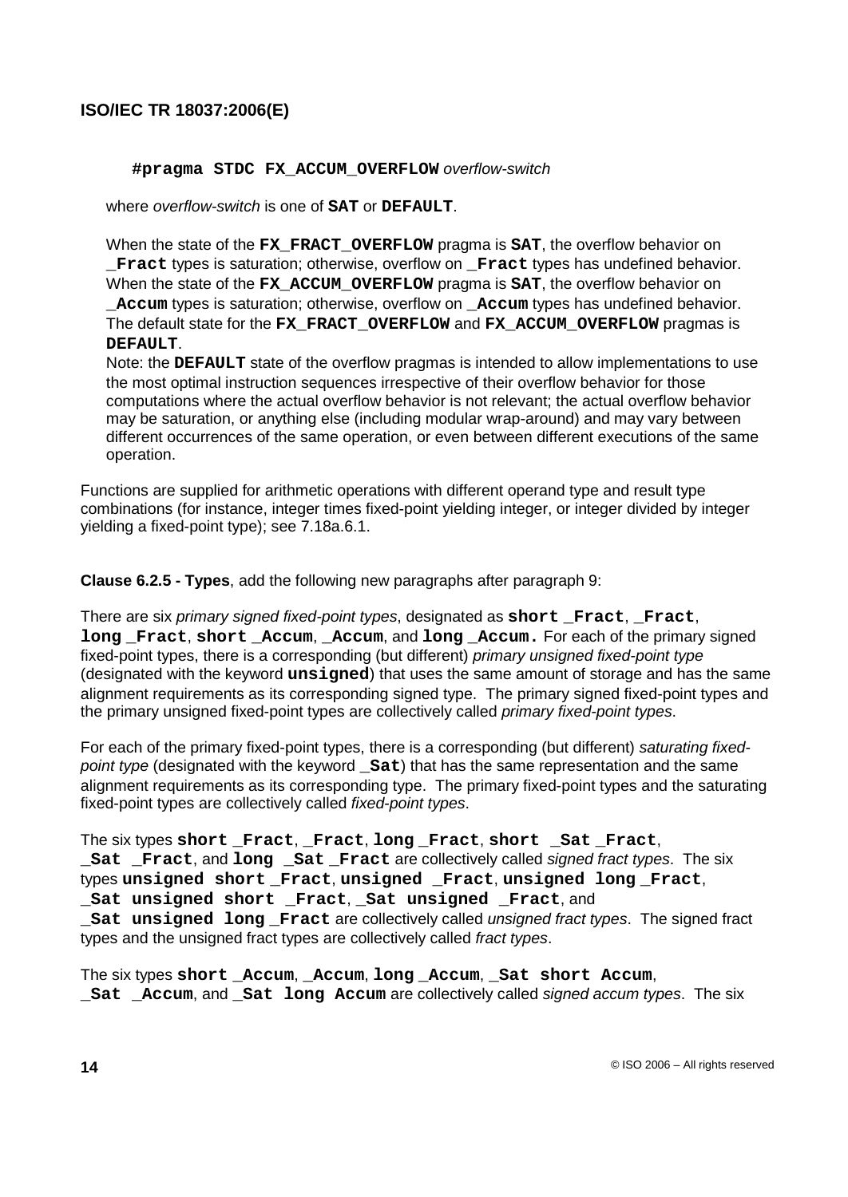```
#pragma STDC FX_ACCUM_OVERFLOW overflow-switch
```

where *overflow-switch* is one of **SAT** or **DEFAULT**.

When the state of the **FX_FRACT_OVERFLOW** pragma is **SAT**, the overflow behavior on **_Fract** types is saturation; otherwise, overflow on **_Fract** types has undefined behavior. When the state of the **FX_ACCUM_OVERFLOW** pragma is **SAT**, the overflow behavior on **_Accum** types is saturation; otherwise, overflow on **_Accum** types has undefined behavior. The default state for the **FX_FRACT_OVERFLOW** and **FX_ACCUM_OVERFLOW** pragmas is **DEFAULT**.

Note: the **DEFAULT** state of the overflow pragmas is intended to allow implementations to use the most optimal instruction sequences irrespective of their overflow behavior for those computations where the actual overflow behavior is not relevant; the actual overflow behavior may be saturation, or anything else (including modular wrap-around) and may vary between different occurrences of the same operation, or even between different executions of the same operation.

Functions are supplied for arithmetic operations with different operand type and result type combinations (for instance, integer times fixed-point yielding integer, or integer divided by integer yielding a fixed-point type); see 7.18a.6.1.

**Clause 6.2.5 - Types**, add the following new paragraphs after paragraph 9:

There are six *primary signed fixed-point types*, designated as **short _Fract**, **_Fract**, **long _Fract**, **short _Accum**, **_Accum**, and **long _Accum.** For each of the primary signed fixed-point types, there is a corresponding (but different) *primary unsigned fixed-point type* (designated with the keyword **unsigned**) that uses the same amount of storage and has the same alignment requirements as its corresponding signed type. The primary signed fixed-point types and the primary unsigned fixed-point types are collectively called *primary fixed-point types*.

For each of the primary fixed-point types, there is a corresponding (but different) *saturating fixed-point type* (designated with the keyword **_Sat**) that has the same representation and the same alignment requirements as its corresponding type. The primary fixed-point types and the saturating fixed-point types are collectively called *fixed-point types*.

The six types **short _Fract**, **_Fract**, **long _Fract**, **short _Sat _Fract**, **_Sat _Fract**, and **long _Sat _Fract** are collectively called *signed fract types*. The six types **unsigned short _Fract**, **unsigned _Fract**, **unsigned long _Fract**, **_Sat unsigned short _Fract**, **_Sat unsigned _Fract**, and **_Sat unsigned long _Fract** are collectively called *unsigned fract types*. The signed fract types and the unsigned fract types are collectively called *fract types*.

The six types **short _Accum**, **_Accum**, **long _Accum**, **_Sat short Accum**, **_Sat _Accum**, and **_Sat long Accum** are collectively called *signed accum types*. The six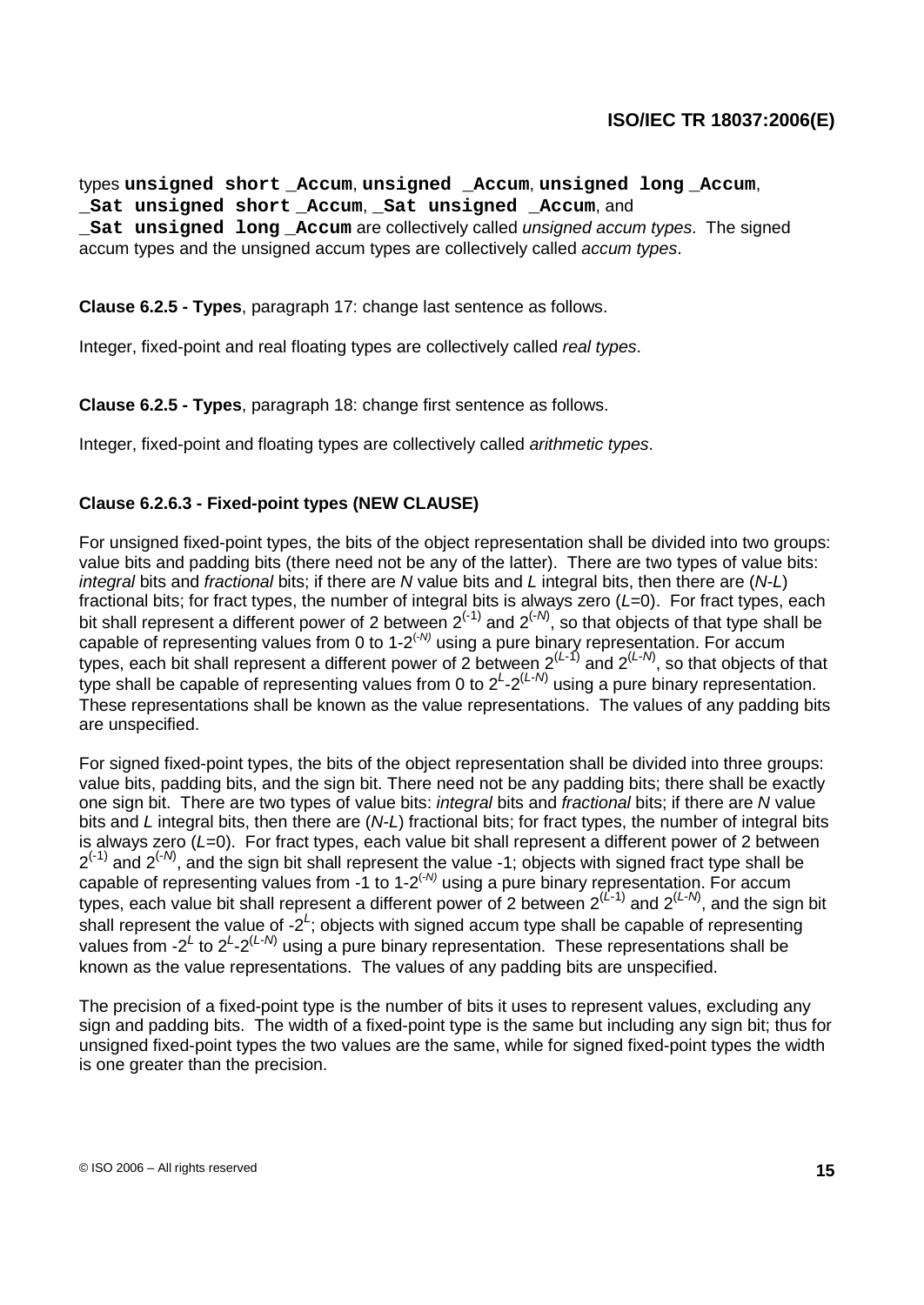types **`unsigned short _Accum`**, **`unsigned _Accum`**, **`unsigned long _Accum`**, **`_Sat unsigned short _Accum`**, **`_Sat unsigned _Accum`**, and **`_Sat unsigned long _Accum`** are collectively called *unsigned accum types*. The signed accum types and the unsigned accum types are collectively called *accum types*.

**Clause 6.2.5 - Types**, paragraph 17: change last sentence as follows.

Integer, fixed-point and real floating types are collectively called *real types*.

**Clause 6.2.5 - Types**, paragraph 18: change first sentence as follows.

Integer, fixed-point and floating types are collectively called *arithmetic types*.

### Clause 6.2.6.3 - Fixed-point types (NEW CLAUSE)

For unsigned fixed-point types, the bits of the object representation shall be divided into two groups: value bits and padding bits (there need not be any of the latter). There are two types of value bits: *integral* bits and *fractional* bits; if there are $N$ value bits and $L$ integral bits, then there are ($N$-$L$) fractional bits; for fract types, the number of integral bits is always zero ($L$=0). For fract types, each bit shall represent a different power of 2 between $2^{(-1)}$ and $2^{(-N)}$, so that objects of that type shall be capable of representing values from 0 to $1\text{-}2^{(-N)}$ using a pure binary representation. For accum types, each bit shall represent a different power of 2 between $2^{(L-1)}$ and $2^{(L-N)}$, so that objects of that type shall be capable of representing values from 0 to $2^{L}\text{-}2^{(L-N)}$ using a pure binary representation. These representations shall be known as the value representations. The values of any padding bits are unspecified.

For signed fixed-point types, the bits of the object representation shall be divided into three groups: value bits, padding bits, and the sign bit. There need not be any padding bits; there shall be exactly one sign bit. There are two types of value bits: *integral* bits and *fractional* bits; if there are $N$ value bits and $L$ integral bits, then there are ($N$-$L$) fractional bits; for fract types, the number of integral bits is always zero ($L$=0). For fract types, each value bit shall represent a different power of 2 between $2^{(-1)}$ and $2^{(-N)}$, and the sign bit shall represent the value -1; objects with signed fract type shall be capable of representing values from -1 to $1\text{-}2^{(-N)}$ using a pure binary representation. For accum types, each value bit shall represent a different power of 2 between $2^{(L-1)}$ and $2^{(L-N)}$, and the sign bit shall represent the value of $-2^{L}$; objects with signed accum type shall be capable of representing values from $-2^{L}$ to $2^{L}\text{-}2^{(L-N)}$ using a pure binary representation. These representations shall be known as the value representations. The values of any padding bits are unspecified.

The precision of a fixed-point type is the number of bits it uses to represent values, excluding any sign and padding bits. The width of a fixed-point type is the same but including any sign bit; thus for unsigned fixed-point types the two values are the same, while for signed fixed-point types the width is one greater than the precision.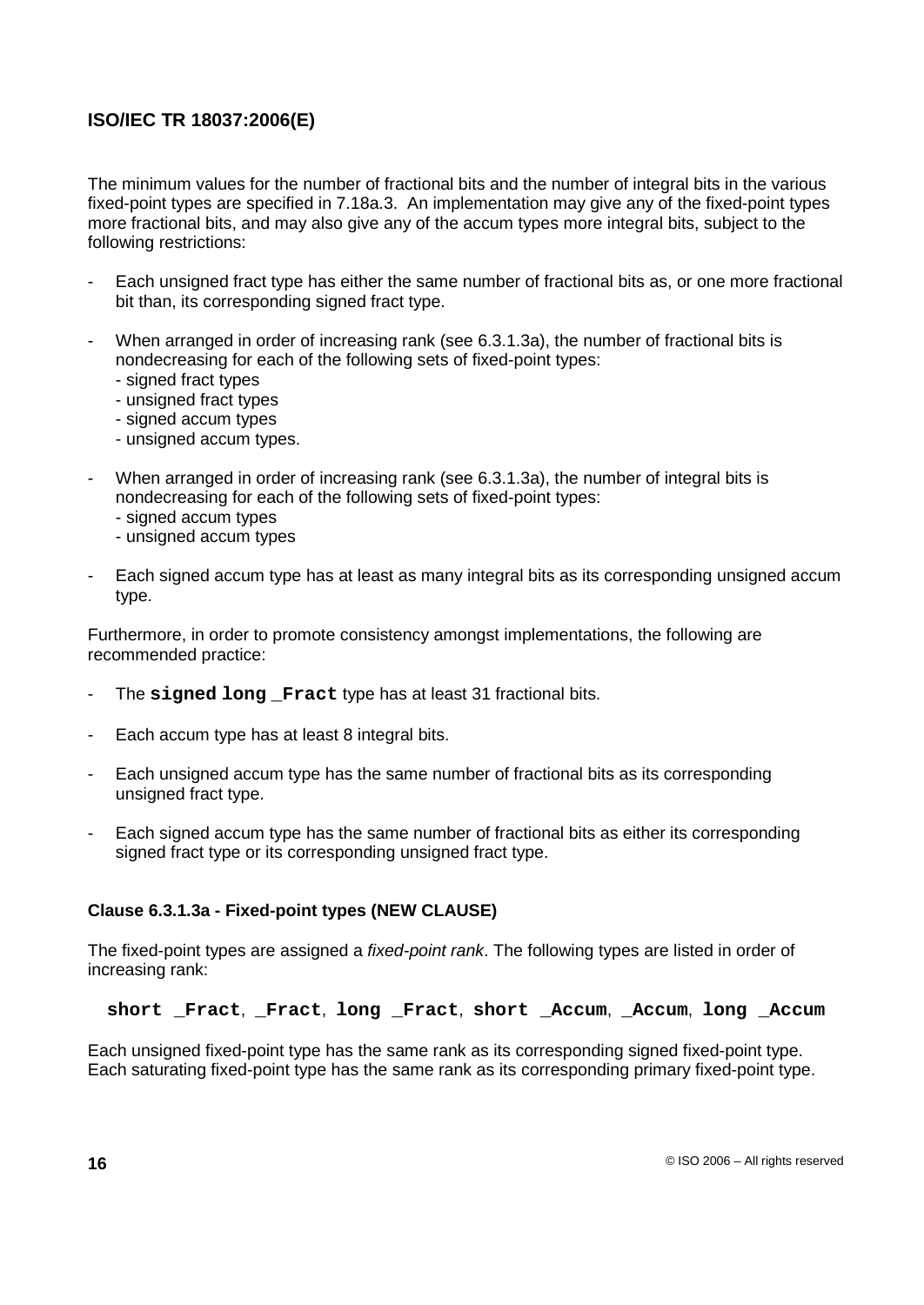The minimum values for the number of fractional bits and the number of integral bits in the various fixed-point types are specified in 7.18a.3. An implementation may give any of the fixed-point types more fractional bits, and may also give any of the accum types more integral bits, subject to the following restrictions:

- Each unsigned fract type has either the same number of fractional bits as, or one more fractional bit than, its corresponding signed fract type.
- When arranged in order of increasing rank (see 6.3.1.3a), the number of fractional bits is nondecreasing for each of the following sets of fixed-point types:
  - signed fract types
  - unsigned fract types
  - signed accum types
  - unsigned accum types.
- When arranged in order of increasing rank (see 6.3.1.3a), the number of integral bits is nondecreasing for each of the following sets of fixed-point types:
  - signed accum types
  - unsigned accum types
- Each signed accum type has at least as many integral bits as its corresponding unsigned accum type.

Furthermore, in order to promote consistency amongst implementations, the following are recommended practice:

- The **`signed long _Fract`** type has at least 31 fractional bits.
- Each accum type has at least 8 integral bits.
- Each unsigned accum type has the same number of fractional bits as its corresponding unsigned fract type.
- Each signed accum type has the same number of fractional bits as either its corresponding signed fract type or its corresponding unsigned fract type.

### Clause 6.3.1.3a - Fixed-point types (NEW CLAUSE)

The fixed-point types are assigned a *fixed-point rank*. The following types are listed in order of increasing rank:

**`short _Fract`**, **`_Fract`**, **`long _Fract`**, **`short _Accum`**, **`_Accum`**, **`long _Accum`**

Each unsigned fixed-point type has the same rank as its corresponding signed fixed-point type. Each saturating fixed-point type has the same rank as its corresponding primary fixed-point type.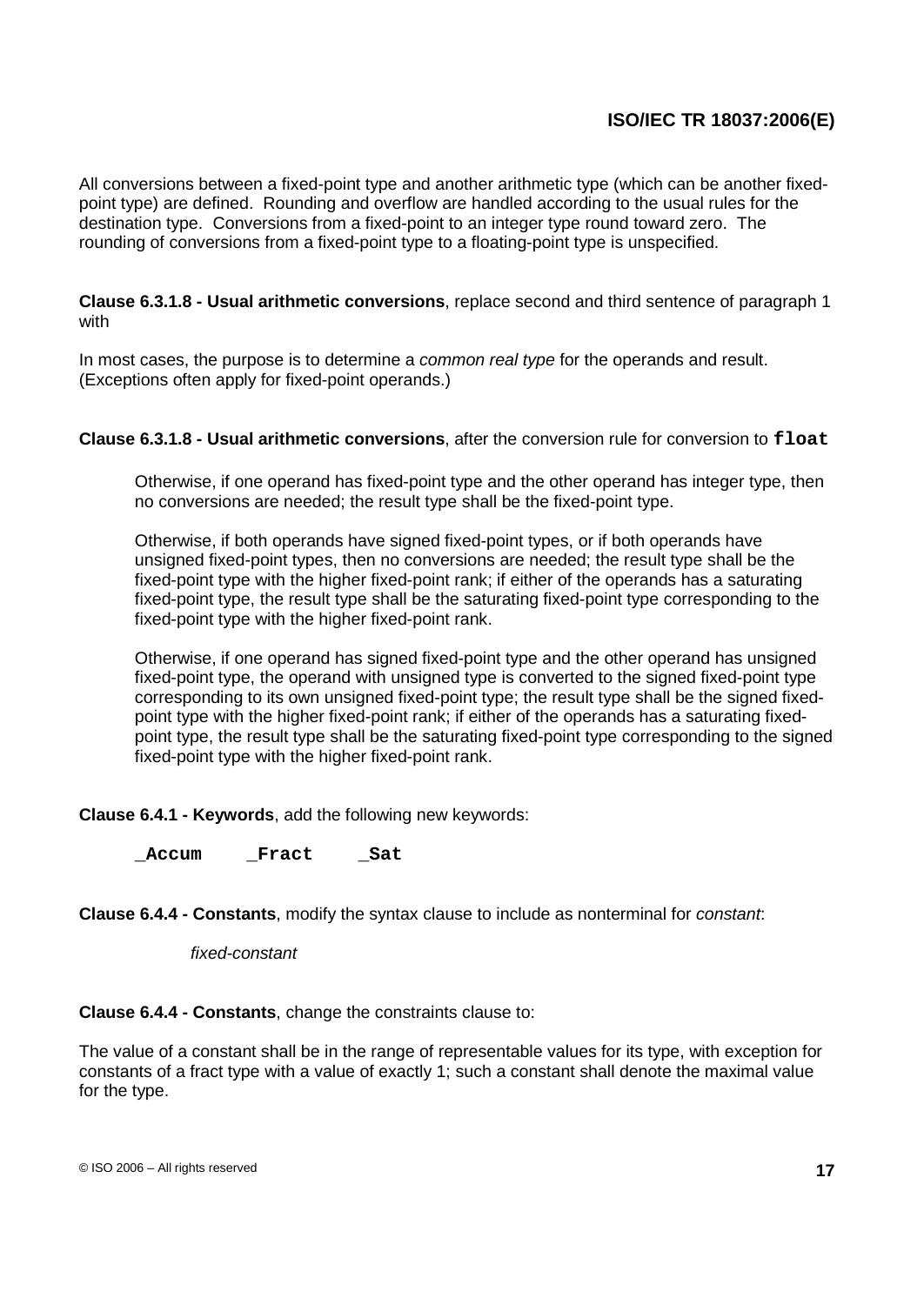All conversions between a fixed-point type and another arithmetic type (which can be another fixed-point type) are defined. Rounding and overflow are handled according to the usual rules for the destination type. Conversions from a fixed-point to an integer type round toward zero. The rounding of conversions from a fixed-point type to a floating-point type is unspecified.

**Clause 6.3.1.8 - Usual arithmetic conversions**, replace second and third sentence of paragraph 1 with

In most cases, the purpose is to determine a *common real type* for the operands and result. (Exceptions often apply for fixed-point operands.)

**Clause 6.3.1.8 - Usual arithmetic conversions**, after the conversion rule for conversion to **`float`**

> Otherwise, if one operand has fixed-point type and the other operand has integer type, then no conversions are needed; the result type shall be the fixed-point type.
>
> Otherwise, if both operands have signed fixed-point types, or if both operands have unsigned fixed-point types, then no conversions are needed; the result type shall be the fixed-point type with the higher fixed-point rank; if either of the operands has a saturating fixed-point type, the result type shall be the saturating fixed-point type corresponding to the fixed-point type with the higher fixed-point rank.
>
> Otherwise, if one operand has signed fixed-point type and the other operand has unsigned fixed-point type, the operand with unsigned type is converted to the signed fixed-point type corresponding to its own unsigned fixed-point type; the result type shall be the signed fixed-point type with the higher fixed-point rank; if either of the operands has a saturating fixed-point type, the result type shall be the saturating fixed-point type corresponding to the signed fixed-point type with the higher fixed-point rank.

**Clause 6.4.1 - Keywords**, add the following new keywords:

> **`_Accum     _Fract     _Sat`**

**Clause 6.4.4 - Constants**, modify the syntax clause to include as nonterminal for *constant*:

> *fixed-constant*

**Clause 6.4.4 - Constants**, change the constraints clause to:

The value of a constant shall be in the range of representable values for its type, with exception for constants of a fract type with a value of exactly 1; such a constant shall denote the maximal value for the type.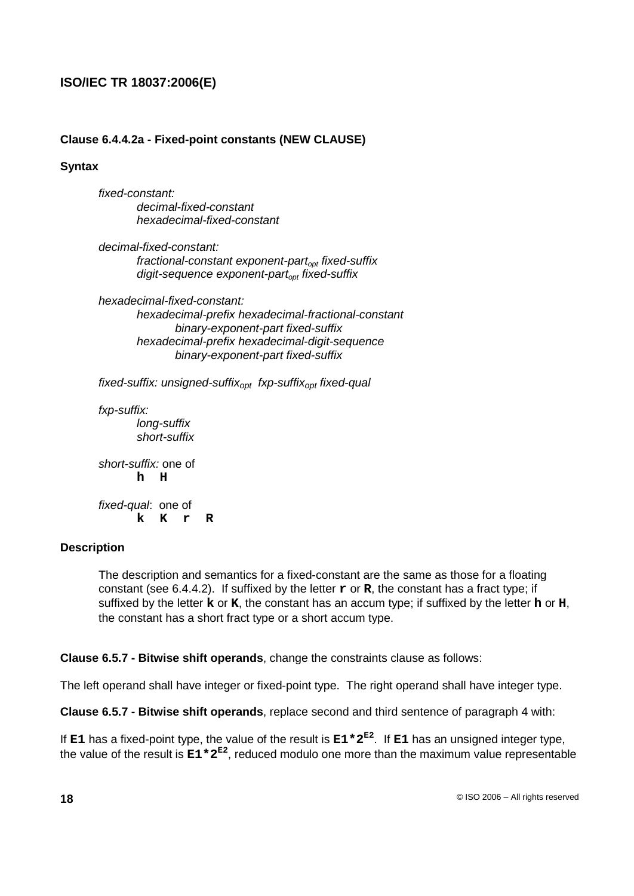**Clause 6.4.4.2a - Fixed-point constants (NEW CLAUSE)**

**Syntax**

*fixed-constant:*
  *decimal-fixed-constant*
  *hexadecimal-fixed-constant*

*decimal-fixed-constant:*
  *fractional-constant exponent-part$_{opt}$ fixed-suffix*
  *digit-sequence exponent-part$_{opt}$ fixed-suffix*

*hexadecimal-fixed-constant:*
  *hexadecimal-prefix hexadecimal-fractional-constant*
    *binary-exponent-part fixed-suffix*
  *hexadecimal-prefix hexadecimal-digit-sequence*
    *binary-exponent-part fixed-suffix*

*fixed-suffix: unsigned-suffix$_{opt}$ fxp-suffix$_{opt}$ fixed-qual*

*fxp-suffix:*
  *long-suffix*
  *short-suffix*

*short-suffix:* one of
  **`h  H`**

*fixed-qual*: one of
  **`k  K  r  R`**

**Description**

The description and semantics for a fixed-constant are the same as those for a floating constant (see 6.4.4.2). If suffixed by the letter **`r`** or **`R`**, the constant has a fract type; if suffixed by the letter **`k`** or **`K`**, the constant has an accum type; if suffixed by the letter **`h`** or **`H`**, the constant has a short fract type or a short accum type.

**Clause 6.5.7 - Bitwise shift operands**, change the constraints clause as follows:

The left operand shall have integer or fixed-point type. The right operand shall have integer type.

**Clause 6.5.7 - Bitwise shift operands**, replace second and third sentence of paragraph 4 with:

If **`E1`** has a fixed-point type, the value of the result is $\mathbf{E1*2^{E2}}$. If **`E1`** has an unsigned integer type, the value of the result is $\mathbf{E1*2^{E2}}$, reduced modulo one more than the maximum value representable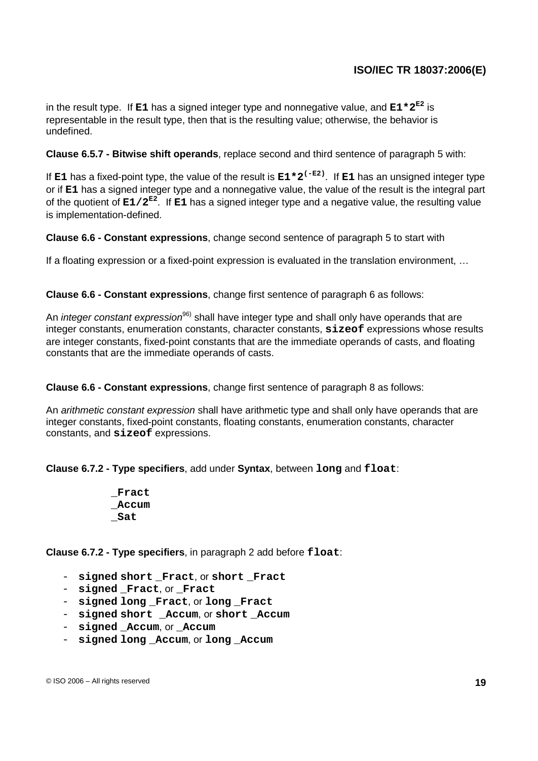in the result type. If **E1** has a signed integer type and nonnegative value, and $\mathbf{E1*2^{E2}}$ is representable in the result type, then that is the resulting value; otherwise, the behavior is undefined.

**Clause 6.5.7 - Bitwise shift operands**, replace second and third sentence of paragraph 5 with:

If **E1** has a fixed-point type, the value of the result is $\mathbf{E1*2^{(-E2)}}$. If **E1** has an unsigned integer type or if **E1** has a signed integer type and a nonnegative value, the value of the result is the integral part of the quotient of $\mathbf{E1/2^{E2}}$. If **E1** has a signed integer type and a negative value, the resulting value is implementation-defined.

**Clause 6.6 - Constant expressions**, change second sentence of paragraph 5 to start with

If a floating expression or a fixed-point expression is evaluated in the translation environment, …

**Clause 6.6 - Constant expressions**, change first sentence of paragraph 6 as follows:

An *integer constant expression*[96)] shall have integer type and shall only have operands that are integer constants, enumeration constants, character constants, **sizeof** expressions whose results are integer constants, fixed-point constants that are the immediate operands of casts, and floating constants that are the immediate operands of casts.

**Clause 6.6 - Constant expressions**, change first sentence of paragraph 8 as follows:

An *arithmetic constant expression* shall have arithmetic type and shall only have operands that are integer constants, fixed-point constants, floating constants, enumeration constants, character constants, and **sizeof** expressions.

**Clause 6.7.2 - Type specifiers**, add under **Syntax**, between **long** and **float**:

```
_Fract
_Accum
_Sat
```

**Clause 6.7.2 - Type specifiers**, in paragraph 2 add before **float**:

- **signed short _Fract**, or **short _Fract**
- **signed _Fract**, or **_Fract**
- **signed long _Fract**, or **long _Fract**
- **signed short _Accum**, or **short _Accum**
- **signed _Accum**, or **_Accum**
- **signed long _Accum**, or **long _Accum**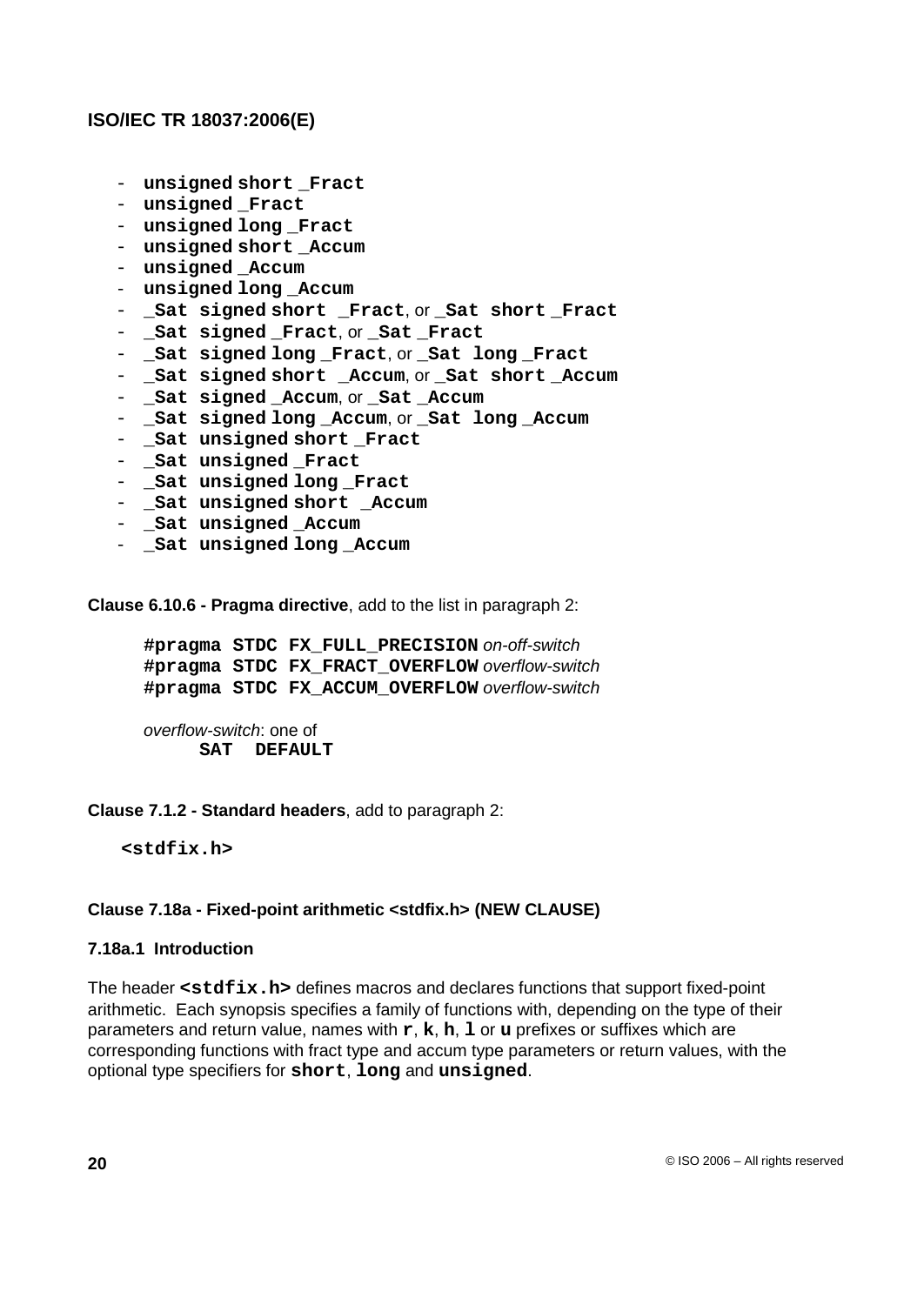- **unsigned short _Fract**
- **unsigned _Fract**
- **unsigned long _Fract**
- **unsigned short _Accum**
- **unsigned _Accum**
- **unsigned long _Accum**
- **_Sat signed short _Fract**, or **_Sat short _Fract**
- **_Sat signed _Fract**, or **_Sat _Fract**
- **_Sat signed long _Fract**, or **_Sat long _Fract**
- **_Sat signed short _Accum**, or **_Sat short _Accum**
- **_Sat signed _Accum**, or **_Sat _Accum**
- **_Sat signed long _Accum**, or **_Sat long _Accum**
- **_Sat unsigned short _Fract**
- **_Sat unsigned _Fract**
- **_Sat unsigned long _Fract**
- **_Sat unsigned short _Accum**
- **_Sat unsigned _Accum**
- **_Sat unsigned long _Accum**

**Clause 6.10.6 - Pragma directive**, add to the list in paragraph 2:

**#pragma STDC FX_FULL_PRECISION** *on-off-switch*
**#pragma STDC FX_FRACT_OVERFLOW** *overflow-switch*
**#pragma STDC FX_ACCUM_OVERFLOW** *overflow-switch*

*overflow-switch*: one of
  **SAT DEFAULT**

**Clause 7.1.2 - Standard headers**, add to paragraph 2:

**<stdfix.h>**

### Clause 7.18a - Fixed-point arithmetic <stdfix.h> (NEW CLAUSE)

#### 7.18a.1 Introduction

The header **<stdfix.h>** defines macros and declares functions that support fixed-point arithmetic. Each synopsis specifies a family of functions with, depending on the type of their parameters and return value, names with **r**, **k**, **h**, **l** or **u** prefixes or suffixes which are corresponding functions with fract type and accum type parameters or return values, with the optional type specifiers for **short**, **long** and **unsigned**.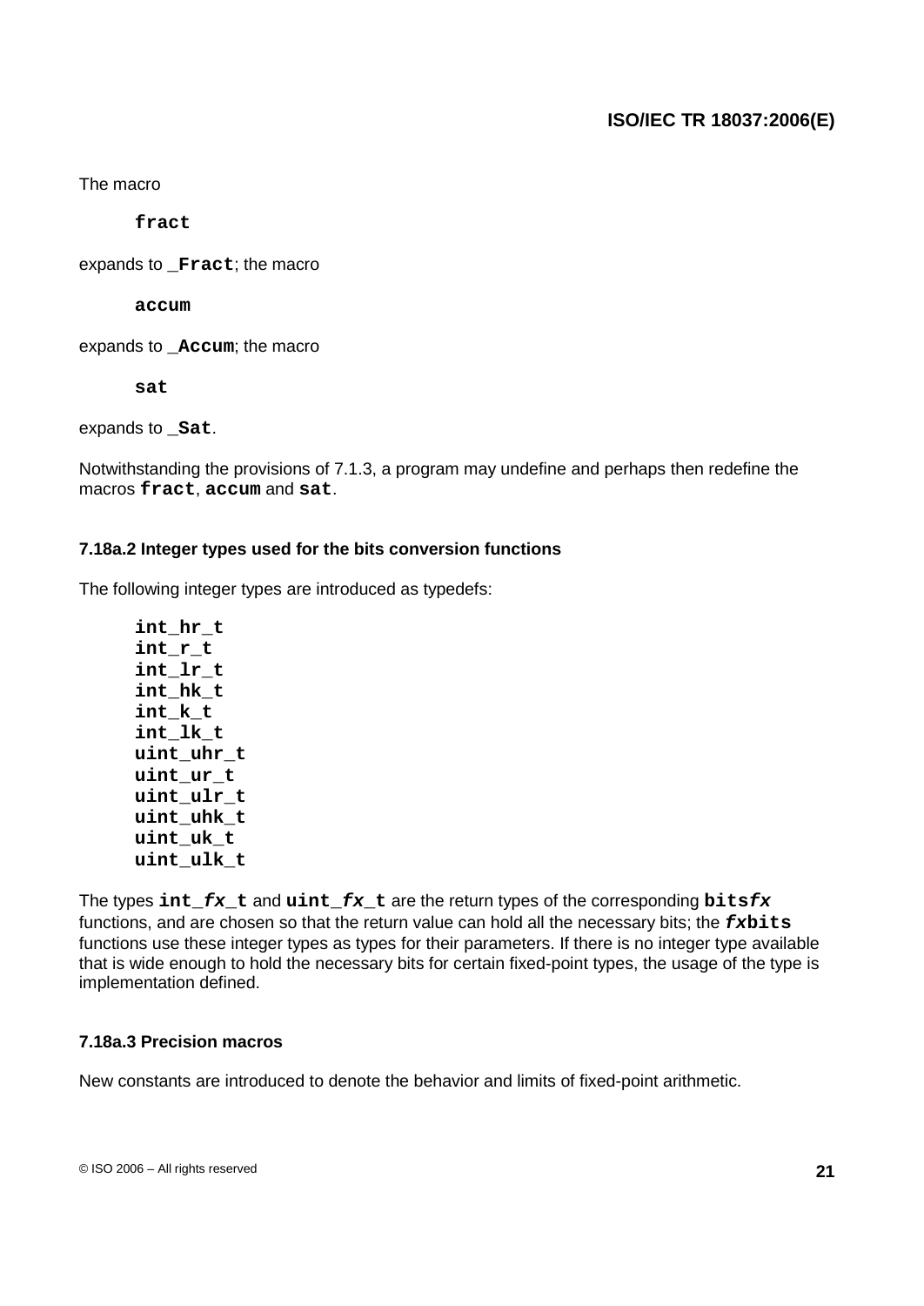The macro

```
fract
```

expands to **`_Fract`**; the macro

```
accum
```

expands to **`_Accum`**; the macro

```
sat
```

expands to **`_Sat`**.

Notwithstanding the provisions of 7.1.3, a program may undefine and perhaps then redefine the macros **`fract`**, **`accum`** and **`sat`**.

### 7.18a.2 Integer types used for the bits conversion functions

The following integer types are introduced as typedefs:

```
int_hr_t
int_r_t
int_lr_t
int_hk_t
int_k_t
int_lk_t
uint_uhr_t
uint_ur_t
uint_ulr_t
uint_uhk_t
uint_uk_t
uint_ulk_t
```

The types **`int_`*`fx`*`_t`** and **`uint_`*`fx`*`_t`** are the return types of the corresponding **`bits`*`fx`*** functions, and are chosen so that the return value can hold all the necessary bits; the ***`fx`*`bits`** functions use these integer types as types for their parameters. If there is no integer type available that is wide enough to hold the necessary bits for certain fixed-point types, the usage of the type is implementation defined.

### 7.18a.3 Precision macros

New constants are introduced to denote the behavior and limits of fixed-point arithmetic.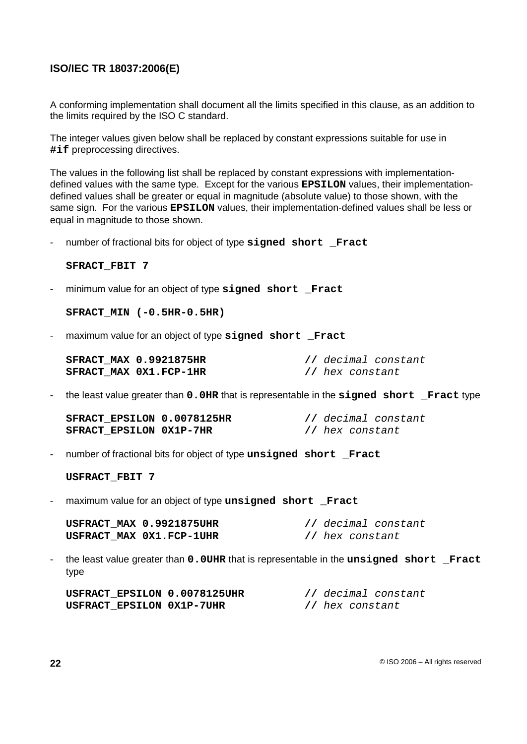A conforming implementation shall document all the limits specified in this clause, as an addition to the limits required by the ISO C standard.

The integer values given below shall be replaced by constant expressions suitable for use in **#if** preprocessing directives.

The values in the following list shall be replaced by constant expressions with implementation-defined values with the same type. Except for the various **EPSILON** values, their implementation-defined values shall be greater or equal in magnitude (absolute value) to those shown, with the same sign. For the various **EPSILON** values, their implementation-defined values shall be less or equal in magnitude to those shown.

- number of fractional bits for object of type **signed short _Fract**

```
SFRACT_FBIT 7
```

- minimum value for an object of type **signed short _Fract**

```
SFRACT_MIN (-0.5HR-0.5HR)
```

- maximum value for an object of type **signed short _Fract**

```
SFRACT_MAX 0.9921875HR              // decimal constant
SFRACT_MAX 0X1.FCP-1HR              // hex constant
```

- the least value greater than **0.0HR** that is representable in the **signed short _Fract** type

```
SFRACT_EPSILON 0.0078125HR          // decimal constant
SFRACT_EPSILON 0X1P-7HR             // hex constant
```

- number of fractional bits for object of type **unsigned short _Fract**

```
USFRACT_FBIT 7
```

- maximum value for an object of type **unsigned short _Fract**

```
USFRACT_MAX 0.9921875UHR            // decimal constant
USFRACT_MAX 0X1.FCP-1UHR            // hex constant
```

- the least value greater than **0.0UHR** that is representable in the **unsigned short _Fract** type

```
USFRACT_EPSILON 0.0078125UHR        // decimal constant
USFRACT_EPSILON 0X1P-7UHR           // hex constant
```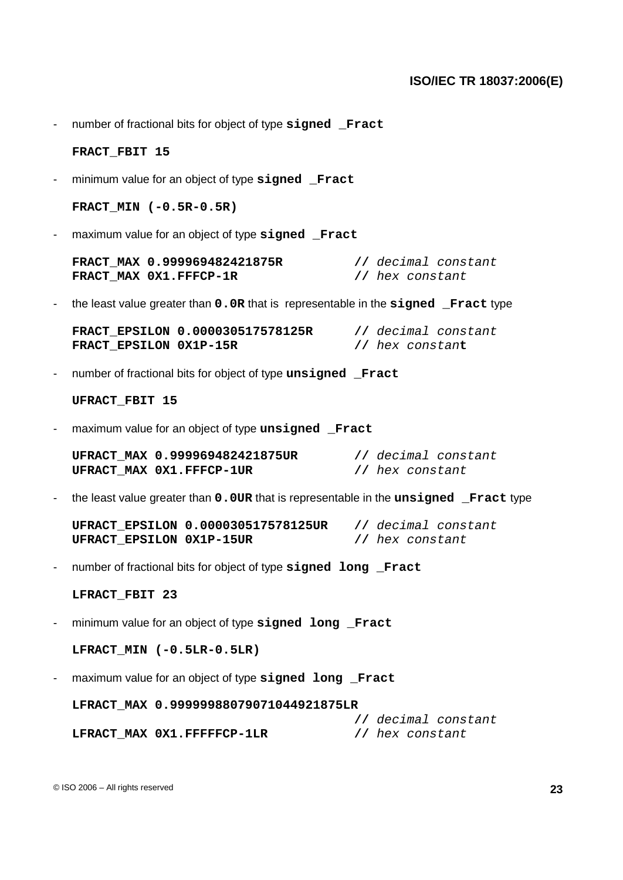- number of fractional bits for object of type **signed _Fract**

  ```
  FRACT_FBIT 15
  ```

- minimum value for an object of type **signed _Fract**

  ```
  FRACT_MIN (-0.5R-0.5R)
  ```

- maximum value for an object of type **signed _Fract**

  ```
  FRACT_MAX 0.999969482421875R         // decimal constant
  FRACT_MAX 0X1.FFFCP-1R               // hex constant
  ```

- the least value greater than **0.0R** that is representable in the **signed _Fract** type

  ```
  FRACT_EPSILON 0.000030517578125R     // decimal constant
  FRACT_EPSILON 0X1P-15R               // hex constant
  ```

- number of fractional bits for object of type **unsigned _Fract**

  ```
  UFRACT_FBIT 15
  ```

- maximum value for an object of type **unsigned _Fract**

  ```
  UFRACT_MAX 0.999969482421875UR       // decimal constant
  UFRACT_MAX 0X1.FFFCP-1UR             // hex constant
  ```

- the least value greater than **0.0UR** that is representable in the **unsigned _Fract** type

  ```
  UFRACT_EPSILON 0.000030517578125UR   // decimal constant
  UFRACT_EPSILON 0X1P-15UR             // hex constant
  ```

- number of fractional bits for object of type **signed long _Fract**

  ```
  LFRACT_FBIT 23
  ```

- minimum value for an object of type **signed long _Fract**

  ```
  LFRACT_MIN (-0.5LR-0.5LR)
  ```

- maximum value for an object of type **signed long _Fract**

  ```
  LFRACT_MAX 0.99999988079071044921875LR
                                       // decimal constant
  LFRACT_MAX 0X1.FFFFFCP-1LR           // hex constant
  ```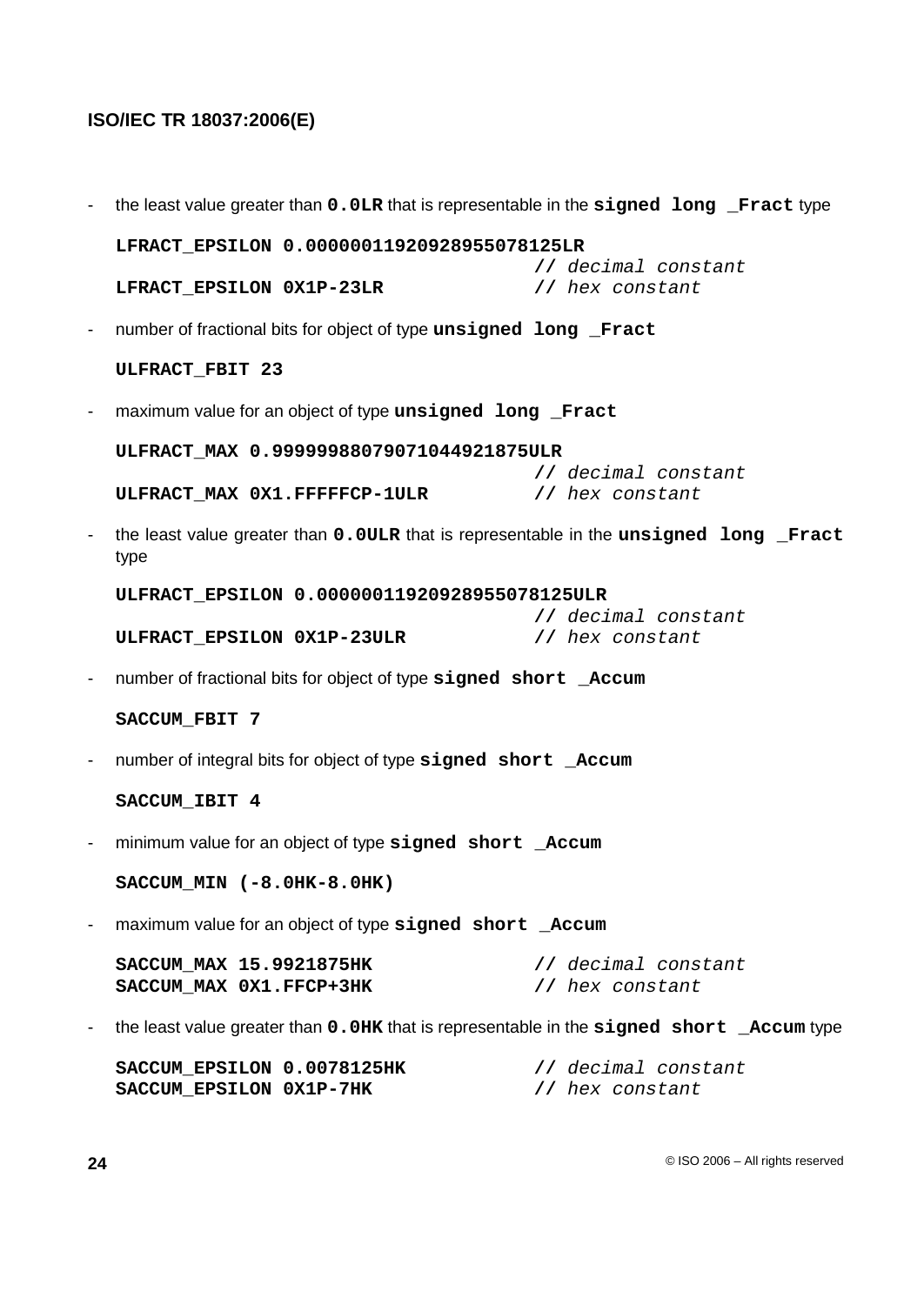- the least value greater than **0.0LR** that is representable in the **signed long _Fract** type

```
LFRACT_EPSILON 0.00000011920928955078125LR
                                    // decimal constant
LFRACT_EPSILON 0X1P-23LR            // hex constant
```

- number of fractional bits for object of type **unsigned long _Fract**

```
ULFRACT_FBIT 23
```

- maximum value for an object of type **unsigned long _Fract**

```
ULFRACT_MAX 0.99999988079071044921875ULR
                                    // decimal constant
ULFRACT_MAX 0X1.FFFFFCP-1ULR        // hex constant
```

- the least value greater than **0.0ULR** that is representable in the **unsigned long _Fract** type

```
ULFRACT_EPSILON 0.00000011920928955078125ULR
                                    // decimal constant
ULFRACT_EPSILON 0X1P-23ULR          // hex constant
```

- number of fractional bits for object of type **signed short _Accum**

```
SACCUM_FBIT 7
```

- number of integral bits for object of type **signed short _Accum**

```
SACCUM_IBIT 4
```

- minimum value for an object of type **signed short _Accum**

```
SACCUM_MIN (-8.0HK-8.0HK)
```

- maximum value for an object of type **signed short _Accum**

```
SACCUM_MAX 15.9921875HK             // decimal constant
SACCUM_MAX 0X1.FFCP+3HK             // hex constant
```

- the least value greater than **0.0HK** that is representable in the **signed short _Accum** type

```
SACCUM_EPSILON 0.0078125HK          // decimal constant
SACCUM_EPSILON 0X1P-7HK             // hex constant
```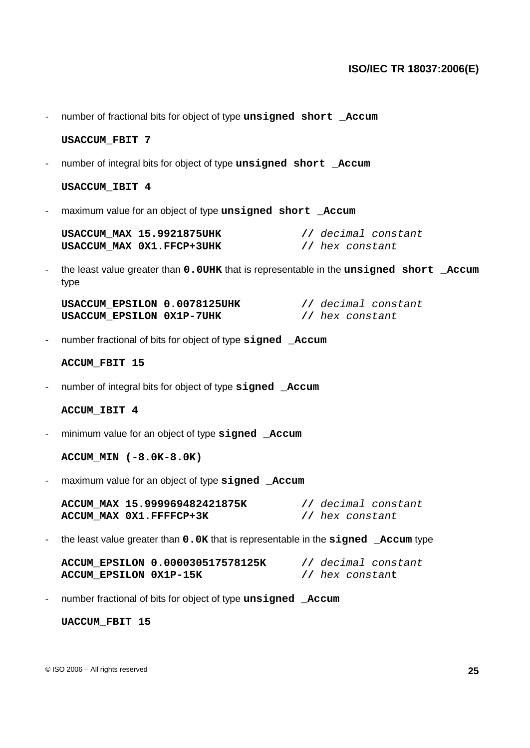- number of fractional bits for object of type **`unsigned short _Accum`**

  ```
  USACCUM_FBIT 7
  ```

- number of integral bits for object of type **`unsigned short _Accum`**

  ```
  USACCUM_IBIT 4
  ```

- maximum value for an object of type **`unsigned short _Accum`**

  ```
  USACCUM_MAX 15.9921875UHK          // decimal constant
  USACCUM_MAX 0X1.FFCP+3UHK          // hex constant
  ```

- the least value greater than **`0.0UHK`** that is representable in the **`unsigned short _Accum`** type

  ```
  USACCUM_EPSILON 0.0078125UHK       // decimal constant
  USACCUM_EPSILON 0X1P-7UHK          // hex constant
  ```

- number fractional of bits for object of type **`signed _Accum`**

  ```
  ACCUM_FBIT 15
  ```

- number of integral bits for object of type **`signed _Accum`**

  ```
  ACCUM_IBIT 4
  ```

- minimum value for an object of type **`signed _Accum`**

  ```
  ACCUM_MIN (-8.0K-8.0K)
  ```

- maximum value for an object of type **`signed _Accum`**

  ```
  ACCUM_MAX 15.999969482421875K      // decimal constant
  ACCUM_MAX 0X1.FFFFCP+3K            // hex constant
  ```

- the least value greater than **`0.0K`** that is representable in the **`signed _Accum`** type

  ```
  ACCUM_EPSILON 0.000030517578125K   // decimal constant
  ACCUM_EPSILON 0X1P-15K             // hex constant
  ```

- number fractional of bits for object of type **`unsigned _Accum`**

  ```
  UACCUM_FBIT 15
  ```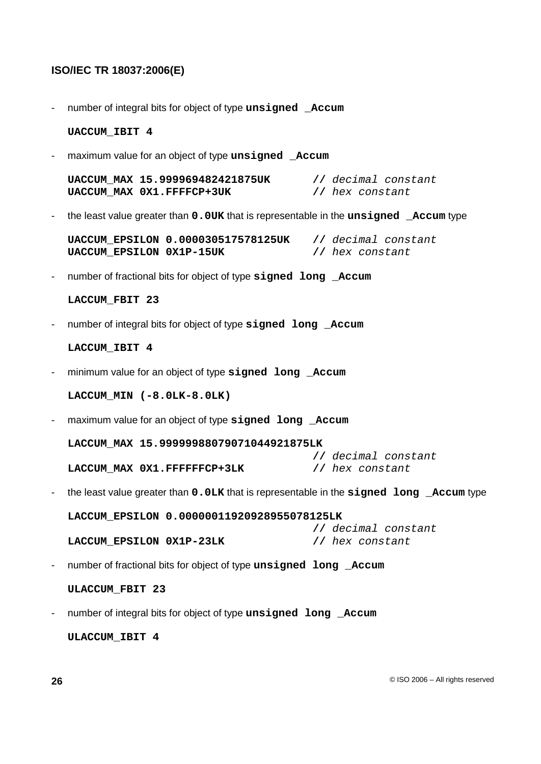- number of integral bits for object of type **unsigned _Accum**

  **UACCUM_IBIT 4**

- maximum value for an object of type **unsigned _Accum**

```
UACCUM_MAX 15.999969482421875UK       // decimal constant
UACCUM_MAX 0X1.FFFFCP+3UK             // hex constant
```

- the least value greater than **0.0UK** that is representable in the **unsigned _Accum** type

```
UACCUM_EPSILON 0.000030517578125UK    // decimal constant
UACCUM_EPSILON 0X1P-15UK              // hex constant
```

- number of fractional bits for object of type **signed long _Accum**

  **LACCUM_FBIT 23**

- number of integral bits for object of type **signed long _Accum**

  **LACCUM_IBIT 4**

- minimum value for an object of type **signed long _Accum**

  **LACCUM_MIN (-8.0LK-8.0LK)**

- maximum value for an object of type **signed long _Accum**

```
LACCUM_MAX 15.99999988079071044921875LK
                                      // decimal constant
LACCUM_MAX 0X1.FFFFFFCP+3LK           // hex constant
```

- the least value greater than **0.0LK** that is representable in the **signed long _Accum** type

```
LACCUM_EPSILON 0.00000011920928955078125LK
                                      // decimal constant
LACCUM_EPSILON 0X1P-23LK              // hex constant
```

- number of fractional bits for object of type **unsigned long _Accum**

  **ULACCUM_FBIT 23**

- number of integral bits for object of type **unsigned long _Accum**

  **ULACCUM_IBIT 4**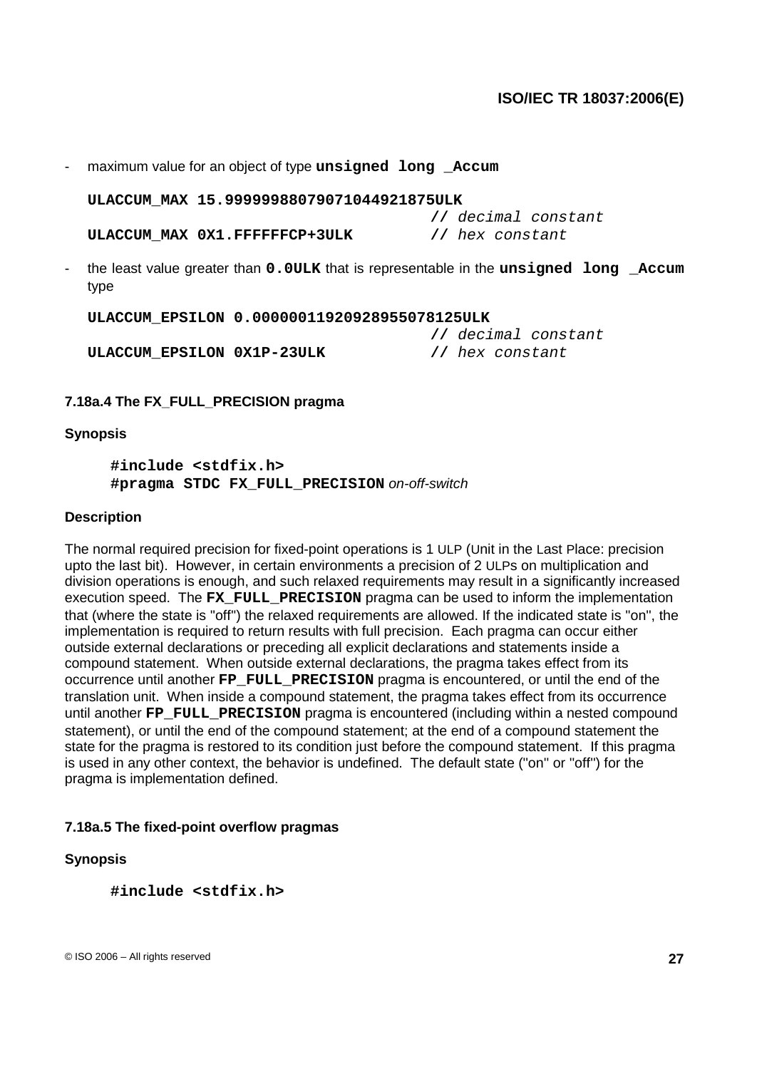- maximum value for an object of type **unsigned long _Accum**

```
ULACCUM_MAX 15.99999988079071044921875ULK
                                    // decimal constant
ULACCUM_MAX 0X1.FFFFFFCP+3ULK       // hex constant
```

- the least value greater than **0.0ULK** that is representable in the **unsigned long _Accum** type

```
ULACCUM_EPSILON 0.00000011920928955078125ULK
                                    // decimal constant
ULACCUM_EPSILON 0X1P-23ULK          // hex constant
```

#### 7.18a.4 The FX_FULL_PRECISION pragma

**Synopsis**

```
#include <stdfix.h>
#pragma STDC FX_FULL_PRECISION on-off-switch
```

**Description**

The normal required precision for fixed-point operations is 1 ULP (Unit in the Last Place: precision upto the last bit). However, in certain environments a precision of 2 ULPs on multiplication and division operations is enough, and such relaxed requirements may result in a significantly increased execution speed. The **FX_FULL_PRECISION** pragma can be used to inform the implementation that (where the state is "off") the relaxed requirements are allowed. If the indicated state is "on", the implementation is required to return results with full precision. Each pragma can occur either outside external declarations or preceding all explicit declarations and statements inside a compound statement. When outside external declarations, the pragma takes effect from its occurrence until another **FP_FULL_PRECISION** pragma is encountered, or until the end of the translation unit. When inside a compound statement, the pragma takes effect from its occurrence until another **FP_FULL_PRECISION** pragma is encountered (including within a nested compound statement), or until the end of the compound statement; at the end of a compound statement the state for the pragma is restored to its condition just before the compound statement. If this pragma is used in any other context, the behavior is undefined. The default state ("on" or "off") for the pragma is implementation defined.

#### 7.18a.5 The fixed-point overflow pragmas

**Synopsis**

```
#include <stdfix.h>
```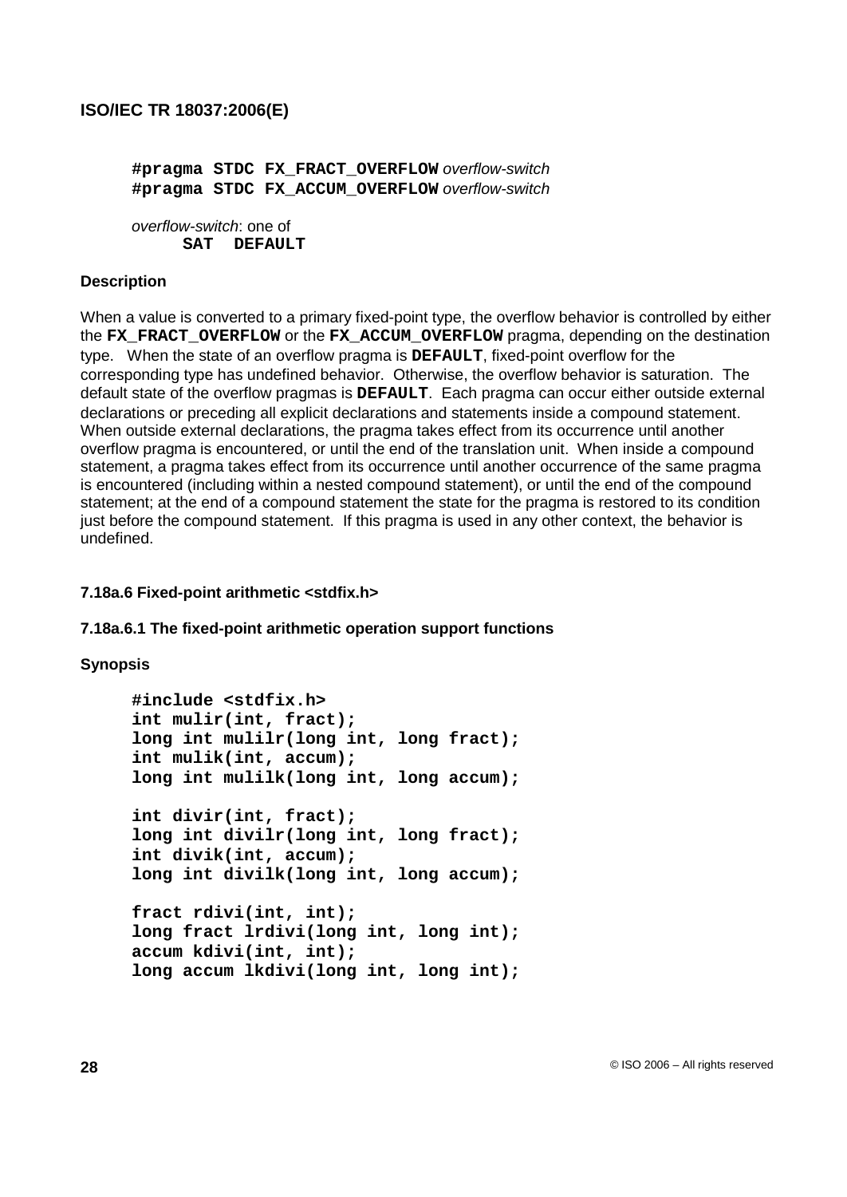```
#pragma STDC FX_FRACT_OVERFLOW overflow-switch
#pragma STDC FX_ACCUM_OVERFLOW overflow-switch
```

*overflow-switch*: one of
    **SAT DEFAULT**

**Description**

When a value is converted to a primary fixed-point type, the overflow behavior is controlled by either the **FX_FRACT_OVERFLOW** or the **FX_ACCUM_OVERFLOW** pragma, depending on the destination type. When the state of an overflow pragma is **DEFAULT**, fixed-point overflow for the corresponding type has undefined behavior. Otherwise, the overflow behavior is saturation. The default state of the overflow pragmas is **DEFAULT**. Each pragma can occur either outside external declarations or preceding all explicit declarations and statements inside a compound statement. When outside external declarations, the pragma takes effect from its occurrence until another overflow pragma is encountered, or until the end of the translation unit. When inside a compound statement, a pragma takes effect from its occurrence until another occurrence of the same pragma is encountered (including within a nested compound statement), or until the end of the compound statement; at the end of a compound statement the state for the pragma is restored to its condition just before the compound statement. If this pragma is used in any other context, the behavior is undefined.

### 7.18a.6 Fixed-point arithmetic <stdfix.h>

#### 7.18a.6.1 The fixed-point arithmetic operation support functions

**Synopsis**

```
#include <stdfix.h>
int mulir(int, fract);
long int mulilr(long int, long fract);
int mulik(int, accum);
long int mulilk(long int, long accum);

int divir(int, fract);
long int divilr(long int, long fract);
int divik(int, accum);
long int divilk(long int, long accum);

fract rdivi(int, int);
long fract lrdivi(long int, long int);
accum kdivi(int, int);
long accum lkdivi(long int, long int);
```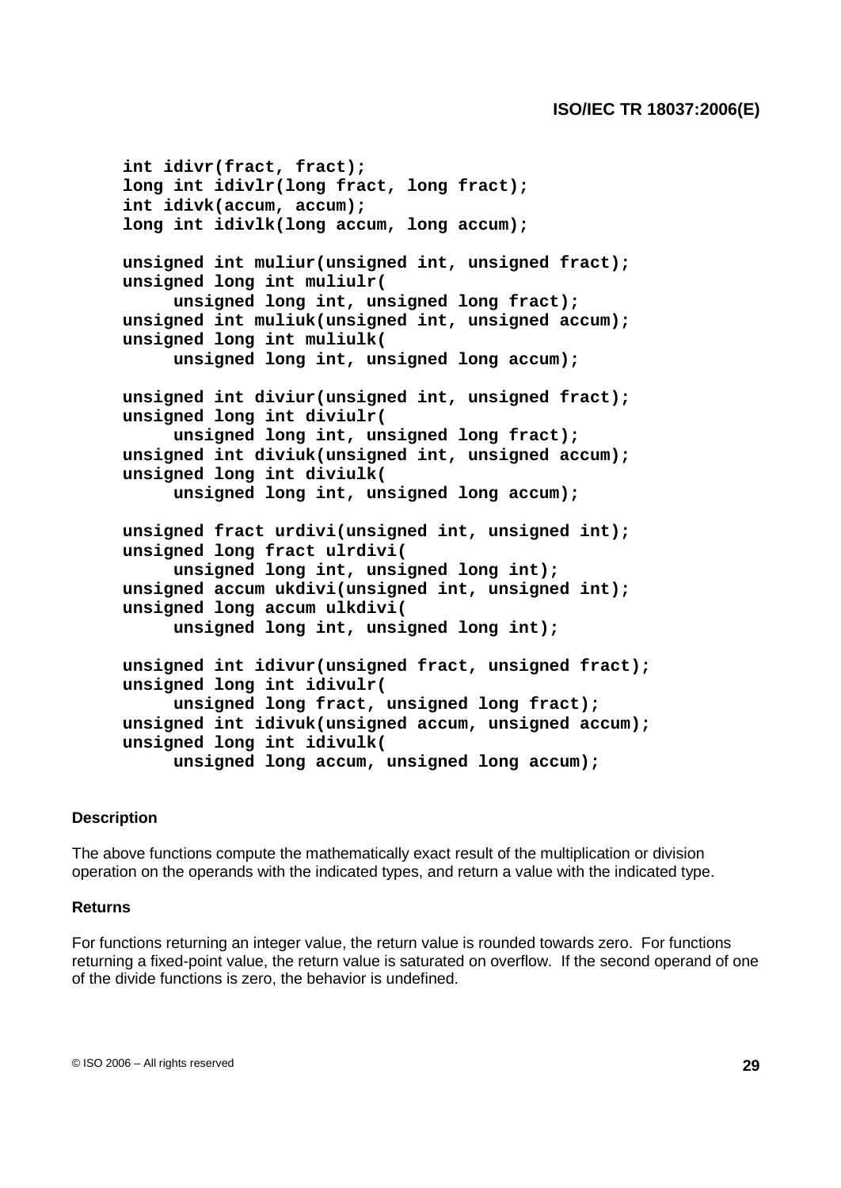```
int idivr(fract, fract);
long int idivlr(long fract, long fract);
int idivk(accum, accum);
long int idivlk(long accum, long accum);

unsigned int muliur(unsigned int, unsigned fract);
unsigned long int muliulr(
     unsigned long int, unsigned long fract);
unsigned int muliuk(unsigned int, unsigned accum);
unsigned long int muliulk(
     unsigned long int, unsigned long accum);

unsigned int diviur(unsigned int, unsigned fract);
unsigned long int diviulr(
     unsigned long int, unsigned long fract);
unsigned int diviuk(unsigned int, unsigned accum);
unsigned long int diviulk(
     unsigned long int, unsigned long accum);

unsigned fract urdivi(unsigned int, unsigned int);
unsigned long fract ulrdivi(
     unsigned long int, unsigned long int);
unsigned accum ukdivi(unsigned int, unsigned int);
unsigned long accum ulkdivi(
     unsigned long int, unsigned long int);

unsigned int idivur(unsigned fract, unsigned fract);
unsigned long int idivulr(
     unsigned long fract, unsigned long fract);
unsigned int idivuk(unsigned accum, unsigned accum);
unsigned long int idivulk(
     unsigned long accum, unsigned long accum);
```

**Description**

The above functions compute the mathematically exact result of the multiplication or division operation on the operands with the indicated types, and return a value with the indicated type.

**Returns**

For functions returning an integer value, the return value is rounded towards zero. For functions returning a fixed-point value, the return value is saturated on overflow. If the second operand of one of the divide functions is zero, the behavior is undefined.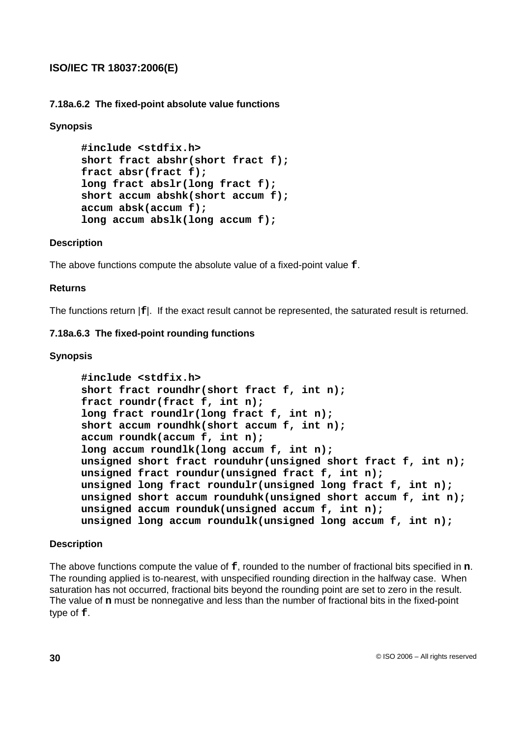#### 7.18a.6.2 The fixed-point absolute value functions

**Synopsis**

```
#include <stdfix.h>
short fract abshr(short fract f);
fract absr(fract f);
long fract abslr(long fract f);
short accum abshk(short accum f);
accum absk(accum f);
long accum abslk(long accum f);
```

**Description**

The above functions compute the absolute value of a fixed-point value **f**.

**Returns**

The functions return |**f**|. If the exact result cannot be represented, the saturated result is returned.

#### 7.18a.6.3 The fixed-point rounding functions

**Synopsis**

```
#include <stdfix.h>
short fract roundhr(short fract f, int n);
fract roundr(fract f, int n);
long fract roundlr(long fract f, int n);
short accum roundhk(short accum f, int n);
accum roundk(accum f, int n);
long accum roundlk(long accum f, int n);
unsigned short fract rounduhr(unsigned short fract f, int n);
unsigned fract roundur(unsigned fract f, int n);
unsigned long fract roundulr(unsigned long fract f, int n);
unsigned short accum rounduhk(unsigned short accum f, int n);
unsigned accum rounduk(unsigned accum f, int n);
unsigned long accum roundulk(unsigned long accum f, int n);
```

**Description**

The above functions compute the value of **f**, rounded to the number of fractional bits specified in **n**. The rounding applied is to-nearest, with unspecified rounding direction in the halfway case. When saturation has not occurred, fractional bits beyond the rounding point are set to zero in the result. The value of **n** must be nonnegative and less than the number of fractional bits in the fixed-point type of **f**.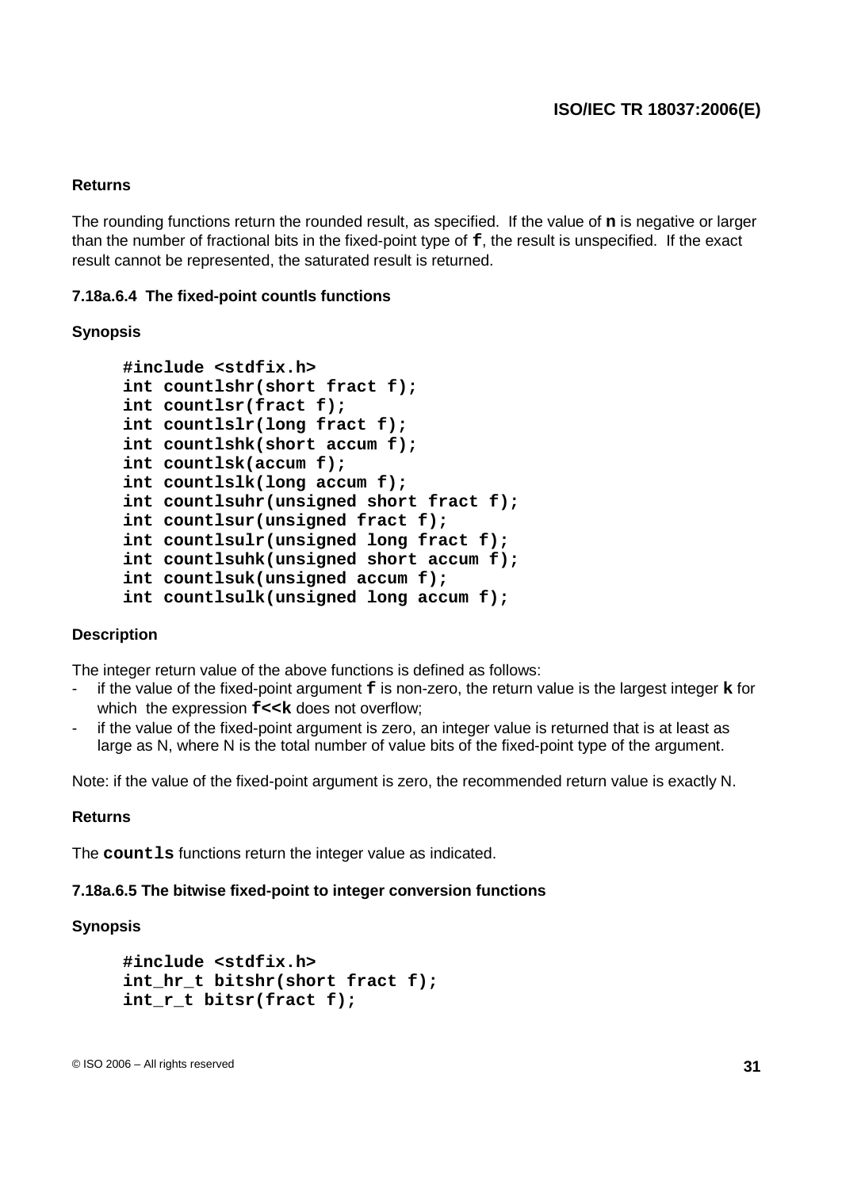**Returns**

The rounding functions return the rounded result, as specified. If the value of **n** is negative or larger than the number of fractional bits in the fixed-point type of **f**, the result is unspecified. If the exact result cannot be represented, the saturated result is returned.

#### 7.18a.6.4 The fixed-point countls functions

**Synopsis**

```
#include <stdfix.h>
int countlshr(short fract f);
int countlsr(fract f);
int countlslr(long fract f);
int countlshk(short accum f);
int countlsk(accum f);
int countlslk(long accum f);
int countlsuhr(unsigned short fract f);
int countlsur(unsigned fract f);
int countlsulr(unsigned long fract f);
int countlsuhk(unsigned short accum f);
int countlsuk(unsigned accum f);
int countlsulk(unsigned long accum f);
```

**Description**

The integer return value of the above functions is defined as follows:

- if the value of the fixed-point argument **f** is non-zero, the return value is the largest integer **k** for which the expression **f<<k** does not overflow;
- if the value of the fixed-point argument is zero, an integer value is returned that is at least as large as N, where N is the total number of value bits of the fixed-point type of the argument.

Note: if the value of the fixed-point argument is zero, the recommended return value is exactly N.

**Returns**

The **countls** functions return the integer value as indicated.

#### 7.18a.6.5 The bitwise fixed-point to integer conversion functions

**Synopsis**

```
#include <stdfix.h>
int_hr_t bitshr(short fract f);
int_r_t bitsr(fract f);
```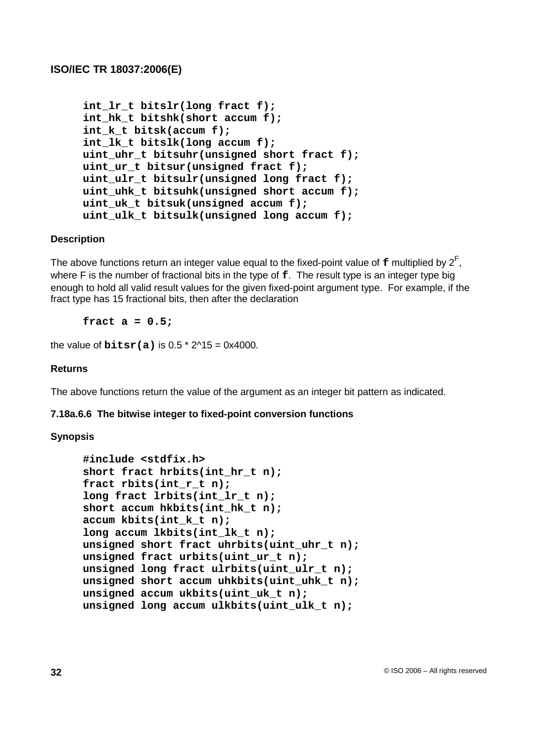```
int_lr_t bitslr(long fract f);
int_hk_t bitshk(short accum f);
int_k_t bitsk(accum f);
int_lk_t bitslk(long accum f);
uint_uhr_t bitsuhr(unsigned short fract f);
uint_ur_t bitsur(unsigned fract f);
uint_ulr_t bitsulr(unsigned long fract f);
uint_uhk_t bitsuhk(unsigned short accum f);
uint_uk_t bitsuk(unsigned accum f);
uint_ulk_t bitsulk(unsigned long accum f);
```

**Description**

The above functions return an integer value equal to the fixed-point value of **f** multiplied by $2^F$, where F is the number of fractional bits in the type of **f**. The result type is an integer type big enough to hold all valid result values for the given fixed-point argument type. For example, if the fract type has 15 fractional bits, then after the declaration

```
fract a = 0.5;
```

the value of **bitsr(a)** is 0.5 * 2^15 = 0x4000.

**Returns**

The above functions return the value of the argument as an integer bit pattern as indicated.

#### 7.18a.6.6 The bitwise integer to fixed-point conversion functions

**Synopsis**

```
#include <stdfix.h>
short fract hrbits(int_hr_t n);
fract rbits(int_r_t n);
long fract lrbits(int_lr_t n);
short accum hkbits(int_hk_t n);
accum kbits(int_k_t n);
long accum lkbits(int_lk_t n);
unsigned short fract uhrbits(uint_uhr_t n);
unsigned fract urbits(uint_ur_t n);
unsigned long fract ulrbits(uint_ulr_t n);
unsigned short accum uhkbits(uint_uhk_t n);
unsigned accum ukbits(uint_uk_t n);
unsigned long accum ulkbits(uint_ulk_t n);
```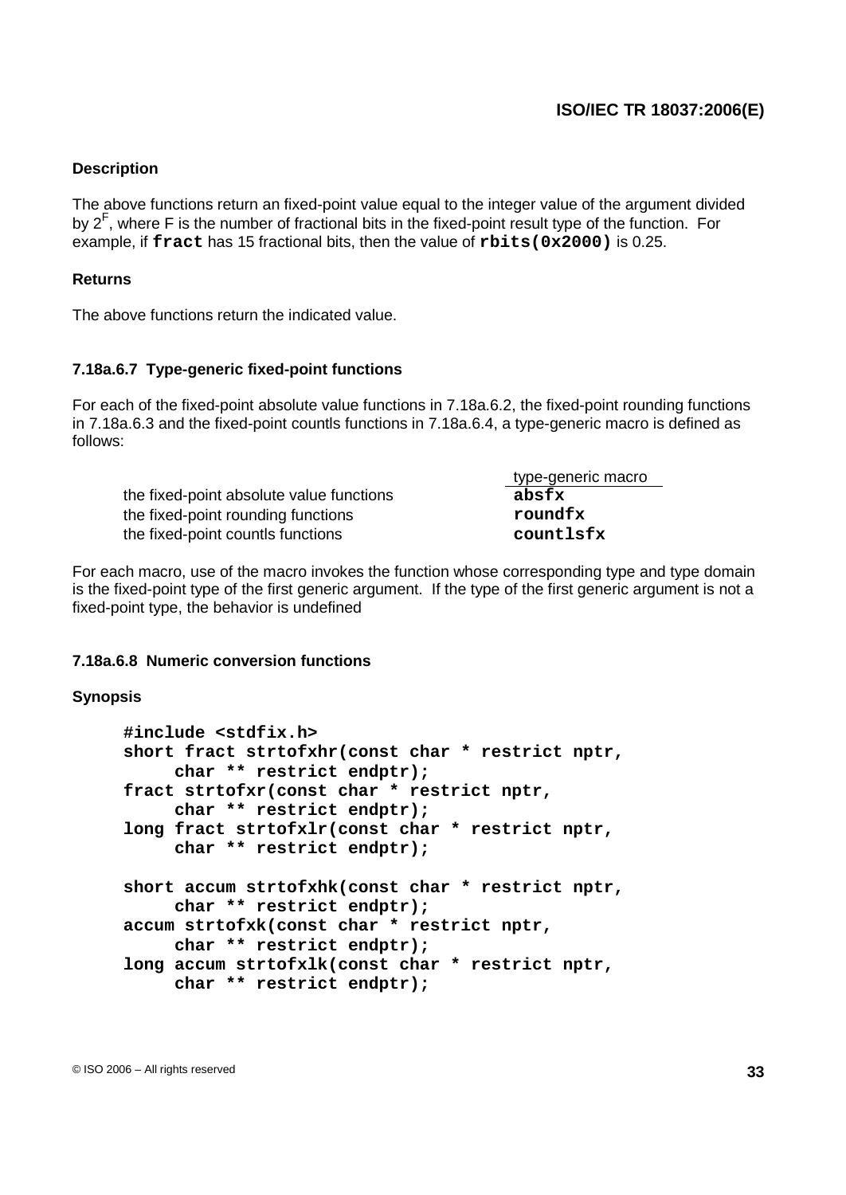#### Description

The above functions return an fixed-point value equal to the integer value of the argument divided by $2^F$, where F is the number of fractional bits in the fixed-point result type of the function. For example, if **`fract`** has 15 fractional bits, then the value of **`rbits(0x2000)`** is 0.25.

#### Returns

The above functions return the indicated value.

### 7.18a.6.7 Type-generic fixed-point functions

For each of the fixed-point absolute value functions in 7.18a.6.2, the fixed-point rounding functions in 7.18a.6.3 and the fixed-point countls functions in 7.18a.6.4, a type-generic macro is defined as follows:

| | type-generic macro |
|---|---|
| the fixed-point absolute value functions | **`absfx`** |
| the fixed-point rounding functions | **`roundfx`** |
| the fixed-point countls functions | **`countlsfx`** |

For each macro, use of the macro invokes the function whose corresponding type and type domain is the fixed-point type of the first generic argument. If the type of the first generic argument is not a fixed-point type, the behavior is undefined

### 7.18a.6.8 Numeric conversion functions

#### Synopsis

```
#include <stdfix.h>
short fract strtofxhr(const char * restrict nptr,
     char ** restrict endptr);
fract strtofxr(const char * restrict nptr,
     char ** restrict endptr);
long fract strtofxlr(const char * restrict nptr,
     char ** restrict endptr);

short accum strtofxhk(const char * restrict nptr,
     char ** restrict endptr);
accum strtofxk(const char * restrict nptr,
     char ** restrict endptr);
long accum strtofxlk(const char * restrict nptr,
     char ** restrict endptr);
```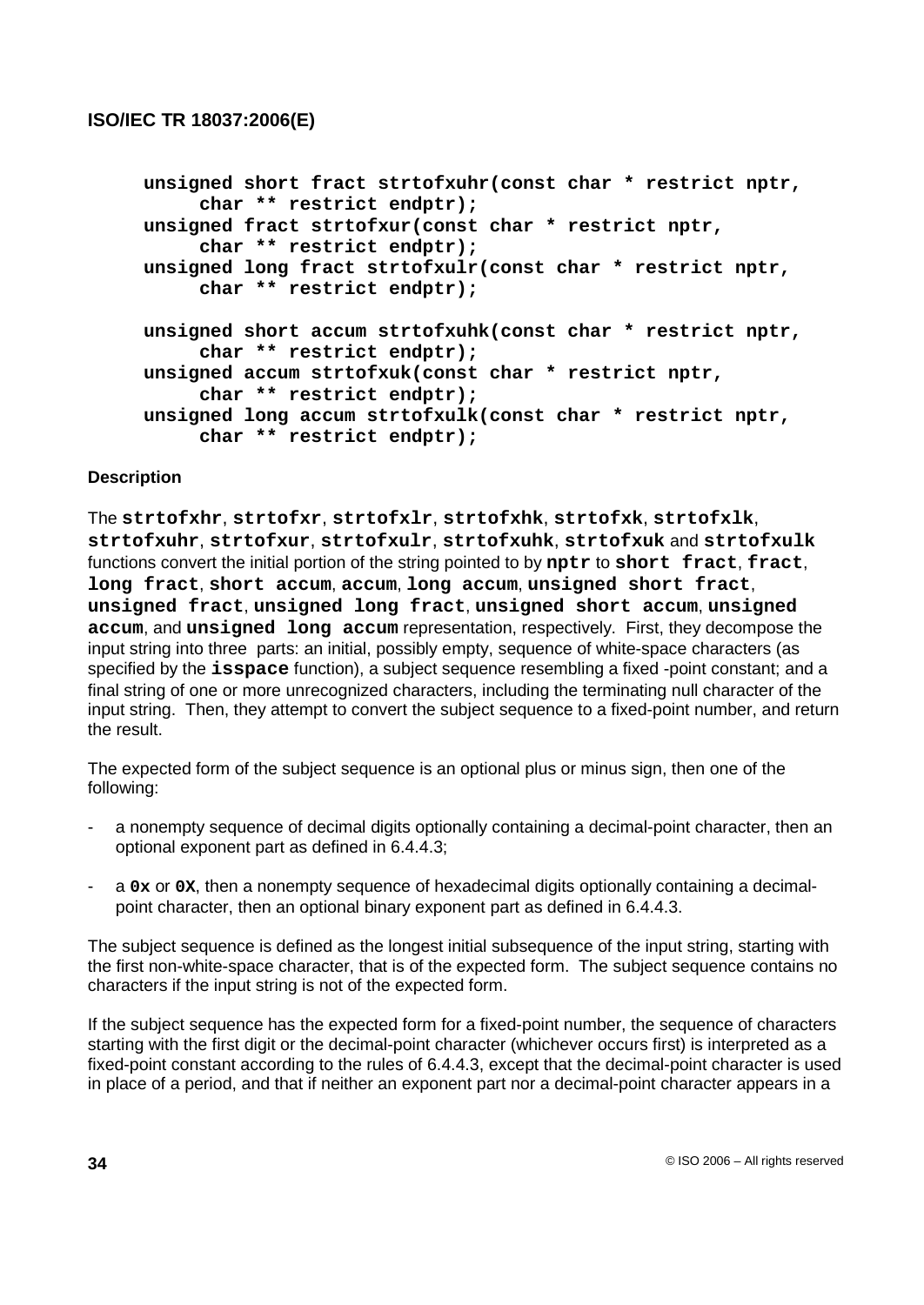```
unsigned short fract strtofxuhr(const char * restrict nptr,
     char ** restrict endptr);
unsigned fract strtofxur(const char * restrict nptr,
     char ** restrict endptr);
unsigned long fract strtofxulr(const char * restrict nptr,
     char ** restrict endptr);

unsigned short accum strtofxuhk(const char * restrict nptr,
     char ** restrict endptr);
unsigned accum strtofxuk(const char * restrict nptr,
     char ** restrict endptr);
unsigned long accum strtofxulk(const char * restrict nptr,
     char ** restrict endptr);
```

**Description**

The **strtofxhr**, **strtofxr**, **strtofxlr**, **strtofxhk**, **strtofxk**, **strtofxlk**, **strtofxuhr**, **strtofxur**, **strtofxulr**, **strtofxuhk**, **strtofxuk** and **strtofxulk** functions convert the initial portion of the string pointed to by **nptr** to **short fract**, **fract**, **long fract**, **short accum**, **accum**, **long accum**, **unsigned short fract**, **unsigned fract**, **unsigned long fract**, **unsigned short accum**, **unsigned accum**, and **unsigned long accum** representation, respectively. First, they decompose the input string into three parts: an initial, possibly empty, sequence of white-space characters (as specified by the **isspace** function), a subject sequence resembling a fixed -point constant; and a final string of one or more unrecognized characters, including the terminating null character of the input string. Then, they attempt to convert the subject sequence to a fixed-point number, and return the result.

The expected form of the subject sequence is an optional plus or minus sign, then one of the following:

- a nonempty sequence of decimal digits optionally containing a decimal-point character, then an optional exponent part as defined in 6.4.4.3;
- a **0x** or **0X**, then a nonempty sequence of hexadecimal digits optionally containing a decimal-point character, then an optional binary exponent part as defined in 6.4.4.3.

The subject sequence is defined as the longest initial subsequence of the input string, starting with the first non-white-space character, that is of the expected form. The subject sequence contains no characters if the input string is not of the expected form.

If the subject sequence has the expected form for a fixed-point number, the sequence of characters starting with the first digit or the decimal-point character (whichever occurs first) is interpreted as a fixed-point constant according to the rules of 6.4.4.3, except that the decimal-point character is used in place of a period, and that if neither an exponent part nor a decimal-point character appears in a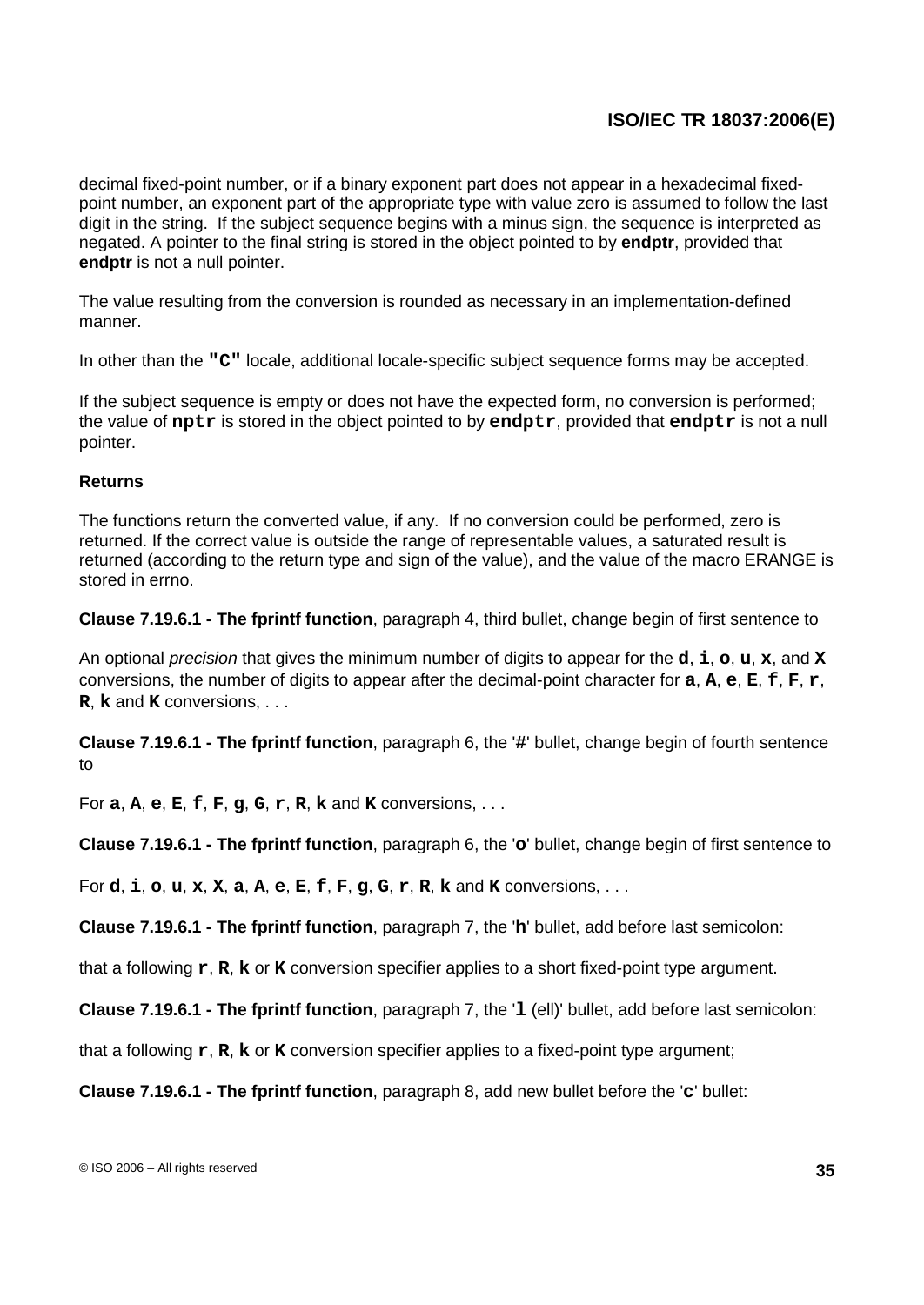decimal fixed-point number, or if a binary exponent part does not appear in a hexadecimal fixed-point number, an exponent part of the appropriate type with value zero is assumed to follow the last digit in the string. If the subject sequence begins with a minus sign, the sequence is interpreted as negated. A pointer to the final string is stored in the object pointed to by **endptr**, provided that **endptr** is not a null pointer.

The value resulting from the conversion is rounded as necessary in an implementation-defined manner.

In other than the **"C"** locale, additional locale-specific subject sequence forms may be accepted.

If the subject sequence is empty or does not have the expected form, no conversion is performed; the value of **nptr** is stored in the object pointed to by **endptr**, provided that **endptr** is not a null pointer.

**Returns**

The functions return the converted value, if any. If no conversion could be performed, zero is returned. If the correct value is outside the range of representable values, a saturated result is returned (according to the return type and sign of the value), and the value of the macro ERANGE is stored in errno.

**Clause 7.19.6.1 - The fprintf function**, paragraph 4, third bullet, change begin of first sentence to

An optional *precision* that gives the minimum number of digits to appear for the **d**, **i**, **o**, **u**, **x**, and **X** conversions, the number of digits to appear after the decimal-point character for **a**, **A**, **e**, **E**, **f**, **F**, **r**, **R**, **k** and **K** conversions, . . .

**Clause 7.19.6.1 - The fprintf function**, paragraph 6, the '**#**' bullet, change begin of fourth sentence to

For **a**, **A**, **e**, **E**, **f**, **F**, **g**, **G**, **r**, **R**, **k** and **K** conversions, . . .

**Clause 7.19.6.1 - The fprintf function**, paragraph 6, the '**0**' bullet, change begin of first sentence to

For **d**, **i**, **o**, **u**, **x**, **X**, **a**, **A**, **e**, **E**, **f**, **F**, **g**, **G**, **r**, **R**, **k** and **K** conversions, . . .

**Clause 7.19.6.1 - The fprintf function**, paragraph 7, the '**h**' bullet, add before last semicolon:

that a following **r**, **R**, **k** or **K** conversion specifier applies to a short fixed-point type argument.

**Clause 7.19.6.1 - The fprintf function**, paragraph 7, the '**l** (ell)' bullet, add before last semicolon:

that a following **r**, **R**, **k** or **K** conversion specifier applies to a fixed-point type argument;

**Clause 7.19.6.1 - The fprintf function**, paragraph 8, add new bullet before the '**c**' bullet: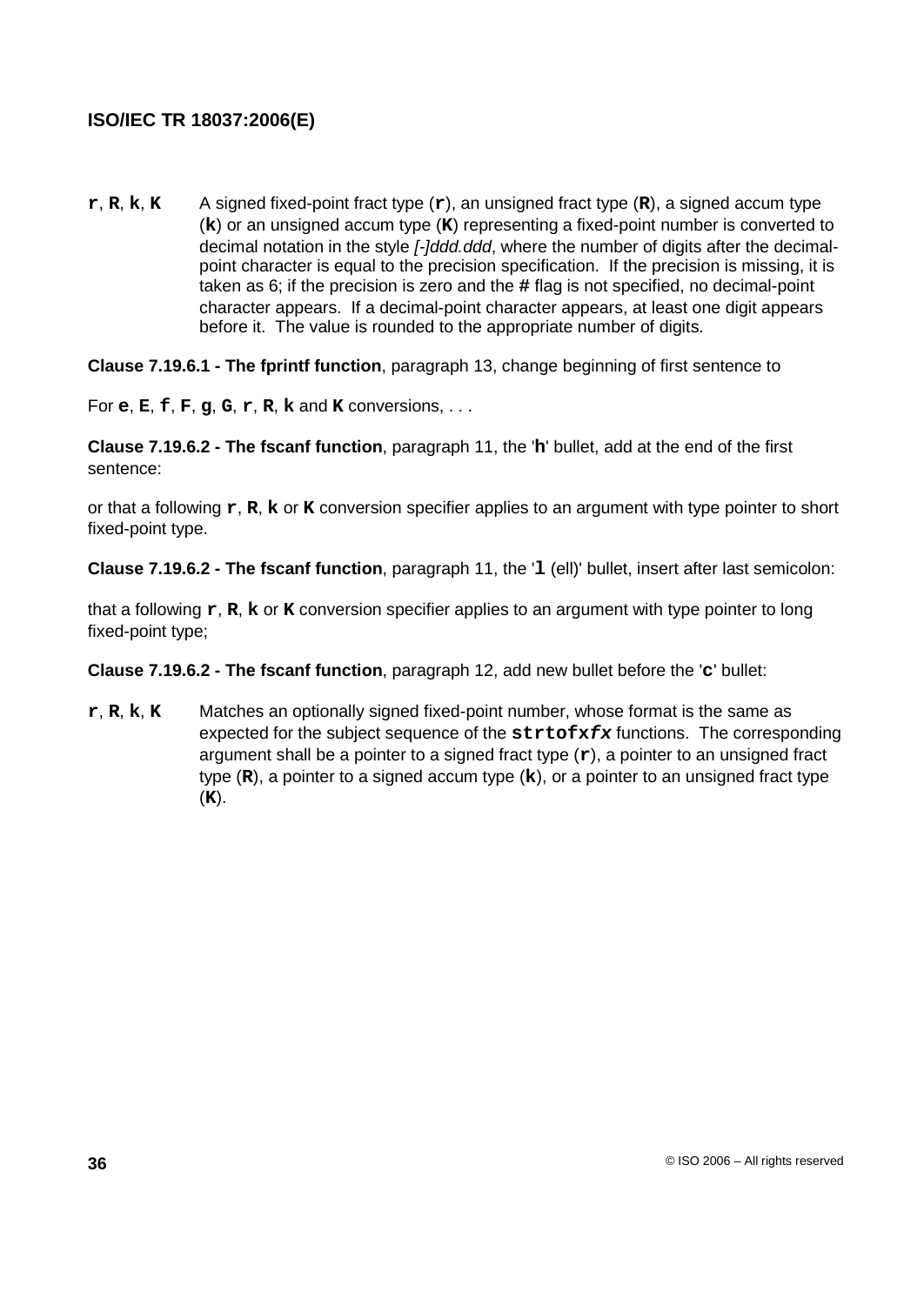**r**, **R**, **k**, **K** A signed fixed-point fract type (**r**), an unsigned fract type (**R**), a signed accum type (**k**) or an unsigned accum type (**K**) representing a fixed-point number is converted to decimal notation in the style *[-]ddd.ddd*, where the number of digits after the decimal-point character is equal to the precision specification. If the precision is missing, it is taken as 6; if the precision is zero and the **#** flag is not specified, no decimal-point character appears. If a decimal-point character appears, at least one digit appears before it. The value is rounded to the appropriate number of digits.

**Clause 7.19.6.1 - The fprintf function**, paragraph 13, change beginning of first sentence to

For **e**, **E**, **f**, **F**, **g**, **G**, **r**, **R**, **k** and **K** conversions, . . .

**Clause 7.19.6.2 - The fscanf function**, paragraph 11, the '**h**' bullet, add at the end of the first sentence:

or that a following **r**, **R**, **k** or **K** conversion specifier applies to an argument with type pointer to short fixed-point type.

**Clause 7.19.6.2 - The fscanf function**, paragraph 11, the '**l** (ell)' bullet, insert after last semicolon:

that a following **r**, **R**, **k** or **K** conversion specifier applies to an argument with type pointer to long fixed-point type;

**Clause 7.19.6.2 - The fscanf function**, paragraph 12, add new bullet before the '**c**' bullet:

**r**, **R**, **k**, **K** Matches an optionally signed fixed-point number, whose format is the same as expected for the subject sequence of the **strtofx*fx*** functions. The corresponding argument shall be a pointer to a signed fract type (**r**), a pointer to an unsigned fract type (**R**), a pointer to a signed accum type (**k**), or a pointer to an unsigned fract type (**K**).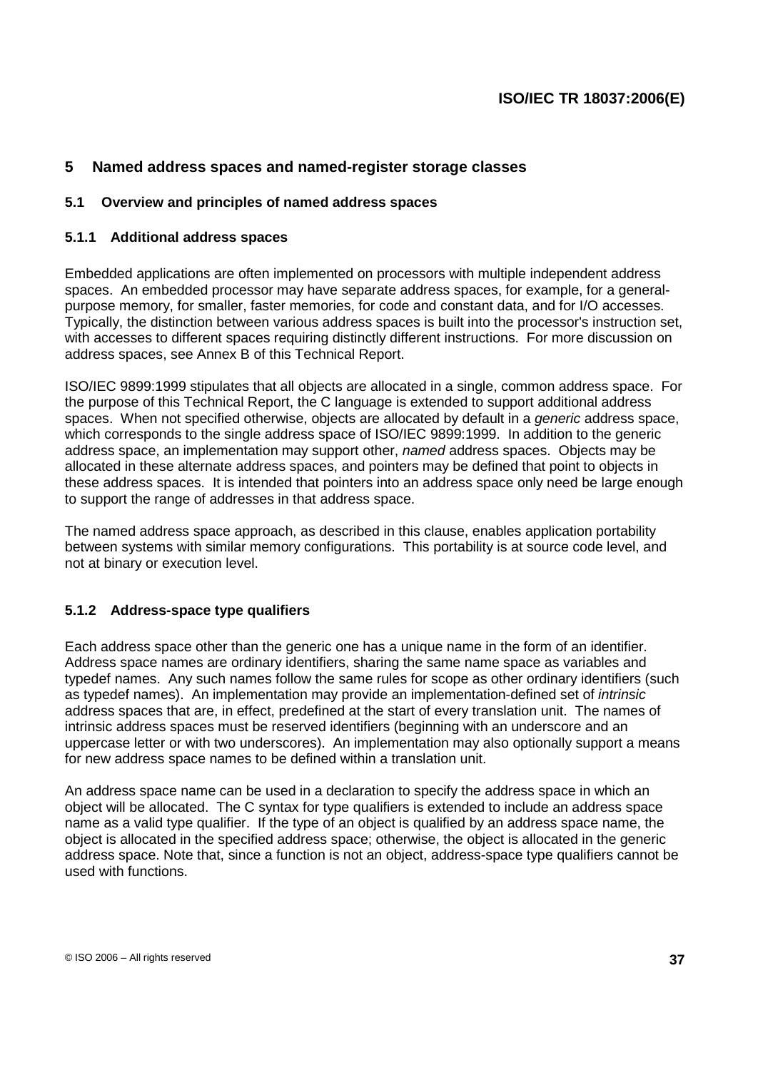# 5 Named address spaces and named-register storage classes

## 5.1 Overview and principles of named address spaces

### 5.1.1 Additional address spaces

Embedded applications are often implemented on processors with multiple independent address spaces. An embedded processor may have separate address spaces, for example, for a general-purpose memory, for smaller, faster memories, for code and constant data, and for I/O accesses. Typically, the distinction between various address spaces is built into the processor's instruction set, with accesses to different spaces requiring distinctly different instructions. For more discussion on address spaces, see Annex B of this Technical Report.

ISO/IEC 9899:1999 stipulates that all objects are allocated in a single, common address space. For the purpose of this Technical Report, the C language is extended to support additional address spaces. When not specified otherwise, objects are allocated by default in a *generic* address space, which corresponds to the single address space of ISO/IEC 9899:1999. In addition to the generic address space, an implementation may support other, *named* address spaces. Objects may be allocated in these alternate address spaces, and pointers may be defined that point to objects in these address spaces. It is intended that pointers into an address space only need be large enough to support the range of addresses in that address space.

The named address space approach, as described in this clause, enables application portability between systems with similar memory configurations. This portability is at source code level, and not at binary or execution level.

### 5.1.2 Address-space type qualifiers

Each address space other than the generic one has a unique name in the form of an identifier. Address space names are ordinary identifiers, sharing the same name space as variables and typedef names. Any such names follow the same rules for scope as other ordinary identifiers (such as typedef names). An implementation may provide an implementation-defined set of *intrinsic* address spaces that are, in effect, predefined at the start of every translation unit. The names of intrinsic address spaces must be reserved identifiers (beginning with an underscore and an uppercase letter or with two underscores). An implementation may also optionally support a means for new address space names to be defined within a translation unit.

An address space name can be used in a declaration to specify the address space in which an object will be allocated. The C syntax for type qualifiers is extended to include an address space name as a valid type qualifier. If the type of an object is qualified by an address space name, the object is allocated in the specified address space; otherwise, the object is allocated in the generic address space. Note that, since a function is not an object, address-space type qualifiers cannot be used with functions.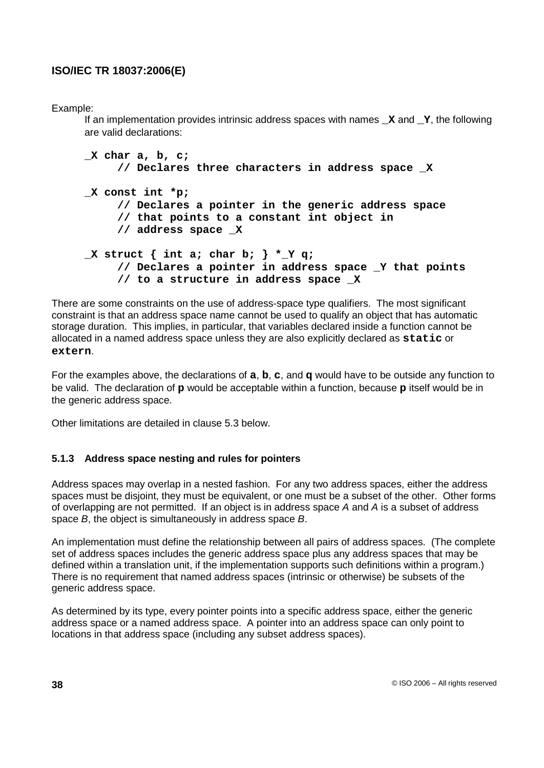Example:

If an implementation provides intrinsic address spaces with names **_X** and **_Y**, the following are valid declarations:

```
_X char a, b, c;
     // Declares three characters in address space _X

_X const int *p;
     // Declares a pointer in the generic address space
     // that points to a constant int object in
     // address space _X

_X struct { int a; char b; } *_Y q;
     // Declares a pointer in address space _Y that points
     // to a structure in address space _X
```

There are some constraints on the use of address-space type qualifiers. The most significant constraint is that an address space name cannot be used to qualify an object that has automatic storage duration. This implies, in particular, that variables declared inside a function cannot be allocated in a named address space unless they are also explicitly declared as **static** or **extern**.

For the examples above, the declarations of **a**, **b**, **c**, and **q** would have to be outside any function to be valid. The declaration of **p** would be acceptable within a function, because **p** itself would be in the generic address space.

Other limitations are detailed in clause 5.3 below.

### 5.1.3 Address space nesting and rules for pointers

Address spaces may overlap in a nested fashion. For any two address spaces, either the address spaces must be disjoint, they must be equivalent, or one must be a subset of the other. Other forms of overlapping are not permitted. If an object is in address space *A* and *A* is a subset of address space *B*, the object is simultaneously in address space *B*.

An implementation must define the relationship between all pairs of address spaces. (The complete set of address spaces includes the generic address space plus any address spaces that may be defined within a translation unit, if the implementation supports such definitions within a program.) There is no requirement that named address spaces (intrinsic or otherwise) be subsets of the generic address space.

As determined by its type, every pointer points into a specific address space, either the generic address space or a named address space. A pointer into an address space can only point to locations in that address space (including any subset address spaces).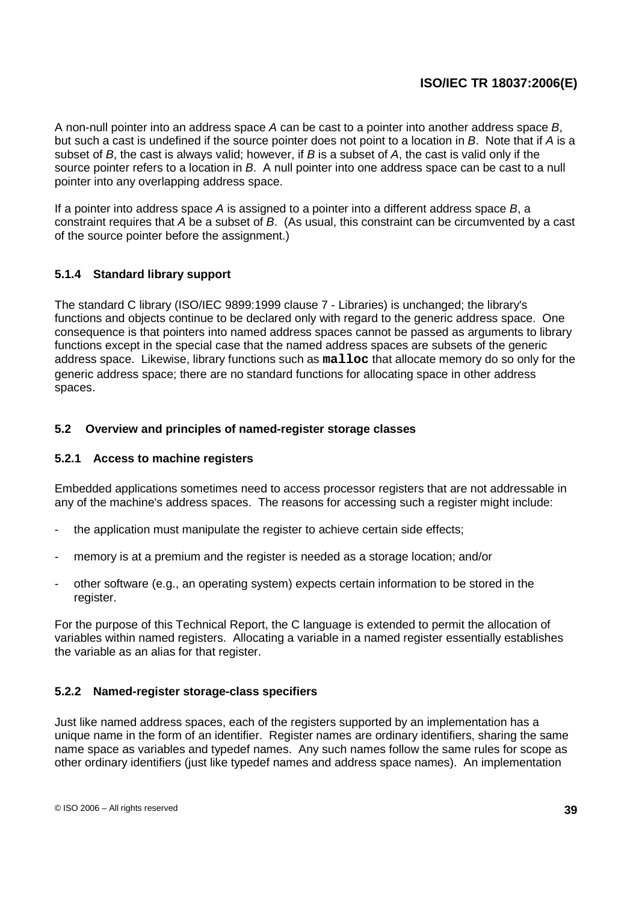A non-null pointer into an address space *A* can be cast to a pointer into another address space *B*, but such a cast is undefined if the source pointer does not point to a location in *B*. Note that if *A* is a subset of *B*, the cast is always valid; however, if *B* is a subset of *A*, the cast is valid only if the source pointer refers to a location in *B*. A null pointer into one address space can be cast to a null pointer into any overlapping address space.

If a pointer into address space *A* is assigned to a pointer into a different address space *B*, a constraint requires that *A* be a subset of *B*. (As usual, this constraint can be circumvented by a cast of the source pointer before the assignment.)

### 5.1.4 Standard library support

The standard C library (ISO/IEC 9899:1999 clause 7 - Libraries) is unchanged; the library's functions and objects continue to be declared only with regard to the generic address space. One consequence is that pointers into named address spaces cannot be passed as arguments to library functions except in the special case that the named address spaces are subsets of the generic address space. Likewise, library functions such as **`malloc`** that allocate memory do so only for the generic address space; there are no standard functions for allocating space in other address spaces.

## 5.2 Overview and principles of named-register storage classes

### 5.2.1 Access to machine registers

Embedded applications sometimes need to access processor registers that are not addressable in any of the machine's address spaces. The reasons for accessing such a register might include:

- the application must manipulate the register to achieve certain side effects;
- memory is at a premium and the register is needed as a storage location; and/or
- other software (e.g., an operating system) expects certain information to be stored in the register.

For the purpose of this Technical Report, the C language is extended to permit the allocation of variables within named registers. Allocating a variable in a named register essentially establishes the variable as an alias for that register.

### 5.2.2 Named-register storage-class specifiers

Just like named address spaces, each of the registers supported by an implementation has a unique name in the form of an identifier. Register names are ordinary identifiers, sharing the same name space as variables and typedef names. Any such names follow the same rules for scope as other ordinary identifiers (just like typedef names and address space names). An implementation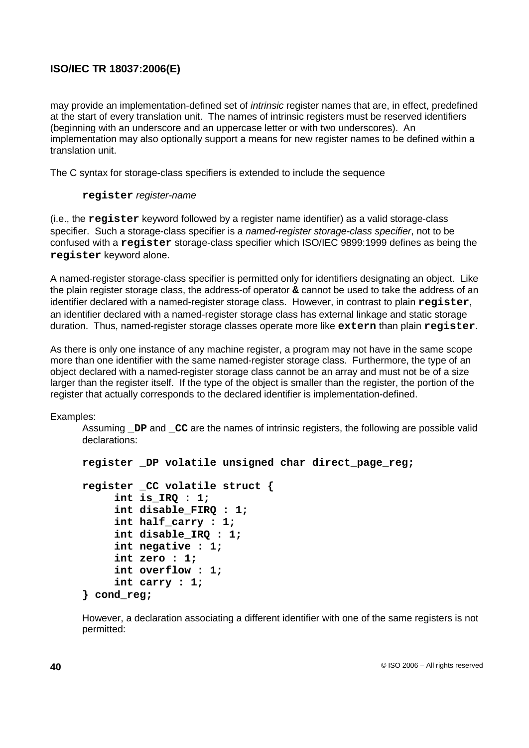may provide an implementation-defined set of *intrinsic* register names that are, in effect, predefined at the start of every translation unit. The names of intrinsic registers must be reserved identifiers (beginning with an underscore and an uppercase letter or with two underscores). An implementation may also optionally support a means for new register names to be defined within a translation unit.

The C syntax for storage-class specifiers is extended to include the sequence

> **`register`** *register-name*

(i.e., the **`register`** keyword followed by a register name identifier) as a valid storage-class specifier. Such a storage-class specifier is a *named-register storage-class specifier*, not to be confused with a **`register`** storage-class specifier which ISO/IEC 9899:1999 defines as being the **`register`** keyword alone.

A named-register storage-class specifier is permitted only for identifiers designating an object. Like the plain register storage class, the address-of operator **`&`** cannot be used to take the address of an identifier declared with a named-register storage class. However, in contrast to plain **`register`**, an identifier declared with a named-register storage class has external linkage and static storage duration. Thus, named-register storage classes operate more like **`extern`** than plain **`register`**.

As there is only one instance of any machine register, a program may not have in the same scope more than one identifier with the same named-register storage class. Furthermore, the type of an object declared with a named-register storage class cannot be an array and must not be of a size larger than the register itself. If the type of the object is smaller than the register, the portion of the register that actually corresponds to the declared identifier is implementation-defined.

Examples:

Assuming **`_DP`** and **`_CC`** are the names of intrinsic registers, the following are possible valid declarations:

```
register _DP volatile unsigned char direct_page_reg;

register _CC volatile struct {
     int is_IRQ : 1;
     int disable_FIRQ : 1;
     int half_carry : 1;
     int disable_IRQ : 1;
     int negative : 1;
     int zero : 1;
     int overflow : 1;
     int carry : 1;
} cond_reg;
```

However, a declaration associating a different identifier with one of the same registers is not permitted: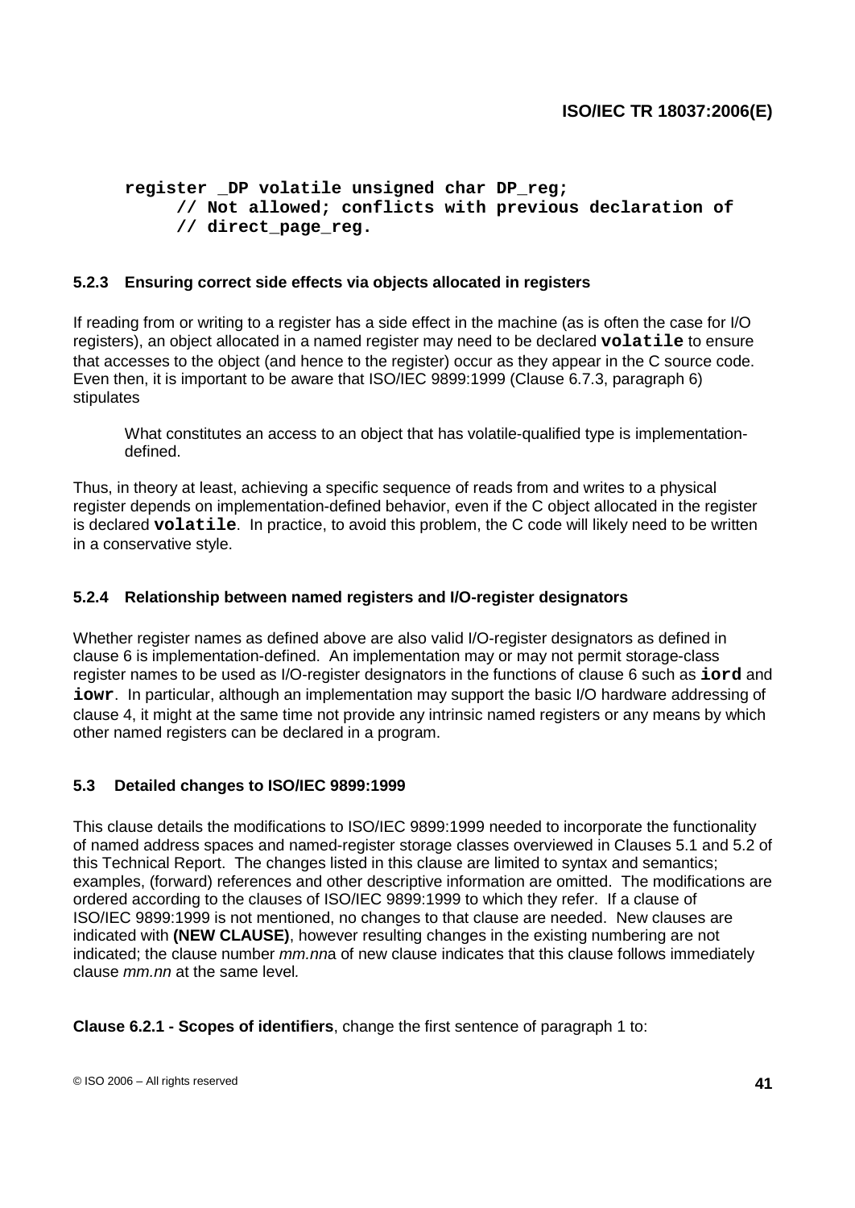```
register _DP volatile unsigned char DP_reg;
     // Not allowed; conflicts with previous declaration of
     // direct_page_reg.
```

### 5.2.3 Ensuring correct side effects via objects allocated in registers

If reading from or writing to a register has a side effect in the machine (as is often the case for I/O registers), an object allocated in a named register may need to be declared **volatile** to ensure that accesses to the object (and hence to the register) occur as they appear in the C source code. Even then, it is important to be aware that ISO/IEC 9899:1999 (Clause 6.7.3, paragraph 6) stipulates

> What constitutes an access to an object that has volatile-qualified type is implementation-defined.

Thus, in theory at least, achieving a specific sequence of reads from and writes to a physical register depends on implementation-defined behavior, even if the C object allocated in the register is declared **volatile**. In practice, to avoid this problem, the C code will likely need to be written in a conservative style.

### 5.2.4 Relationship between named registers and I/O-register designators

Whether register names as defined above are also valid I/O-register designators as defined in clause 6 is implementation-defined. An implementation may or may not permit storage-class register names to be used as I/O-register designators in the functions of clause 6 such as **iord** and **iowr**. In particular, although an implementation may support the basic I/O hardware addressing of clause 4, it might at the same time not provide any intrinsic named registers or any means by which other named registers can be declared in a program.

## 5.3 Detailed changes to ISO/IEC 9899:1999

This clause details the modifications to ISO/IEC 9899:1999 needed to incorporate the functionality of named address spaces and named-register storage classes overviewed in Clauses 5.1 and 5.2 of this Technical Report. The changes listed in this clause are limited to syntax and semantics; examples, (forward) references and other descriptive information are omitted. The modifications are ordered according to the clauses of ISO/IEC 9899:1999 to which they refer. If a clause of ISO/IEC 9899:1999 is not mentioned, no changes to that clause are needed. New clauses are indicated with **(NEW CLAUSE)**, however resulting changes in the existing numbering are not indicated; the clause number *mm.nn*a of new clause indicates that this clause follows immediately clause *mm.nn* at the same level.

**Clause 6.2.1 - Scopes of identifiers**, change the first sentence of paragraph 1 to: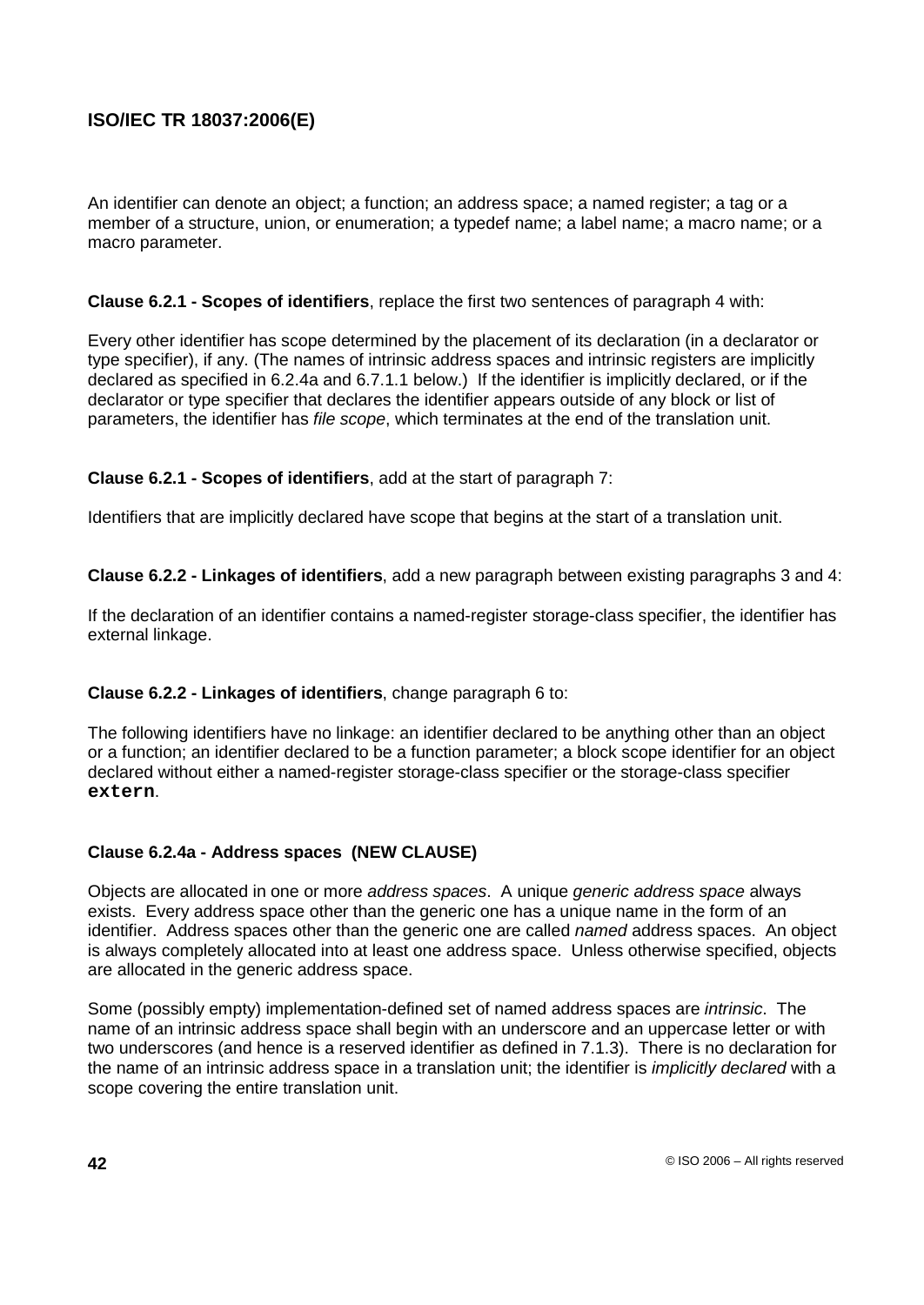An identifier can denote an object; a function; an address space; a named register; a tag or a member of a structure, union, or enumeration; a typedef name; a label name; a macro name; or a macro parameter.

**Clause 6.2.1 - Scopes of identifiers**, replace the first two sentences of paragraph 4 with:

Every other identifier has scope determined by the placement of its declaration (in a declarator or type specifier), if any. (The names of intrinsic address spaces and intrinsic registers are implicitly declared as specified in 6.2.4a and 6.7.1.1 below.) If the identifier is implicitly declared, or if the declarator or type specifier that declares the identifier appears outside of any block or list of parameters, the identifier has *file scope*, which terminates at the end of the translation unit.

**Clause 6.2.1 - Scopes of identifiers**, add at the start of paragraph 7:

Identifiers that are implicitly declared have scope that begins at the start of a translation unit.

**Clause 6.2.2 - Linkages of identifiers**, add a new paragraph between existing paragraphs 3 and 4:

If the declaration of an identifier contains a named-register storage-class specifier, the identifier has external linkage.

**Clause 6.2.2 - Linkages of identifiers**, change paragraph 6 to:

The following identifiers have no linkage: an identifier declared to be anything other than an object or a function; an identifier declared to be a function parameter; a block scope identifier for an object declared without either a named-register storage-class specifier or the storage-class specifier **`extern`**.

**Clause 6.2.4a - Address spaces (NEW CLAUSE)**

Objects are allocated in one or more *address spaces*. A unique *generic address space* always exists. Every address space other than the generic one has a unique name in the form of an identifier. Address spaces other than the generic one are called *named* address spaces. An object is always completely allocated into at least one address space. Unless otherwise specified, objects are allocated in the generic address space.

Some (possibly empty) implementation-defined set of named address spaces are *intrinsic*. The name of an intrinsic address space shall begin with an underscore and an uppercase letter or with two underscores (and hence is a reserved identifier as defined in 7.1.3). There is no declaration for the name of an intrinsic address space in a translation unit; the identifier is *implicitly declared* with a scope covering the entire translation unit.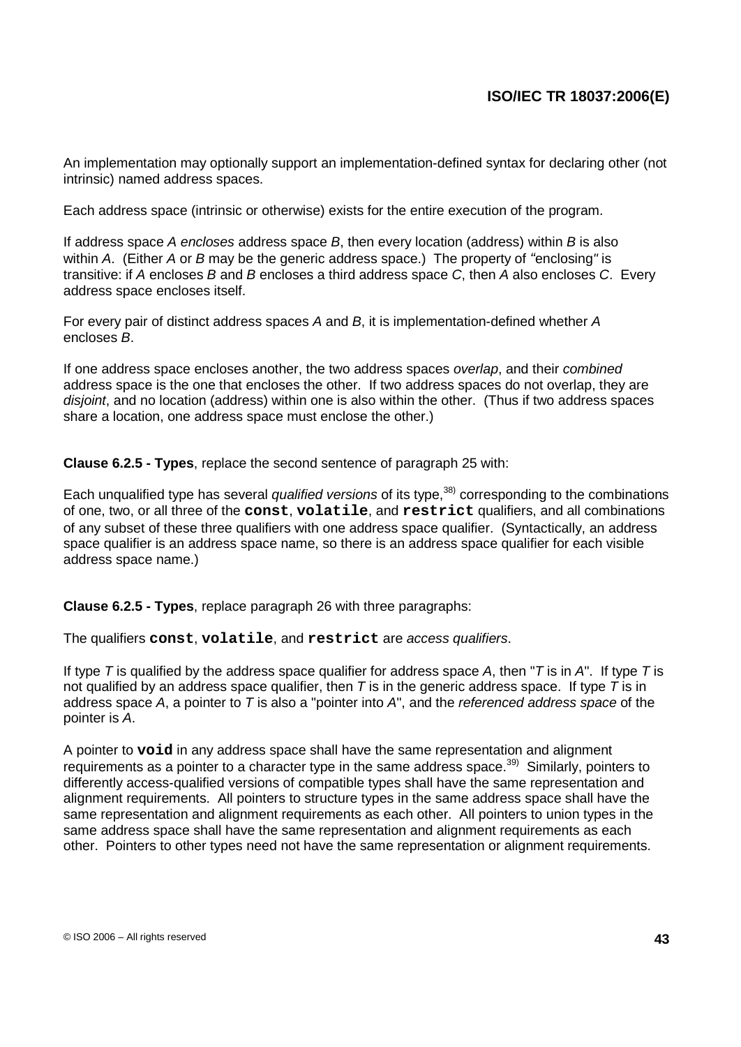An implementation may optionally support an implementation-defined syntax for declaring other (not intrinsic) named address spaces.

Each address space (intrinsic or otherwise) exists for the entire execution of the program.

If address space *A encloses* address space *B*, then every location (address) within *B* is also within *A*. (Either *A* or *B* may be the generic address space.) The property of "enclosing" is transitive: if *A* encloses *B* and *B* encloses a third address space *C*, then *A* also encloses *C*. Every address space encloses itself.

For every pair of distinct address spaces *A* and *B*, it is implementation-defined whether *A* encloses *B*.

If one address space encloses another, the two address spaces *overlap*, and their *combined* address space is the one that encloses the other. If two address spaces do not overlap, they are *disjoint*, and no location (address) within one is also within the other. (Thus if two address spaces share a location, one address space must enclose the other.)

**Clause 6.2.5 - Types**, replace the second sentence of paragraph 25 with:

Each unqualified type has several *qualified versions* of its type,[38] corresponding to the combinations of one, two, or all three of the **`const`**, **`volatile`**, and **`restrict`** qualifiers, and all combinations of any subset of these three qualifiers with one address space qualifier. (Syntactically, an address space qualifier is an address space name, so there is an address space qualifier for each visible address space name.)

**Clause 6.2.5 - Types**, replace paragraph 26 with three paragraphs:

The qualifiers **`const`**, **`volatile`**, and **`restrict`** are *access qualifiers*.

If type *T* is qualified by the address space qualifier for address space *A*, then "*T* is in *A*". If type *T* is not qualified by an address space qualifier, then *T* is in the generic address space. If type *T* is in address space *A*, a pointer to *T* is also a "pointer into *A*", and the *referenced address space* of the pointer is *A*.

A pointer to **`void`** in any address space shall have the same representation and alignment requirements as a pointer to a character type in the same address space.[39] Similarly, pointers to differently access-qualified versions of compatible types shall have the same representation and alignment requirements. All pointers to structure types in the same address space shall have the same representation and alignment requirements as each other. All pointers to union types in the same address space shall have the same representation and alignment requirements as each other. Pointers to other types need not have the same representation or alignment requirements.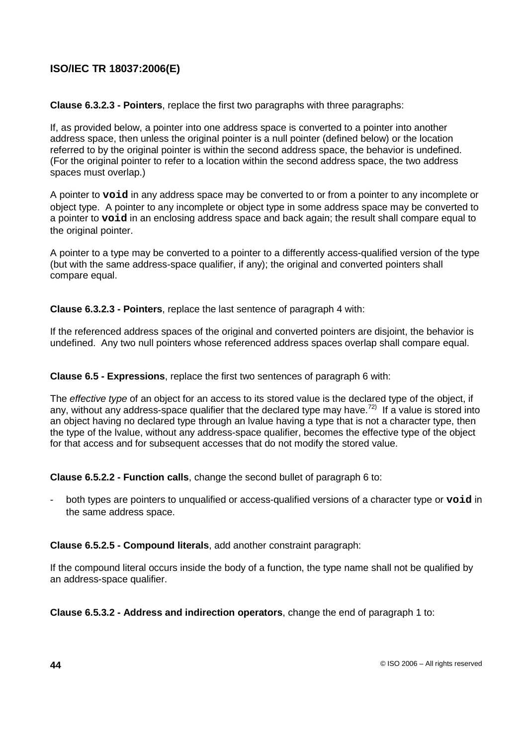**Clause 6.3.2.3 - Pointers**, replace the first two paragraphs with three paragraphs:

If, as provided below, a pointer into one address space is converted to a pointer into another address space, then unless the original pointer is a null pointer (defined below) or the location referred to by the original pointer is within the second address space, the behavior is undefined. (For the original pointer to refer to a location within the second address space, the two address spaces must overlap.)

A pointer to **`void`** in any address space may be converted to or from a pointer to any incomplete or object type. A pointer to any incomplete or object type in some address space may be converted to a pointer to **`void`** in an enclosing address space and back again; the result shall compare equal to the original pointer.

A pointer to a type may be converted to a pointer to a differently access-qualified version of the type (but with the same address-space qualifier, if any); the original and converted pointers shall compare equal.

**Clause 6.3.2.3 - Pointers**, replace the last sentence of paragraph 4 with:

If the referenced address spaces of the original and converted pointers are disjoint, the behavior is undefined. Any two null pointers whose referenced address spaces overlap shall compare equal.

**Clause 6.5 - Expressions**, replace the first two sentences of paragraph 6 with:

The *effective type* of an object for an access to its stored value is the declared type of the object, if any, without any address-space qualifier that the declared type may have.[72] If a value is stored into an object having no declared type through an lvalue having a type that is not a character type, then the type of the lvalue, without any address-space qualifier, becomes the effective type of the object for that access and for subsequent accesses that do not modify the stored value.

**Clause 6.5.2.2 - Function calls**, change the second bullet of paragraph 6 to:

- both types are pointers to unqualified or access-qualified versions of a character type or **`void`** in the same address space.

**Clause 6.5.2.5 - Compound literals**, add another constraint paragraph:

If the compound literal occurs inside the body of a function, the type name shall not be qualified by an address-space qualifier.

**Clause 6.5.3.2 - Address and indirection operators**, change the end of paragraph 1 to: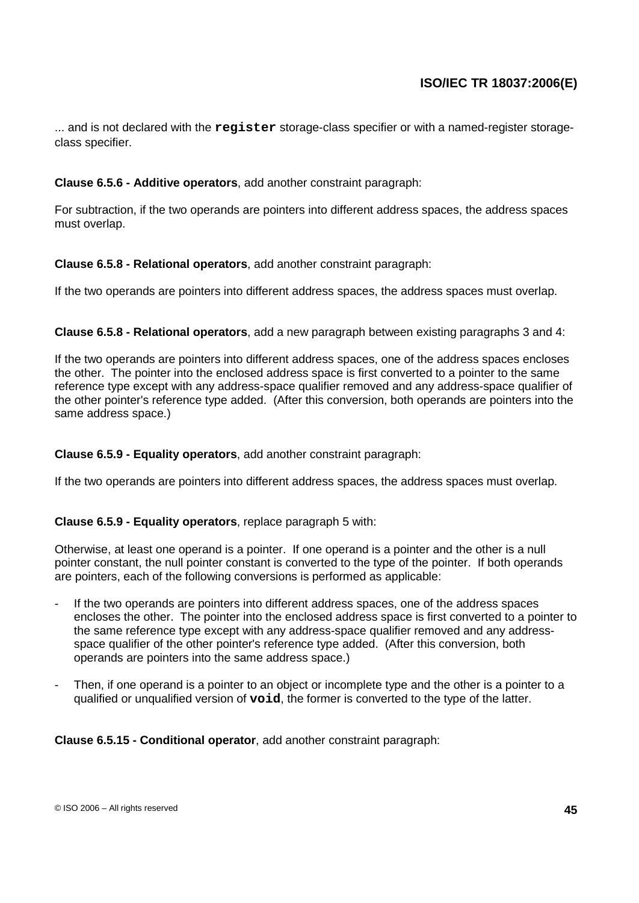... and is not declared with the **`register`** storage-class specifier or with a named-register storage-class specifier.

**Clause 6.5.6 - Additive operators**, add another constraint paragraph:

For subtraction, if the two operands are pointers into different address spaces, the address spaces must overlap.

**Clause 6.5.8 - Relational operators**, add another constraint paragraph:

If the two operands are pointers into different address spaces, the address spaces must overlap.

**Clause 6.5.8 - Relational operators**, add a new paragraph between existing paragraphs 3 and 4:

If the two operands are pointers into different address spaces, one of the address spaces encloses the other. The pointer into the enclosed address space is first converted to a pointer to the same reference type except with any address-space qualifier removed and any address-space qualifier of the other pointer's reference type added. (After this conversion, both operands are pointers into the same address space.)

**Clause 6.5.9 - Equality operators**, add another constraint paragraph:

If the two operands are pointers into different address spaces, the address spaces must overlap.

**Clause 6.5.9 - Equality operators**, replace paragraph 5 with:

Otherwise, at least one operand is a pointer. If one operand is a pointer and the other is a null pointer constant, the null pointer constant is converted to the type of the pointer. If both operands are pointers, each of the following conversions is performed as applicable:

- If the two operands are pointers into different address spaces, one of the address spaces encloses the other. The pointer into the enclosed address space is first converted to a pointer to the same reference type except with any address-space qualifier removed and any address-space qualifier of the other pointer's reference type added. (After this conversion, both operands are pointers into the same address space.)
- Then, if one operand is a pointer to an object or incomplete type and the other is a pointer to a qualified or unqualified version of **`void`**, the former is converted to the type of the latter.

**Clause 6.5.15 - Conditional operator**, add another constraint paragraph: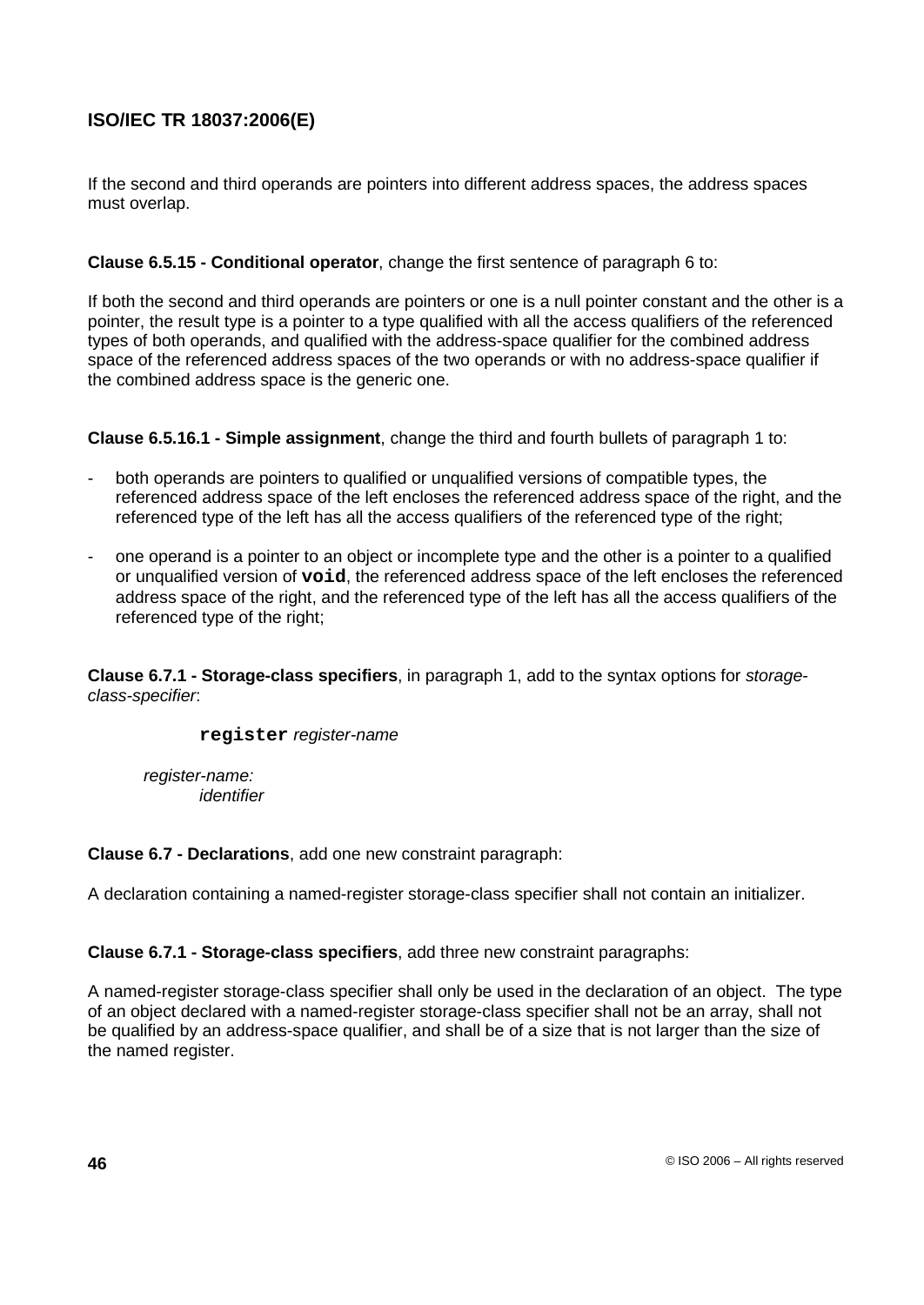If the second and third operands are pointers into different address spaces, the address spaces must overlap.

**Clause 6.5.15 - Conditional operator**, change the first sentence of paragraph 6 to:

If both the second and third operands are pointers or one is a null pointer constant and the other is a pointer, the result type is a pointer to a type qualified with all the access qualifiers of the referenced types of both operands, and qualified with the address-space qualifier for the combined address space of the referenced address spaces of the two operands or with no address-space qualifier if the combined address space is the generic one.

**Clause 6.5.16.1 - Simple assignment**, change the third and fourth bullets of paragraph 1 to:

- both operands are pointers to qualified or unqualified versions of compatible types, the referenced address space of the left encloses the referenced address space of the right, and the referenced type of the left has all the access qualifiers of the referenced type of the right;
- one operand is a pointer to an object or incomplete type and the other is a pointer to a qualified or unqualified version of **`void`**, the referenced address space of the left encloses the referenced address space of the right, and the referenced type of the left has all the access qualifiers of the referenced type of the right;

**Clause 6.7.1 - Storage-class specifiers**, in paragraph 1, add to the syntax options for *storage-class-specifier*:

> **`register`** *register-name*

*register-name:*
> *identifier*

**Clause 6.7 - Declarations**, add one new constraint paragraph:

A declaration containing a named-register storage-class specifier shall not contain an initializer.

**Clause 6.7.1 - Storage-class specifiers**, add three new constraint paragraphs:

A named-register storage-class specifier shall only be used in the declaration of an object. The type of an object declared with a named-register storage-class specifier shall not be an array, shall not be qualified by an address-space qualifier, and shall be of a size that is not larger than the size of the named register.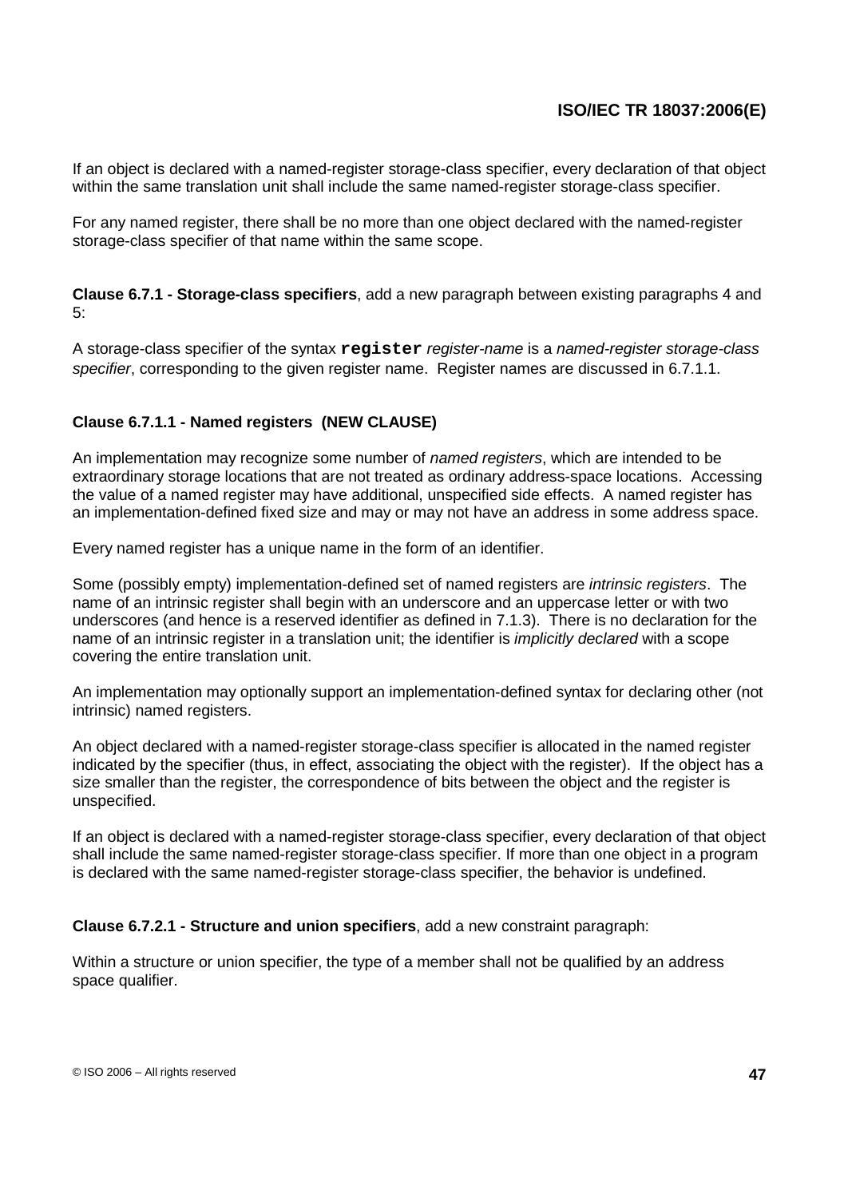If an object is declared with a named-register storage-class specifier, every declaration of that object within the same translation unit shall include the same named-register storage-class specifier.

For any named register, there shall be no more than one object declared with the named-register storage-class specifier of that name within the same scope.

**Clause 6.7.1 - Storage-class specifiers**, add a new paragraph between existing paragraphs 4 and 5:

A storage-class specifier of the syntax **`register`** *register-name* is a *named-register storage-class specifier*, corresponding to the given register name. Register names are discussed in 6.7.1.1.

**Clause 6.7.1.1 - Named registers (NEW CLAUSE)**

An implementation may recognize some number of *named registers*, which are intended to be extraordinary storage locations that are not treated as ordinary address-space locations. Accessing the value of a named register may have additional, unspecified side effects. A named register has an implementation-defined fixed size and may or may not have an address in some address space.

Every named register has a unique name in the form of an identifier.

Some (possibly empty) implementation-defined set of named registers are *intrinsic registers*. The name of an intrinsic register shall begin with an underscore and an uppercase letter or with two underscores (and hence is a reserved identifier as defined in 7.1.3). There is no declaration for the name of an intrinsic register in a translation unit; the identifier is *implicitly declared* with a scope covering the entire translation unit.

An implementation may optionally support an implementation-defined syntax for declaring other (not intrinsic) named registers.

An object declared with a named-register storage-class specifier is allocated in the named register indicated by the specifier (thus, in effect, associating the object with the register). If the object has a size smaller than the register, the correspondence of bits between the object and the register is unspecified.

If an object is declared with a named-register storage-class specifier, every declaration of that object shall include the same named-register storage-class specifier. If more than one object in a program is declared with the same named-register storage-class specifier, the behavior is undefined.

**Clause 6.7.2.1 - Structure and union specifiers**, add a new constraint paragraph:

Within a structure or union specifier, the type of a member shall not be qualified by an address space qualifier.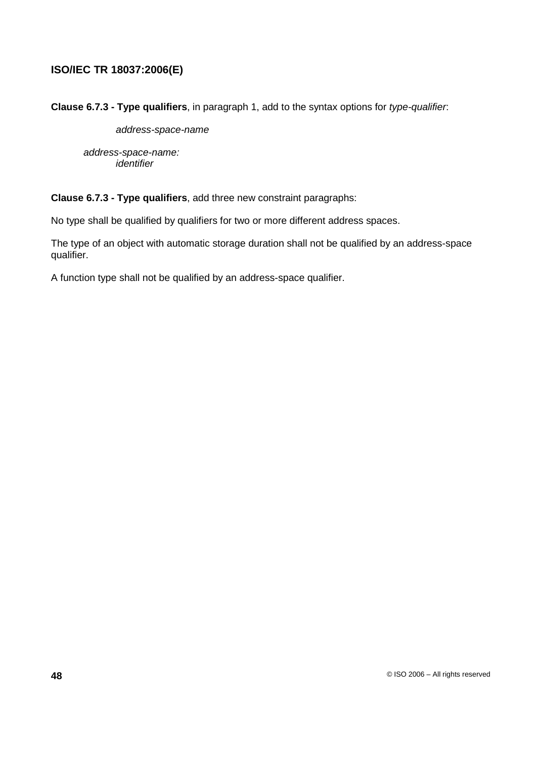**Clause 6.7.3 - Type qualifiers**, in paragraph 1, add to the syntax options for *type-qualifier*:

> *address-space-name*

*address-space-name:*
> *identifier*

**Clause 6.7.3 - Type qualifiers**, add three new constraint paragraphs:

No type shall be qualified by qualifiers for two or more different address spaces.

The type of an object with automatic storage duration shall not be qualified by an address-space qualifier.

A function type shall not be qualified by an address-space qualifier.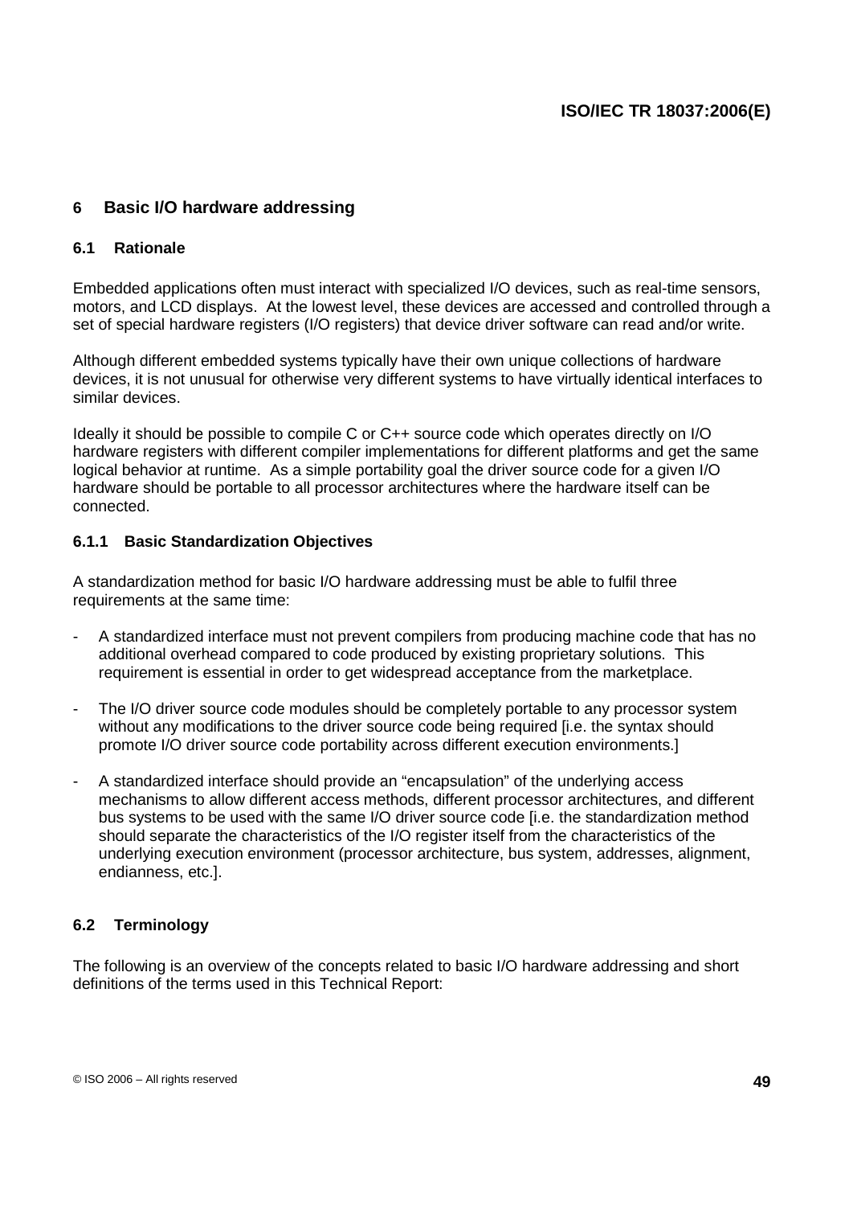## 6 Basic I/O hardware addressing

### 6.1 Rationale

Embedded applications often must interact with specialized I/O devices, such as real-time sensors, motors, and LCD displays. At the lowest level, these devices are accessed and controlled through a set of special hardware registers (I/O registers) that device driver software can read and/or write.

Although different embedded systems typically have their own unique collections of hardware devices, it is not unusual for otherwise very different systems to have virtually identical interfaces to similar devices.

Ideally it should be possible to compile C or C++ source code which operates directly on I/O hardware registers with different compiler implementations for different platforms and get the same logical behavior at runtime. As a simple portability goal the driver source code for a given I/O hardware should be portable to all processor architectures where the hardware itself can be connected.

#### 6.1.1 Basic Standardization Objectives

A standardization method for basic I/O hardware addressing must be able to fulfil three requirements at the same time:

- A standardized interface must not prevent compilers from producing machine code that has no additional overhead compared to code produced by existing proprietary solutions. This requirement is essential in order to get widespread acceptance from the marketplace.
- The I/O driver source code modules should be completely portable to any processor system without any modifications to the driver source code being required [i.e. the syntax should promote I/O driver source code portability across different execution environments.]
- A standardized interface should provide an "encapsulation" of the underlying access mechanisms to allow different access methods, different processor architectures, and different bus systems to be used with the same I/O driver source code [i.e. the standardization method should separate the characteristics of the I/O register itself from the characteristics of the underlying execution environment (processor architecture, bus system, addresses, alignment, endianness, etc.].

### 6.2 Terminology

The following is an overview of the concepts related to basic I/O hardware addressing and short definitions of the terms used in this Technical Report: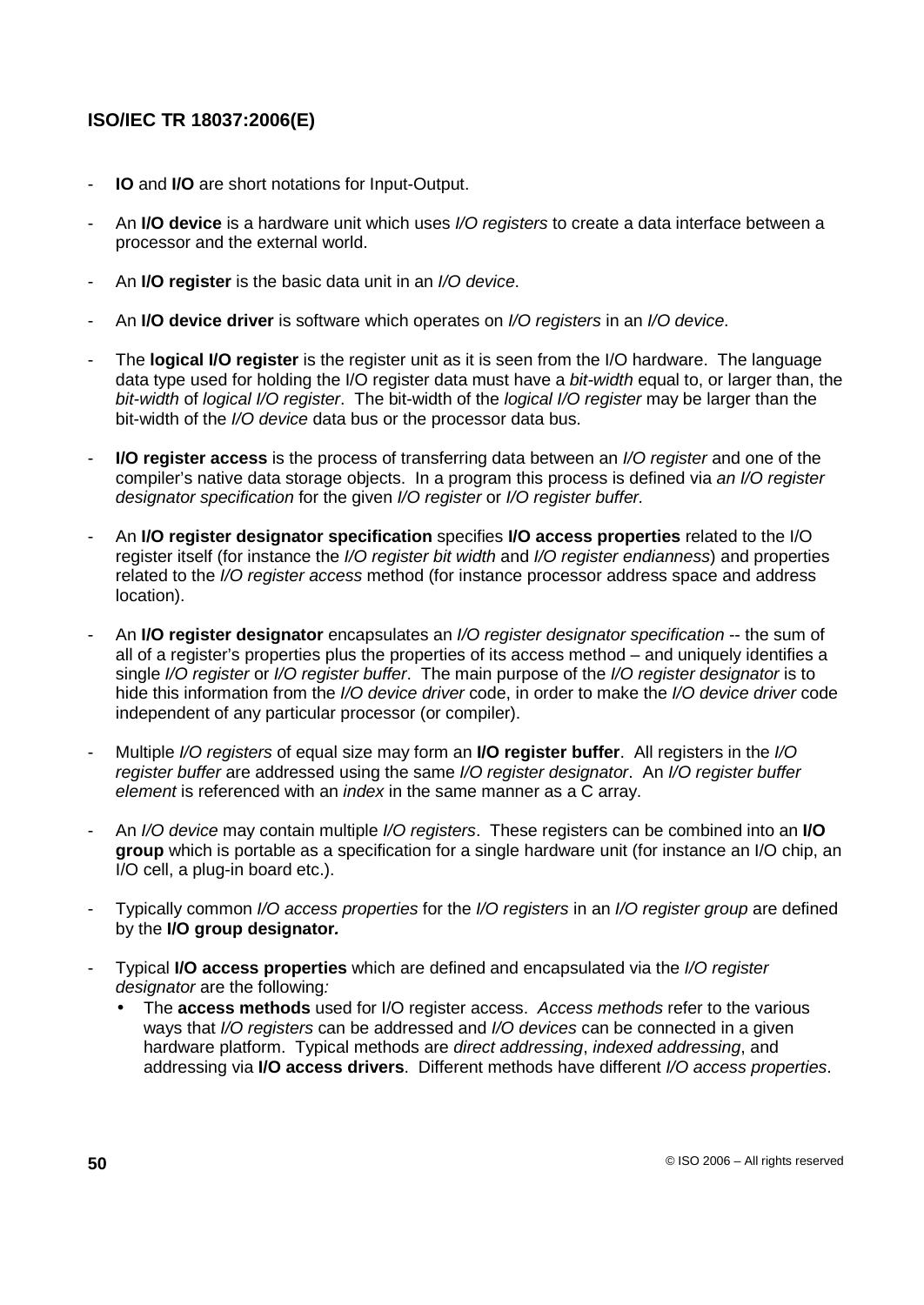- **IO** and **I/O** are short notations for Input-Output.

- An **I/O device** is a hardware unit which uses *I/O registers* to create a data interface between a processor and the external world.

- An **I/O register** is the basic data unit in an *I/O device*.

- An **I/O device driver** is software which operates on *I/O registers* in an *I/O device*.

- The **logical I/O register** is the register unit as it is seen from the I/O hardware. The language data type used for holding the I/O register data must have a *bit-width* equal to, or larger than, the *bit-width* of *logical I/O register*. The bit-width of the *logical I/O register* may be larger than the bit-width of the *I/O device* data bus or the processor data bus.

- **I/O register access** is the process of transferring data between an *I/O register* and one of the compiler's native data storage objects. In a program this process is defined via *an I/O register designator specification* for the given *I/O register* or *I/O register buffer*.

- An **I/O register designator specification** specifies **I/O access properties** related to the I/O register itself (for instance the *I/O register bit width* and *I/O register endianness*) and properties related to the *I/O register access* method (for instance processor address space and address location).

- An **I/O register designator** encapsulates an *I/O register designator specification* -- the sum of all of a register's properties plus the properties of its access method – and uniquely identifies a single *I/O register* or *I/O register buffer*. The main purpose of the *I/O register designator* is to hide this information from the *I/O device driver* code, in order to make the *I/O device driver* code independent of any particular processor (or compiler).

- Multiple *I/O registers* of equal size may form an **I/O register buffer**. All registers in the *I/O register buffer* are addressed using the same *I/O register designator*. An *I/O register buffer element* is referenced with an *index* in the same manner as a C array.

- An *I/O device* may contain multiple *I/O registers*. These registers can be combined into an **I/O group** which is portable as a specification for a single hardware unit (for instance an I/O chip, an I/O cell, a plug-in board etc.).

- Typically common *I/O access properties* for the *I/O registers* in an *I/O register group* are defined by the **I/O group designator.**

- Typical **I/O access properties** which are defined and encapsulated via the *I/O register designator* are the following:
  - The **access methods** used for I/O register access. *Access methods* refer to the various ways that *I/O registers* can be addressed and *I/O devices* can be connected in a given hardware platform. Typical methods are *direct addressing*, *indexed addressing*, and addressing via **I/O access drivers**. Different methods have different *I/O access properties*.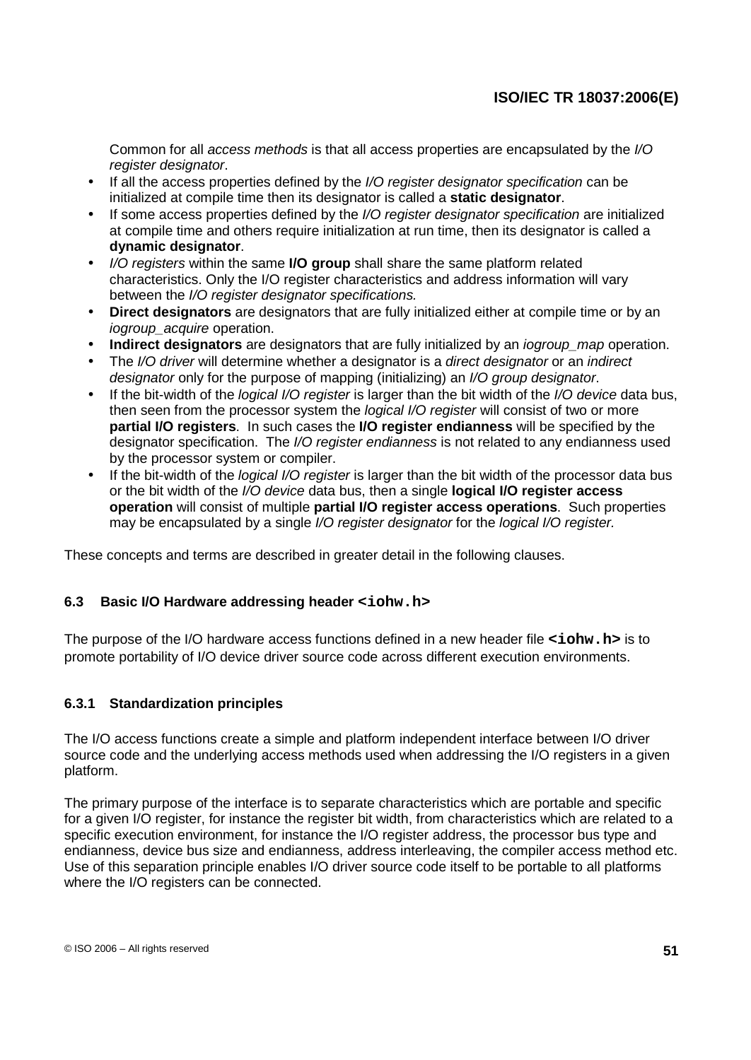Common for all *access methods* is that all access properties are encapsulated by the *I/O register designator*.

- If all the access properties defined by the *I/O register designator specification* can be initialized at compile time then its designator is called a **static designator**.
- If some access properties defined by the *I/O register designator specification* are initialized at compile time and others require initialization at run time, then its designator is called a **dynamic designator**.
- *I/O registers* within the same **I/O group** shall share the same platform related characteristics. Only the I/O register characteristics and address information will vary between the *I/O register designator specifications.*
- **Direct designators** are designators that are fully initialized either at compile time or by an *iogroup_acquire* operation.
- **Indirect designators** are designators that are fully initialized by an *iogroup_map* operation.
- The *I/O driver* will determine whether a designator is a *direct designator* or an *indirect designator* only for the purpose of mapping (initializing) an *I/O group designator*.
- If the bit-width of the *logical I/O register* is larger than the bit width of the *I/O device* data bus, then seen from the processor system the *logical I/O register* will consist of two or more **partial I/O registers**. In such cases the **I/O register endianness** will be specified by the designator specification. The *I/O register endianness* is not related to any endianness used by the processor system or compiler.
- If the bit-width of the *logical I/O register* is larger than the bit width of the processor data bus or the bit width of the *I/O device* data bus, then a single **logical I/O register access operation** will consist of multiple **partial I/O register access operations**. Such properties may be encapsulated by a single *I/O register designator* for the *logical I/O register.*

These concepts and terms are described in greater detail in the following clauses.

### 6.3 Basic I/O Hardware addressing header `<iohw.h>`

The purpose of the I/O hardware access functions defined in a new header file **`<iohw.h>`** is to promote portability of I/O device driver source code across different execution environments.

#### 6.3.1 Standardization principles

The I/O access functions create a simple and platform independent interface between I/O driver source code and the underlying access methods used when addressing the I/O registers in a given platform.

The primary purpose of the interface is to separate characteristics which are portable and specific for a given I/O register, for instance the register bit width, from characteristics which are related to a specific execution environment, for instance the I/O register address, the processor bus type and endianness, device bus size and endianness, address interleaving, the compiler access method etc. Use of this separation principle enables I/O driver source code itself to be portable to all platforms where the I/O registers can be connected.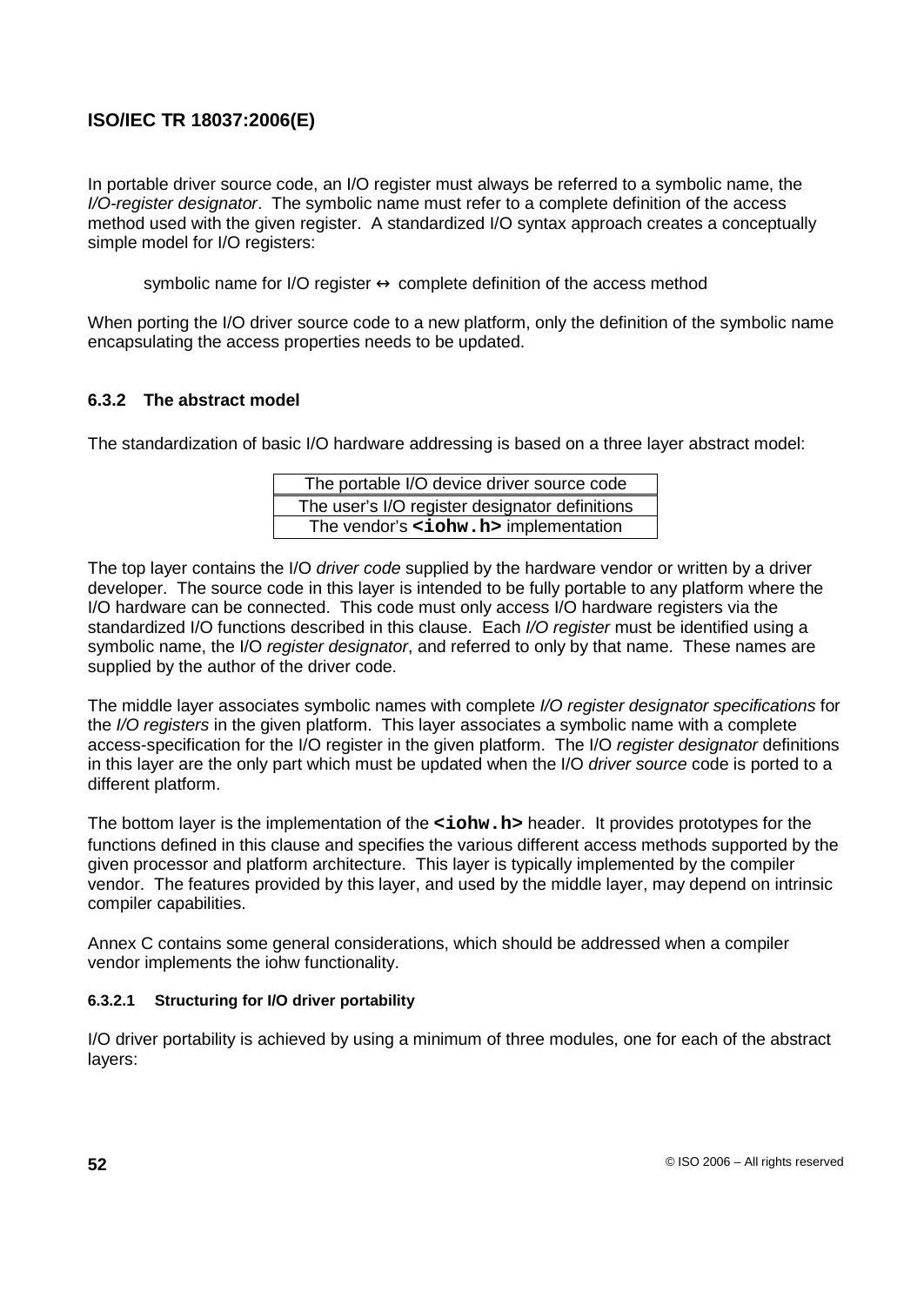In portable driver source code, an I/O register must always be referred to a symbolic name, the *I/O-register designator*. The symbolic name must refer to a complete definition of the access method used with the given register. A standardized I/O syntax approach creates a conceptually simple model for I/O registers:

symbolic name for I/O register ↔ complete definition of the access method

When porting the I/O driver source code to a new platform, only the definition of the symbolic name encapsulating the access properties needs to be updated.

### 6.3.2 The abstract model

The standardization of basic I/O hardware addressing is based on a three layer abstract model:

| The portable I/O device driver source code |
|---|
| The user's I/O register designator definitions |
| The vendor's **`<iohw.h>`** implementation |

The top layer contains the I/O *driver code* supplied by the hardware vendor or written by a driver developer. The source code in this layer is intended to be fully portable to any platform where the I/O hardware can be connected. This code must only access I/O hardware registers via the standardized I/O functions described in this clause. Each *I/O register* must be identified using a symbolic name, the I/O *register designator*, and referred to only by that name. These names are supplied by the author of the driver code.

The middle layer associates symbolic names with complete *I/O register designator specifications* for the *I/O registers* in the given platform. This layer associates a symbolic name with a complete access-specification for the I/O register in the given platform. The I/O *register designator* definitions in this layer are the only part which must be updated when the I/O *driver source* code is ported to a different platform.

The bottom layer is the implementation of the **`<iohw.h>`** header. It provides prototypes for the functions defined in this clause and specifies the various different access methods supported by the given processor and platform architecture. This layer is typically implemented by the compiler vendor. The features provided by this layer, and used by the middle layer, may depend on intrinsic compiler capabilities.

Annex C contains some general considerations, which should be addressed when a compiler vendor implements the iohw functionality.

#### 6.3.2.1 Structuring for I/O driver portability

I/O driver portability is achieved by using a minimum of three modules, one for each of the abstract layers: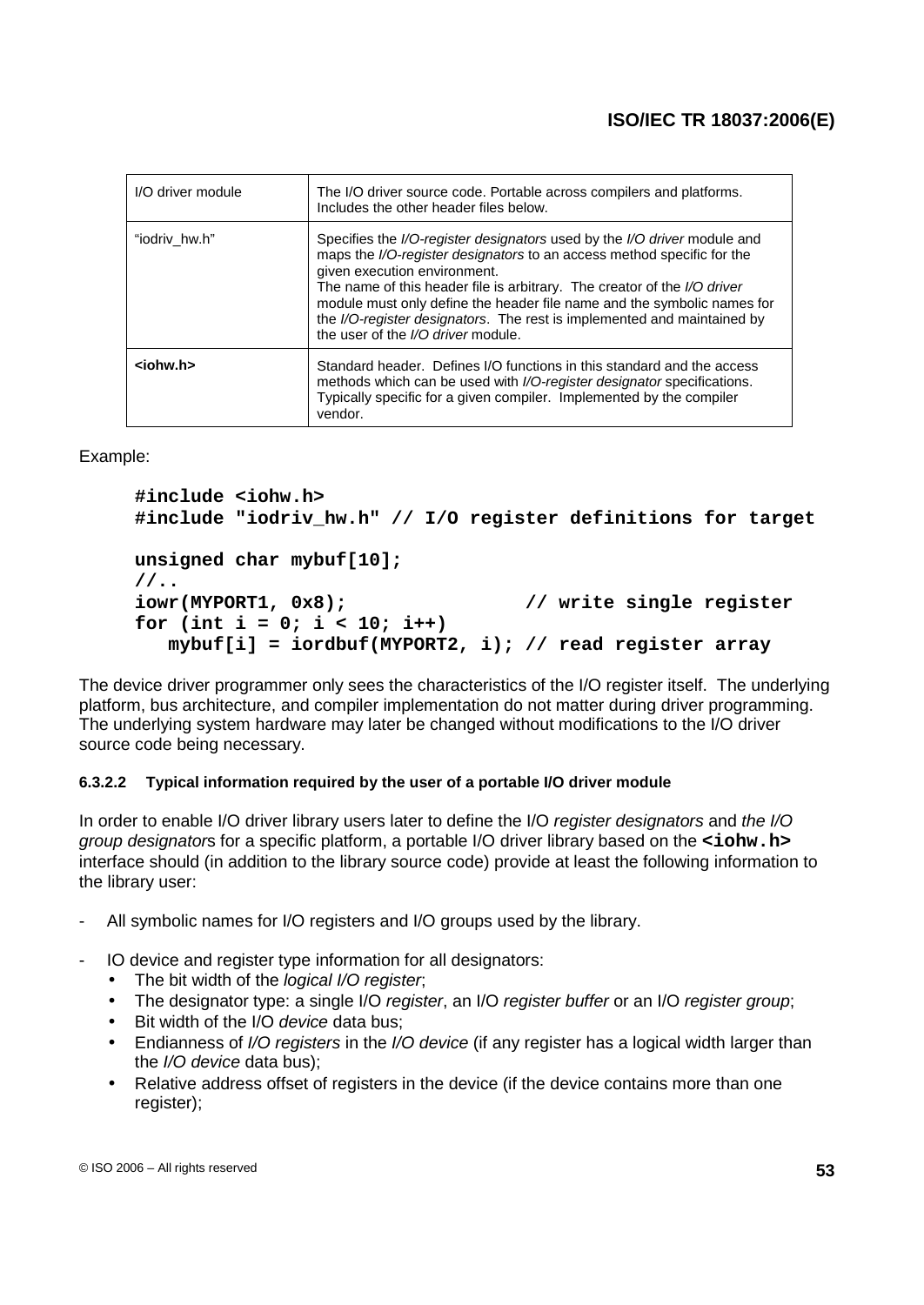| | |
|---|---|
| I/O driver module | The I/O driver source code. Portable across compilers and platforms. Includes the other header files below. |
| "iodriv_hw.h" | Specifies the *I/O-register designators* used by the *I/O driver* module and maps the *I/O-register designators* to an access method specific for the given execution environment. The name of this header file is arbitrary. The creator of the *I/O driver* module must only define the header file name and the symbolic names for the *I/O-register designators*. The rest is implemented and maintained by the user of the *I/O driver* module. |
| **<iohw.h>** | Standard header. Defines I/O functions in this standard and the access methods which can be used with *I/O-register designator* specifications. Typically specific for a given compiler. Implemented by the compiler vendor. |

Example:

```
#include <iohw.h>
#include "iodriv_hw.h" // I/O register definitions for target

unsigned char mybuf[10];
//..
iowr(MYPORT1, 0x8);                // write single register
for (int i = 0; i < 10; i++)
   mybuf[i] = iordbuf(MYPORT2, i); // read register array
```

The device driver programmer only sees the characteristics of the I/O register itself. The underlying platform, bus architecture, and compiler implementation do not matter during driver programming. The underlying system hardware may later be changed without modifications to the I/O driver source code being necessary.

#### 6.3.2.2 Typical information required by the user of a portable I/O driver module

In order to enable I/O driver library users later to define the I/O *register designators* and *the I/O group designator*s for a specific platform, a portable I/O driver library based on the **<iohw.h>** interface should (in addition to the library source code) provide at least the following information to the library user:

- All symbolic names for I/O registers and I/O groups used by the library.
- IO device and register type information for all designators:
  - The bit width of the *logical I/O register*;
  - The designator type: a single I/O *register*, an I/O *register buffer* or an I/O *register group*;
  - Bit width of the I/O *device* data bus;
  - Endianness of *I/O registers* in the *I/O device* (if any register has a logical width larger than the *I/O device* data bus);
  - Relative address offset of registers in the device (if the device contains more than one register);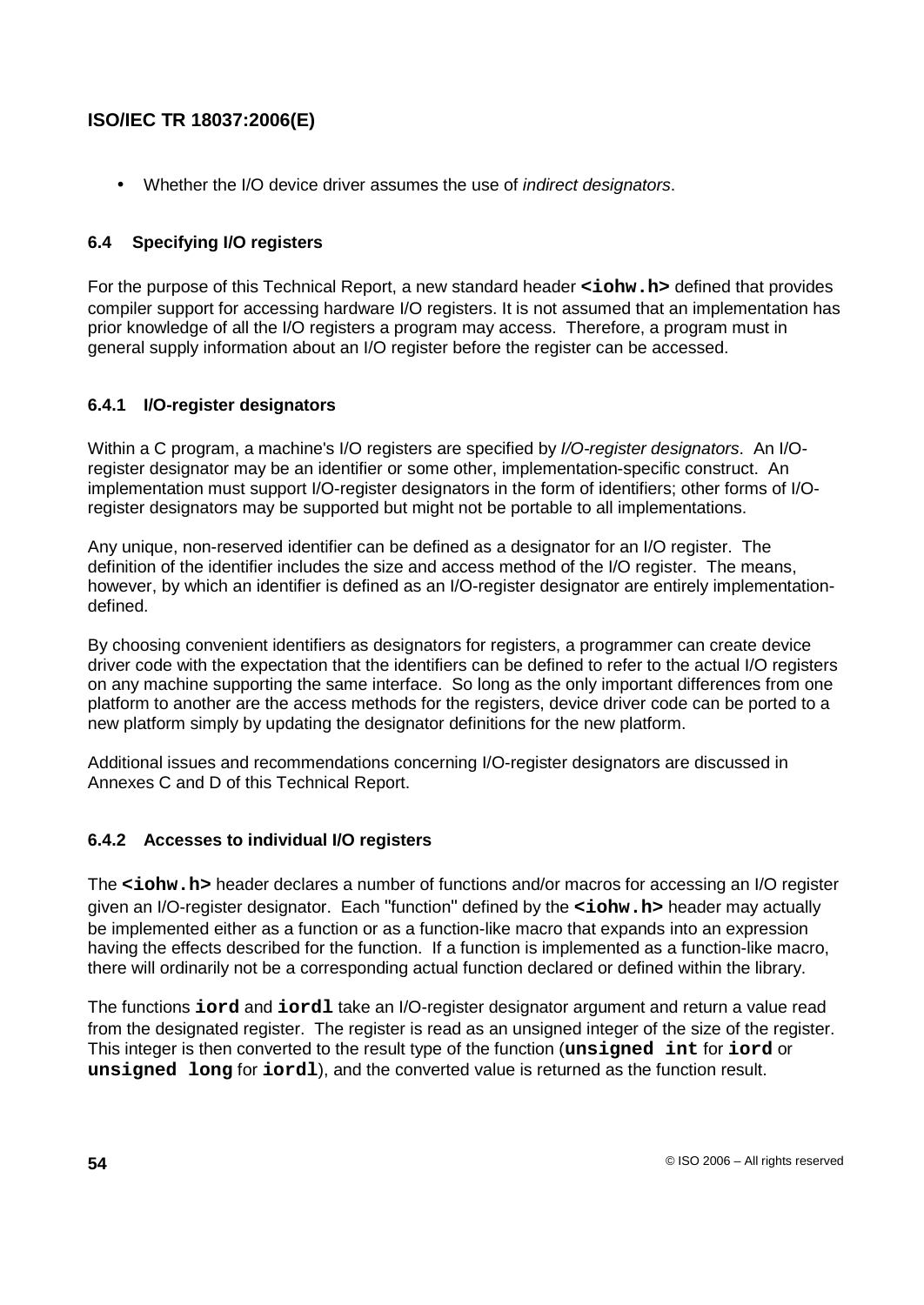- Whether the I/O device driver assumes the use of *indirect designators*.

### 6.4 Specifying I/O registers

For the purpose of this Technical Report, a new standard header **`<iohw.h>`** defined that provides compiler support for accessing hardware I/O registers. It is not assumed that an implementation has prior knowledge of all the I/O registers a program may access. Therefore, a program must in general supply information about an I/O register before the register can be accessed.

#### 6.4.1 I/O-register designators

Within a C program, a machine's I/O registers are specified by *I/O-register designators*. An I/O-register designator may be an identifier or some other, implementation-specific construct. An implementation must support I/O-register designators in the form of identifiers; other forms of I/O-register designators may be supported but might not be portable to all implementations.

Any unique, non-reserved identifier can be defined as a designator for an I/O register. The definition of the identifier includes the size and access method of the I/O register. The means, however, by which an identifier is defined as an I/O-register designator are entirely implementation-defined.

By choosing convenient identifiers as designators for registers, a programmer can create device driver code with the expectation that the identifiers can be defined to refer to the actual I/O registers on any machine supporting the same interface. So long as the only important differences from one platform to another are the access methods for the registers, device driver code can be ported to a new platform simply by updating the designator definitions for the new platform.

Additional issues and recommendations concerning I/O-register designators are discussed in Annexes C and D of this Technical Report.

#### 6.4.2 Accesses to individual I/O registers

The **`<iohw.h>`** header declares a number of functions and/or macros for accessing an I/O register given an I/O-register designator. Each "function" defined by the **`<iohw.h>`** header may actually be implemented either as a function or as a function-like macro that expands into an expression having the effects described for the function. If a function is implemented as a function-like macro, there will ordinarily not be a corresponding actual function declared or defined within the library.

The functions **`iord`** and **`iordl`** take an I/O-register designator argument and return a value read from the designated register. The register is read as an unsigned integer of the size of the register. This integer is then converted to the result type of the function (**`unsigned int`** for **`iord`** or **`unsigned long`** for **`iordl`**), and the converted value is returned as the function result.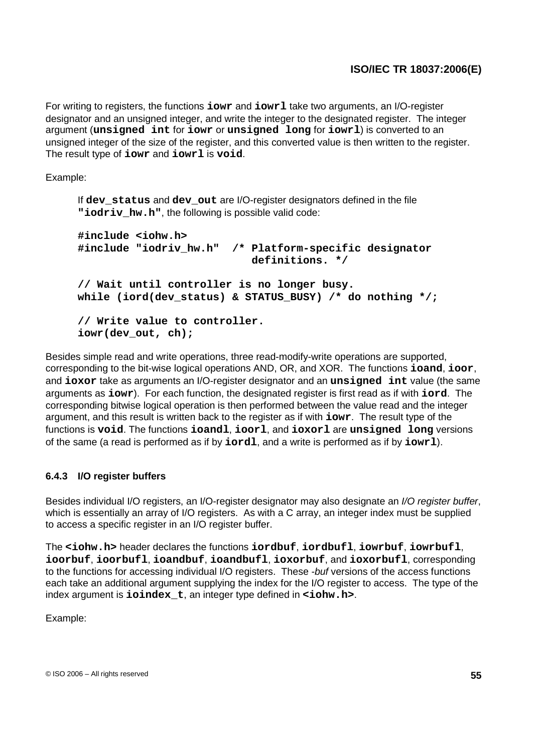For writing to registers, the functions **iowr** and **iowrl** take two arguments, an I/O-register designator and an unsigned integer, and write the integer to the designated register. The integer argument (**unsigned int** for **iowr** or **unsigned long** for **iowrl**) is converted to an unsigned integer of the size of the register, and this converted value is then written to the register. The result type of **iowr** and **iowrl** is **void**.

Example:

> If **dev_status** and **dev_out** are I/O-register designators defined in the file **"iodriv_hw.h"**, the following is possible valid code:

```
#include <iohw.h>
#include "iodriv_hw.h"  /* Platform-specific designator
                           definitions. */

// Wait until controller is no longer busy.
while (iord(dev_status) & STATUS_BUSY) /* do nothing */;

// Write value to controller.
iowr(dev_out, ch);
```

Besides simple read and write operations, three read-modify-write operations are supported, corresponding to the bit-wise logical operations AND, OR, and XOR. The functions **ioand**, **ioor**, and **ioxor** take as arguments an I/O-register designator and an **unsigned int** value (the same arguments as **iowr**). For each function, the designated register is first read as if with **iord**. The corresponding bitwise logical operation is then performed between the value read and the integer argument, and this result is written back to the register as if with **iowr**. The result type of the functions is **void**. The functions **ioandl**, **ioorl**, and **ioxorl** are **unsigned long** versions of the same (a read is performed as if by **iordl**, and a write is performed as if by **iowrl**).

### 6.4.3 I/O register buffers

Besides individual I/O registers, an I/O-register designator may also designate an *I/O register buffer*, which is essentially an array of I/O registers. As with a C array, an integer index must be supplied to access a specific register in an I/O register buffer.

The **<iohw.h>** header declares the functions **iordbuf**, **iordbufl**, **iowrbuf**, **iowrbufl**, **ioorbuf**, **ioorbufl**, **ioandbuf**, **ioandbufl**, **ioxorbuf**, and **ioxorbufl**, corresponding to the functions for accessing individual I/O registers. These *-buf* versions of the access functions each take an additional argument supplying the index for the I/O register to access. The type of the index argument is **ioindex_t**, an integer type defined in **<iohw.h>**.

Example: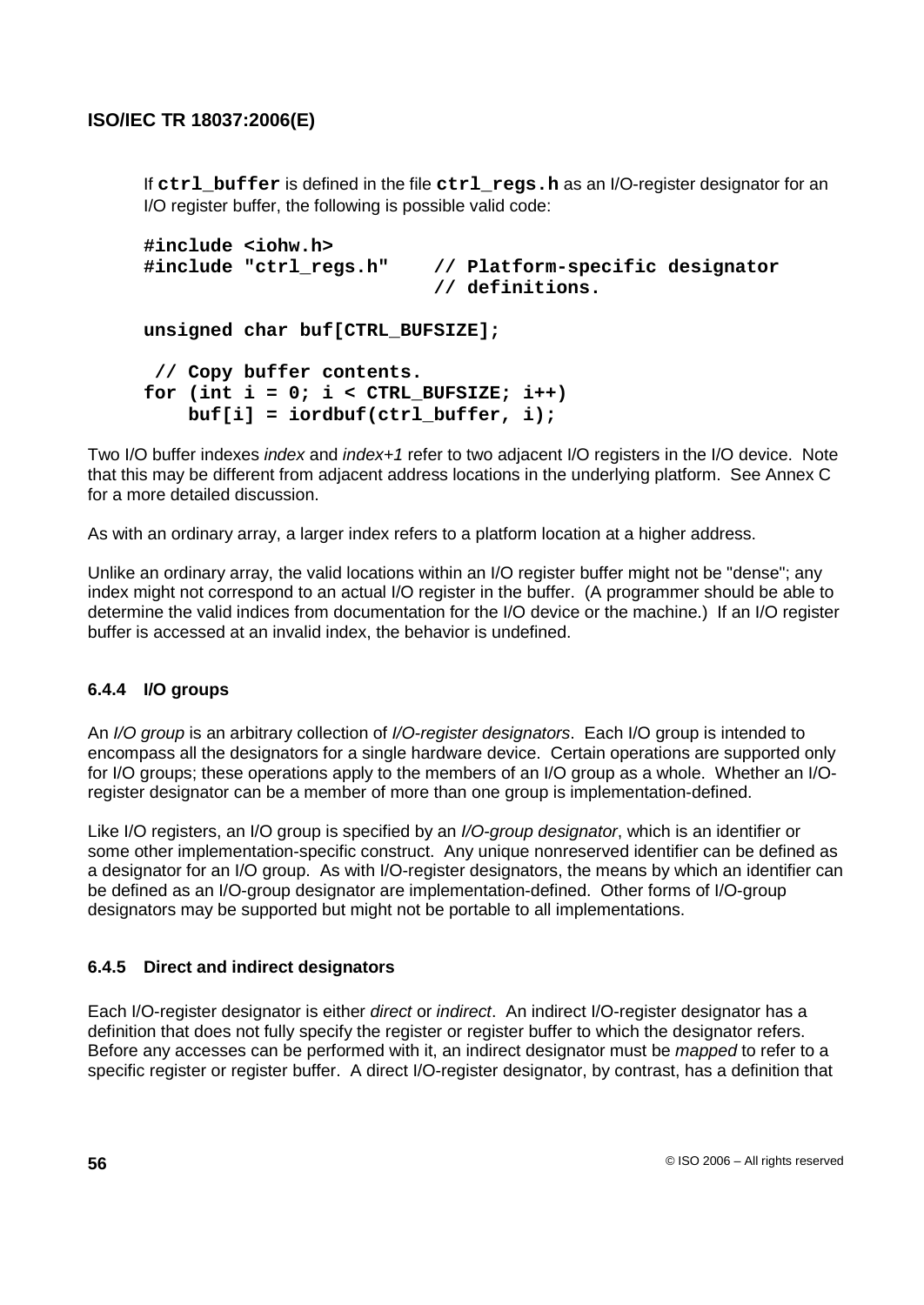If **`ctrl_buffer`** is defined in the file **`ctrl_regs.h`** as an I/O-register designator for an I/O register buffer, the following is possible valid code:

```
#include <iohw.h>
#include "ctrl_regs.h"    // Platform-specific designator
                          // definitions.

unsigned char buf[CTRL_BUFSIZE];

 // Copy buffer contents.
for (int i = 0; i < CTRL_BUFSIZE; i++)
    buf[i] = iordbuf(ctrl_buffer, i);
```

Two I/O buffer indexes *index* and *index+1* refer to two adjacent I/O registers in the I/O device. Note that this may be different from adjacent address locations in the underlying platform. See Annex C for a more detailed discussion.

As with an ordinary array, a larger index refers to a platform location at a higher address.

Unlike an ordinary array, the valid locations within an I/O register buffer might not be "dense"; any index might not correspond to an actual I/O register in the buffer. (A programmer should be able to determine the valid indices from documentation for the I/O device or the machine.) If an I/O register buffer is accessed at an invalid index, the behavior is undefined.

### 6.4.4 I/O groups

An *I/O group* is an arbitrary collection of *I/O-register designators*. Each I/O group is intended to encompass all the designators for a single hardware device. Certain operations are supported only for I/O groups; these operations apply to the members of an I/O group as a whole. Whether an I/O-register designator can be a member of more than one group is implementation-defined.

Like I/O registers, an I/O group is specified by an *I/O-group designator*, which is an identifier or some other implementation-specific construct. Any unique nonreserved identifier can be defined as a designator for an I/O group. As with I/O-register designators, the means by which an identifier can be defined as an I/O-group designator are implementation-defined. Other forms of I/O-group designators may be supported but might not be portable to all implementations.

### 6.4.5 Direct and indirect designators

Each I/O-register designator is either *direct* or *indirect*. An indirect I/O-register designator has a definition that does not fully specify the register or register buffer to which the designator refers. Before any accesses can be performed with it, an indirect designator must be *mapped* to refer to a specific register or register buffer. A direct I/O-register designator, by contrast, has a definition that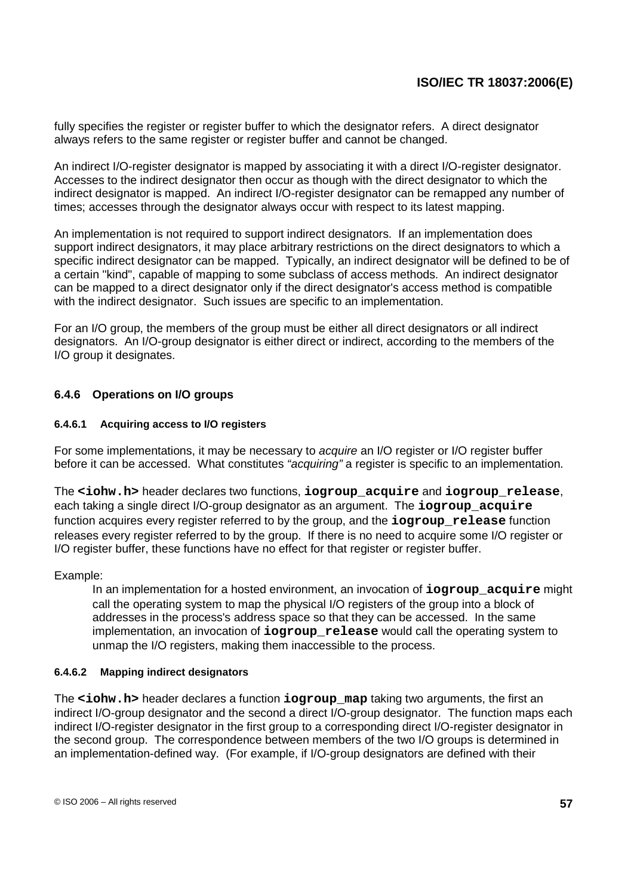fully specifies the register or register buffer to which the designator refers. A direct designator always refers to the same register or register buffer and cannot be changed.

An indirect I/O-register designator is mapped by associating it with a direct I/O-register designator. Accesses to the indirect designator then occur as though with the direct designator to which the indirect designator is mapped. An indirect I/O-register designator can be remapped any number of times; accesses through the designator always occur with respect to its latest mapping.

An implementation is not required to support indirect designators. If an implementation does support indirect designators, it may place arbitrary restrictions on the direct designators to which a specific indirect designator can be mapped. Typically, an indirect designator will be defined to be of a certain "kind", capable of mapping to some subclass of access methods. An indirect designator can be mapped to a direct designator only if the direct designator's access method is compatible with the indirect designator. Such issues are specific to an implementation.

For an I/O group, the members of the group must be either all direct designators or all indirect designators. An I/O-group designator is either direct or indirect, according to the members of the I/O group it designates.

### 6.4.6 Operations on I/O groups

#### 6.4.6.1 Acquiring access to I/O registers

For some implementations, it may be necessary to *acquire* an I/O register or I/O register buffer before it can be accessed. What constitutes *"acquiring"* a register is specific to an implementation.

The **`<iohw.h>`** header declares two functions, **`iogroup_acquire`** and **`iogroup_release`**, each taking a single direct I/O-group designator as an argument. The **`iogroup_acquire`** function acquires every register referred to by the group, and the **`iogroup_release`** function releases every register referred to by the group. If there is no need to acquire some I/O register or I/O register buffer, these functions have no effect for that register or register buffer.

Example:

> In an implementation for a hosted environment, an invocation of **`iogroup_acquire`** might call the operating system to map the physical I/O registers of the group into a block of addresses in the process's address space so that they can be accessed. In the same implementation, an invocation of **`iogroup_release`** would call the operating system to unmap the I/O registers, making them inaccessible to the process.

#### 6.4.6.2 Mapping indirect designators

The **`<iohw.h>`** header declares a function **`iogroup_map`** taking two arguments, the first an indirect I/O-group designator and the second a direct I/O-group designator. The function maps each indirect I/O-register designator in the first group to a corresponding direct I/O-register designator in the second group. The correspondence between members of the two I/O groups is determined in an implementation-defined way. (For example, if I/O-group designators are defined with their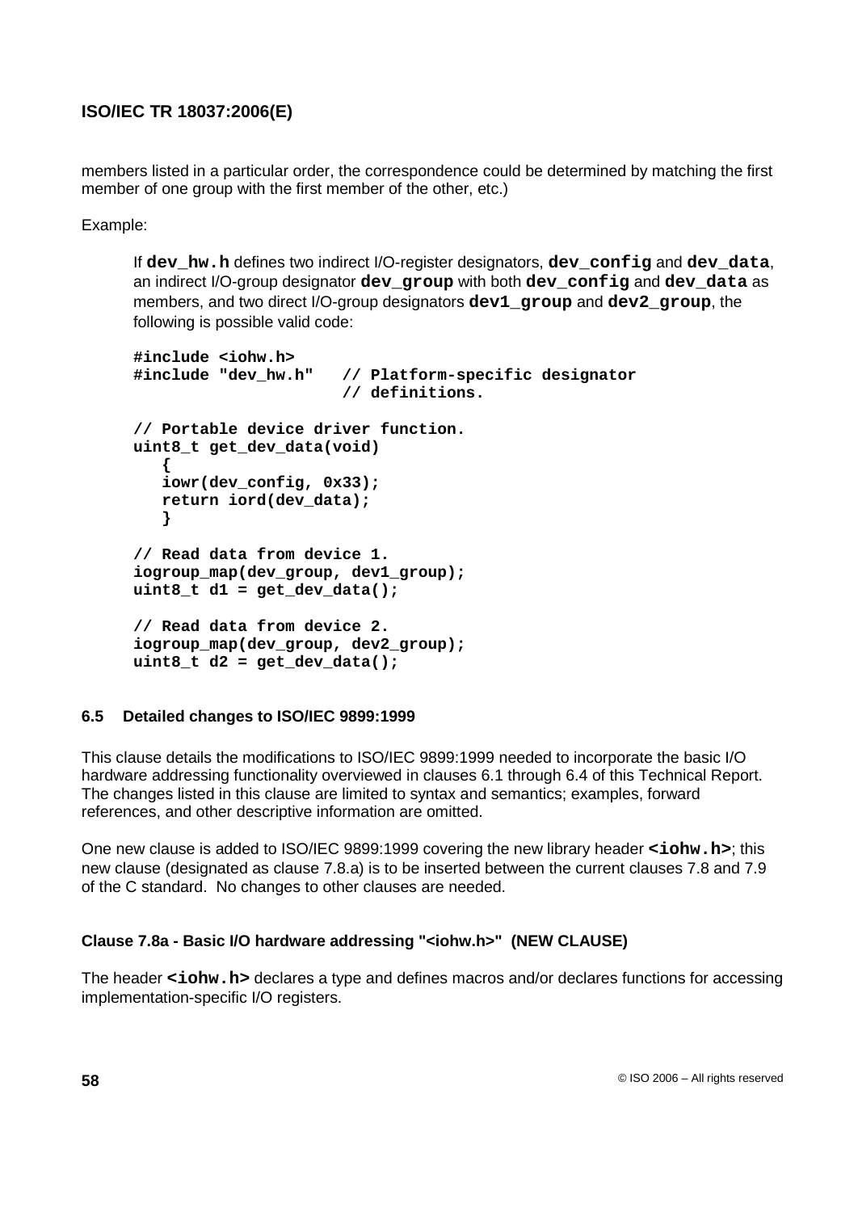members listed in a particular order, the correspondence could be determined by matching the first member of one group with the first member of the other, etc.)

Example:

If **dev_hw.h** defines two indirect I/O-register designators, **dev_config** and **dev_data**, an indirect I/O-group designator **dev_group** with both **dev_config** and **dev_data** as members, and two direct I/O-group designators **dev1_group** and **dev2_group**, the following is possible valid code:

```
#include <iohw.h>
#include "dev_hw.h"   // Platform-specific designator
                      // definitions.

// Portable device driver function.
uint8_t get_dev_data(void)
   {
   iowr(dev_config, 0x33);
   return iord(dev_data);
   }

// Read data from device 1.
iogroup_map(dev_group, dev1_group);
uint8_t d1 = get_dev_data();

// Read data from device 2.
iogroup_map(dev_group, dev2_group);
uint8_t d2 = get_dev_data();
```

### 6.5 Detailed changes to ISO/IEC 9899:1999

This clause details the modifications to ISO/IEC 9899:1999 needed to incorporate the basic I/O hardware addressing functionality overviewed in clauses 6.1 through 6.4 of this Technical Report. The changes listed in this clause are limited to syntax and semantics; examples, forward references, and other descriptive information are omitted.

One new clause is added to ISO/IEC 9899:1999 covering the new library header **<iohw.h>**; this new clause (designated as clause 7.8.a) is to be inserted between the current clauses 7.8 and 7.9 of the C standard. No changes to other clauses are needed.

#### Clause 7.8a - Basic I/O hardware addressing "<iohw.h>" (NEW CLAUSE)

The header **<iohw.h>** declares a type and defines macros and/or declares functions for accessing implementation-specific I/O registers.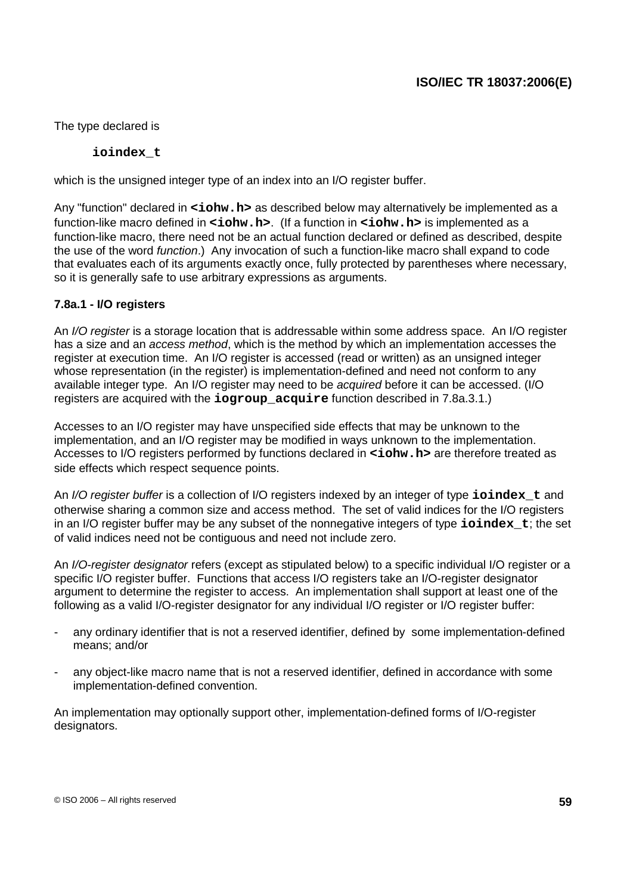The type declared is

```
ioindex_t
```

which is the unsigned integer type of an index into an I/O register buffer.

Any "function" declared in **`<iohw.h>`** as described below may alternatively be implemented as a function-like macro defined in **`<iohw.h>`**. (If a function in **`<iohw.h>`** is implemented as a function-like macro, there need not be an actual function declared or defined as described, despite the use of the word *function*.) Any invocation of such a function-like macro shall expand to code that evaluates each of its arguments exactly once, fully protected by parentheses where necessary, so it is generally safe to use arbitrary expressions as arguments.

### 7.8a.1 - I/O registers

An *I/O register* is a storage location that is addressable within some address space. An I/O register has a size and an *access method*, which is the method by which an implementation accesses the register at execution time. An I/O register is accessed (read or written) as an unsigned integer whose representation (in the register) is implementation-defined and need not conform to any available integer type. An I/O register may need to be *acquired* before it can be accessed. (I/O registers are acquired with the **`iogroup_acquire`** function described in 7.8a.3.1.)

Accesses to an I/O register may have unspecified side effects that may be unknown to the implementation, and an I/O register may be modified in ways unknown to the implementation. Accesses to I/O registers performed by functions declared in **`<iohw.h>`** are therefore treated as side effects which respect sequence points.

An *I/O register buffer* is a collection of I/O registers indexed by an integer of type **`ioindex_t`** and otherwise sharing a common size and access method. The set of valid indices for the I/O registers in an I/O register buffer may be any subset of the nonnegative integers of type **`ioindex_t`**; the set of valid indices need not be contiguous and need not include zero.

An *I/O-register designator* refers (except as stipulated below) to a specific individual I/O register or a specific I/O register buffer. Functions that access I/O registers take an I/O-register designator argument to determine the register to access. An implementation shall support at least one of the following as a valid I/O-register designator for any individual I/O register or I/O register buffer:

- any ordinary identifier that is not a reserved identifier, defined by some implementation-defined means; and/or

- any object-like macro name that is not a reserved identifier, defined in accordance with some implementation-defined convention.

An implementation may optionally support other, implementation-defined forms of I/O-register designators.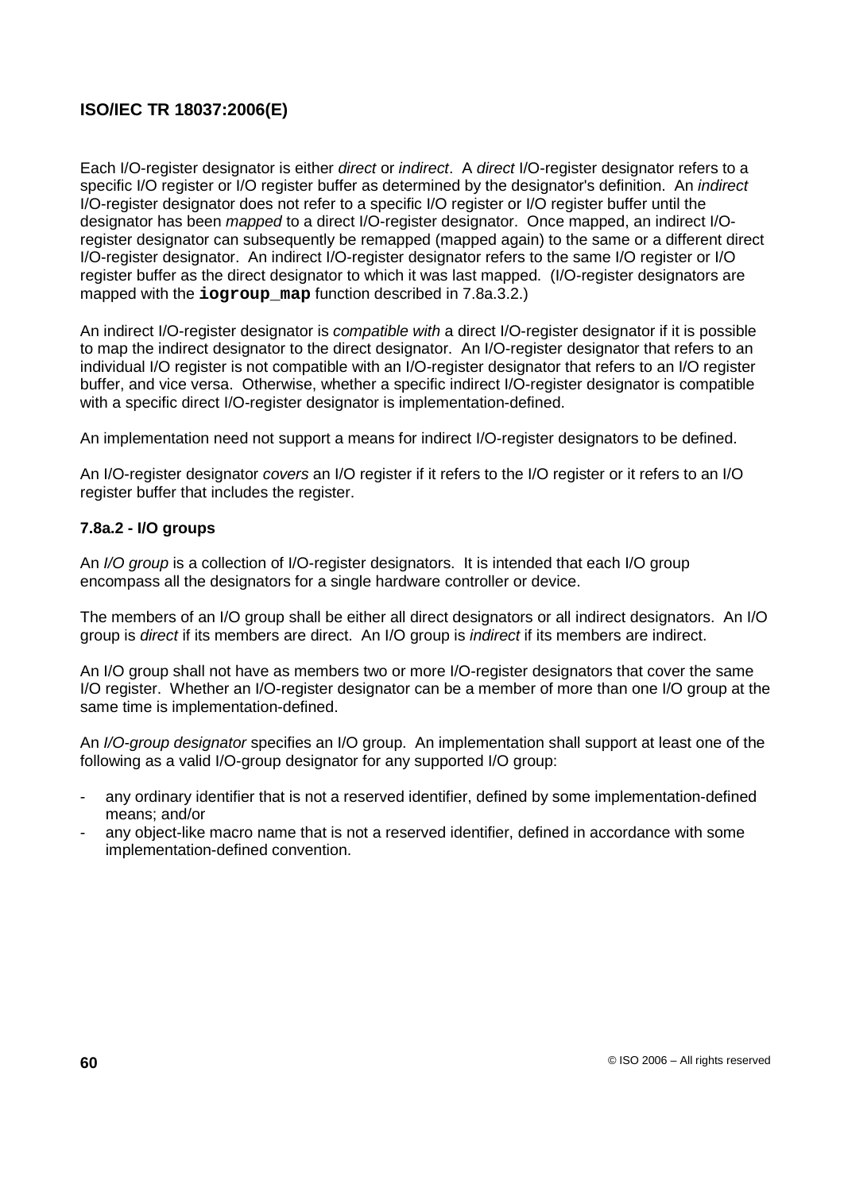Each I/O-register designator is either *direct* or *indirect*. A *direct* I/O-register designator refers to a specific I/O register or I/O register buffer as determined by the designator's definition. An *indirect* I/O-register designator does not refer to a specific I/O register or I/O register buffer until the designator has been *mapped* to a direct I/O-register designator. Once mapped, an indirect I/O-register designator can subsequently be remapped (mapped again) to the same or a different direct I/O-register designator. An indirect I/O-register designator refers to the same I/O register or I/O register buffer as the direct designator to which it was last mapped. (I/O-register designators are mapped with the **`iogroup_map`** function described in 7.8a.3.2.)

An indirect I/O-register designator is *compatible with* a direct I/O-register designator if it is possible to map the indirect designator to the direct designator. An I/O-register designator that refers to an individual I/O register is not compatible with an I/O-register designator that refers to an I/O register buffer, and vice versa. Otherwise, whether a specific indirect I/O-register designator is compatible with a specific direct I/O-register designator is implementation-defined.

An implementation need not support a means for indirect I/O-register designators to be defined.

An I/O-register designator *covers* an I/O register if it refers to the I/O register or it refers to an I/O register buffer that includes the register.

### 7.8a.2 - I/O groups

An *I/O group* is a collection of I/O-register designators. It is intended that each I/O group encompass all the designators for a single hardware controller or device.

The members of an I/O group shall be either all direct designators or all indirect designators. An I/O group is *direct* if its members are direct. An I/O group is *indirect* if its members are indirect.

An I/O group shall not have as members two or more I/O-register designators that cover the same I/O register. Whether an I/O-register designator can be a member of more than one I/O group at the same time is implementation-defined.

An *I/O-group designator* specifies an I/O group. An implementation shall support at least one of the following as a valid I/O-group designator for any supported I/O group:

- any ordinary identifier that is not a reserved identifier, defined by some implementation-defined means; and/or
- any object-like macro name that is not a reserved identifier, defined in accordance with some implementation-defined convention.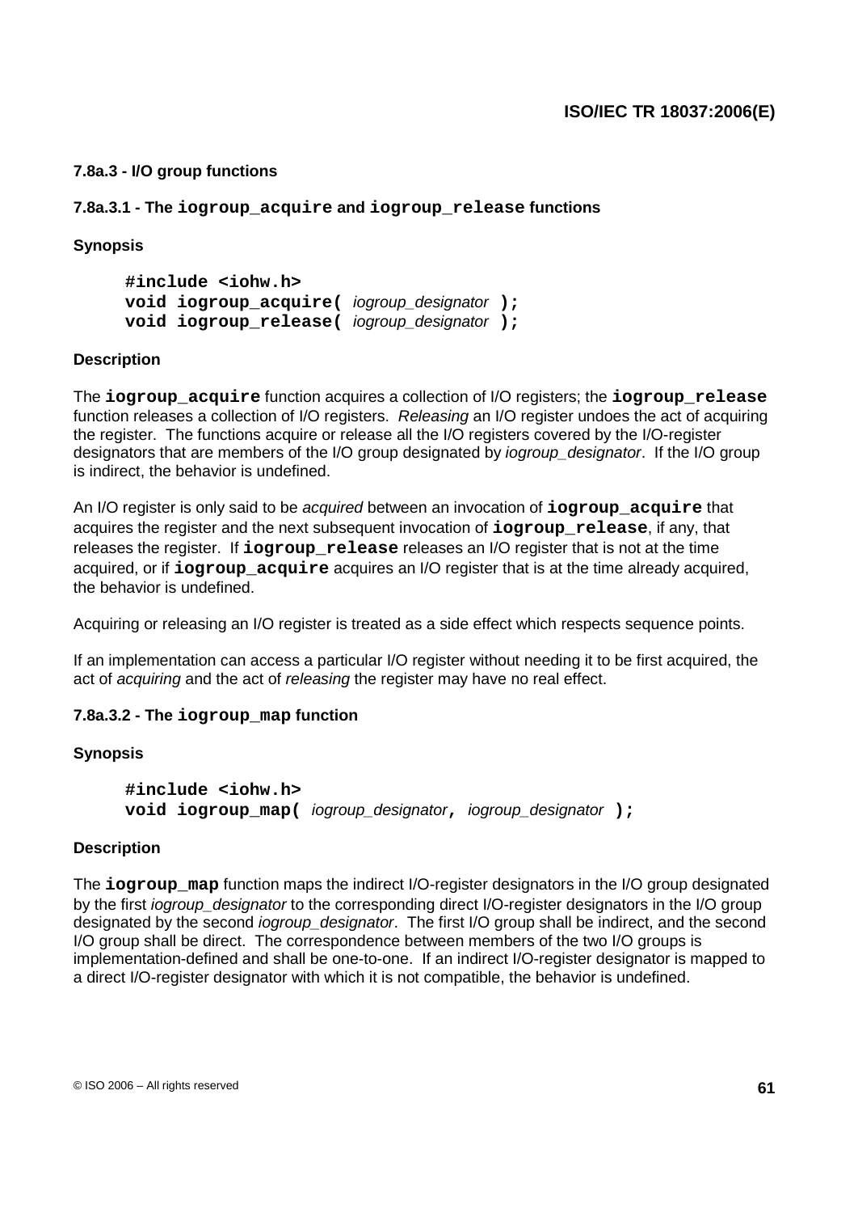### 7.8a.3 - I/O group functions

#### 7.8a.3.1 - The `iogroup_acquire` and `iogroup_release` functions

**Synopsis**

```
#include <iohw.h>
void iogroup_acquire( iogroup_designator );
void iogroup_release( iogroup_designator );
```

**Description**

The **`iogroup_acquire`** function acquires a collection of I/O registers; the **`iogroup_release`** function releases a collection of I/O registers. *Releasing* an I/O register undoes the act of acquiring the register. The functions acquire or release all the I/O registers covered by the I/O-register designators that are members of the I/O group designated by *iogroup_designator*. If the I/O group is indirect, the behavior is undefined.

An I/O register is only said to be *acquired* between an invocation of **`iogroup_acquire`** that acquires the register and the next subsequent invocation of **`iogroup_release`**, if any, that releases the register. If **`iogroup_release`** releases an I/O register that is not at the time acquired, or if **`iogroup_acquire`** acquires an I/O register that is at the time already acquired, the behavior is undefined.

Acquiring or releasing an I/O register is treated as a side effect which respects sequence points.

If an implementation can access a particular I/O register without needing it to be first acquired, the act of *acquiring* and the act of *releasing* the register may have no real effect.

#### 7.8a.3.2 - The `iogroup_map` function

**Synopsis**

```
#include <iohw.h>
void iogroup_map( iogroup_designator, iogroup_designator );
```

**Description**

The **`iogroup_map`** function maps the indirect I/O-register designators in the I/O group designated by the first *iogroup_designator* to the corresponding direct I/O-register designators in the I/O group designated by the second *iogroup_designator*. The first I/O group shall be indirect, and the second I/O group shall be direct. The correspondence between members of the two I/O groups is implementation-defined and shall be one-to-one. If an indirect I/O-register designator is mapped to a direct I/O-register designator with which it is not compatible, the behavior is undefined.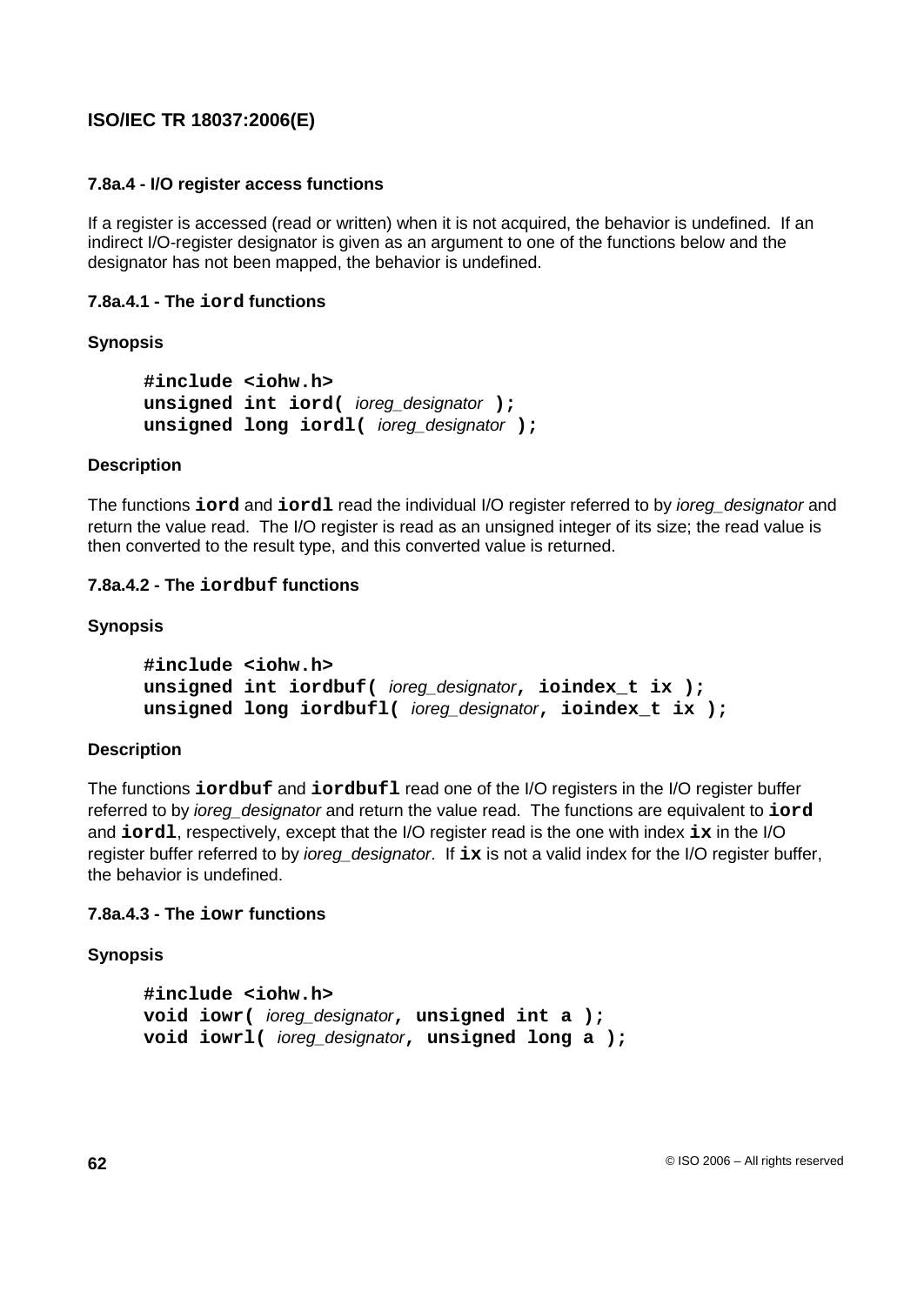### 7.8a.4 - I/O register access functions

If a register is accessed (read or written) when it is not acquired, the behavior is undefined. If an indirect I/O-register designator is given as an argument to one of the functions below and the designator has not been mapped, the behavior is undefined.

#### 7.8a.4.1 - The `iord` functions

**Synopsis**

```
#include <iohw.h>
unsigned int iord( ioreg_designator );
unsigned long iordl( ioreg_designator );
```

**Description**

The functions **`iord`** and **`iordl`** read the individual I/O register referred to by *ioreg_designator* and return the value read. The I/O register is read as an unsigned integer of its size; the read value is then converted to the result type, and this converted value is returned.

#### 7.8a.4.2 - The `iordbuf` functions

**Synopsis**

```
#include <iohw.h>
unsigned int iordbuf( ioreg_designator, ioindex_t ix );
unsigned long iordbufl( ioreg_designator, ioindex_t ix );
```

**Description**

The functions **`iordbuf`** and **`iordbufl`** read one of the I/O registers in the I/O register buffer referred to by *ioreg_designator* and return the value read. The functions are equivalent to **`iord`** and **`iordl`**, respectively, except that the I/O register read is the one with index **`ix`** in the I/O register buffer referred to by *ioreg_designator*. If **`ix`** is not a valid index for the I/O register buffer, the behavior is undefined.

#### 7.8a.4.3 - The `iowr` functions

**Synopsis**

```
#include <iohw.h>
void iowr( ioreg_designator, unsigned int a );
void iowrl( ioreg_designator, unsigned long a );
```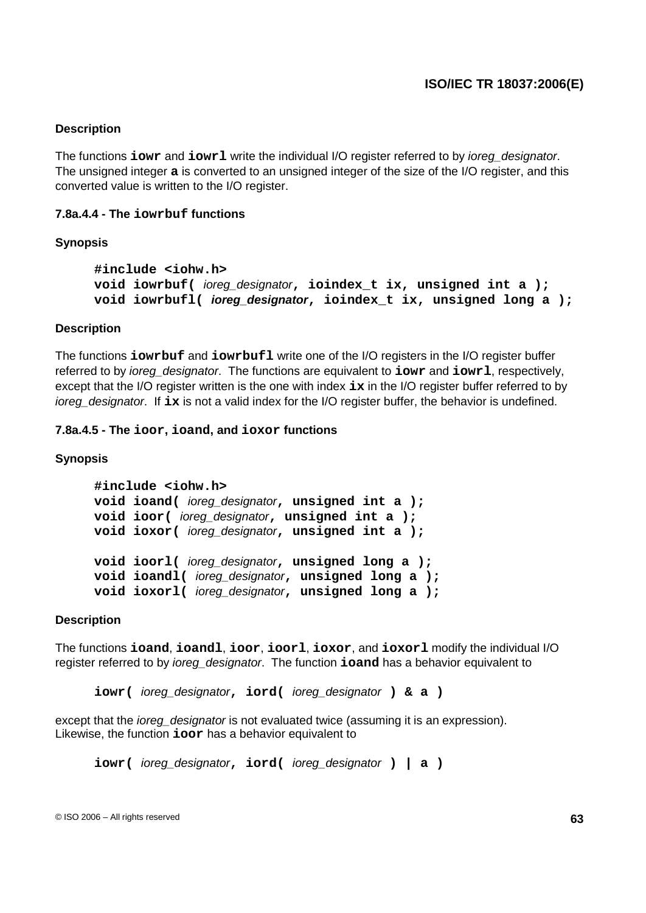**Description**

The functions **`iowr`** and **`iowrl`** write the individual I/O register referred to by *ioreg_designator*. The unsigned integer **`a`** is converted to an unsigned integer of the size of the I/O register, and this converted value is written to the I/O register.

#### 7.8a.4.4 - The `iowrbuf` functions

**Synopsis**

```
#include <iohw.h>
void iowrbuf( ioreg_designator, ioindex_t ix, unsigned int a );
void iowrbufl( ioreg_designator, ioindex_t ix, unsigned long a );
```

**Description**

The functions **`iowrbuf`** and **`iowrbufl`** write one of the I/O registers in the I/O register buffer referred to by *ioreg_designator*. The functions are equivalent to **`iowr`** and **`iowrl`**, respectively, except that the I/O register written is the one with index **`ix`** in the I/O register buffer referred to by *ioreg_designator*. If **`ix`** is not a valid index for the I/O register buffer, the behavior is undefined.

#### 7.8a.4.5 - The `ioor`, `ioand`, and `ioxor` functions

**Synopsis**

```
#include <iohw.h>
void ioand( ioreg_designator, unsigned int a );
void ioor( ioreg_designator, unsigned int a );
void ioxor( ioreg_designator, unsigned int a );

void ioorl( ioreg_designator, unsigned long a );
void ioandl( ioreg_designator, unsigned long a );
void ioxorl( ioreg_designator, unsigned long a );
```

**Description**

The functions **`ioand`**, **`ioandl`**, **`ioor`**, **`ioorl`**, **`ioxor`**, and **`ioxorl`** modify the individual I/O register referred to by *ioreg_designator*. The function **`ioand`** has a behavior equivalent to

```
iowr( ioreg_designator, iord( ioreg_designator ) & a )
```

except that the *ioreg_designator* is not evaluated twice (assuming it is an expression). Likewise, the function **`ioor`** has a behavior equivalent to

```
iowr( ioreg_designator, iord( ioreg_designator ) | a )
```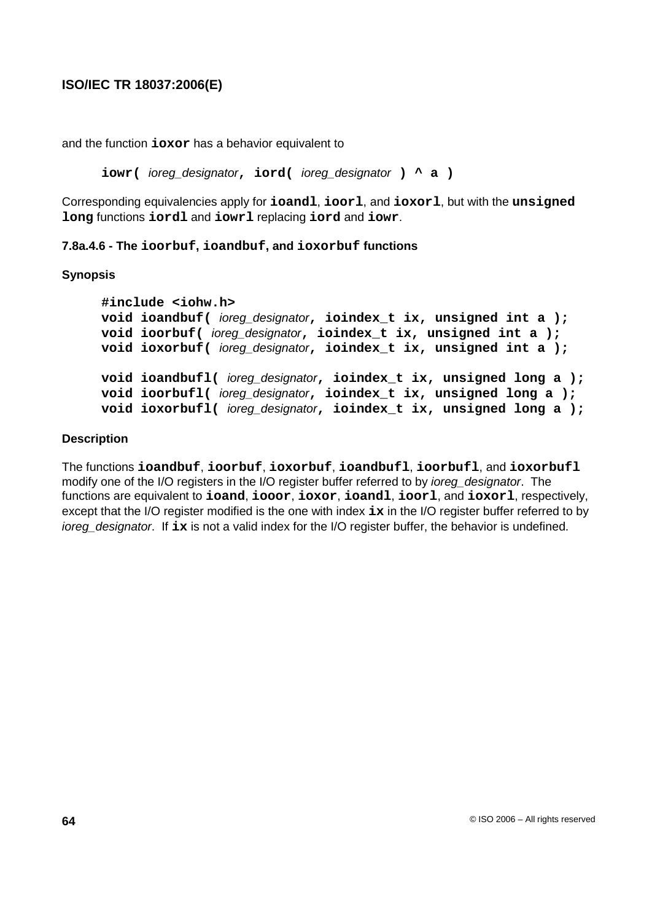and the function **ioxor** has a behavior equivalent to

```
iowr( ioreg_designator, iord( ioreg_designator ) ^ a )
```

Corresponding equivalencies apply for **ioandl**, **ioorl**, and **ioxorl**, but with the **unsigned long** functions **iordl** and **iowrl** replacing **iord** and **iowr**.

#### 7.8a.4.6 - The ioorbuf, ioandbuf, and ioxorbuf functions

**Synopsis**

```
#include <iohw.h>
void ioandbuf( ioreg_designator, ioindex_t ix, unsigned int a );
void ioorbuf( ioreg_designator, ioindex_t ix, unsigned int a );
void ioxorbuf( ioreg_designator, ioindex_t ix, unsigned int a );

void ioandbufl( ioreg_designator, ioindex_t ix, unsigned long a );
void ioorbufl( ioreg_designator, ioindex_t ix, unsigned long a );
void ioxorbufl( ioreg_designator, ioindex_t ix, unsigned long a );
```

**Description**

The functions **ioandbuf**, **ioorbuf**, **ioxorbuf**, **ioandbufl**, **ioorbufl**, and **ioxorbufl** modify one of the I/O registers in the I/O register buffer referred to by *ioreg_designator*. The functions are equivalent to **ioand**, **iooor**, **ioxor**, **ioandl**, **ioorl**, and **ioxorl**, respectively, except that the I/O register modified is the one with index **ix** in the I/O register buffer referred to by *ioreg_designator*. If **ix** is not a valid index for the I/O register buffer, the behavior is undefined.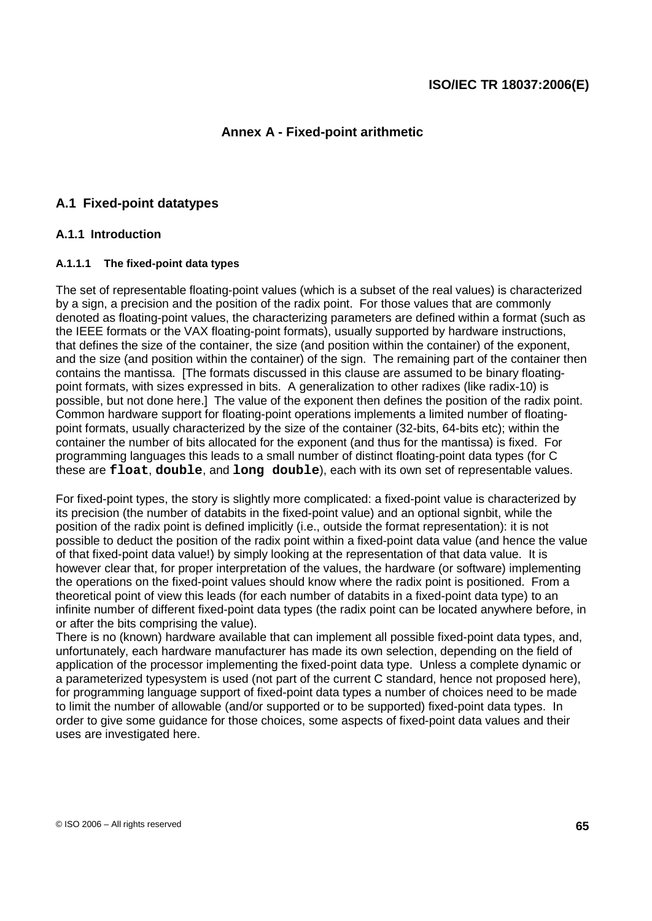# Annex A - Fixed-point arithmetic

## A.1 Fixed-point datatypes

### A.1.1 Introduction

#### A.1.1.1 The fixed-point data types

The set of representable floating-point values (which is a subset of the real values) is characterized by a sign, a precision and the position of the radix point. For those values that are commonly denoted as floating-point values, the characterizing parameters are defined within a format (such as the IEEE formats or the VAX floating-point formats), usually supported by hardware instructions, that defines the size of the container, the size (and position within the container) of the exponent, and the size (and position within the container) of the sign. The remaining part of the container then contains the mantissa. [The formats discussed in this clause are assumed to be binary floating-point formats, with sizes expressed in bits. A generalization to other radixes (like radix-10) is possible, but not done here.] The value of the exponent then defines the position of the radix point. Common hardware support for floating-point operations implements a limited number of floating-point formats, usually characterized by the size of the container (32-bits, 64-bits etc); within the container the number of bits allocated for the exponent (and thus for the mantissa) is fixed. For programming languages this leads to a small number of distinct floating-point data types (for C these are **`float`**, **`double`**, and **`long double`**), each with its own set of representable values.

For fixed-point types, the story is slightly more complicated: a fixed-point value is characterized by its precision (the number of databits in the fixed-point value) and an optional signbit, while the position of the radix point is defined implicitly (i.e., outside the format representation): it is not possible to deduct the position of the radix point within a fixed-point data value (and hence the value of that fixed-point data value!) by simply looking at the representation of that data value. It is however clear that, for proper interpretation of the values, the hardware (or software) implementing the operations on the fixed-point values should know where the radix point is positioned. From a theoretical point of view this leads (for each number of databits in a fixed-point data type) to an infinite number of different fixed-point data types (the radix point can be located anywhere before, in or after the bits comprising the value).

There is no (known) hardware available that can implement all possible fixed-point data types, and, unfortunately, each hardware manufacturer has made its own selection, depending on the field of application of the processor implementing the fixed-point data type. Unless a complete dynamic or a parameterized typesystem is used (not part of the current C standard, hence not proposed here), for programming language support of fixed-point data types a number of choices need to be made to limit the number of allowable (and/or supported or to be supported) fixed-point data types. In order to give some guidance for those choices, some aspects of fixed-point data values and their uses are investigated here.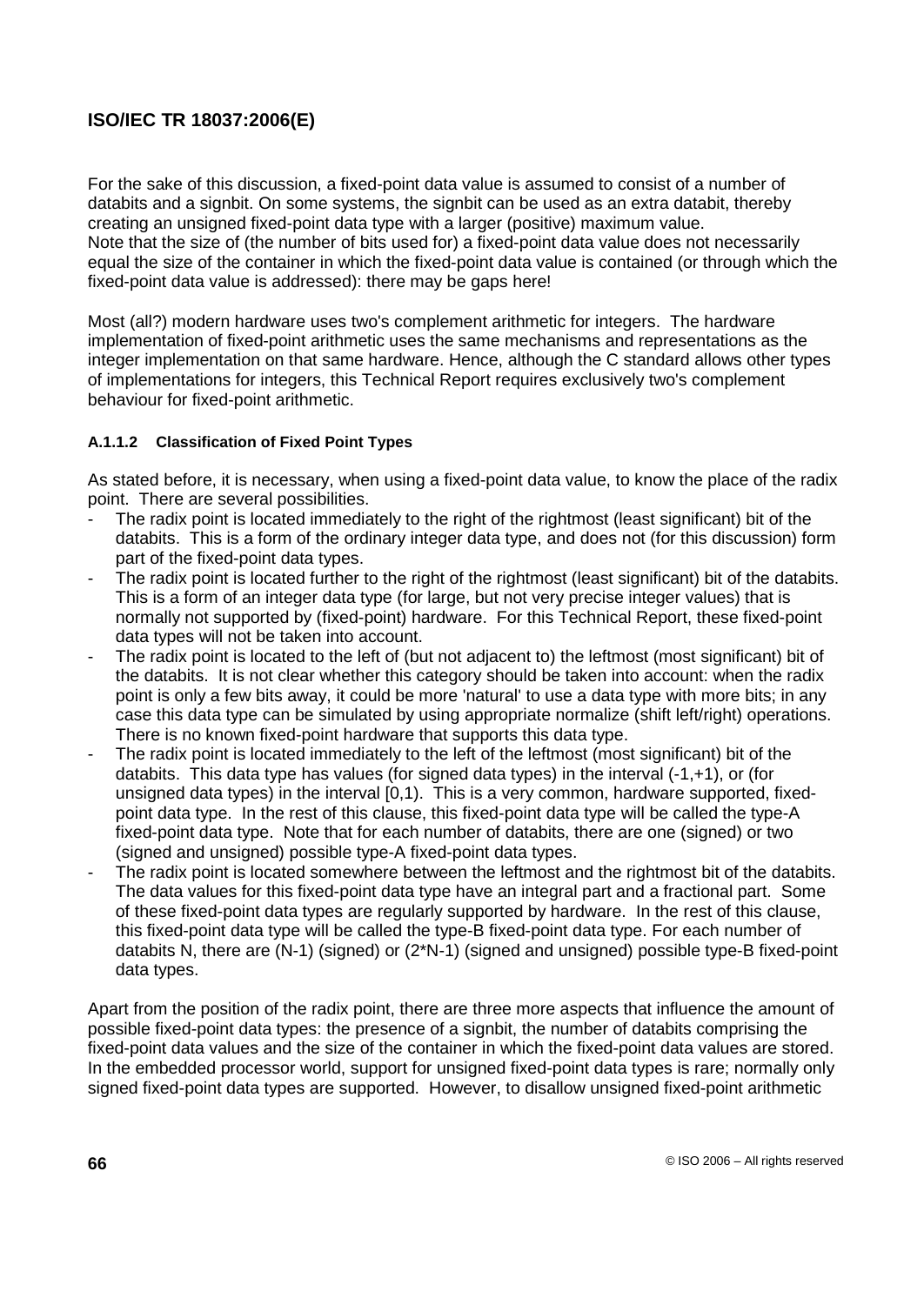For the sake of this discussion, a fixed-point data value is assumed to consist of a number of databits and a signbit. On some systems, the signbit can be used as an extra databit, thereby creating an unsigned fixed-point data type with a larger (positive) maximum value.
Note that the size of (the number of bits used for) a fixed-point data value does not necessarily equal the size of the container in which the fixed-point data value is contained (or through which the fixed-point data value is addressed): there may be gaps here!

Most (all?) modern hardware uses two's complement arithmetic for integers. The hardware implementation of fixed-point arithmetic uses the same mechanisms and representations as the integer implementation on that same hardware. Hence, although the C standard allows other types of implementations for integers, this Technical Report requires exclusively two's complement behaviour for fixed-point arithmetic.

#### A.1.1.2 Classification of Fixed Point Types

As stated before, it is necessary, when using a fixed-point data value, to know the place of the radix point. There are several possibilities.

- The radix point is located immediately to the right of the rightmost (least significant) bit of the databits. This is a form of the ordinary integer data type, and does not (for this discussion) form part of the fixed-point data types.
- The radix point is located further to the right of the rightmost (least significant) bit of the databits. This is a form of an integer data type (for large, but not very precise integer values) that is normally not supported by (fixed-point) hardware. For this Technical Report, these fixed-point data types will not be taken into account.
- The radix point is located to the left of (but not adjacent to) the leftmost (most significant) bit of the databits. It is not clear whether this category should be taken into account: when the radix point is only a few bits away, it could be more 'natural' to use a data type with more bits; in any case this data type can be simulated by using appropriate normalize (shift left/right) operations. There is no known fixed-point hardware that supports this data type.
- The radix point is located immediately to the left of the leftmost (most significant) bit of the databits. This data type has values (for signed data types) in the interval (-1,+1), or (for unsigned data types) in the interval [0,1). This is a very common, hardware supported, fixed-point data type. In the rest of this clause, this fixed-point data type will be called the type-A fixed-point data type. Note that for each number of databits, there are one (signed) or two (signed and unsigned) possible type-A fixed-point data types.
- The radix point is located somewhere between the leftmost and the rightmost bit of the databits. The data values for this fixed-point data type have an integral part and a fractional part. Some of these fixed-point data types are regularly supported by hardware. In the rest of this clause, this fixed-point data type will be called the type-B fixed-point data type. For each number of databits N, there are (N-1) (signed) or (2*N-1) (signed and unsigned) possible type-B fixed-point data types.

Apart from the position of the radix point, there are three more aspects that influence the amount of possible fixed-point data types: the presence of a signbit, the number of databits comprising the fixed-point data values and the size of the container in which the fixed-point data values are stored. In the embedded processor world, support for unsigned fixed-point data types is rare; normally only signed fixed-point data types are supported. However, to disallow unsigned fixed-point arithmetic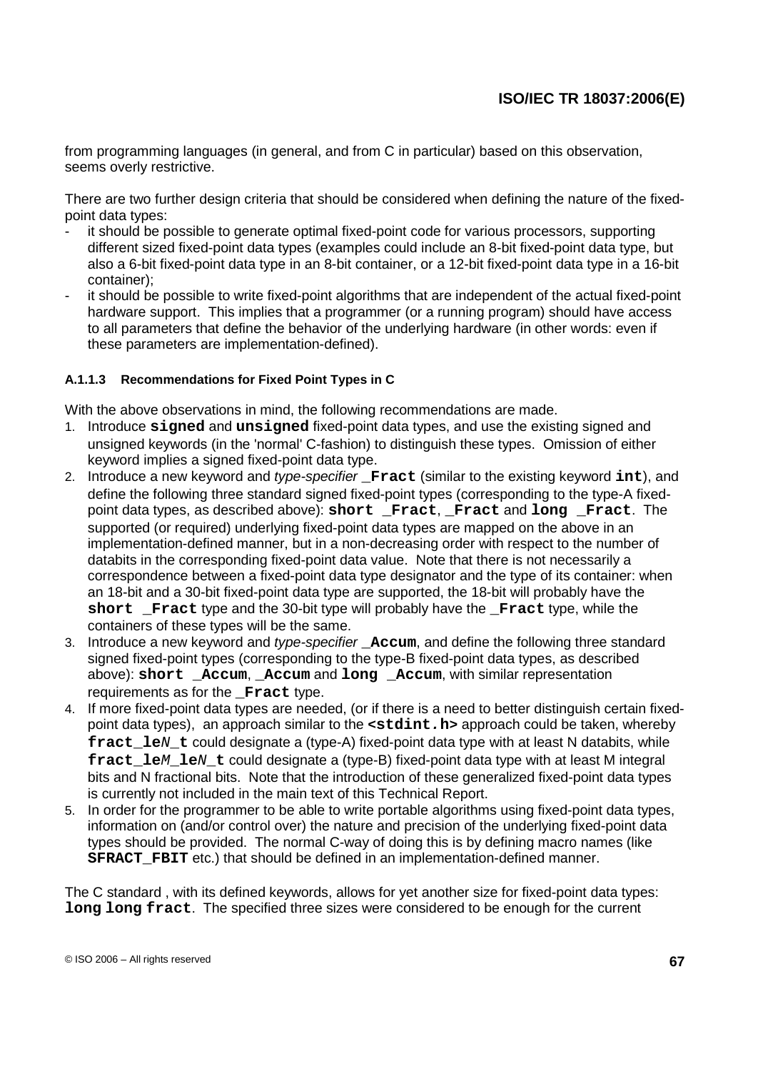from programming languages (in general, and from C in particular) based on this observation, seems overly restrictive.

There are two further design criteria that should be considered when defining the nature of the fixed-point data types:

- it should be possible to generate optimal fixed-point code for various processors, supporting different sized fixed-point data types (examples could include an 8-bit fixed-point data type, but also a 6-bit fixed-point data type in an 8-bit container, or a 12-bit fixed-point data type in a 16-bit container);
- it should be possible to write fixed-point algorithms that are independent of the actual fixed-point hardware support. This implies that a programmer (or a running program) should have access to all parameters that define the behavior of the underlying hardware (in other words: even if these parameters are implementation-defined).

#### A.1.1.3 Recommendations for Fixed Point Types in C

With the above observations in mind, the following recommendations are made.

1. Introduce **`signed`** and **`unsigned`** fixed-point data types, and use the existing signed and unsigned keywords (in the 'normal' C-fashion) to distinguish these types. Omission of either keyword implies a signed fixed-point data type.
2. Introduce a new keyword and *type-specifier* **`_Fract`** (similar to the existing keyword **`int`**), and define the following three standard signed fixed-point types (corresponding to the type-A fixed-point data types, as described above): **`short _Fract`**, **`_Fract`** and **`long _Fract`**. The supported (or required) underlying fixed-point data types are mapped on the above in an implementation-defined manner, but in a non-decreasing order with respect to the number of databits in the corresponding fixed-point data value. Note that there is not necessarily a correspondence between a fixed-point data type designator and the type of its container: when an 18-bit and a 30-bit fixed-point data type are supported, the 18-bit will probably have the **`short _Fract`** type and the 30-bit type will probably have the **`_Fract`** type, while the containers of these types will be the same.
3. Introduce a new keyword and *type-specifier* **`_Accum`**, and define the following three standard signed fixed-point types (corresponding to the type-B fixed-point data types, as described above): **`short _Accum`**, **`_Accum`** and **`long _Accum`**, with similar representation requirements as for the **`_Fract`** type.
4. If more fixed-point data types are needed, (or if there is a need to better distinguish certain fixed-point data types), an approach similar to the **`<stdint.h>`** approach could be taken, whereby **`fract_le`*`N`*`_t`** could designate a (type-A) fixed-point data type with at least N databits, while **`fract_le`*`M`*`_le`*`N`*`_t`** could designate a (type-B) fixed-point data type with at least M integral bits and N fractional bits. Note that the introduction of these generalized fixed-point data types is currently not included in the main text of this Technical Report.
5. In order for the programmer to be able to write portable algorithms using fixed-point data types, information on (and/or control over) the nature and precision of the underlying fixed-point data types should be provided. The normal C-way of doing this is by defining macro names (like **`SFRACT_FBIT`** etc.) that should be defined in an implementation-defined manner.

The C standard , with its defined keywords, allows for yet another size for fixed-point data types: **`long long fract`**. The specified three sizes were considered to be enough for the current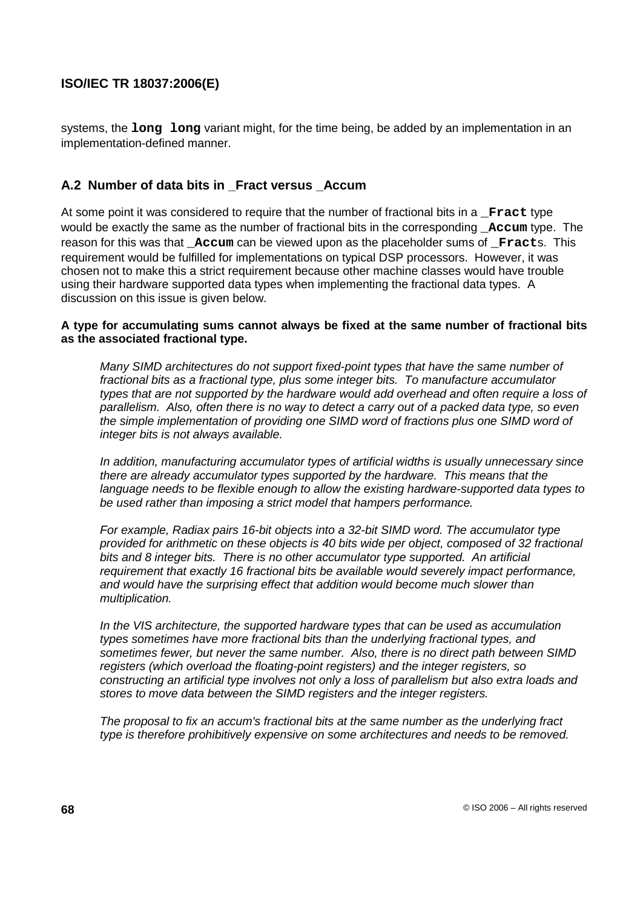systems, the **`long long`** variant might, for the time being, be added by an implementation in an implementation-defined manner.

## A.2 Number of data bits in _Fract versus _Accum

At some point it was considered to require that the number of fractional bits in a **`_Fract`** type would be exactly the same as the number of fractional bits in the corresponding **`_Accum`** type. The reason for this was that **`_Accum`** can be viewed upon as the placeholder sums of **`_Fract`**s. This requirement would be fulfilled for implementations on typical DSP processors. However, it was chosen not to make this a strict requirement because other machine classes would have trouble using their hardware supported data types when implementing the fractional data types. A discussion on this issue is given below.

**A type for accumulating sums cannot always be fixed at the same number of fractional bits as the associated fractional type.**

> *Many SIMD architectures do not support fixed-point types that have the same number of fractional bits as a fractional type, plus some integer bits. To manufacture accumulator types that are not supported by the hardware would add overhead and often require a loss of parallelism. Also, often there is no way to detect a carry out of a packed data type, so even the simple implementation of providing one SIMD word of fractions plus one SIMD word of integer bits is not always available.*
>
> *In addition, manufacturing accumulator types of artificial widths is usually unnecessary since there are already accumulator types supported by the hardware. This means that the language needs to be flexible enough to allow the existing hardware-supported data types to be used rather than imposing a strict model that hampers performance.*
>
> *For example, Radiax pairs 16-bit objects into a 32-bit SIMD word. The accumulator type provided for arithmetic on these objects is 40 bits wide per object, composed of 32 fractional bits and 8 integer bits. There is no other accumulator type supported. An artificial requirement that exactly 16 fractional bits be available would severely impact performance, and would have the surprising effect that addition would become much slower than multiplication.*
>
> *In the VIS architecture, the supported hardware types that can be used as accumulation types sometimes have more fractional bits than the underlying fractional types, and sometimes fewer, but never the same number. Also, there is no direct path between SIMD registers (which overload the floating-point registers) and the integer registers, so constructing an artificial type involves not only a loss of parallelism but also extra loads and stores to move data between the SIMD registers and the integer registers.*
>
> *The proposal to fix an accum's fractional bits at the same number as the underlying fract type is therefore prohibitively expensive on some architectures and needs to be removed.*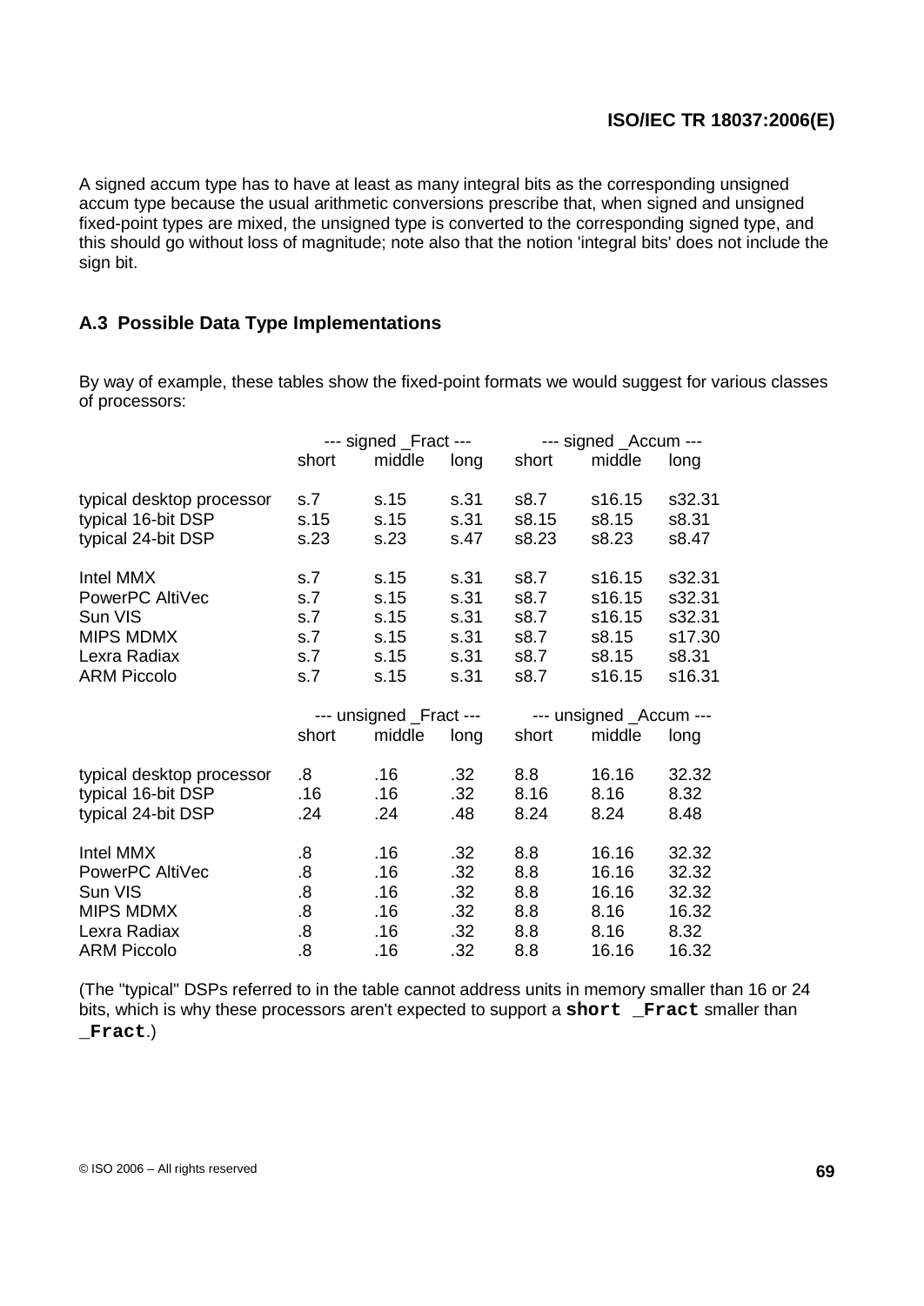A signed accum type has to have at least as many integral bits as the corresponding unsigned accum type because the usual arithmetic conversions prescribe that, when signed and unsigned fixed-point types are mixed, the unsigned type is converted to the corresponding signed type, and this should go without loss of magnitude; note also that the notion 'integral bits' does not include the sign bit.

### A.3 Possible Data Type Implementations

By way of example, these tables show the fixed-point formats we would suggest for various classes of processors:

| | --- signed _Fract --- | | | --- signed _Accum --- | | |
|---|---|---|---|---|---|---|
| | short | middle | long | short | middle | long |
| typical desktop processor | s.7 | s.15 | s.31 | s8.7 | s16.15 | s32.31 |
| typical 16-bit DSP | s.15 | s.15 | s.31 | s8.15 | s8.15 | s8.31 |
| typical 24-bit DSP | s.23 | s.23 | s.47 | s8.23 | s8.23 | s8.47 |
| Intel MMX | s.7 | s.15 | s.31 | s8.7 | s16.15 | s32.31 |
| PowerPC AltiVec | s.7 | s.15 | s.31 | s8.7 | s16.15 | s32.31 |
| Sun VIS | s.7 | s.15 | s.31 | s8.7 | s16.15 | s32.31 |
| MIPS MDMX | s.7 | s.15 | s.31 | s8.7 | s8.15 | s17.30 |
| Lexra Radiax | s.7 | s.15 | s.31 | s8.7 | s8.15 | s8.31 |
| ARM Piccolo | s.7 | s.15 | s.31 | s8.7 | s16.15 | s16.31 |

| | --- unsigned _Fract --- | | | --- unsigned _Accum --- | | |
|---|---|---|---|---|---|---|
| | short | middle | long | short | middle | long |
| typical desktop processor | .8 | .16 | .32 | 8.8 | 16.16 | 32.32 |
| typical 16-bit DSP | .16 | .16 | .32 | 8.16 | 8.16 | 8.32 |
| typical 24-bit DSP | .24 | .24 | .48 | 8.24 | 8.24 | 8.48 |
| Intel MMX | .8 | .16 | .32 | 8.8 | 16.16 | 32.32 |
| PowerPC AltiVec | .8 | .16 | .32 | 8.8 | 16.16 | 32.32 |
| Sun VIS | .8 | .16 | .32 | 8.8 | 16.16 | 32.32 |
| MIPS MDMX | .8 | .16 | .32 | 8.8 | 8.16 | 16.32 |
| Lexra Radiax | .8 | .16 | .32 | 8.8 | 8.16 | 8.32 |
| ARM Piccolo | .8 | .16 | .32 | 8.8 | 16.16 | 16.32 |

(The "typical" DSPs referred to in the table cannot address units in memory smaller than 16 or 24 bits, which is why these processors aren't expected to support a **`short _Fract`** smaller than **`_Fract`**.)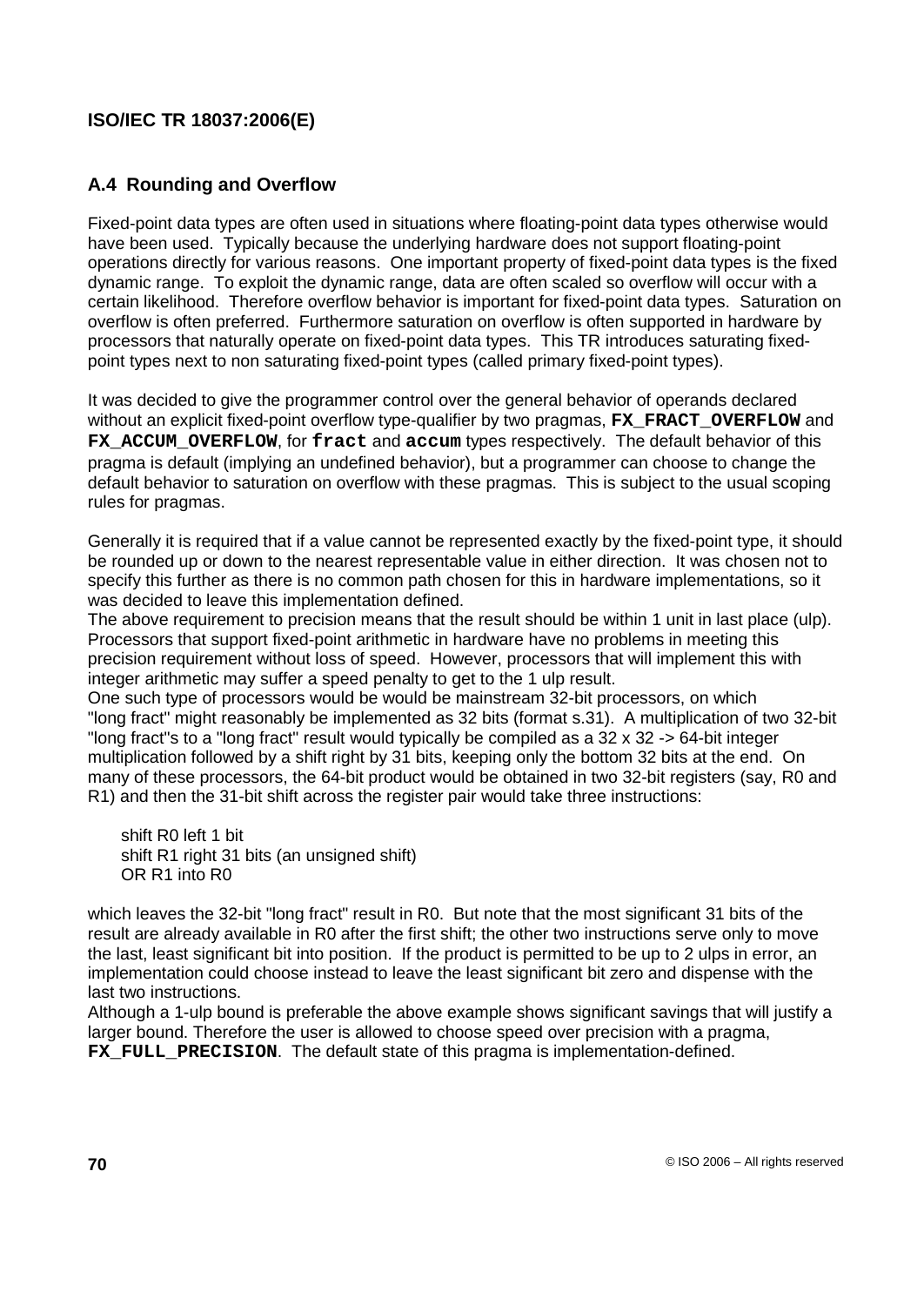## A.4 Rounding and Overflow

Fixed-point data types are often used in situations where floating-point data types otherwise would have been used. Typically because the underlying hardware does not support floating-point operations directly for various reasons. One important property of fixed-point data types is the fixed dynamic range. To exploit the dynamic range, data are often scaled so overflow will occur with a certain likelihood. Therefore overflow behavior is important for fixed-point data types. Saturation on overflow is often preferred. Furthermore saturation on overflow is often supported in hardware by processors that naturally operate on fixed-point data types. This TR introduces saturating fixed-point types next to non saturating fixed-point types (called primary fixed-point types).

It was decided to give the programmer control over the general behavior of operands declared without an explicit fixed-point overflow type-qualifier by two pragmas, **`FX_FRACT_OVERFLOW`** and **`FX_ACCUM_OVERFLOW`**, for **`fract`** and **`accum`** types respectively. The default behavior of this pragma is default (implying an undefined behavior), but a programmer can choose to change the default behavior to saturation on overflow with these pragmas. This is subject to the usual scoping rules for pragmas.

Generally it is required that if a value cannot be represented exactly by the fixed-point type, it should be rounded up or down to the nearest representable value in either direction. It was chosen not to specify this further as there is no common path chosen for this in hardware implementations, so it was decided to leave this implementation defined.

The above requirement to precision means that the result should be within 1 unit in last place (ulp). Processors that support fixed-point arithmetic in hardware have no problems in meeting this precision requirement without loss of speed. However, processors that will implement this with integer arithmetic may suffer a speed penalty to get to the 1 ulp result.

One such type of processors would be would be mainstream 32-bit processors, on which "long fract" might reasonably be implemented as 32 bits (format s.31). A multiplication of two 32-bit "long fract"s to a "long fract" result would typically be compiled as a 32 x 32 -> 64-bit integer multiplication followed by a shift right by 31 bits, keeping only the bottom 32 bits at the end. On many of these processors, the 64-bit product would be obtained in two 32-bit registers (say, R0 and R1) and then the 31-bit shift across the register pair would take three instructions:

```
shift R0 left 1 bit
shift R1 right 31 bits (an unsigned shift)
OR R1 into R0
```

which leaves the 32-bit "long fract" result in R0. But note that the most significant 31 bits of the result are already available in R0 after the first shift; the other two instructions serve only to move the last, least significant bit into position. If the product is permitted to be up to 2 ulps in error, an implementation could choose instead to leave the least significant bit zero and dispense with the last two instructions.

Although a 1-ulp bound is preferable the above example shows significant savings that will justify a larger bound. Therefore the user is allowed to choose speed over precision with a pragma, **`FX_FULL_PRECISION`**. The default state of this pragma is implementation-defined.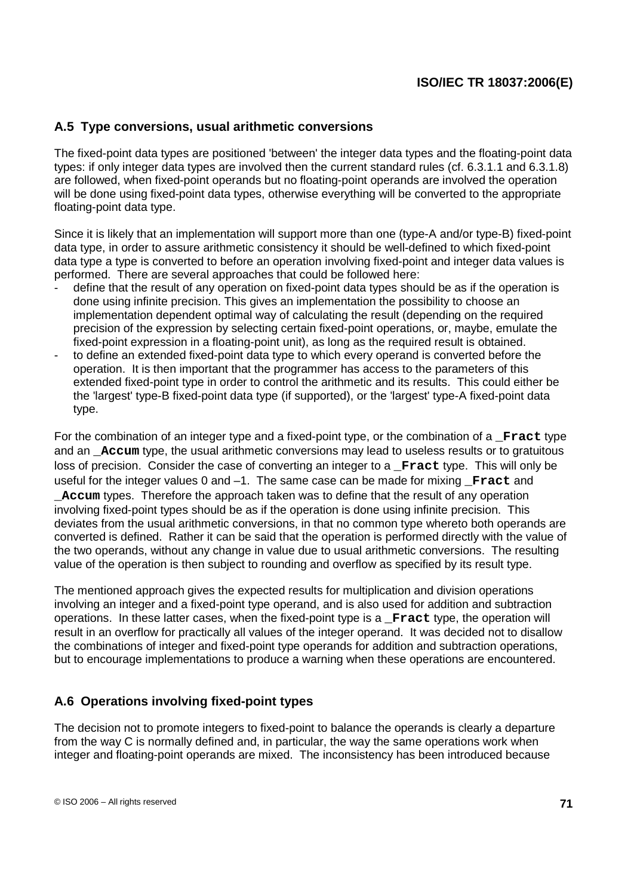## A.5 Type conversions, usual arithmetic conversions

The fixed-point data types are positioned 'between' the integer data types and the floating-point data types: if only integer data types are involved then the current standard rules (cf. 6.3.1.1 and 6.3.1.8) are followed, when fixed-point operands but no floating-point operands are involved the operation will be done using fixed-point data types, otherwise everything will be converted to the appropriate floating-point data type.

Since it is likely that an implementation will support more than one (type-A and/or type-B) fixed-point data type, in order to assure arithmetic consistency it should be well-defined to which fixed-point data type a type is converted to before an operation involving fixed-point and integer data values is performed. There are several approaches that could be followed here:

- define that the result of any operation on fixed-point data types should be as if the operation is done using infinite precision. This gives an implementation the possibility to choose an implementation dependent optimal way of calculating the result (depending on the required precision of the expression by selecting certain fixed-point operations, or, maybe, emulate the fixed-point expression in a floating-point unit), as long as the required result is obtained.
- to define an extended fixed-point data type to which every operand is converted before the operation. It is then important that the programmer has access to the parameters of this extended fixed-point type in order to control the arithmetic and its results. This could either be the 'largest' type-B fixed-point data type (if supported), or the 'largest' type-A fixed-point data type.

For the combination of an integer type and a fixed-point type, or the combination of a `_Fract` type and an `_Accum` type, the usual arithmetic conversions may lead to useless results or to gratuitous loss of precision. Consider the case of converting an integer to a `_Fract` type. This will only be useful for the integer values 0 and –1. The same case can be made for mixing `_Fract` and `_Accum` types. Therefore the approach taken was to define that the result of any operation involving fixed-point types should be as if the operation is done using infinite precision. This deviates from the usual arithmetic conversions, in that no common type whereto both operands are converted is defined. Rather it can be said that the operation is performed directly with the value of the two operands, without any change in value due to usual arithmetic conversions. The resulting value of the operation is then subject to rounding and overflow as specified by its result type.

The mentioned approach gives the expected results for multiplication and division operations involving an integer and a fixed-point type operand, and is also used for addition and subtraction operations. In these latter cases, when the fixed-point type is a `_Fract` type, the operation will result in an overflow for practically all values of the integer operand. It was decided not to disallow the combinations of integer and fixed-point type operands for addition and subtraction operations, but to encourage implementations to produce a warning when these operations are encountered.

## A.6 Operations involving fixed-point types

The decision not to promote integers to fixed-point to balance the operands is clearly a departure from the way C is normally defined and, in particular, the way the same operations work when integer and floating-point operands are mixed. The inconsistency has been introduced because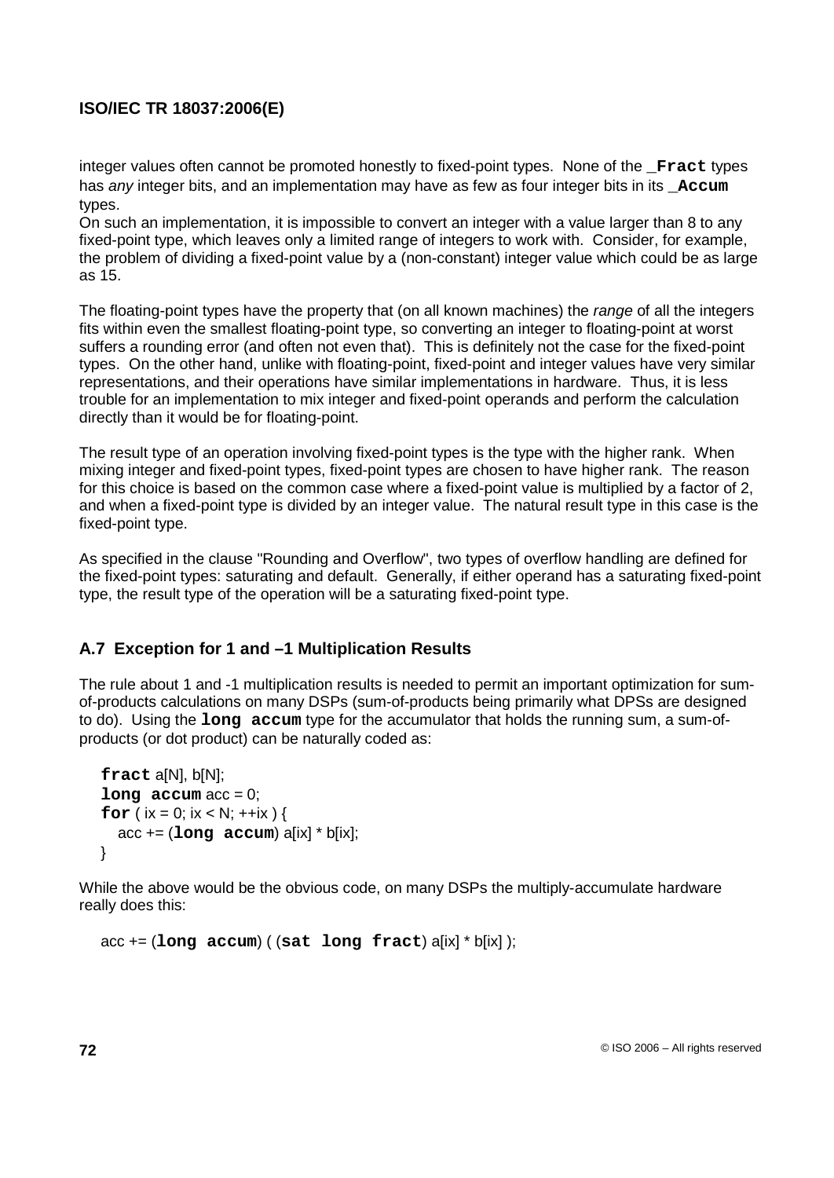integer values often cannot be promoted honestly to fixed-point types. None of the **`_Fract`** types has *any* integer bits, and an implementation may have as few as four integer bits in its **`_Accum`** types.
On such an implementation, it is impossible to convert an integer with a value larger than 8 to any fixed-point type, which leaves only a limited range of integers to work with. Consider, for example, the problem of dividing a fixed-point value by a (non-constant) integer value which could be as large as 15.

The floating-point types have the property that (on all known machines) the *range* of all the integers fits within even the smallest floating-point type, so converting an integer to floating-point at worst suffers a rounding error (and often not even that). This is definitely not the case for the fixed-point types. On the other hand, unlike with floating-point, fixed-point and integer values have very similar representations, and their operations have similar implementations in hardware. Thus, it is less trouble for an implementation to mix integer and fixed-point operands and perform the calculation directly than it would be for floating-point.

The result type of an operation involving fixed-point types is the type with the higher rank. When mixing integer and fixed-point types, fixed-point types are chosen to have higher rank. The reason for this choice is based on the common case where a fixed-point value is multiplied by a factor of 2, and when a fixed-point type is divided by an integer value. The natural result type in this case is the fixed-point type.

As specified in the clause "Rounding and Overflow", two types of overflow handling are defined for the fixed-point types: saturating and default. Generally, if either operand has a saturating fixed-point type, the result type of the operation will be a saturating fixed-point type.

## A.7 Exception for 1 and –1 Multiplication Results

The rule about 1 and -1 multiplication results is needed to permit an important optimization for sum-of-products calculations on many DSPs (sum-of-products being primarily what DPSs are designed to do). Using the **`long accum`** type for the accumulator that holds the running sum, a sum-of-products (or dot product) can be naturally coded as:

```
fract a[N], b[N];
long accum acc = 0;
for ( ix = 0; ix < N; ++ix ) {
   acc += (long accum) a[ix] * b[ix];
}
```

While the above would be the obvious code, on many DSPs the multiply-accumulate hardware really does this:

```
acc += (long accum) ( (sat long fract) a[ix] * b[ix] );
```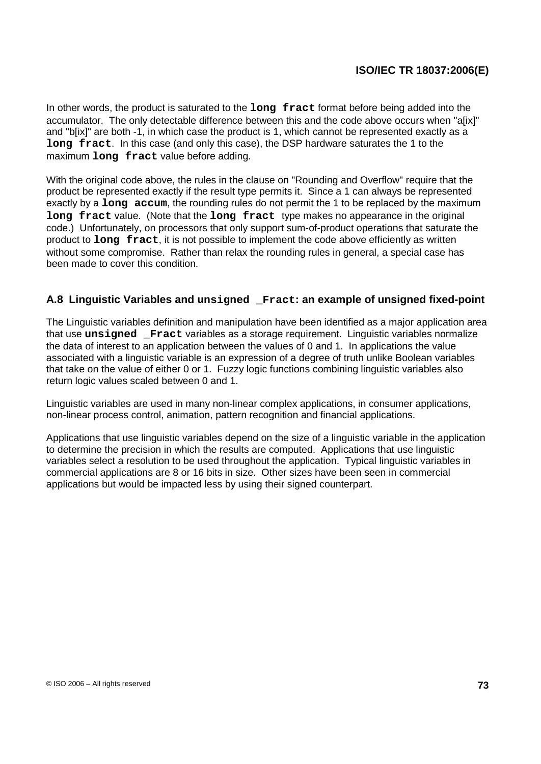In other words, the product is saturated to the **`long fract`** format before being added into the accumulator. The only detectable difference between this and the code above occurs when "a[ix]" and "b[ix]" are both -1, in which case the product is 1, which cannot be represented exactly as a **`long fract`**. In this case (and only this case), the DSP hardware saturates the 1 to the maximum **`long fract`** value before adding.

With the original code above, the rules in the clause on "Rounding and Overflow" require that the product be represented exactly if the result type permits it. Since a 1 can always be represented exactly by a **`long accum`**, the rounding rules do not permit the 1 to be replaced by the maximum **`long fract`** value. (Note that the **`long fract`** type makes no appearance in the original code.) Unfortunately, on processors that only support sum-of-product operations that saturate the product to **`long fract`**, it is not possible to implement the code above efficiently as written without some compromise. Rather than relax the rounding rules in general, a special case has been made to cover this condition.

### A.8 Linguistic Variables and `unsigned _Fract`: an example of unsigned fixed-point

The Linguistic variables definition and manipulation have been identified as a major application area that use **`unsigned _Fract`** variables as a storage requirement. Linguistic variables normalize the data of interest to an application between the values of 0 and 1. In applications the value associated with a linguistic variable is an expression of a degree of truth unlike Boolean variables that take on the value of either 0 or 1. Fuzzy logic functions combining linguistic variables also return logic values scaled between 0 and 1.

Linguistic variables are used in many non-linear complex applications, in consumer applications, non-linear process control, animation, pattern recognition and financial applications.

Applications that use linguistic variables depend on the size of a linguistic variable in the application to determine the precision in which the results are computed. Applications that use linguistic variables select a resolution to be used throughout the application. Typical linguistic variables in commercial applications are 8 or 16 bits in size. Other sizes have been seen in commercial applications but would be impacted less by using their signed counterpart.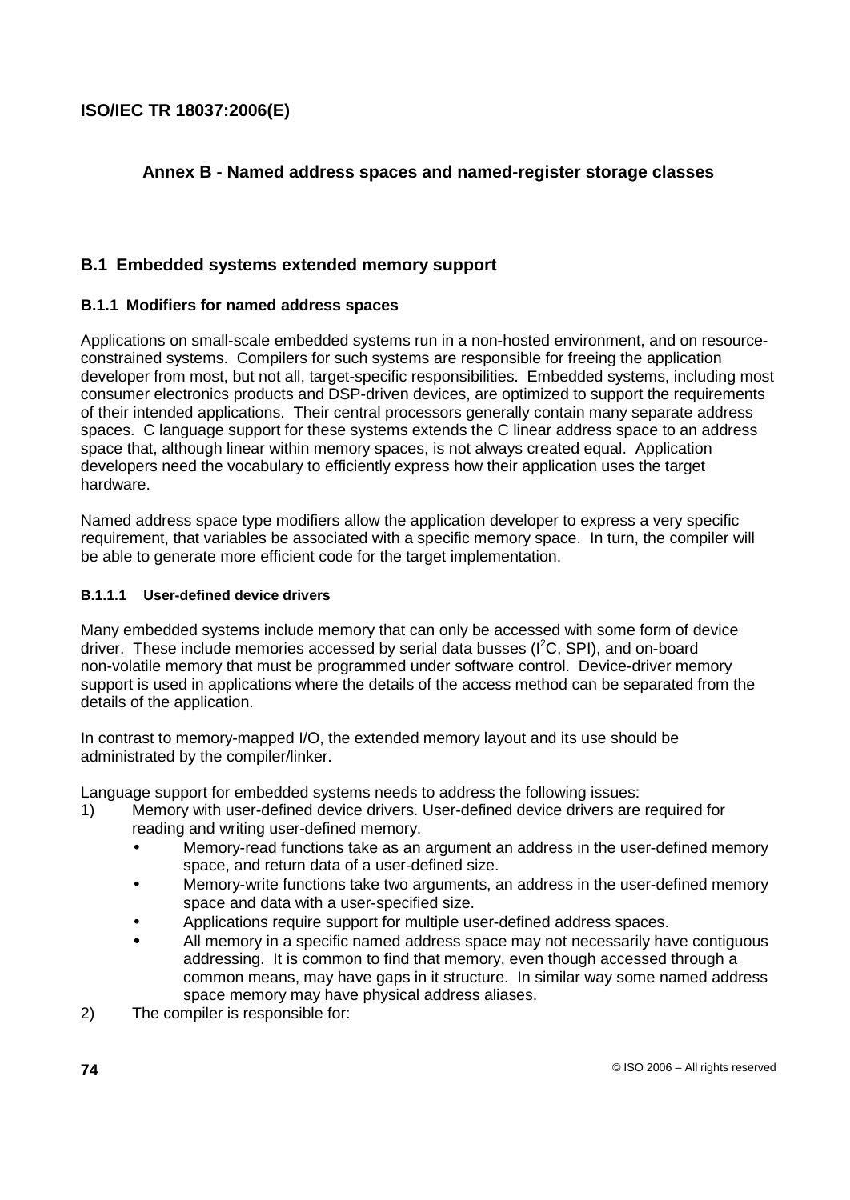## Annex B - Named address spaces and named-register storage classes

### B.1 Embedded systems extended memory support

#### B.1.1 Modifiers for named address spaces

Applications on small-scale embedded systems run in a non-hosted environment, and on resource-constrained systems. Compilers for such systems are responsible for freeing the application developer from most, but not all, target-specific responsibilities. Embedded systems, including most consumer electronics products and DSP-driven devices, are optimized to support the requirements of their intended applications. Their central processors generally contain many separate address spaces. C language support for these systems extends the C linear address space to an address space that, although linear within memory spaces, is not always created equal. Application developers need the vocabulary to efficiently express how their application uses the target hardware.

Named address space type modifiers allow the application developer to express a very specific requirement, that variables be associated with a specific memory space. In turn, the compiler will be able to generate more efficient code for the target implementation.

##### B.1.1.1 User-defined device drivers

Many embedded systems include memory that can only be accessed with some form of device driver. These include memories accessed by serial data busses ($I^2C$, SPI), and on-board non-volatile memory that must be programmed under software control. Device-driver memory support is used in applications where the details of the access method can be separated from the details of the application.

In contrast to memory-mapped I/O, the extended memory layout and its use should be administrated by the compiler/linker.

Language support for embedded systems needs to address the following issues:

1) Memory with user-defined device drivers. User-defined device drivers are required for reading and writing user-defined memory.
   - Memory-read functions take as an argument an address in the user-defined memory space, and return data of a user-defined size.
   - Memory-write functions take two arguments, an address in the user-defined memory space and data with a user-specified size.
   - Applications require support for multiple user-defined address spaces.
   - All memory in a specific named address space may not necessarily have contiguous addressing. It is common to find that memory, even though accessed through a common means, may have gaps in it structure. In similar way some named address space memory may have physical address aliases.
2) The compiler is responsible for: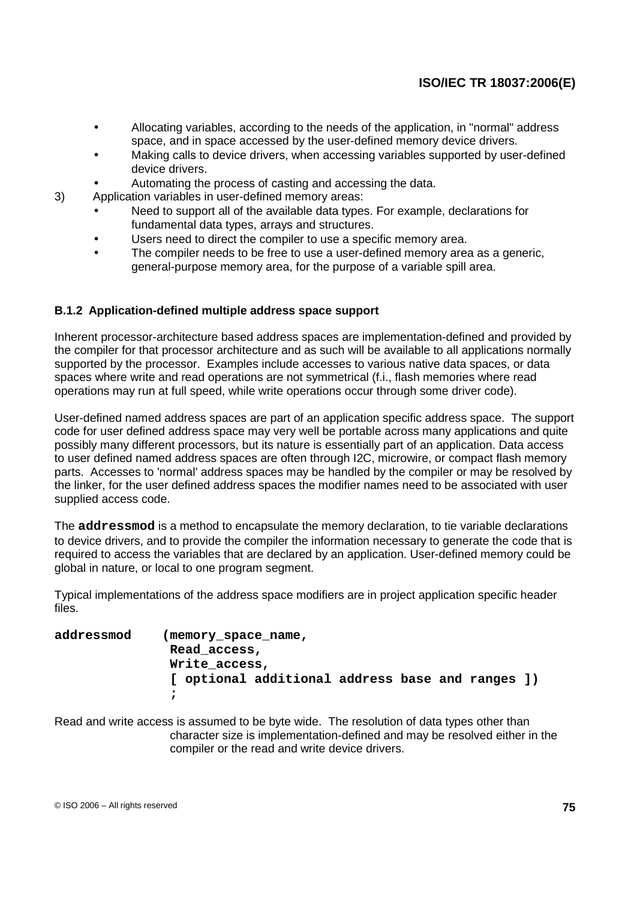- Allocating variables, according to the needs of the application, in "normal" address space, and in space accessed by the user-defined memory device drivers.
- Making calls to device drivers, when accessing variables supported by user-defined device drivers.
- Automating the process of casting and accessing the data.

3) Application variables in user-defined memory areas:
   - Need to support all of the available data types. For example, declarations for fundamental data types, arrays and structures.
   - Users need to direct the compiler to use a specific memory area.
   - The compiler needs to be free to use a user-defined memory area as a generic, general-purpose memory area, for the purpose of a variable spill area.

#### B.1.2 Application-defined multiple address space support

Inherent processor-architecture based address spaces are implementation-defined and provided by the compiler for that processor architecture and as such will be available to all applications normally supported by the processor. Examples include accesses to various native data spaces, or data spaces where write and read operations are not symmetrical (f.i., flash memories where read operations may run at full speed, while write operations occur through some driver code).

User-defined named address spaces are part of an application specific address space. The support code for user defined address space may very well be portable across many applications and quite possibly many different processors, but its nature is essentially part of an application. Data access to user defined named address spaces are often through I2C, microwire, or compact flash memory parts. Accesses to 'normal' address spaces may be handled by the compiler or may be resolved by the linker, for the user defined address spaces the modifier names need to be associated with user supplied access code.

The **`addressmod`** is a method to encapsulate the memory declaration, to tie variable declarations to device drivers, and to provide the compiler the information necessary to generate the code that is required to access the variables that are declared by an application. User-defined memory could be global in nature, or local to one program segment.

Typical implementations of the address space modifiers are in project application specific header files.

```
addressmod    (memory_space_name,
               Read_access,
               Write_access,
               [ optional additional address base and ranges ])
               ;
```

Read and write access is assumed to be byte wide. The resolution of data types other than character size is implementation-defined and may be resolved either in the compiler or the read and write device drivers.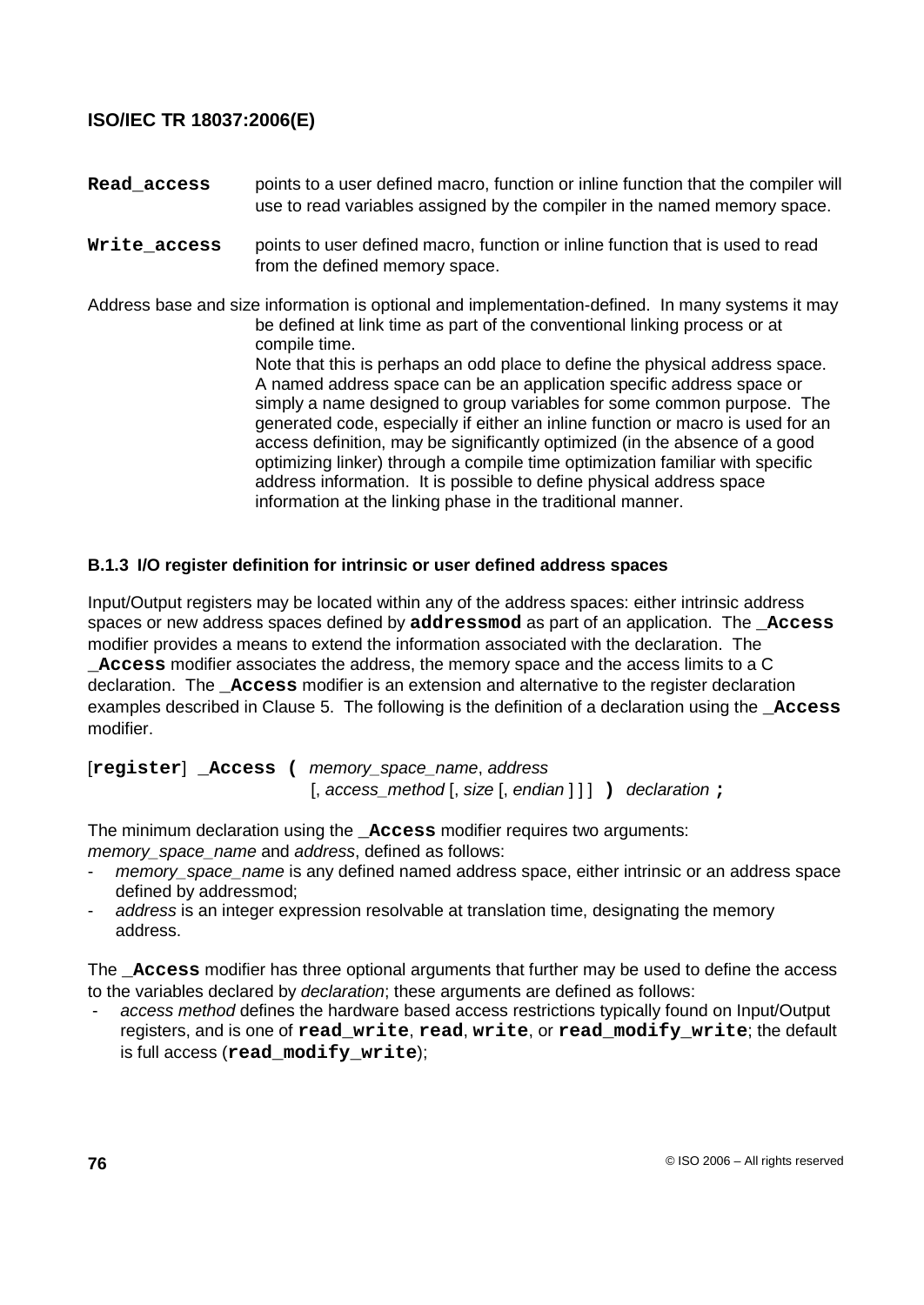**Read_access** points to a user defined macro, function or inline function that the compiler will use to read variables assigned by the compiler in the named memory space.

**Write_access** points to user defined macro, function or inline function that is used to read from the defined memory space.

Address base and size information is optional and implementation-defined. In many systems it may be defined at link time as part of the conventional linking process or at compile time.
Note that this is perhaps an odd place to define the physical address space. A named address space can be an application specific address space or simply a name designed to group variables for some common purpose. The generated code, especially if either an inline function or macro is used for an access definition, may be significantly optimized (in the absence of a good optimizing linker) through a compile time optimization familiar with specific address information. It is possible to define physical address space information at the linking phase in the traditional manner.

### B.1.3 I/O register definition for intrinsic or user defined address spaces

Input/Output registers may be located within any of the address spaces: either intrinsic address spaces or new address spaces defined by **addressmod** as part of an application. The **_Access** modifier provides a means to extend the information associated with the declaration. The **_Access** modifier associates the address, the memory space and the access limits to a C declaration. The **_Access** modifier is an extension and alternative to the register declaration examples described in Clause 5. The following is the definition of a declaration using the **_Access** modifier.

[**register**] **_Access (** *memory_space_name*, *address*
[, *access_method* [, *size* [, *endian* ] ] ] **)** *declaration* **;**

The minimum declaration using the **_Access** modifier requires two arguments: *memory_space_name* and *address*, defined as follows:

- *memory_space_name* is any defined named address space, either intrinsic or an address space defined by addressmod;
- *address* is an integer expression resolvable at translation time, designating the memory address.

The **_Access** modifier has three optional arguments that further may be used to define the access to the variables declared by *declaration*; these arguments are defined as follows:

- *access method* defines the hardware based access restrictions typically found on Input/Output registers, and is one of **read_write**, **read**, **write**, or **read_modify_write**; the default is full access (**read_modify_write**);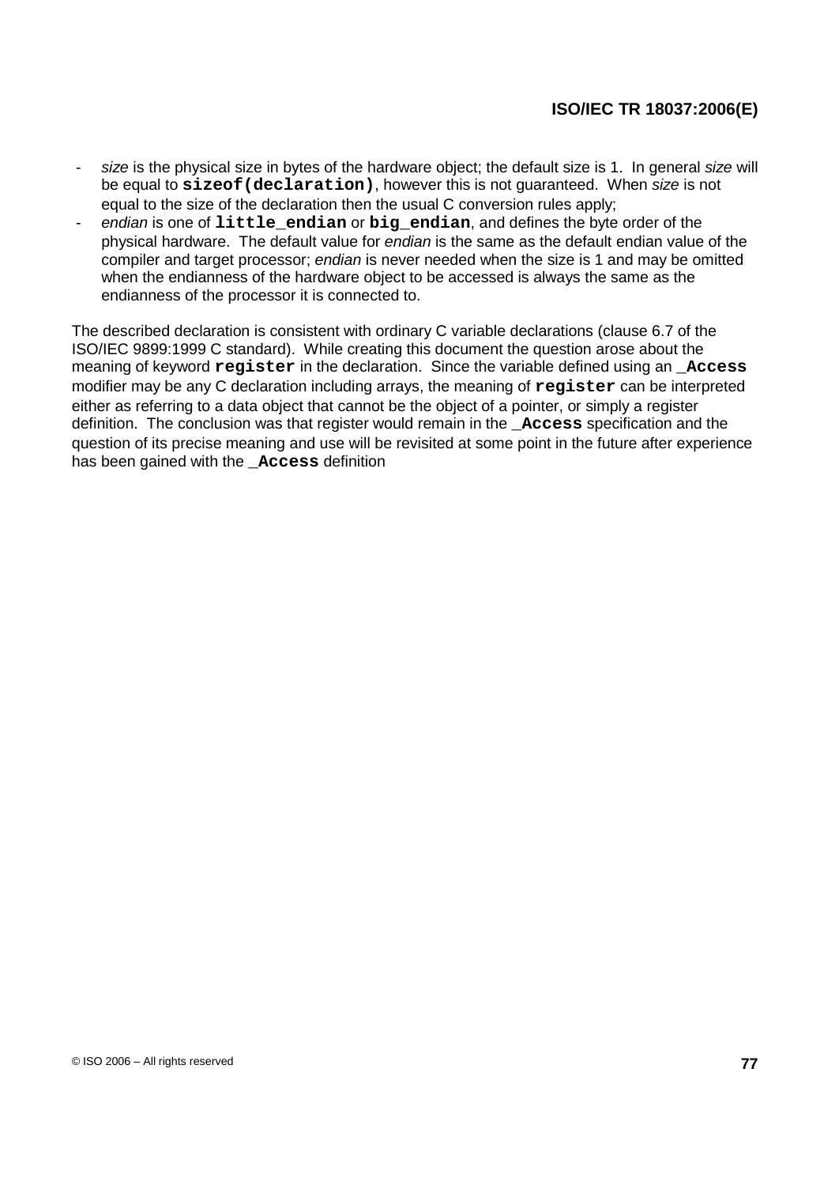- *size* is the physical size in bytes of the hardware object; the default size is 1. In general *size* will be equal to **`sizeof(declaration)`**, however this is not guaranteed. When *size* is not equal to the size of the declaration then the usual C conversion rules apply;
- *endian* is one of **`little_endian`** or **`big_endian`**, and defines the byte order of the physical hardware. The default value for *endian* is the same as the default endian value of the compiler and target processor; *endian* is never needed when the size is 1 and may be omitted when the endianness of the hardware object to be accessed is always the same as the endianness of the processor it is connected to.

The described declaration is consistent with ordinary C variable declarations (clause 6.7 of the ISO/IEC 9899:1999 C standard). While creating this document the question arose about the meaning of keyword **`register`** in the declaration. Since the variable defined using an **`_Access`** modifier may be any C declaration including arrays, the meaning of **`register`** can be interpreted either as referring to a data object that cannot be the object of a pointer, or simply a register definition. The conclusion was that register would remain in the **`_Access`** specification and the question of its precise meaning and use will be revisited at some point in the future after experience has been gained with the **`_Access`** definition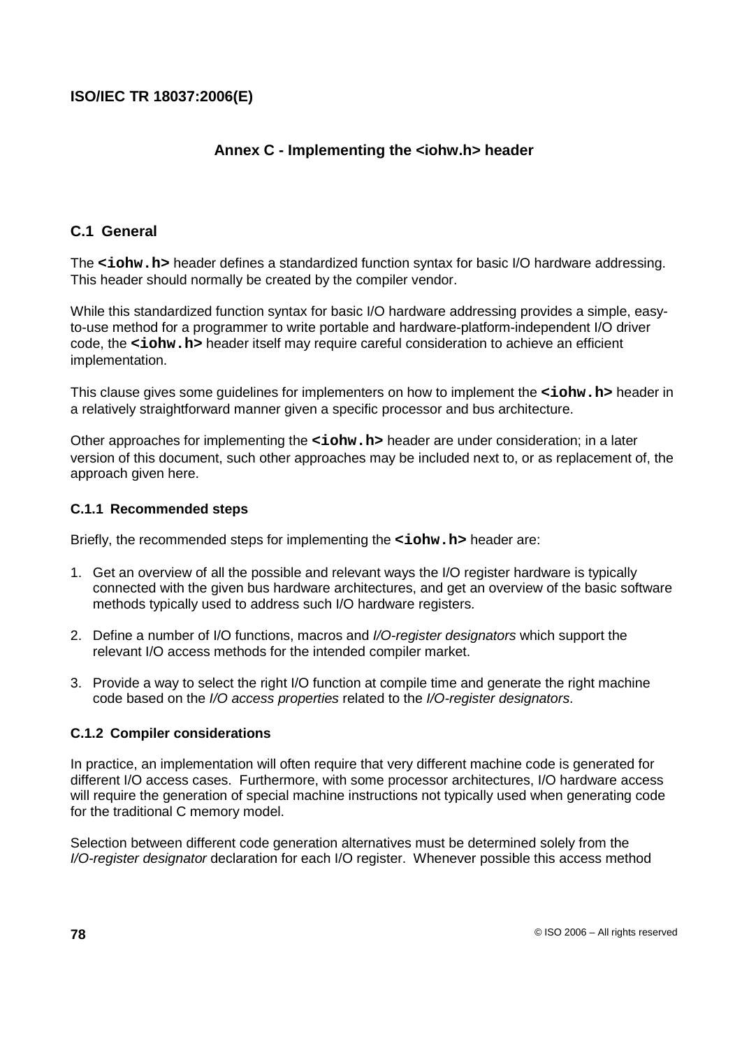# Annex C - Implementing the <iohw.h> header

## C.1 General

The **`<iohw.h>`** header defines a standardized function syntax for basic I/O hardware addressing. This header should normally be created by the compiler vendor.

While this standardized function syntax for basic I/O hardware addressing provides a simple, easy-to-use method for a programmer to write portable and hardware-platform-independent I/O driver code, the **`<iohw.h>`** header itself may require careful consideration to achieve an efficient implementation.

This clause gives some guidelines for implementers on how to implement the **`<iohw.h>`** header in a relatively straightforward manner given a specific processor and bus architecture.

Other approaches for implementing the **`<iohw.h>`** header are under consideration; in a later version of this document, such other approaches may be included next to, or as replacement of, the approach given here.

### C.1.1 Recommended steps

Briefly, the recommended steps for implementing the **`<iohw.h>`** header are:

1. Get an overview of all the possible and relevant ways the I/O register hardware is typically connected with the given bus hardware architectures, and get an overview of the basic software methods typically used to address such I/O hardware registers.
2. Define a number of I/O functions, macros and *I/O-register designators* which support the relevant I/O access methods for the intended compiler market.
3. Provide a way to select the right I/O function at compile time and generate the right machine code based on the *I/O access properties* related to the *I/O-register designators*.

### C.1.2 Compiler considerations

In practice, an implementation will often require that very different machine code is generated for different I/O access cases. Furthermore, with some processor architectures, I/O hardware access will require the generation of special machine instructions not typically used when generating code for the traditional C memory model.

Selection between different code generation alternatives must be determined solely from the *I/O-register designator* declaration for each I/O register. Whenever possible this access method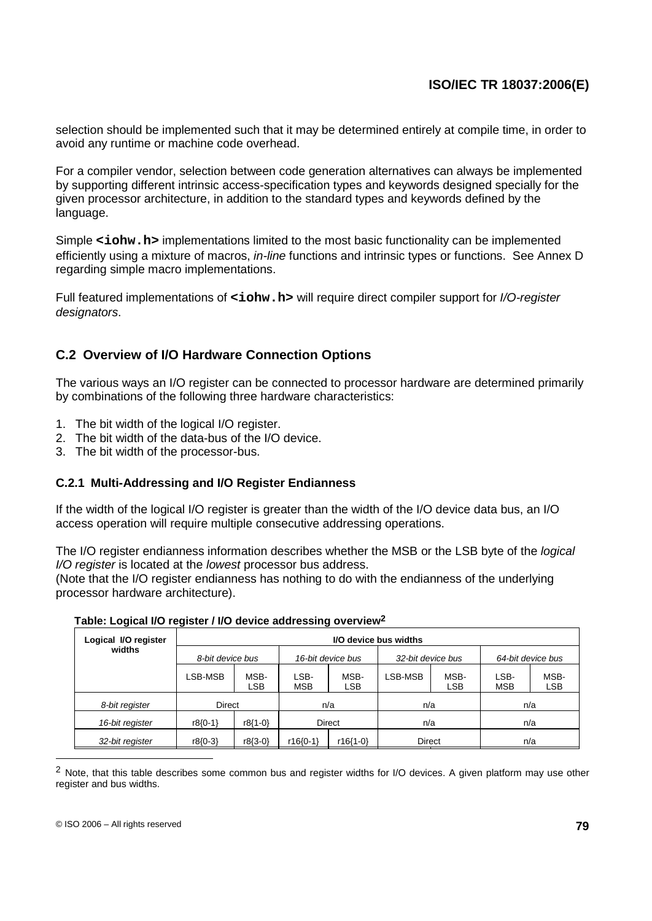selection should be implemented such that it may be determined entirely at compile time, in order to avoid any runtime or machine code overhead.

For a compiler vendor, selection between code generation alternatives can always be implemented by supporting different intrinsic access-specification types and keywords designed specially for the given processor architecture, in addition to the standard types and keywords defined by the language.

Simple **`<iohw.h>`** implementations limited to the most basic functionality can be implemented efficiently using a mixture of macros, *in-line* functions and intrinsic types or functions. See Annex D regarding simple macro implementations.

Full featured implementations of **`<iohw.h>`** will require direct compiler support for *I/O-register designators*.

## C.2 Overview of I/O Hardware Connection Options

The various ways an I/O register can be connected to processor hardware are determined primarily by combinations of the following three hardware characteristics:

1. The bit width of the logical I/O register.
2. The bit width of the data-bus of the I/O device.
3. The bit width of the processor-bus.

### C.2.1 Multi-Addressing and I/O Register Endianness

If the width of the logical I/O register is greater than the width of the I/O device data bus, an I/O access operation will require multiple consecutive addressing operations.

The I/O register endianness information describes whether the MSB or the LSB byte of the *logical I/O register* is located at the *lowest* processor bus address.
(Note that the I/O register endianness has nothing to do with the endianness of the underlying processor hardware architecture).

**Table: Logical I/O register / I/O device addressing overview[2]**

| Logical I/O register widths | I/O device bus widths | | | | | | | |
|---|---|---|---|---|---|---|---|---|
| | *8-bit device bus* | | *16-bit device bus* | | *32-bit device bus* | | *64-bit device bus* | |
| | LSB-MSB | MSB-LSB | LSB-MSB | MSB-LSB | LSB-MSB | MSB-LSB | LSB-MSB | MSB-LSB |
| *8-bit register* | Direct | | n/a | | n/a | | n/a | |
| *16-bit register* | r8{0-1} | r8{1-0} | Direct | | n/a | | n/a | |
| *32-bit register* | r8{0-3} | r8{3-0} | r16{0-1} | r16{1-0} | Direct | | n/a | |

[2] Note, that this table describes some common bus and register widths for I/O devices. A given platform may use other register and bus widths.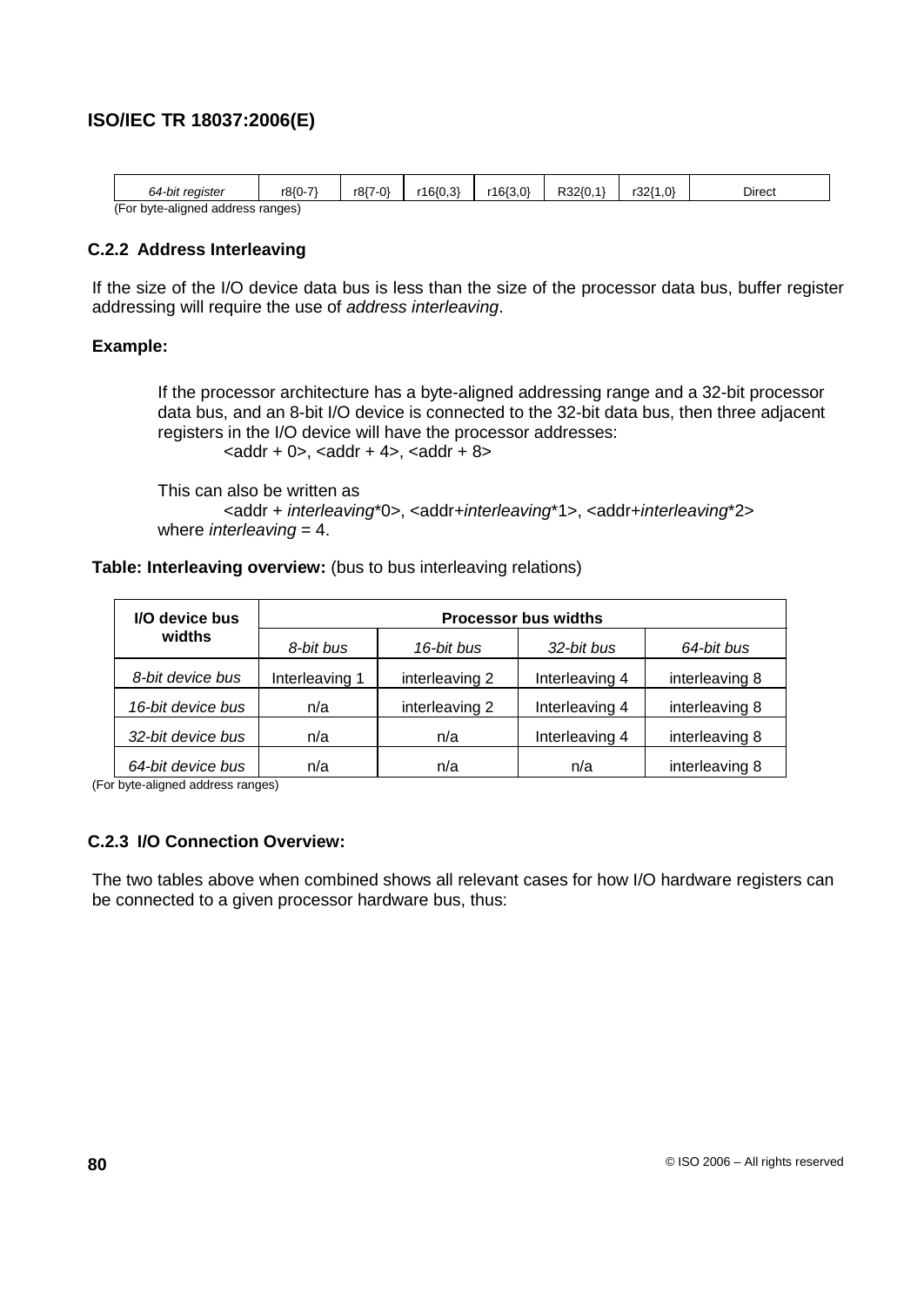| *64-bit register* | r8{0-7} | r8{7-0} | r16{0,3} | r16{3,0} | R32{0,1} | r32{1,0} | Direct |
|---|---|---|---|---|---|---|---|

(For byte-aligned address ranges)

### C.2.2 Address Interleaving

If the size of the I/O device data bus is less than the size of the processor data bus, buffer register addressing will require the use of *address interleaving*.

**Example:**

> If the processor architecture has a byte-aligned addressing range and a 32-bit processor data bus, and an 8-bit I/O device is connected to the 32-bit data bus, then three adjacent registers in the I/O device will have the processor addresses:
>
> <addr + 0>, <addr + 4>, <addr + 8>
>
> This can also be written as
>
> <addr + *interleaving*\*0>, <addr+*interleaving*\*1>, <addr+*interleaving*\*2>
>
> where *interleaving* = 4.

**Table: Interleaving overview:** (bus to bus interleaving relations)

| I/O device bus widths | Processor bus widths | | | |
|---|---|---|---|---|
| | *8-bit bus* | *16-bit bus* | *32-bit bus* | *64-bit bus* |
| *8-bit device bus* | Interleaving 1 | interleaving 2 | Interleaving 4 | interleaving 8 |
| *16-bit device bus* | n/a | interleaving 2 | Interleaving 4 | interleaving 8 |
| *32-bit device bus* | n/a | n/a | Interleaving 4 | interleaving 8 |
| *64-bit device bus* | n/a | n/a | n/a | interleaving 8 |

(For byte-aligned address ranges)

### C.2.3 I/O Connection Overview:

The two tables above when combined shows all relevant cases for how I/O hardware registers can be connected to a given processor hardware bus, thus: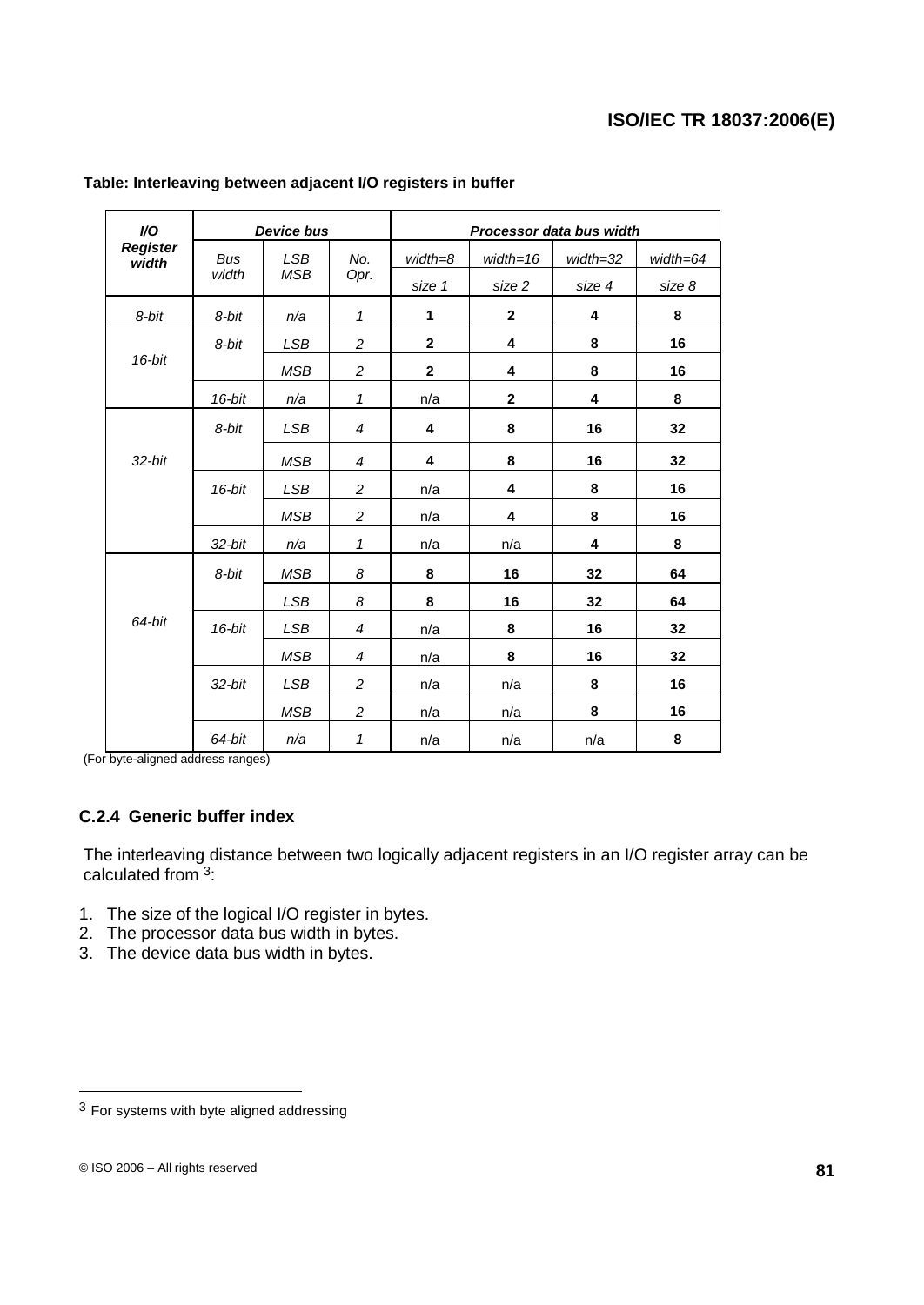**Table: Interleaving between adjacent I/O registers in buffer**

| *I/O Register width* | *Device bus* | | | *Processor data bus width* | | | |
|---|---|---|---|---|---|---|---|
| | *Bus width* | *LSB MSB* | *No. Opr.* | *width=8* | *width=16* | *width=32* | *width=64* |
| | | | | *size 1* | *size 2* | *size 4* | *size 8* |
| *8-bit* | *8-bit* | *n/a* | *1* | **1** | **2** | **4** | **8** |
| *16-bit* | *8-bit* | *LSB* | *2* | **2** | **4** | **8** | **16** |
| | | *MSB* | *2* | **2** | **4** | **8** | **16** |
| | *16-bit* | *n/a* | *1* | n/a | **2** | **4** | **8** |
| *32-bit* | *8-bit* | *LSB* | *4* | **4** | **8** | **16** | **32** |
| | | *MSB* | *4* | **4** | **8** | **16** | **32** |
| | *16-bit* | *LSB* | *2* | n/a | **4** | **8** | **16** |
| | | *MSB* | *2* | n/a | **4** | **8** | **16** |
| | *32-bit* | *n/a* | *1* | n/a | n/a | **4** | **8** |
| *64-bit* | *8-bit* | *MSB* | *8* | **8** | **16** | **32** | **64** |
| | | *LSB* | *8* | **8** | **16** | **32** | **64** |
| | *16-bit* | *LSB* | *4* | n/a | **8** | **16** | **32** |
| | | *MSB* | *4* | n/a | **8** | **16** | **32** |
| | *32-bit* | *LSB* | *2* | n/a | n/a | **8** | **16** |
| | | *MSB* | *2* | n/a | n/a | **8** | **16** |
| | *64-bit* | *n/a* | *1* | n/a | n/a | n/a | **8** |

(For byte-aligned address ranges)

### C.2.4 Generic buffer index

The interleaving distance between two logically adjacent registers in an I/O register array can be calculated from [3]:

1. The size of the logical I/O register in bytes.
2. The processor data bus width in bytes.
3. The device data bus width in bytes.

[3] For systems with byte aligned addressing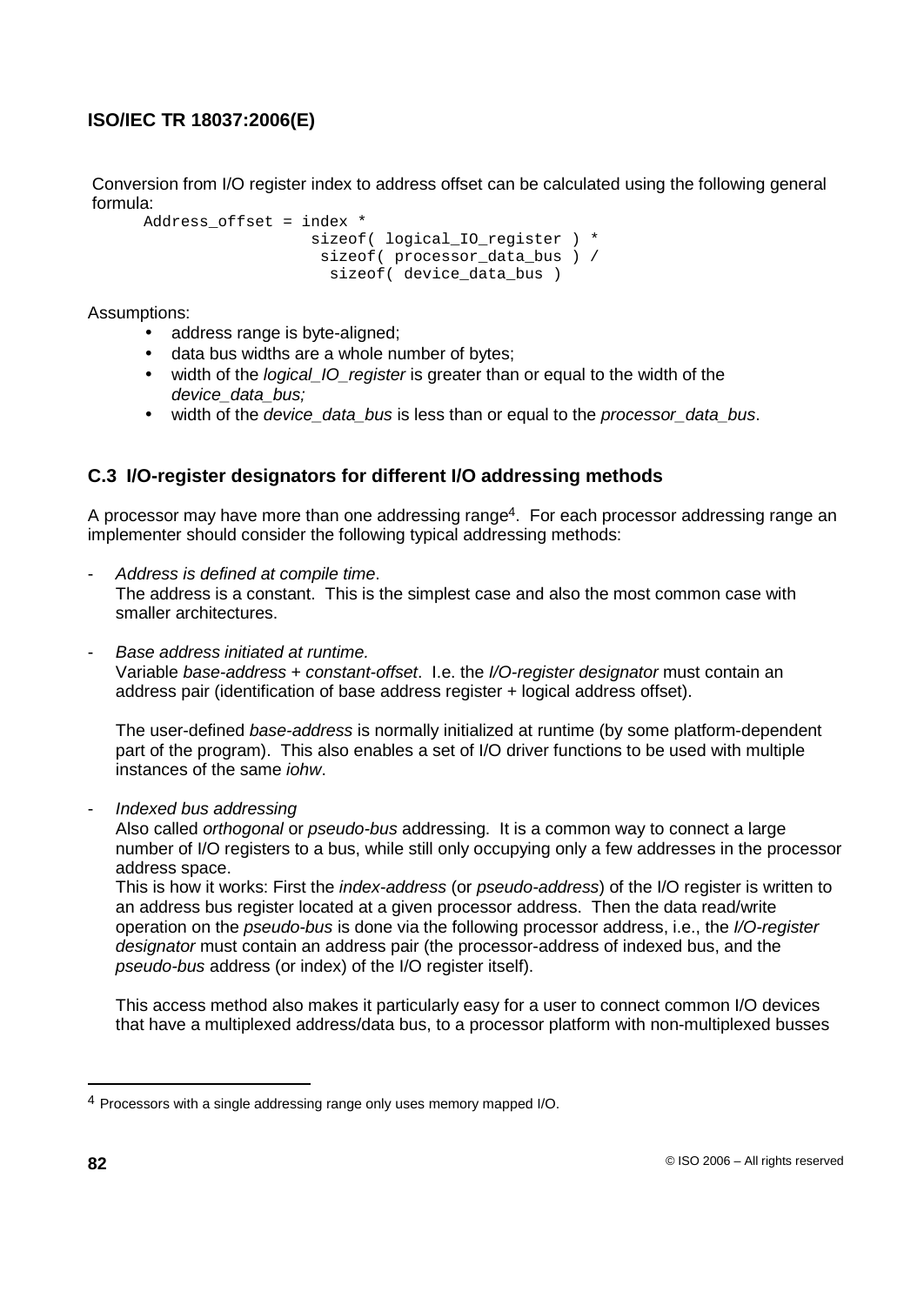Conversion from I/O register index to address offset can be calculated using the following general formula:

```
Address_offset = index *
                   sizeof( logical_IO_register ) *
                    sizeof( processor_data_bus ) /
                     sizeof( device_data_bus )
```

Assumptions:

- address range is byte-aligned;
- data bus widths are a whole number of bytes;
- width of the *logical_IO_register* is greater than or equal to the width of the *device_data_bus;*
- width of the *device_data_bus* is less than or equal to the *processor_data_bus*.

## C.3 I/O-register designators for different I/O addressing methods

A processor may have more than one addressing range[4]. For each processor addressing range an implementer should consider the following typical addressing methods:

- *Address is defined at compile time*.
  The address is a constant. This is the simplest case and also the most common case with smaller architectures.

- *Base address initiated at runtime.*
  Variable *base-address* + *constant-offset*. I.e. the *I/O-register designator* must contain an address pair (identification of base address register + logical address offset).

  The user-defined *base-address* is normally initialized at runtime (by some platform-dependent part of the program). This also enables a set of I/O driver functions to be used with multiple instances of the same *iohw*.

- *Indexed bus addressing*
  Also called *orthogonal* or *pseudo-bus* addressing. It is a common way to connect a large number of I/O registers to a bus, while still only occupying only a few addresses in the processor address space.
  This is how it works: First the *index-address* (or *pseudo-address*) of the I/O register is written to an address bus register located at a given processor address. Then the data read/write operation on the *pseudo-bus* is done via the following processor address, i.e., the *I/O-register designator* must contain an address pair (the processor-address of indexed bus, and the *pseudo-bus* address (or index) of the I/O register itself).

  This access method also makes it particularly easy for a user to connect common I/O devices that have a multiplexed address/data bus, to a processor platform with non-multiplexed busses

---

[4] Processors with a single addressing range only uses memory mapped I/O.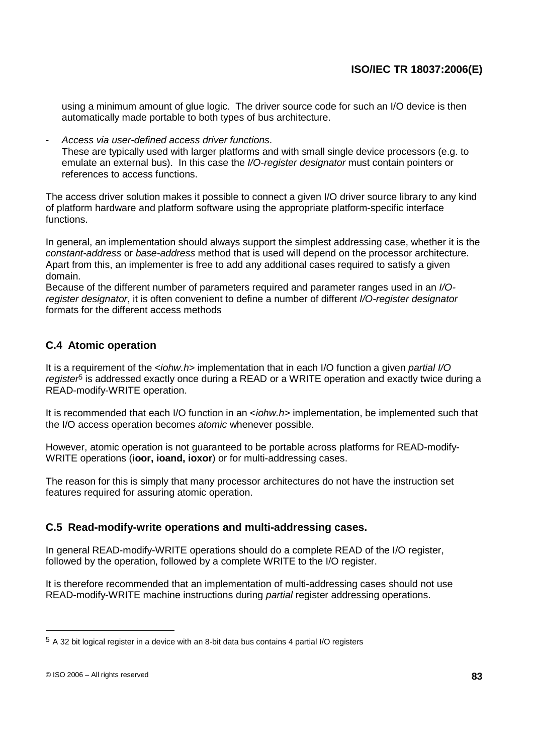using a minimum amount of glue logic. The driver source code for such an I/O device is then automatically made portable to both types of bus architecture.

- *Access via user-defined access driver functions*.
  These are typically used with larger platforms and with small single device processors (e.g. to emulate an external bus). In this case the *I/O-register designator* must contain pointers or references to access functions.

The access driver solution makes it possible to connect a given I/O driver source library to any kind of platform hardware and platform software using the appropriate platform-specific interface functions.

In general, an implementation should always support the simplest addressing case, whether it is the *constant-address* or *base-address* method that is used will depend on the processor architecture. Apart from this, an implementer is free to add any additional cases required to satisfy a given domain.
Because of the different number of parameters required and parameter ranges used in an *I/O-register designator*, it is often convenient to define a number of different *I/O-register designator* formats for the different access methods

## C.4 Atomic operation

It is a requirement of the <*iohw.h*> implementation that in each I/O function a given *partial I/O register*[5] is addressed exactly once during a READ or a WRITE operation and exactly twice during a READ-modify-WRITE operation.

It is recommended that each I/O function in an <*iohw.h*> implementation, be implemented such that the I/O access operation becomes *atomic* whenever possible.

However, atomic operation is not guaranteed to be portable across platforms for READ-modify-WRITE operations (**ioor, ioand, ioxor**) or for multi-addressing cases.

The reason for this is simply that many processor architectures do not have the instruction set features required for assuring atomic operation.

## C.5 Read-modify-write operations and multi-addressing cases.

In general READ-modify-WRITE operations should do a complete READ of the I/O register, followed by the operation, followed by a complete WRITE to the I/O register.

It is therefore recommended that an implementation of multi-addressing cases should not use READ-modify-WRITE machine instructions during *partial* register addressing operations.

---

[5] A 32 bit logical register in a device with an 8-bit data bus contains 4 partial I/O registers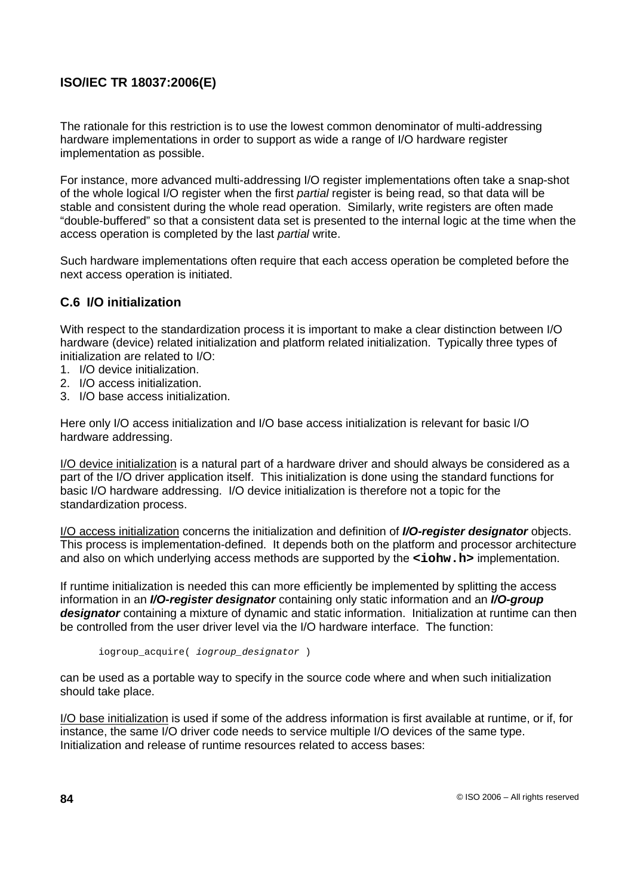The rationale for this restriction is to use the lowest common denominator of multi-addressing hardware implementations in order to support as wide a range of I/O hardware register implementation as possible.

For instance, more advanced multi-addressing I/O register implementations often take a snap-shot of the whole logical I/O register when the first *partial* register is being read, so that data will be stable and consistent during the whole read operation. Similarly, write registers are often made "double-buffered" so that a consistent data set is presented to the internal logic at the time when the access operation is completed by the last *partial* write.

Such hardware implementations often require that each access operation be completed before the next access operation is initiated.

### C.6 I/O initialization

With respect to the standardization process it is important to make a clear distinction between I/O hardware (device) related initialization and platform related initialization. Typically three types of initialization are related to I/O:

1. I/O device initialization.
2. I/O access initialization.
3. I/O base access initialization.

Here only I/O access initialization and I/O base access initialization is relevant for basic I/O hardware addressing.

<u>I/O device initialization</u> is a natural part of a hardware driver and should always be considered as a part of the I/O driver application itself. This initialization is done using the standard functions for basic I/O hardware addressing. I/O device initialization is therefore not a topic for the standardization process.

<u>I/O access initialization</u> concerns the initialization and definition of ***I/O-register designator*** objects. This process is implementation-defined. It depends both on the platform and processor architecture and also on which underlying access methods are supported by the **`<iohw.h>`** implementation.

If runtime initialization is needed this can more efficiently be implemented by splitting the access information in an ***I/O-register designator*** containing only static information and an ***I/O-group designator*** containing a mixture of dynamic and static information. Initialization at runtime can then be controlled from the user driver level via the I/O hardware interface. The function:

```
iogroup_acquire( iogroup_designator )
```

can be used as a portable way to specify in the source code where and when such initialization should take place.

<u>I/O base initialization</u> is used if some of the address information is first available at runtime, or if, for instance, the same I/O driver code needs to service multiple I/O devices of the same type. Initialization and release of runtime resources related to access bases: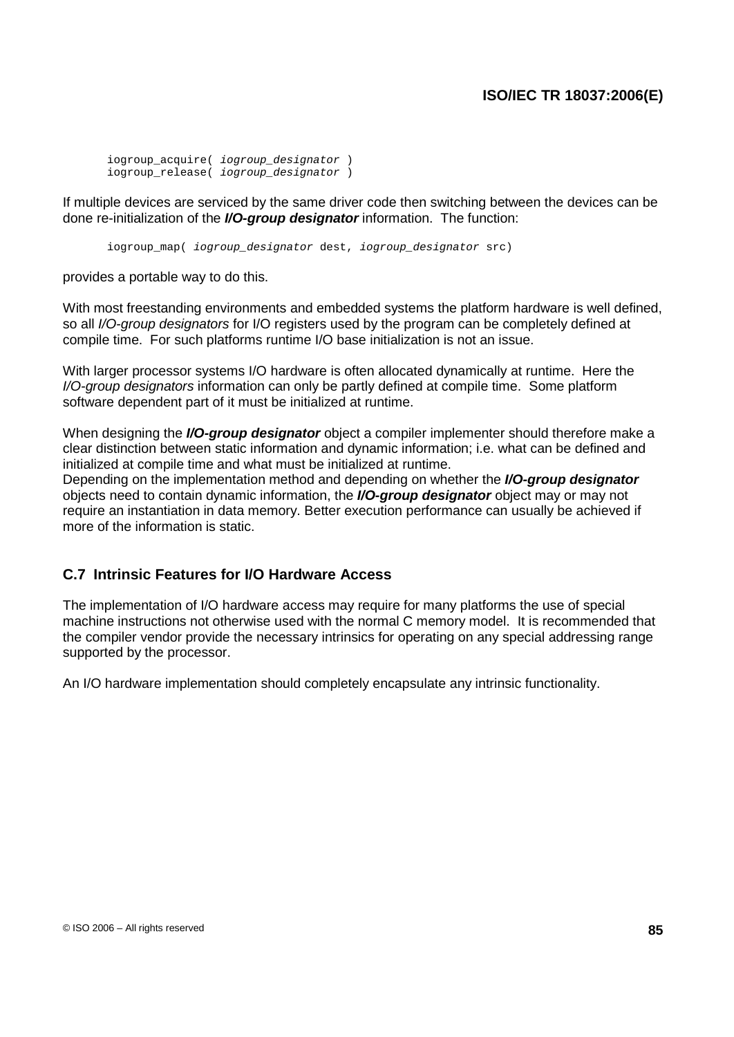```
iogroup_acquire( iogroup_designator )
iogroup_release( iogroup_designator )
```

If multiple devices are serviced by the same driver code then switching between the devices can be done re-initialization of the ***I/O-group designator*** information. The function:

```
iogroup_map( iogroup_designator dest, iogroup_designator src)
```

provides a portable way to do this.

With most freestanding environments and embedded systems the platform hardware is well defined, so all *I/O-group designators* for I/O registers used by the program can be completely defined at compile time. For such platforms runtime I/O base initialization is not an issue.

With larger processor systems I/O hardware is often allocated dynamically at runtime. Here the *I/O-group designators* information can only be partly defined at compile time. Some platform software dependent part of it must be initialized at runtime.

When designing the ***I/O-group designator*** object a compiler implementer should therefore make a clear distinction between static information and dynamic information; i.e. what can be defined and initialized at compile time and what must be initialized at runtime.
Depending on the implementation method and depending on whether the ***I/O-group designator*** objects need to contain dynamic information, the ***I/O-group designator*** object may or may not require an instantiation in data memory. Better execution performance can usually be achieved if more of the information is static.

## C.7 Intrinsic Features for I/O Hardware Access

The implementation of I/O hardware access may require for many platforms the use of special machine instructions not otherwise used with the normal C memory model. It is recommended that the compiler vendor provide the necessary intrinsics for operating on any special addressing range supported by the processor.

An I/O hardware implementation should completely encapsulate any intrinsic functionality.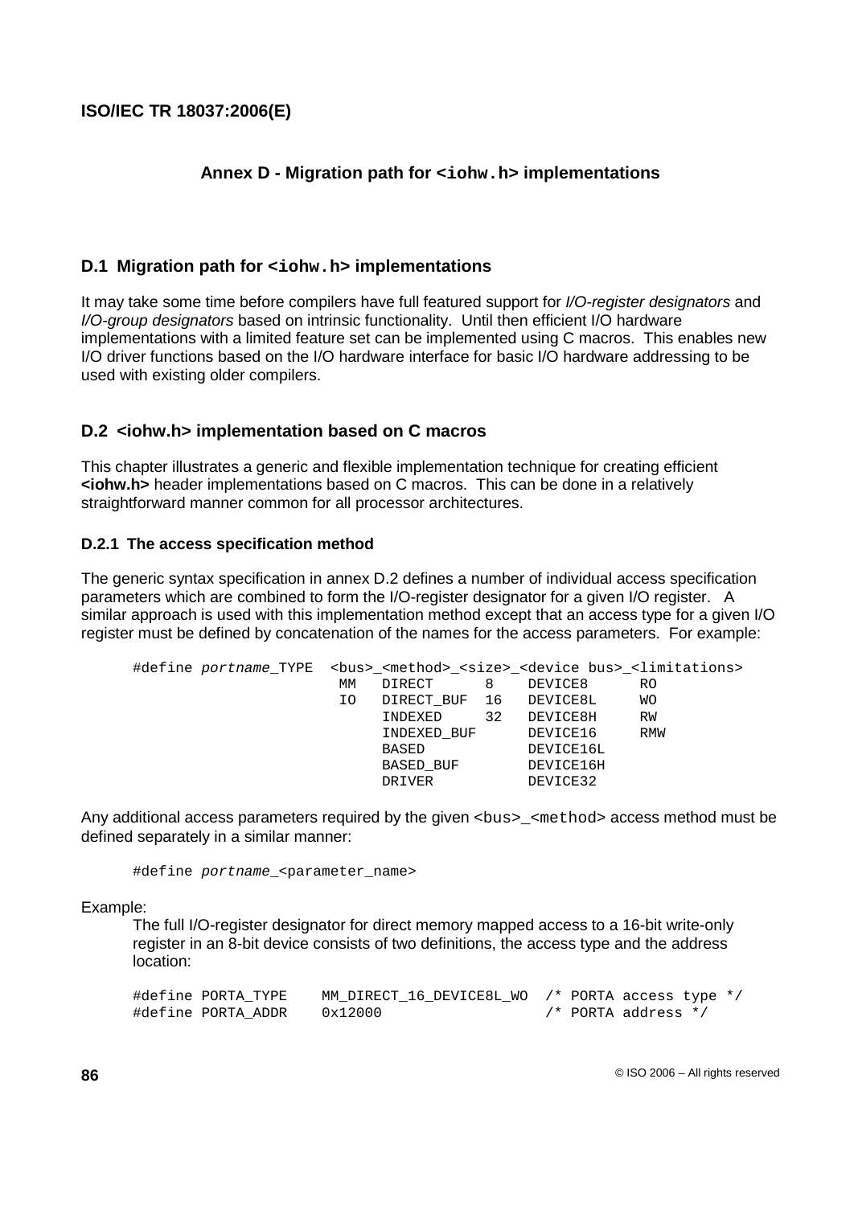# Annex D - Migration path for `<iohw.h>` implementations

## D.1 Migration path for `<iohw.h>` implementations

It may take some time before compilers have full featured support for *I/O-register designators* and *I/O-group designators* based on intrinsic functionality. Until then efficient I/O hardware implementations with a limited feature set can be implemented using C macros. This enables new I/O driver functions based on the I/O hardware interface for basic I/O hardware addressing to be used with existing older compilers.

## D.2 <iohw.h> implementation based on C macros

This chapter illustrates a generic and flexible implementation technique for creating efficient **<iohw.h>** header implementations based on C macros. This can be done in a relatively straightforward manner common for all processor architectures.

### D.2.1 The access specification method

The generic syntax specification in annex D.2 defines a number of individual access specification parameters which are combined to form the I/O-register designator for a given I/O register. A similar approach is used with this implementation method except that an access type for a given I/O register must be defined by concatenation of the names for the access parameters. For example:

```
#define portname_TYPE  <bus>_<method>_<size>_<device bus>_<limitations>
                        MM   DIRECT      8    DEVICE8      RO
                        IO   DIRECT_BUF  16   DEVICE8L     WO
                             INDEXED     32   DEVICE8H     RW
                             INDEXED_BUF      DEVICE16     RMW
                             BASED            DEVICE16L
                             BASED_BUF        DEVICE16H
                             DRIVER           DEVICE32
```

Any additional access parameters required by the given `<bus>_<method>` access method must be defined separately in a similar manner:

```
#define portname_<parameter_name>
```

Example:

The full I/O-register designator for direct memory mapped access to a 16-bit write-only register in an 8-bit device consists of two definitions, the access type and the address location:

```
#define PORTA_TYPE    MM_DIRECT_16_DEVICE8L_WO  /* PORTA access type */
#define PORTA_ADDR    0x12000                   /* PORTA address */
```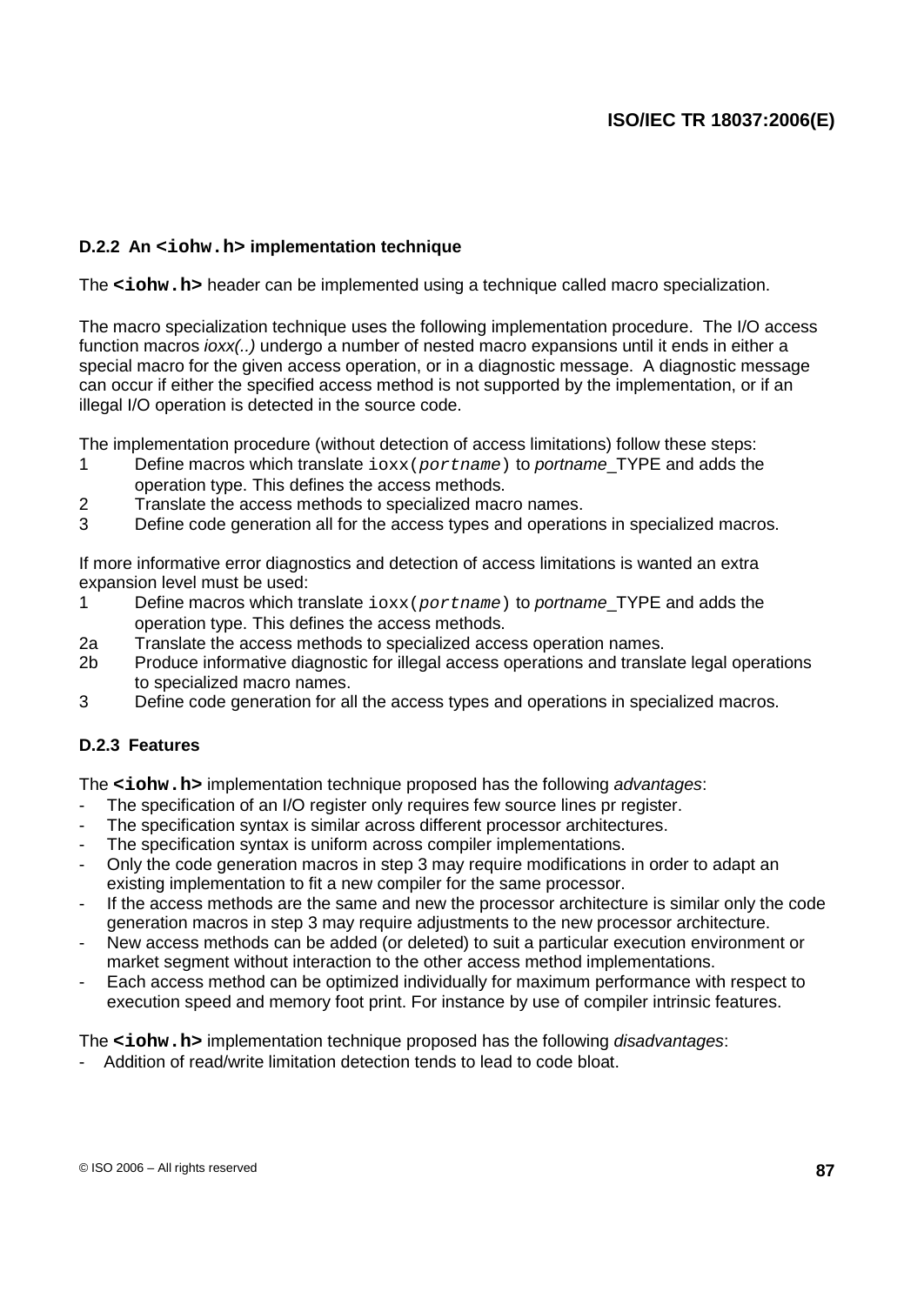### D.2.2 An `<iohw.h>` implementation technique

The **`<iohw.h>`** header can be implemented using a technique called macro specialization.

The macro specialization technique uses the following implementation procedure. The I/O access function macros *ioxx(..)* undergo a number of nested macro expansions until it ends in either a special macro for the given access operation, or in a diagnostic message. A diagnostic message can occur if either the specified access method is not supported by the implementation, or if an illegal I/O operation is detected in the source code.

The implementation procedure (without detection of access limitations) follow these steps:

1. Define macros which translate `ioxx(`*`portname`*`)` to *portname*_TYPE and adds the operation type. This defines the access methods.
2. Translate the access methods to specialized macro names.
3. Define code generation all for the access types and operations in specialized macros.

If more informative error diagnostics and detection of access limitations is wanted an extra expansion level must be used:

- 1 Define macros which translate `ioxx(`*`portname`*`)` to *portname*_TYPE and adds the operation type. This defines the access methods.
- 2a Translate the access methods to specialized access operation names.
- 2b Produce informative diagnostic for illegal access operations and translate legal operations to specialized macro names.
- 3 Define code generation for all the access types and operations in specialized macros.

### D.2.3 Features

The **`<iohw.h>`** implementation technique proposed has the following *advantages*:

- The specification of an I/O register only requires few source lines pr register.
- The specification syntax is similar across different processor architectures.
- The specification syntax is uniform across compiler implementations.
- Only the code generation macros in step 3 may require modifications in order to adapt an existing implementation to fit a new compiler for the same processor.
- If the access methods are the same and new the processor architecture is similar only the code generation macros in step 3 may require adjustments to the new processor architecture.
- New access methods can be added (or deleted) to suit a particular execution environment or market segment without interaction to the other access method implementations.
- Each access method can be optimized individually for maximum performance with respect to execution speed and memory foot print. For instance by use of compiler intrinsic features.

The **`<iohw.h>`** implementation technique proposed has the following *disadvantages*:

- Addition of read/write limitation detection tends to lead to code bloat.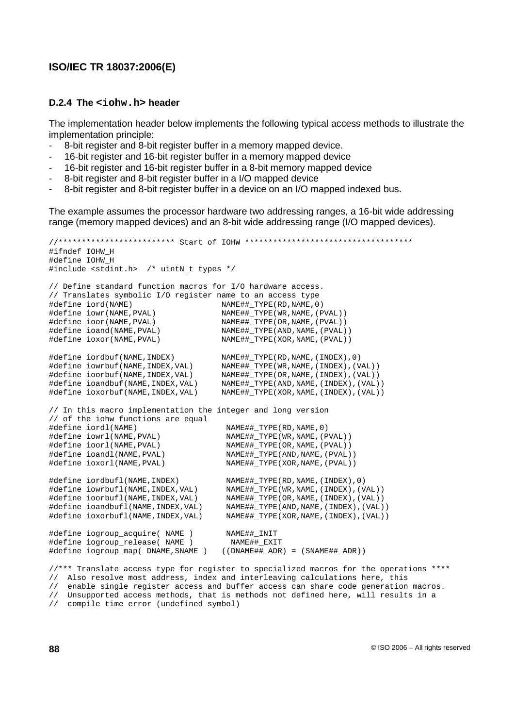### D.2.4 The `<iohw.h>` header

The implementation header below implements the following typical access methods to illustrate the implementation principle:

- 8-bit register and 8-bit register buffer in a memory mapped device.
- 16-bit register and 16-bit register buffer in a memory mapped device
- 16-bit register and 16-bit register buffer in a 8-bit memory mapped device
- 8-bit register and 8-bit register buffer in a I/O mapped device
- 8-bit register and 8-bit register buffer in a device on an I/O mapped indexed bus.

The example assumes the processor hardware two addressing ranges, a 16-bit wide addressing range (memory mapped devices) and an 8-bit wide addressing range (I/O mapped devices).

```
//************************* Start of IOHW ************************************
#ifndef IOHW_H
#define IOHW_H
#include <stdint.h>  /* uintN_t types */

// Define standard function macros for I/O hardware access.
// Translates symbolic I/O register name to an access type
#define iord(NAME)                    NAME##_TYPE(RD,NAME,0)
#define iowr(NAME,PVAL)               NAME##_TYPE(WR,NAME,(PVAL))
#define ioor(NAME,PVAL)               NAME##_TYPE(OR,NAME,(PVAL))
#define ioand(NAME,PVAL)              NAME##_TYPE(AND,NAME,(PVAL))
#define ioxor(NAME,PVAL)              NAME##_TYPE(XOR,NAME,(PVAL))

#define iordbuf(NAME,INDEX)           NAME##_TYPE(RD,NAME,(INDEX),0)
#define iowrbuf(NAME,INDEX,VAL)       NAME##_TYPE(WR,NAME,(INDEX),(VAL))
#define ioorbuf(NAME,INDEX,VAL)       NAME##_TYPE(OR,NAME,(INDEX),(VAL))
#define ioandbuf(NAME,INDEX,VAL)      NAME##_TYPE(AND,NAME,(INDEX),(VAL))
#define ioxorbuf(NAME,INDEX,VAL)      NAME##_TYPE(XOR,NAME,(INDEX),(VAL))

// In this macro implementation the integer and long version
// of the iohw functions are equal
#define iordl(NAME)                    NAME##_TYPE(RD,NAME,0)
#define iowrl(NAME,PVAL)               NAME##_TYPE(WR,NAME,(PVAL))
#define ioorl(NAME,PVAL)               NAME##_TYPE(OR,NAME,(PVAL))
#define ioandl(NAME,PVAL)              NAME##_TYPE(AND,NAME,(PVAL))
#define ioxorl(NAME,PVAL)              NAME##_TYPE(XOR,NAME,(PVAL))

#define iordbufl(NAME,INDEX)           NAME##_TYPE(RD,NAME,(INDEX),0)
#define iowrbufl(NAME,INDEX,VAL)       NAME##_TYPE(WR,NAME,(INDEX),(VAL))
#define ioorbufl(NAME,INDEX,VAL)       NAME##_TYPE(OR,NAME,(INDEX),(VAL))
#define ioandbufl(NAME,INDEX,VAL)      NAME##_TYPE(AND,NAME,(INDEX),(VAL))
#define ioxorbufl(NAME,INDEX,VAL)      NAME##_TYPE(XOR,NAME,(INDEX),(VAL))

#define iogroup_acquire( NAME )        NAME##_INIT
#define iogroup_release( NAME )         NAME##_EXIT
#define iogroup_map( DNAME,SNAME )   ((DNAME##_ADR) = (SNAME##_ADR))

//*** Translate access type for register to specialized macros for the operations ****
//  Also resolve most address, index and interleaving calculations here, this
//  enable single register access and buffer access can share code generation macros.
//  Unsupported access methods, that is methods not defined here, will results in a
//  compile time error (undefined symbol)
```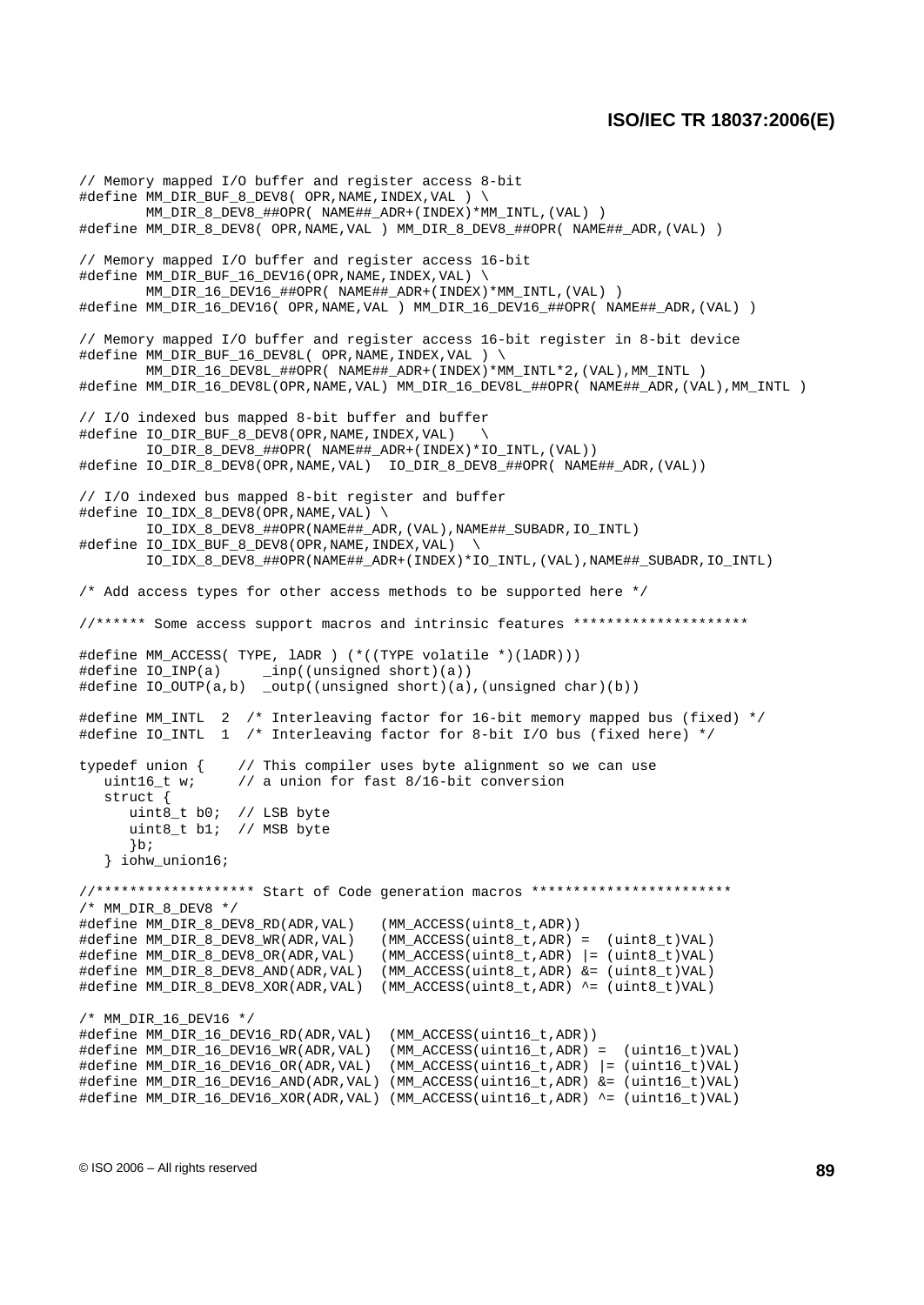```
// Memory mapped I/O buffer and register access 8-bit
#define MM_DIR_BUF_8_DEV8( OPR,NAME,INDEX,VAL ) \
        MM_DIR_8_DEV8_##OPR( NAME##_ADR+(INDEX)*MM_INTL,(VAL) )
#define MM_DIR_8_DEV8( OPR,NAME,VAL ) MM_DIR_8_DEV8_##OPR( NAME##_ADR,(VAL) )

// Memory mapped I/O buffer and register access 16-bit
#define MM_DIR_BUF_16_DEV16(OPR,NAME,INDEX,VAL) \
        MM_DIR_16_DEV16_##OPR( NAME##_ADR+(INDEX)*MM_INTL,(VAL) )
#define MM_DIR_16_DEV16( OPR,NAME,VAL ) MM_DIR_16_DEV16_##OPR( NAME##_ADR,(VAL) )

// Memory mapped I/O buffer and register access 16-bit register in 8-bit device
#define MM_DIR_BUF_16_DEV8L( OPR,NAME,INDEX,VAL ) \
        MM_DIR_16_DEV8L_##OPR( NAME##_ADR+(INDEX)*MM_INTL*2,(VAL),MM_INTL )
#define MM_DIR_16_DEV8L(OPR,NAME,VAL) MM_DIR_16_DEV8L_##OPR( NAME##_ADR,(VAL),MM_INTL )

// I/O indexed bus mapped 8-bit buffer and buffer
#define IO_DIR_BUF_8_DEV8(OPR,NAME,INDEX,VAL)   \
        IO_DIR_8_DEV8_##OPR( NAME##_ADR+(INDEX)*IO_INTL,(VAL))
#define IO_DIR_8_DEV8(OPR,NAME,VAL)  IO_DIR_8_DEV8_##OPR( NAME##_ADR,(VAL))

// I/O indexed bus mapped 8-bit register and buffer
#define IO_IDX_8_DEV8(OPR,NAME,VAL) \
        IO_IDX_8_DEV8_##OPR(NAME##_ADR,(VAL),NAME##_SUBADR,IO_INTL)
#define IO_IDX_BUF_8_DEV8(OPR,NAME,INDEX,VAL)  \
        IO_IDX_8_DEV8_##OPR(NAME##_ADR+(INDEX)*IO_INTL,(VAL),NAME##_SUBADR,IO_INTL)

/* Add access types for other access methods to be supported here */

//****** Some access support macros and intrinsic features *********************

#define MM_ACCESS( TYPE, lADR ) (*((TYPE volatile *)(lADR)))
#define IO_INP(a)     _inp((unsigned short)(a))
#define IO_OUTP(a,b)  _outp((unsigned short)(a),(unsigned char)(b))

#define MM_INTL  2  /* Interleaving factor for 16-bit memory mapped bus (fixed) */
#define IO_INTL  1  /* Interleaving factor for 8-bit I/O bus (fixed here) */

typedef union {    // This compiler uses byte alignment so we can use
   uint16_t w;     // a union for fast 8/16-bit conversion
   struct {
      uint8_t b0;  // LSB byte
      uint8_t b1;  // MSB byte
      }b;
   } iohw_union16;

//******************* Start of Code generation macros ************************
/* MM_DIR_8_DEV8 */
#define MM_DIR_8_DEV8_RD(ADR,VAL)   (MM_ACCESS(uint8_t,ADR))
#define MM_DIR_8_DEV8_WR(ADR,VAL)   (MM_ACCESS(uint8_t,ADR) =  (uint8_t)VAL)
#define MM_DIR_8_DEV8_OR(ADR,VAL)   (MM_ACCESS(uint8_t,ADR) |= (uint8_t)VAL)
#define MM_DIR_8_DEV8_AND(ADR,VAL)  (MM_ACCESS(uint8_t,ADR) &= (uint8_t)VAL)
#define MM_DIR_8_DEV8_XOR(ADR,VAL)  (MM_ACCESS(uint8_t,ADR) ^= (uint8_t)VAL)

/* MM_DIR_16_DEV16 */
#define MM_DIR_16_DEV16_RD(ADR,VAL)  (MM_ACCESS(uint16_t,ADR))
#define MM_DIR_16_DEV16_WR(ADR,VAL)  (MM_ACCESS(uint16_t,ADR) =  (uint16_t)VAL)
#define MM_DIR_16_DEV16_OR(ADR,VAL)  (MM_ACCESS(uint16_t,ADR) |= (uint16_t)VAL)
#define MM_DIR_16_DEV16_AND(ADR,VAL) (MM_ACCESS(uint16_t,ADR) &= (uint16_t)VAL)
#define MM_DIR_16_DEV16_XOR(ADR,VAL) (MM_ACCESS(uint16_t,ADR) ^= (uint16_t)VAL)
```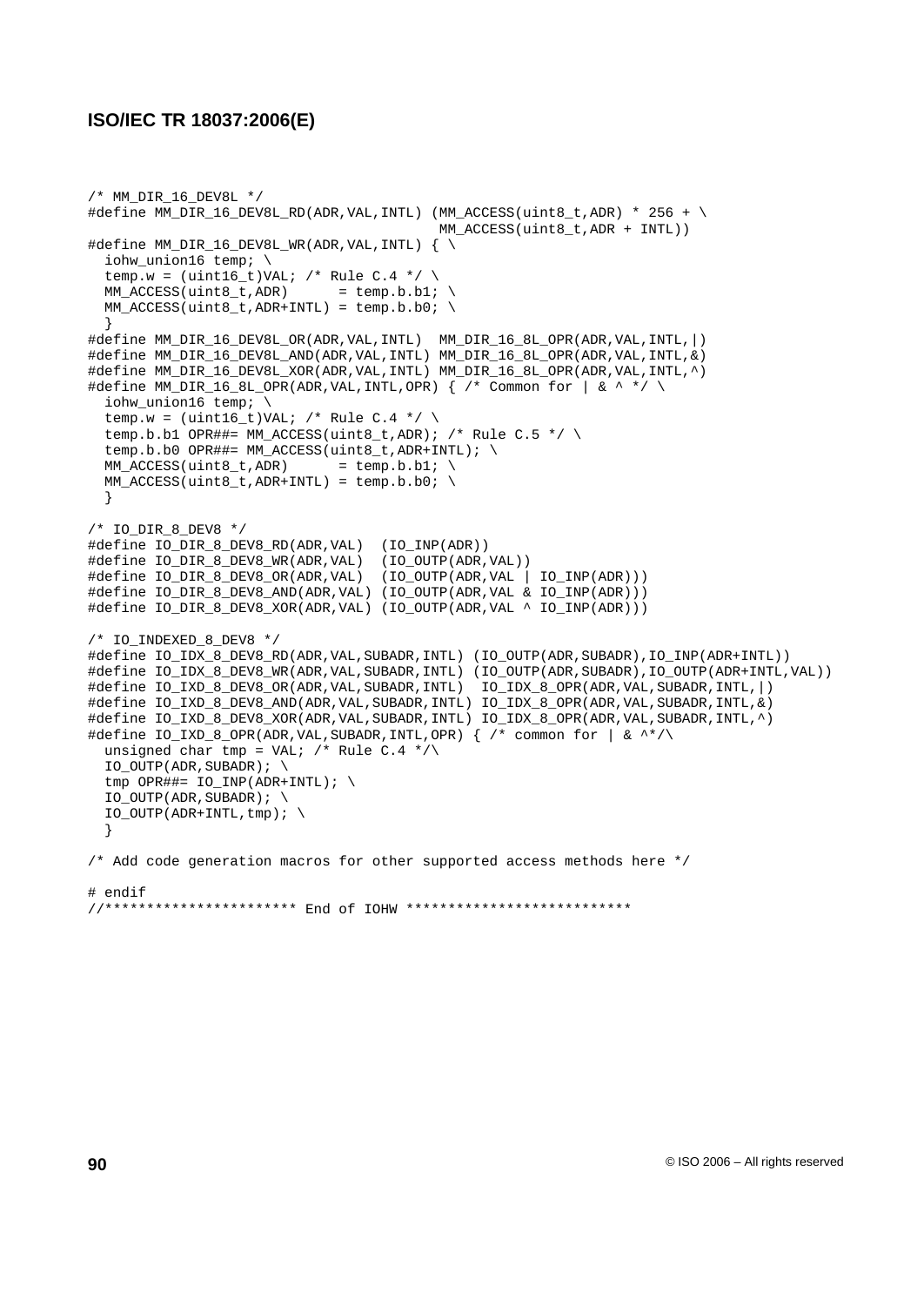```
/* MM_DIR_16_DEV8L */
#define MM_DIR_16_DEV8L_RD(ADR,VAL,INTL) (MM_ACCESS(uint8_t,ADR) * 256 + \
                                        MM_ACCESS(uint8_t,ADR + INTL))
#define MM_DIR_16_DEV8L_WR(ADR,VAL,INTL) { \
  iohw_union16 temp; \
  temp.w = (uint16_t)VAL; /* Rule C.4 */ \
  MM_ACCESS(uint8_t,ADR)      = temp.b.b1; \
  MM_ACCESS(uint8_t,ADR+INTL) = temp.b.b0; \
  }
#define MM_DIR_16_DEV8L_OR(ADR,VAL,INTL)  MM_DIR_16_8L_OPR(ADR,VAL,INTL,|)
#define MM_DIR_16_DEV8L_AND(ADR,VAL,INTL) MM_DIR_16_8L_OPR(ADR,VAL,INTL,&)
#define MM_DIR_16_DEV8L_XOR(ADR,VAL,INTL) MM_DIR_16_8L_OPR(ADR,VAL,INTL,^)
#define MM_DIR_16_8L_OPR(ADR,VAL,INTL,OPR) { /* Common for | & ^ */ \
  iohw_union16 temp; \
  temp.w = (uint16_t)VAL; /* Rule C.4 */ \
  temp.b.b1 OPR##= MM_ACCESS(uint8_t,ADR); /* Rule C.5 */ \
  temp.b.b0 OPR##= MM_ACCESS(uint8_t,ADR+INTL); \
  MM_ACCESS(uint8_t,ADR)      = temp.b.b1; \
  MM_ACCESS(uint8_t,ADR+INTL) = temp.b.b0; \
  }

/* IO_DIR_8_DEV8 */
#define IO_DIR_8_DEV8_RD(ADR,VAL)  (IO_INP(ADR))
#define IO_DIR_8_DEV8_WR(ADR,VAL)  (IO_OUTP(ADR,VAL))
#define IO_DIR_8_DEV8_OR(ADR,VAL)  (IO_OUTP(ADR,VAL | IO_INP(ADR)))
#define IO_DIR_8_DEV8_AND(ADR,VAL) (IO_OUTP(ADR,VAL & IO_INP(ADR)))
#define IO_DIR_8_DEV8_XOR(ADR,VAL) (IO_OUTP(ADR,VAL ^ IO_INP(ADR)))

/* IO_INDEXED_8_DEV8 */
#define IO_IDX_8_DEV8_RD(ADR,VAL,SUBADR,INTL) (IO_OUTP(ADR,SUBADR),IO_INP(ADR+INTL))
#define IO_IDX_8_DEV8_WR(ADR,VAL,SUBADR,INTL) (IO_OUTP(ADR,SUBADR),IO_OUTP(ADR+INTL,VAL))
#define IO_IXD_8_DEV8_OR(ADR,VAL,SUBADR,INTL)  IO_IDX_8_OPR(ADR,VAL,SUBADR,INTL,|)
#define IO_IXD_8_DEV8_AND(ADR,VAL,SUBADR,INTL) IO_IDX_8_OPR(ADR,VAL,SUBADR,INTL,&)
#define IO_IXD_8_DEV8_XOR(ADR,VAL,SUBADR,INTL) IO_IDX_8_OPR(ADR,VAL,SUBADR,INTL,^)
#define IO_IXD_8_OPR(ADR,VAL,SUBADR,INTL,OPR) { /* common for | & ^*/\
  unsigned char tmp = VAL; /* Rule C.4 */\
  IO_OUTP(ADR,SUBADR); \
  tmp OPR##= IO_INP(ADR+INTL); \
  IO_OUTP(ADR,SUBADR); \
  IO_OUTP(ADR+INTL,tmp); \
  }

/* Add code generation macros for other supported access methods here */

# endif
//*********************** End of IOHW ***************************
```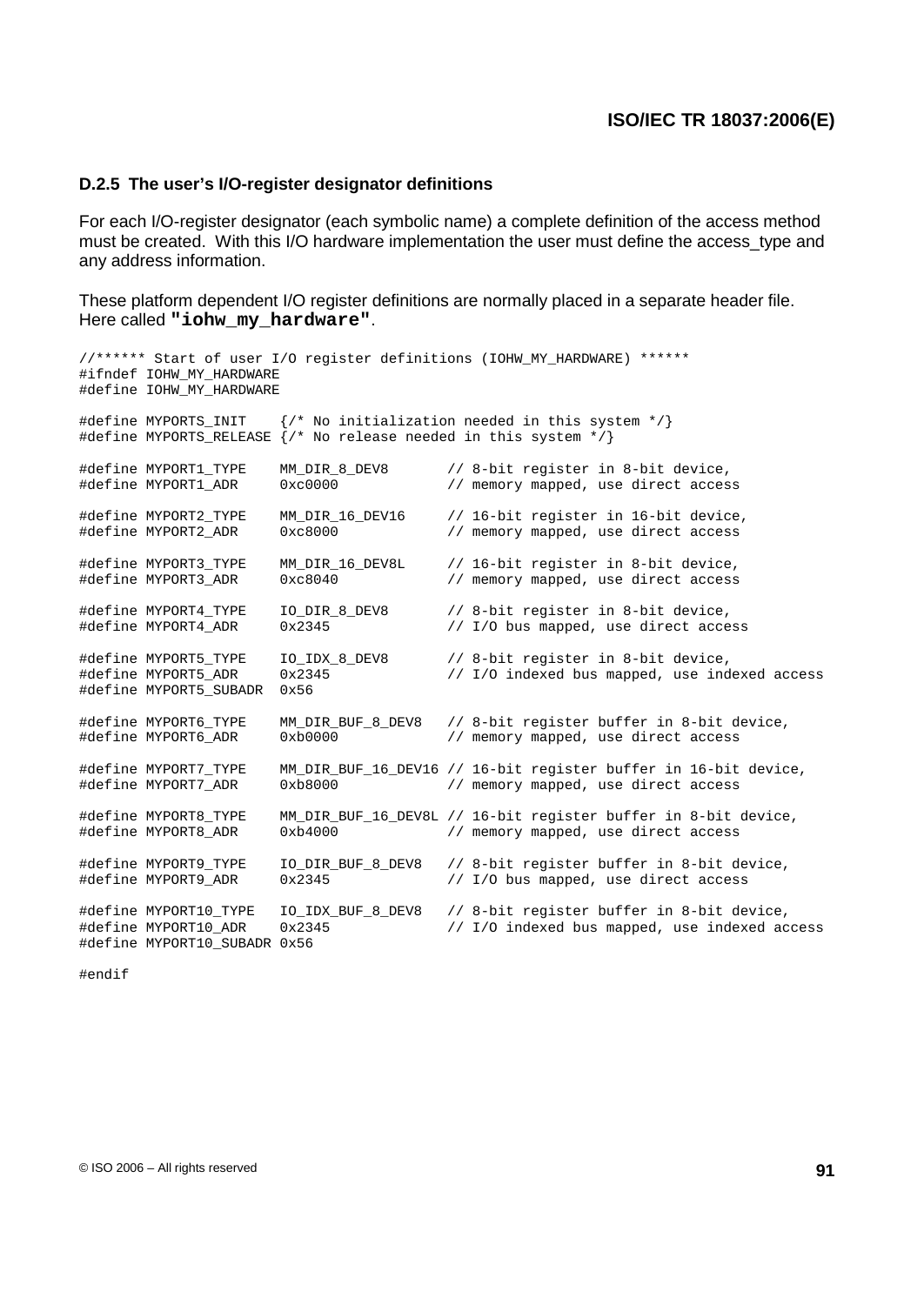### D.2.5 The user's I/O-register designator definitions

For each I/O-register designator (each symbolic name) a complete definition of the access method must be created. With this I/O hardware implementation the user must define the access_type and any address information.

These platform dependent I/O register definitions are normally placed in a separate header file. Here called **"iohw_my_hardware"**.

```
//****** Start of user I/O register definitions (IOHW_MY_HARDWARE) ******
#ifndef IOHW_MY_HARDWARE
#define IOHW_MY_HARDWARE

#define MYPORTS_INIT    {/* No initialization needed in this system */}
#define MYPORTS_RELEASE {/* No release needed in this system */}

#define MYPORT1_TYPE    MM_DIR_8_DEV8       // 8-bit register in 8-bit device,
#define MYPORT1_ADR     0xc0000             // memory mapped, use direct access

#define MYPORT2_TYPE    MM_DIR_16_DEV16     // 16-bit register in 16-bit device,
#define MYPORT2_ADR     0xc8000             // memory mapped, use direct access

#define MYPORT3_TYPE    MM_DIR_16_DEV8L     // 16-bit register in 8-bit device,
#define MYPORT3_ADR     0xc8040             // memory mapped, use direct access

#define MYPORT4_TYPE    IO_DIR_8_DEV8       // 8-bit register in 8-bit device,
#define MYPORT4_ADR     0x2345              // I/O bus mapped, use direct access

#define MYPORT5_TYPE    IO_IDX_8_DEV8       // 8-bit register in 8-bit device,
#define MYPORT5_ADR     0x2345              // I/O indexed bus mapped, use indexed access
#define MYPORT5_SUBADR  0x56

#define MYPORT6_TYPE    MM_DIR_BUF_8_DEV8   // 8-bit register buffer in 8-bit device,
#define MYPORT6_ADR     0xb0000             // memory mapped, use direct access

#define MYPORT7_TYPE    MM_DIR_BUF_16_DEV16 // 16-bit register buffer in 16-bit device,
#define MYPORT7_ADR     0xb8000             // memory mapped, use direct access

#define MYPORT8_TYPE    MM_DIR_BUF_16_DEV8L // 16-bit register buffer in 8-bit device,
#define MYPORT8_ADR     0xb4000             // memory mapped, use direct access

#define MYPORT9_TYPE    IO_DIR_BUF_8_DEV8   // 8-bit register buffer in 8-bit device,
#define MYPORT9_ADR     0x2345              // I/O bus mapped, use direct access

#define MYPORT10_TYPE   IO_IDX_BUF_8_DEV8   // 8-bit register buffer in 8-bit device,
#define MYPORT10_ADR    0x2345              // I/O indexed bus mapped, use indexed access
#define MYPORT10_SUBADR 0x56

#endif
```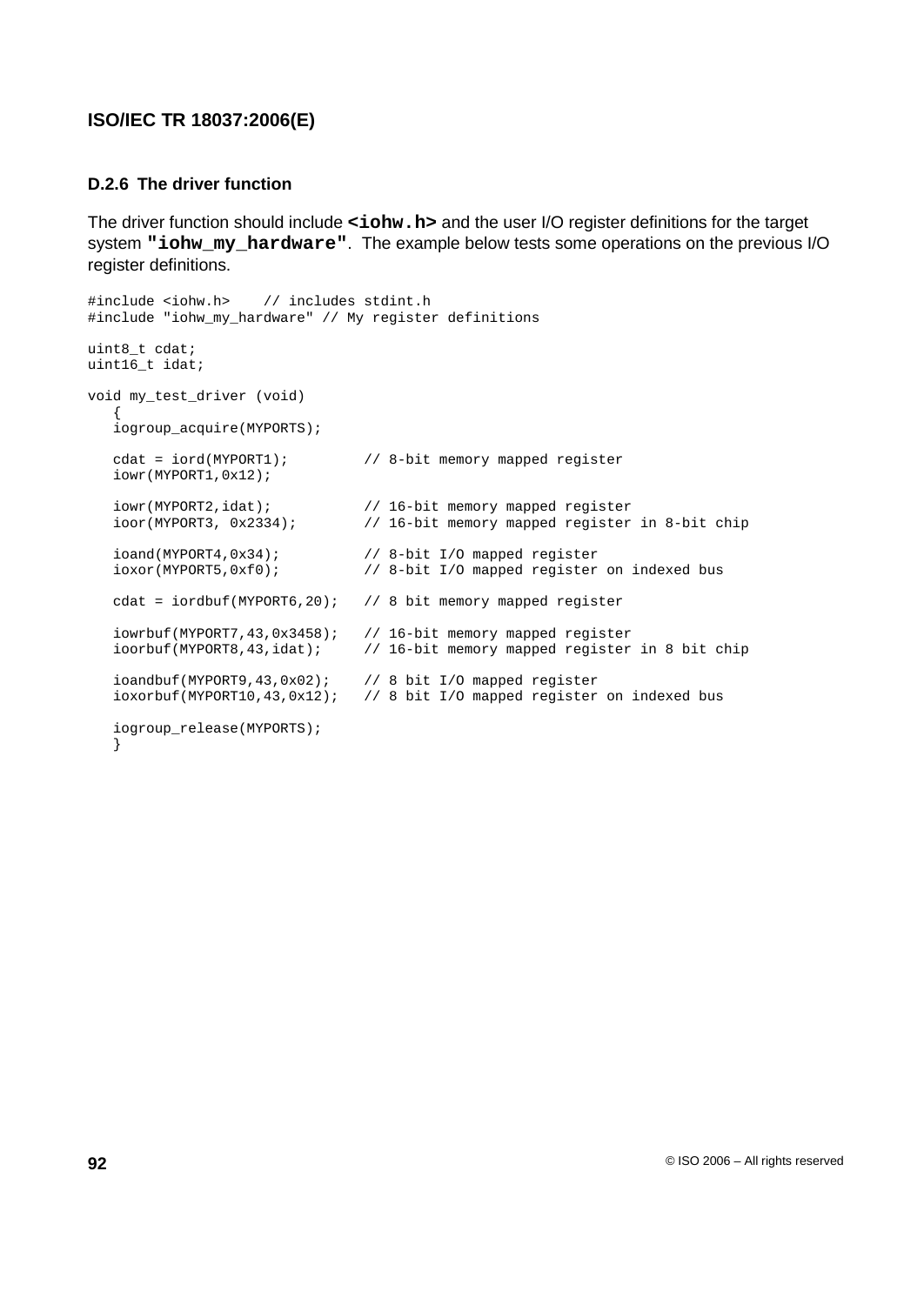### D.2.6 The driver function

The driver function should include **`<iohw.h>`** and the user I/O register definitions for the target system **`"iohw_my_hardware"`**. The example below tests some operations on the previous I/O register definitions.

```
#include <iohw.h>    // includes stdint.h
#include "iohw_my_hardware" // My register definitions

uint8_t cdat;
uint16_t idat;

void my_test_driver (void)
   {
   iogroup_acquire(MYPORTS);

   cdat = iord(MYPORT1);         // 8-bit memory mapped register
   iowr(MYPORT1,0x12);

   iowr(MYPORT2,idat);           // 16-bit memory mapped register
   ioor(MYPORT3, 0x2334);        // 16-bit memory mapped register in 8-bit chip

   ioand(MYPORT4,0x34);          // 8-bit I/O mapped register
   ioxor(MYPORT5,0xf0);          // 8-bit I/O mapped register on indexed bus

   cdat = iordbuf(MYPORT6,20);   // 8 bit memory mapped register

   iowrbuf(MYPORT7,43,0x3458);   // 16-bit memory mapped register
   ioorbuf(MYPORT8,43,idat);     // 16-bit memory mapped register in 8 bit chip

   ioandbuf(MYPORT9,43,0x02);    // 8 bit I/O mapped register
   ioxorbuf(MYPORT10,43,0x12);   // 8 bit I/O mapped register on indexed bus

   iogroup_release(MYPORTS);
   }
```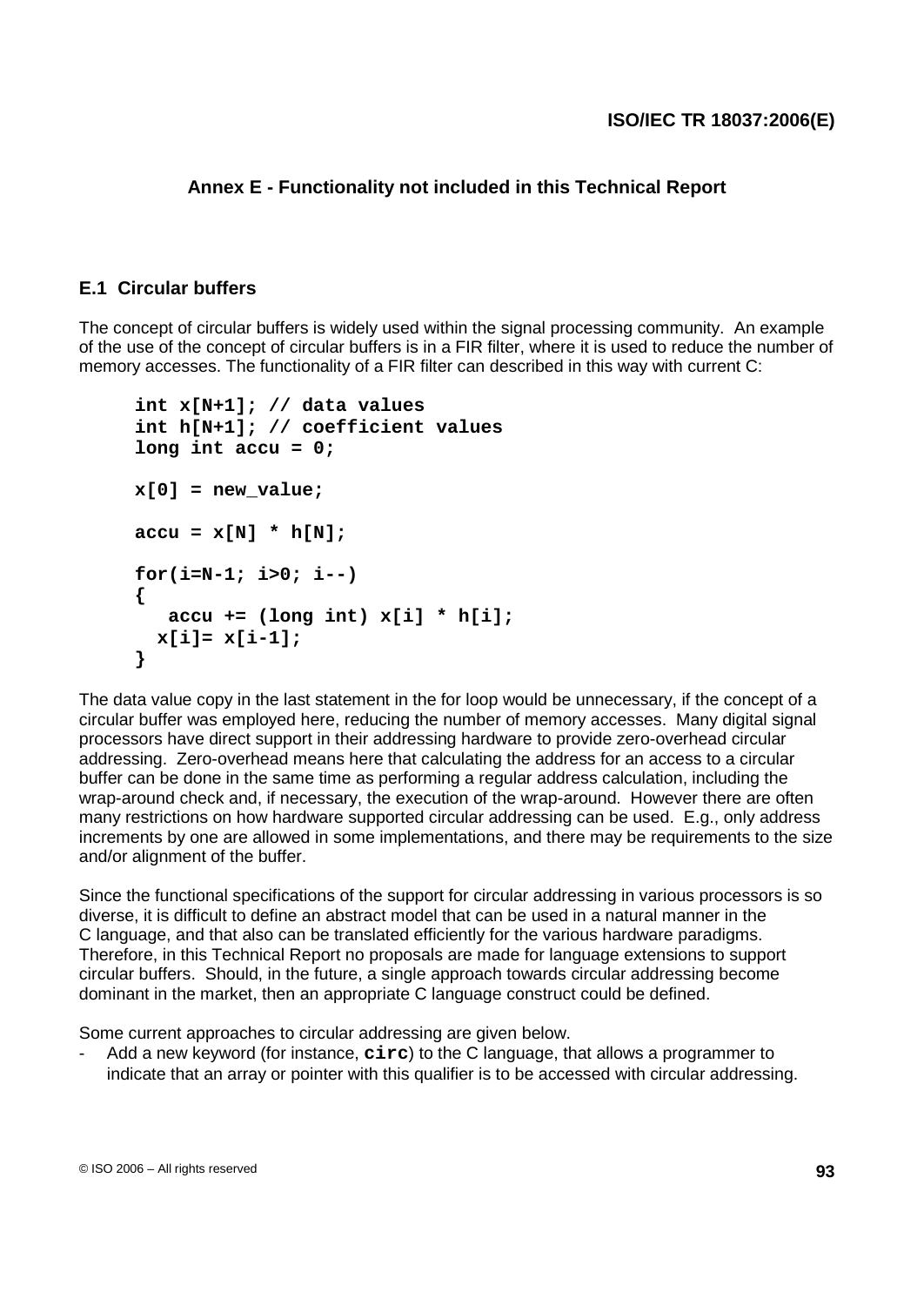# Annex E - Functionality not included in this Technical Report

## E.1 Circular buffers

The concept of circular buffers is widely used within the signal processing community. An example of the use of the concept of circular buffers is in a FIR filter, where it is used to reduce the number of memory accesses. The functionality of a FIR filter can described in this way with current C:

```
int x[N+1]; // data values
int h[N+1]; // coefficient values
long int accu = 0;

x[0] = new_value;

accu = x[N] * h[N];

for(i=N-1; i>0; i--)
{
   accu += (long int) x[i] * h[i];
  x[i]= x[i-1];
}
```

The data value copy in the last statement in the for loop would be unnecessary, if the concept of a circular buffer was employed here, reducing the number of memory accesses. Many digital signal processors have direct support in their addressing hardware to provide zero-overhead circular addressing. Zero-overhead means here that calculating the address for an access to a circular buffer can be done in the same time as performing a regular address calculation, including the wrap-around check and, if necessary, the execution of the wrap-around. However there are often many restrictions on how hardware supported circular addressing can be used. E.g., only address increments by one are allowed in some implementations, and there may be requirements to the size and/or alignment of the buffer.

Since the functional specifications of the support for circular addressing in various processors is so diverse, it is difficult to define an abstract model that can be used in a natural manner in the C language, and that also can be translated efficiently for the various hardware paradigms. Therefore, in this Technical Report no proposals are made for language extensions to support circular buffers. Should, in the future, a single approach towards circular addressing become dominant in the market, then an appropriate C language construct could be defined.

Some current approaches to circular addressing are given below.

- Add a new keyword (for instance, **`circ`**) to the C language, that allows a programmer to indicate that an array or pointer with this qualifier is to be accessed with circular addressing.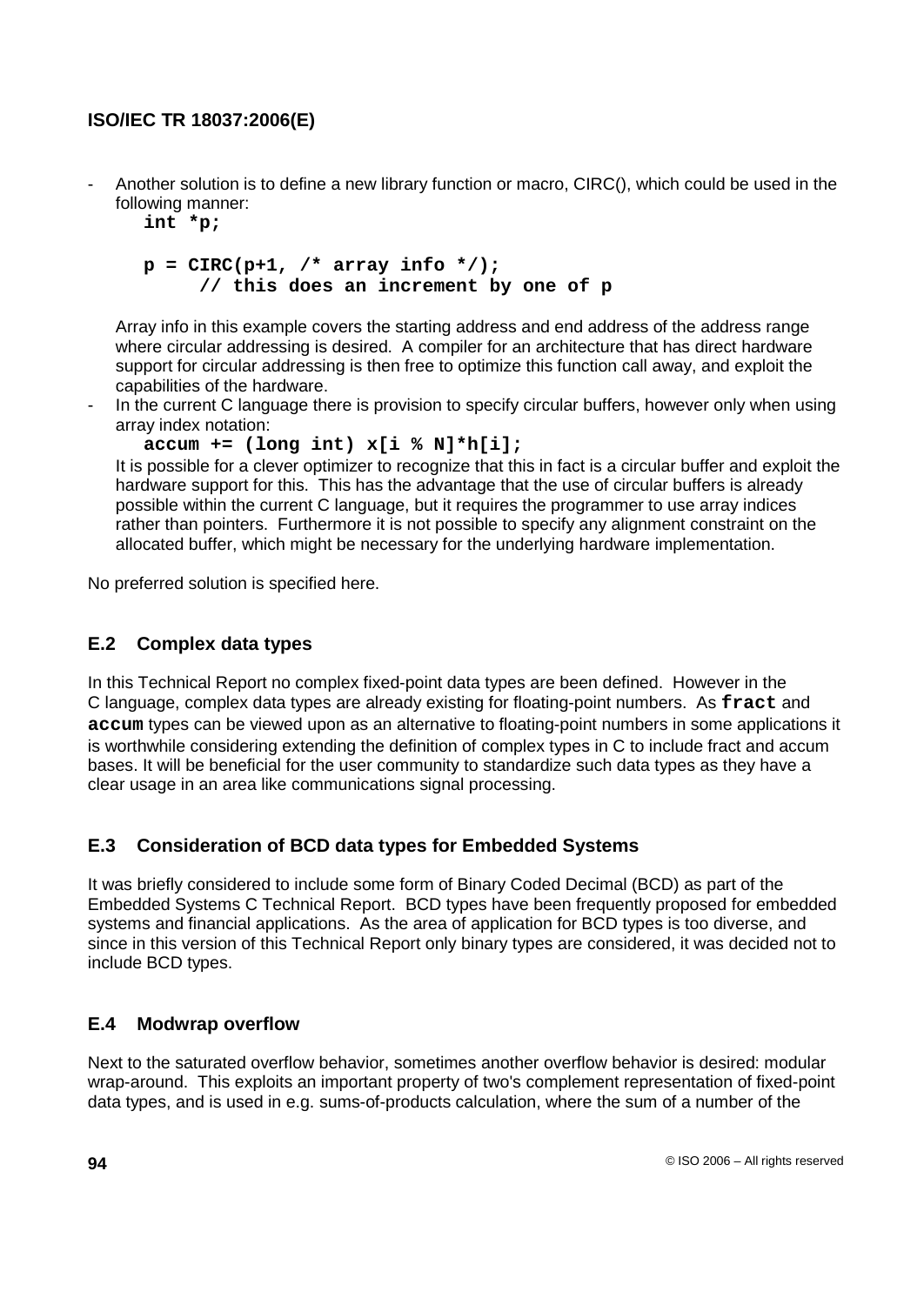- Another solution is to define a new library function or macro, CIRC(), which could be used in the following manner:

  ```
  int *p;

  p = CIRC(p+1, /* array info */);
        // this does an increment by one of p
  ```

  Array info in this example covers the starting address and end address of the address range where circular addressing is desired. A compiler for an architecture that has direct hardware support for circular addressing is then free to optimize this function call away, and exploit the capabilities of the hardware.

- In the current C language there is provision to specify circular buffers, however only when using array index notation:

  ```
  accum += (long int) x[i % N]*h[i];
  ```

  It is possible for a clever optimizer to recognize that this in fact is a circular buffer and exploit the hardware support for this. This has the advantage that the use of circular buffers is already possible within the current C language, but it requires the programmer to use array indices rather than pointers. Furthermore it is not possible to specify any alignment constraint on the allocated buffer, which might be necessary for the underlying hardware implementation.

No preferred solution is specified here.

## E.2 Complex data types

In this Technical Report no complex fixed-point data types are been defined. However in the C language, complex data types are already existing for floating-point numbers. As **`fract`** and **`accum`** types can be viewed upon as an alternative to floating-point numbers in some applications it is worthwhile considering extending the definition of complex types in C to include fract and accum bases. It will be beneficial for the user community to standardize such data types as they have a clear usage in an area like communications signal processing.

## E.3 Consideration of BCD data types for Embedded Systems

It was briefly considered to include some form of Binary Coded Decimal (BCD) as part of the Embedded Systems C Technical Report. BCD types have been frequently proposed for embedded systems and financial applications. As the area of application for BCD types is too diverse, and since in this version of this Technical Report only binary types are considered, it was decided not to include BCD types.

## E.4 Modwrap overflow

Next to the saturated overflow behavior, sometimes another overflow behavior is desired: modular wrap-around. This exploits an important property of two's complement representation of fixed-point data types, and is used in e.g. sums-of-products calculation, where the sum of a number of the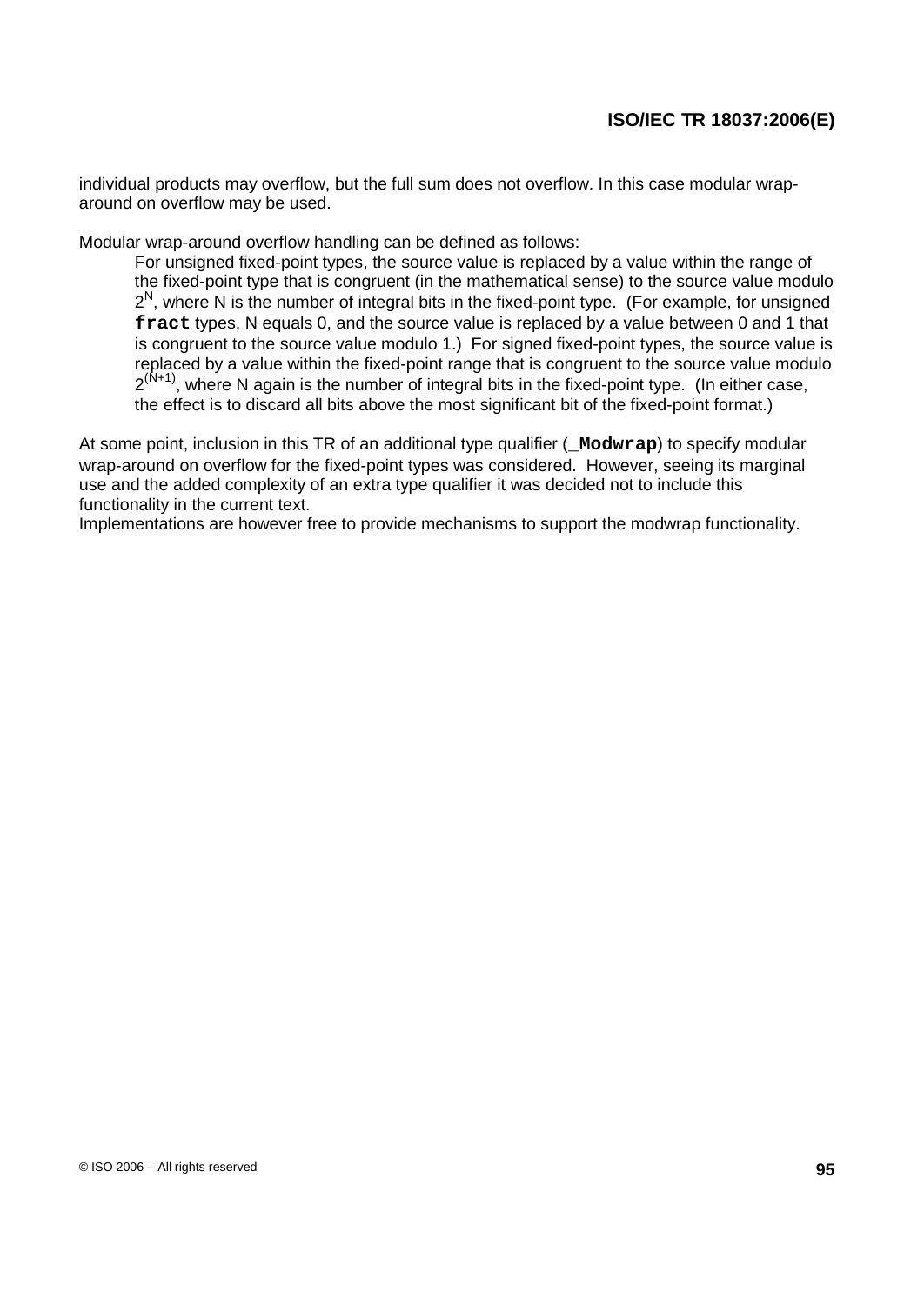individual products may overflow, but the full sum does not overflow. In this case modular wrap-around on overflow may be used.

Modular wrap-around overflow handling can be defined as follows:

> For unsigned fixed-point types, the source value is replaced by a value within the range of the fixed-point type that is congruent (in the mathematical sense) to the source value modulo $2^N$, where N is the number of integral bits in the fixed-point type. (For example, for unsigned **`fract`** types, N equals 0, and the source value is replaced by a value between 0 and 1 that is congruent to the source value modulo 1.) For signed fixed-point types, the source value is replaced by a value within the fixed-point range that is congruent to the source value modulo $2^{(N+1)}$, where N again is the number of integral bits in the fixed-point type. (In either case, the effect is to discard all bits above the most significant bit of the fixed-point format.)

At some point, inclusion in this TR of an additional type qualifier (**`_Modwrap`**) to specify modular wrap-around on overflow for the fixed-point types was considered. However, seeing its marginal use and the added complexity of an extra type qualifier it was decided not to include this functionality in the current text.
Implementations are however free to provide mechanisms to support the modwrap functionality.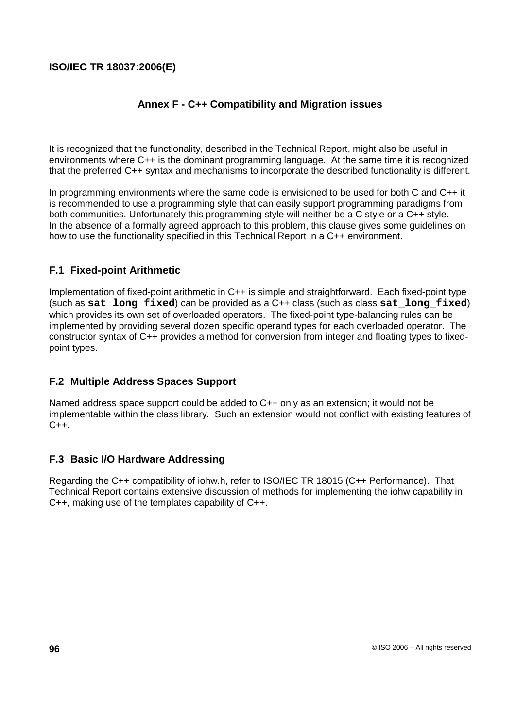## Annex F - C++ Compatibility and Migration issues

It is recognized that the functionality, described in the Technical Report, might also be useful in environments where C++ is the dominant programming language. At the same time it is recognized that the preferred C++ syntax and mechanisms to incorporate the described functionality is different.

In programming environments where the same code is envisioned to be used for both C and C++ it is recommended to use a programming style that can easily support programming paradigms from both communities. Unfortunately this programming style will neither be a C style or a C++ style. In the absence of a formally agreed approach to this problem, this clause gives some guidelines on how to use the functionality specified in this Technical Report in a C++ environment.

### F.1 Fixed-point Arithmetic

Implementation of fixed-point arithmetic in C++ is simple and straightforward. Each fixed-point type (such as **`sat long fixed`**) can be provided as a C++ class (such as class **`sat_long_fixed`**) which provides its own set of overloaded operators. The fixed-point type-balancing rules can be implemented by providing several dozen specific operand types for each overloaded operator. The constructor syntax of C++ provides a method for conversion from integer and floating types to fixed-point types.

### F.2 Multiple Address Spaces Support

Named address space support could be added to C++ only as an extension; it would not be implementable within the class library. Such an extension would not conflict with existing features of C++.

### F.3 Basic I/O Hardware Addressing

Regarding the C++ compatibility of iohw.h, refer to ISO/IEC TR 18015 (C++ Performance). That Technical Report contains extensive discussion of methods for implementing the iohw capability in C++, making use of the templates capability of C++.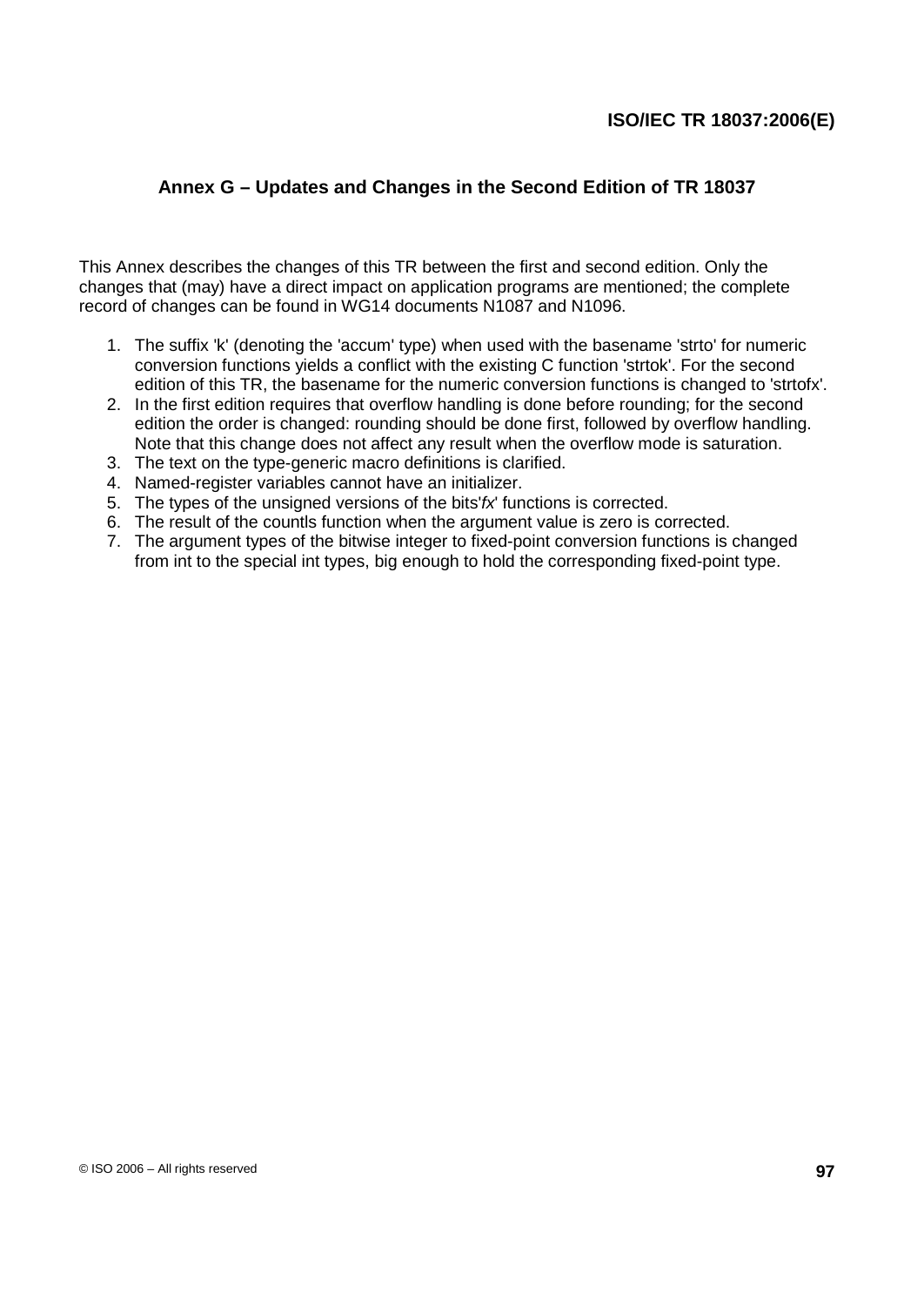## Annex G – Updates and Changes in the Second Edition of TR 18037

This Annex describes the changes of this TR between the first and second edition. Only the changes that (may) have a direct impact on application programs are mentioned; the complete record of changes can be found in WG14 documents N1087 and N1096.

1. The suffix 'k' (denoting the 'accum' type) when used with the basename 'strto' for numeric conversion functions yields a conflict with the existing C function 'strtok'. For the second edition of this TR, the basename for the numeric conversion functions is changed to 'strtofx'.
2. In the first edition requires that overflow handling is done before rounding; for the second edition the order is changed: rounding should be done first, followed by overflow handling. Note that this change does not affect any result when the overflow mode is saturation.
3. The text on the type-generic macro definitions is clarified.
4. Named-register variables cannot have an initializer.
5. The types of the unsigned versions of the bits'*fx*' functions is corrected.
6. The result of the countls function when the argument value is zero is corrected.
7. The argument types of the bitwise integer to fixed-point conversion functions is changed from int to the special int types, big enough to hold the corresponding fixed-point type.